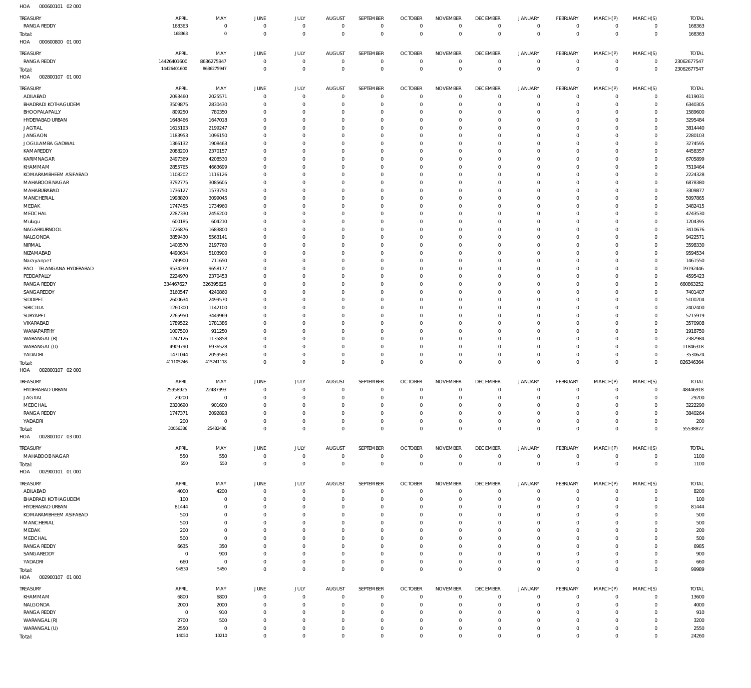HOA 000600101 02 000

| TREASURY | APRIL | MAY | JUNE | JULY | AUGUST | SEPTEMBER | OCTOBER | NOVEMBER | DECEMBER | JANUARY | FEBRUARY | MARCH(P) | MARCH(S) | TOTAL |
|---|---|---|---|---|---|---|---|---|---|---|---|---|---|---|
| RANGA REDDY | 168363 | 0 | 0 | 0 | 0 | 0 | 0 | 0 | 0 | 0 | 0 | 0 | 0 | 168363 |
| Total: | 168363 | 0 | 0 | 0 | 0 | 0 | 0 | 0 | 0 | 0 | 0 | 0 | 0 | 168363 |

HOA 000600800 01 000

| TREASURY | APRIL | MAY | JUNE | JULY | AUGUST | SEPTEMBER | OCTOBER | NOVEMBER | DECEMBER | JANUARY | FEBRUARY | MARCH(P) | MARCH(S) | TOTAL |
|---|---|---|---|---|---|---|---|---|---|---|---|---|---|---|
| RANGA REDDY | 14426401600 | 8636275947 | 0 | 0 | 0 | 0 | 0 | 0 | 0 | 0 | 0 | 0 | 0 | 23062677547 |
| Total: | 14426401600 | 8636275947 | 0 | 0 | 0 | 0 | 0 | 0 | 0 | 0 | 0 | 0 | 0 | 23062677547 |

HOA 002800107 01 000

| TREASURY | APRIL | MAY | JUNE | JULY | AUGUST | SEPTEMBER | OCTOBER | NOVEMBER | DECEMBER | JANUARY | FEBRUARY | MARCH(P) | MARCH(S) | TOTAL |
|---|---|---|---|---|---|---|---|---|---|---|---|---|---|---|
| ADILABAD | 2093460 | 2025571 | 0 | 0 | 0 | 0 | 0 | 0 | 0 | 0 | 0 | 0 | 0 | 4119031 |
| BHADRADI KOTHAGUDEM | 3509875 | 2830430 | 0 | 0 | 0 | 0 | 0 | 0 | 0 | 0 | 0 | 0 | 0 | 6340305 |
| BHOOPALAPALLY | 809250 | 780350 | 0 | 0 | 0 | 0 | 0 | 0 | 0 | 0 | 0 | 0 | 0 | 1589600 |
| HYDERABAD URBAN | 1648466 | 1647018 | 0 | 0 | 0 | 0 | 0 | 0 | 0 | 0 | 0 | 0 | 0 | 3295484 |
| JAGTIAL | 1615193 | 2199247 | 0 | 0 | 0 | 0 | 0 | 0 | 0 | 0 | 0 | 0 | 0 | 3814440 |
| JANGAON | 1183953 | 1096150 | 0 | 0 | 0 | 0 | 0 | 0 | 0 | 0 | 0 | 0 | 0 | 2280103 |
| JOGULAMBA GADWAL | 1366132 | 1908463 | 0 | 0 | 0 | 0 | 0 | 0 | 0 | 0 | 0 | 0 | 0 | 3274595 |
| KAMAREDDY | 2088200 | 2370157 | 0 | 0 | 0 | 0 | 0 | 0 | 0 | 0 | 0 | 0 | 0 | 4458357 |
| KARIMNAGAR | 2497369 | 4208530 | 0 | 0 | 0 | 0 | 0 | 0 | 0 | 0 | 0 | 0 | 0 | 6705899 |
| KHAMMAM | 2855765 | 4663699 | 0 | 0 | 0 | 0 | 0 | 0 | 0 | 0 | 0 | 0 | 0 | 7519464 |
| KOMARAMBHEEM ASIFABAD | 1108202 | 1116126 | 0 | 0 | 0 | 0 | 0 | 0 | 0 | 0 | 0 | 0 | 0 | 2224328 |
| MAHABOOBNAGAR | 3792775 | 3085605 | 0 | 0 | 0 | 0 | 0 | 0 | 0 | 0 | 0 | 0 | 0 | 6878380 |
| MAHABUBABAD | 1736127 | 1573750 | 0 | 0 | 0 | 0 | 0 | 0 | 0 | 0 | 0 | 0 | 0 | 3309877 |
| MANCHERIAL | 1998820 | 3099045 | 0 | 0 | 0 | 0 | 0 | 0 | 0 | 0 | 0 | 0 | 0 | 5097865 |
| MEDAK | 1747455 | 1734960 | 0 | 0 | 0 | 0 | 0 | 0 | 0 | 0 | 0 | 0 | 0 | 3482415 |
| MEDCHAL | 2287330 | 2456200 | 0 | 0 | 0 | 0 | 0 | 0 | 0 | 0 | 0 | 0 | 0 | 4743530 |
| Mulugu | 600185 | 604210 | 0 | 0 | 0 | 0 | 0 | 0 | 0 | 0 | 0 | 0 | 0 | 1204395 |
| NAGARKURNOOL | 1726876 | 1683800 | 0 | 0 | 0 | 0 | 0 | 0 | 0 | 0 | 0 | 0 | 0 | 3410676 |
| NALGONDA | 3859430 | 5563141 | 0 | 0 | 0 | 0 | 0 | 0 | 0 | 0 | 0 | 0 | 0 | 9422571 |
| NIRMAL | 1400570 | 2197760 | 0 | 0 | 0 | 0 | 0 | 0 | 0 | 0 | 0 | 0 | 0 | 3598330 |
| NIZAMABAD | 4490634 | 5103900 | 0 | 0 | 0 | 0 | 0 | 0 | 0 | 0 | 0 | 0 | 0 | 9594534 |
| Narayanpet | 749900 | 711650 | 0 | 0 | 0 | 0 | 0 | 0 | 0 | 0 | 0 | 0 | 0 | 1461550 |
| PAO - TELANGANA HYDERABAD | 9534269 | 9658177 | 0 | 0 | 0 | 0 | 0 | 0 | 0 | 0 | 0 | 0 | 0 | 19192446 |
| PEDDAPALLY | 2224970 | 2370453 | 0 | 0 | 0 | 0 | 0 | 0 | 0 | 0 | 0 | 0 | 0 | 4595423 |
| RANGA REDDY | 334467627 | 326395625 | 0 | 0 | 0 | 0 | 0 | 0 | 0 | 0 | 0 | 0 | 0 | 660863252 |
| SANGAREDDY | 3160547 | 4240860 | 0 | 0 | 0 | 0 | 0 | 0 | 0 | 0 | 0 | 0 | 0 | 7401407 |
| SIDDIPET | 2600634 | 2499570 | 0 | 0 | 0 | 0 | 0 | 0 | 0 | 0 | 0 | 0 | 0 | 5100204 |
| SIRICILLA | 1260300 | 1142100 | 0 | 0 | 0 | 0 | 0 | 0 | 0 | 0 | 0 | 0 | 0 | 2402400 |
| SURYAPET | 2265950 | 3449969 | 0 | 0 | 0 | 0 | 0 | 0 | 0 | 0 | 0 | 0 | 0 | 5715919 |
| VIKARABAD | 1789522 | 1781386 | 0 | 0 | 0 | 0 | 0 | 0 | 0 | 0 | 0 | 0 | 0 | 3570908 |
| WANAPARTHY | 1007500 | 911250 | 0 | 0 | 0 | 0 | 0 | 0 | 0 | 0 | 0 | 0 | 0 | 1918750 |
| WARANGAL (R) | 1247126 | 1135858 | 0 | 0 | 0 | 0 | 0 | 0 | 0 | 0 | 0 | 0 | 0 | 2382984 |
| WARANGAL (U) | 4909790 | 6936528 | 0 | 0 | 0 | 0 | 0 | 0 | 0 | 0 | 0 | 0 | 0 | 11846318 |
| YADADRI | 1471044 | 2059580 | 0 | 0 | 0 | 0 | 0 | 0 | 0 | 0 | 0 | 0 | 0 | 3530624 |
| Total: | 411105246 | 415241118 | 0 | 0 | 0 | 0 | 0 | 0 | 0 | 0 | 0 | 0 | 0 | 826346364 |

HOA 002800107 02 000

| TREASURY | APRIL | MAY | JUNE | JULY | AUGUST | SEPTEMBER | OCTOBER | NOVEMBER | DECEMBER | JANUARY | FEBRUARY | MARCH(P) | MARCH(S) | TOTAL |
|---|---|---|---|---|---|---|---|---|---|---|---|---|---|---|
| HYDERABAD URBAN | 25958925 | 22487993 | 0 | 0 | 0 | 0 | 0 | 0 | 0 | 0 | 0 | 0 | 0 | 48446918 |
| JAGTIAL | 29200 | 0 | 0 | 0 | 0 | 0 | 0 | 0 | 0 | 0 | 0 | 0 | 0 | 29200 |
| MEDCHAL | 2320690 | 901600 | 0 | 0 | 0 | 0 | 0 | 0 | 0 | 0 | 0 | 0 | 0 | 3222290 |
| RANGA REDDY | 1747371 | 2092893 | 0 | 0 | 0 | 0 | 0 | 0 | 0 | 0 | 0 | 0 | 0 | 3840264 |
| YADADRI | 200 | 0 | 0 | 0 | 0 | 0 | 0 | 0 | 0 | 0 | 0 | 0 | 0 | 200 |
| Total: | 30056386 | 25482486 | 0 | 0 | 0 | 0 | 0 | 0 | 0 | 0 | 0 | 0 | 0 | 55538872 |

HOA 002800107 03 000

| TREASURY | APRIL | MAY | JUNE | JULY | AUGUST | SEPTEMBER | OCTOBER | NOVEMBER | DECEMBER | JANUARY | FEBRUARY | MARCH(P) | MARCH(S) | TOTAL |
|---|---|---|---|---|---|---|---|---|---|---|---|---|---|---|
| MAHABOOBNAGAR | 550 | 550 | 0 | 0 | 0 | 0 | 0 | 0 | 0 | 0 | 0 | 0 | 0 | 1100 |
| Total: | 550 | 550 | 0 | 0 | 0 | 0 | 0 | 0 | 0 | 0 | 0 | 0 | 0 | 1100 |

HOA 002900101 01 000

| TREASURY | APRIL | MAY | JUNE | JULY | AUGUST | SEPTEMBER | OCTOBER | NOVEMBER | DECEMBER | JANUARY | FEBRUARY | MARCH(P) | MARCH(S) | TOTAL |
|---|---|---|---|---|---|---|---|---|---|---|---|---|---|---|
| ADILABAD | 4000 | 4200 | 0 | 0 | 0 | 0 | 0 | 0 | 0 | 0 | 0 | 0 | 0 | 8200 |
| BHADRADI KOTHAGUDEM | 100 | 0 | 0 | 0 | 0 | 0 | 0 | 0 | 0 | 0 | 0 | 0 | 0 | 100 |
| HYDERABAD URBAN | 81444 | 0 | 0 | 0 | 0 | 0 | 0 | 0 | 0 | 0 | 0 | 0 | 0 | 81444 |
| KOMARAMBHEEM ASIFABAD | 500 | 0 | 0 | 0 | 0 | 0 | 0 | 0 | 0 | 0 | 0 | 0 | 0 | 500 |
| MANCHERIAL | 500 | 0 | 0 | 0 | 0 | 0 | 0 | 0 | 0 | 0 | 0 | 0 | 0 | 500 |
| MEDAK | 200 | 0 | 0 | 0 | 0 | 0 | 0 | 0 | 0 | 0 | 0 | 0 | 0 | 200 |
| MEDCHAL | 500 | 0 | 0 | 0 | 0 | 0 | 0 | 0 | 0 | 0 | 0 | 0 | 0 | 500 |
| RANGA REDDY | 6635 | 350 | 0 | 0 | 0 | 0 | 0 | 0 | 0 | 0 | 0 | 0 | 0 | 6985 |
| SANGAREDDY | 0 | 900 | 0 | 0 | 0 | 0 | 0 | 0 | 0 | 0 | 0 | 0 | 0 | 900 |
| YADADRI | 660 | 0 | 0 | 0 | 0 | 0 | 0 | 0 | 0 | 0 | 0 | 0 | 0 | 660 |
| Total: | 94539 | 5450 | 0 | 0 | 0 | 0 | 0 | 0 | 0 | 0 | 0 | 0 | 0 | 99989 |

HOA 002900107 01 000

| TREASURY | APRIL | MAY | JUNE | JULY | AUGUST | SEPTEMBER | OCTOBER | NOVEMBER | DECEMBER | JANUARY | FEBRUARY | MARCH(P) | MARCH(S) | TOTAL |
|---|---|---|---|---|---|---|---|---|---|---|---|---|---|---|
| KHAMMAM | 6800 | 6800 | 0 | 0 | 0 | 0 | 0 | 0 | 0 | 0 | 0 | 0 | 0 | 13600 |
| NALGONDA | 2000 | 2000 | 0 | 0 | 0 | 0 | 0 | 0 | 0 | 0 | 0 | 0 | 0 | 4000 |
| RANGA REDDY | 0 | 910 | 0 | 0 | 0 | 0 | 0 | 0 | 0 | 0 | 0 | 0 | 0 | 910 |
| WARANGAL (R) | 2700 | 500 | 0 | 0 | 0 | 0 | 0 | 0 | 0 | 0 | 0 | 0 | 0 | 3200 |
| WARANGAL (U) | 2550 | 0 | 0 | 0 | 0 | 0 | 0 | 0 | 0 | 0 | 0 | 0 | 0 | 2550 |
| Total: | 14050 | 10210 | 0 | 0 | 0 | 0 | 0 | 0 | 0 | 0 | 0 | 0 | 0 | 24260 |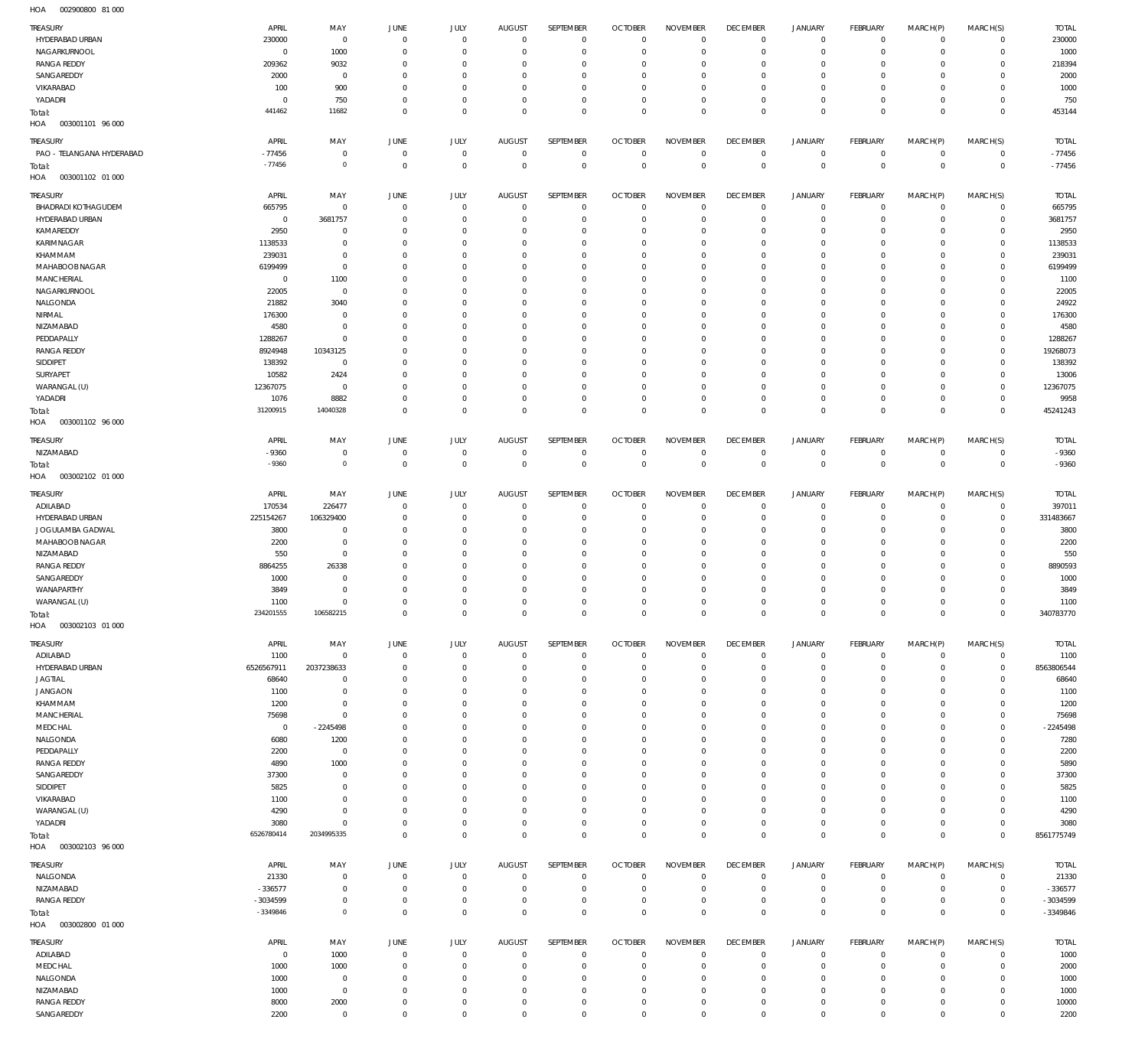HOA 002900800 81 000

| TREASURY | APRIL | MAY | JUNE | JULY | AUGUST | SEPTEMBER | OCTOBER | NOVEMBER | DECEMBER | JANUARY | FEBRUARY | MARCH(P) | MARCH(S) | TOTAL |
|---|---|---|---|---|---|---|---|---|---|---|---|---|---|---|
| HYDERABAD URBAN | 230000 | 0 | 0 | 0 | 0 | 0 | 0 | 0 | 0 | 0 | 0 | 0 | 0 | 230000 |
| NAGARKURNOOL | 0 | 1000 | 0 | 0 | 0 | 0 | 0 | 0 | 0 | 0 | 0 | 0 | 0 | 1000 |
| RANGA REDDY | 209362 | 9032 | 0 | 0 | 0 | 0 | 0 | 0 | 0 | 0 | 0 | 0 | 0 | 218394 |
| SANGAREDDY | 2000 | 0 | 0 | 0 | 0 | 0 | 0 | 0 | 0 | 0 | 0 | 0 | 0 | 2000 |
| VIKARABAD | 100 | 900 | 0 | 0 | 0 | 0 | 0 | 0 | 0 | 0 | 0 | 0 | 0 | 1000 |
| YADADRI | 0 | 750 | 0 | 0 | 0 | 0 | 0 | 0 | 0 | 0 | 0 | 0 | 0 | 750 |
| Total: | 441462 | 11682 | 0 | 0 | 0 | 0 | 0 | 0 | 0 | 0 | 0 | 0 | 0 | 453144 |

HOA 003001101 96 000

| TREASURY | APRIL | MAY | JUNE | JULY | AUGUST | SEPTEMBER | OCTOBER | NOVEMBER | DECEMBER | JANUARY | FEBRUARY | MARCH(P) | MARCH(S) | TOTAL |
|---|---|---|---|---|---|---|---|---|---|---|---|---|---|---|
| PAO - TELANGANA HYDERABAD | -77456 | 0 | 0 | 0 | 0 | 0 | 0 | 0 | 0 | 0 | 0 | 0 | 0 | -77456 |
| Total: | -77456 | 0 | 0 | 0 | 0 | 0 | 0 | 0 | 0 | 0 | 0 | 0 | 0 | -77456 |

HOA 003001102 01 000

| TREASURY | APRIL | MAY | JUNE | JULY | AUGUST | SEPTEMBER | OCTOBER | NOVEMBER | DECEMBER | JANUARY | FEBRUARY | MARCH(P) | MARCH(S) | TOTAL |
|---|---|---|---|---|---|---|---|---|---|---|---|---|---|---|
| BHADRADI KOTHAGUDEM | 665795 | 0 | 0 | 0 | 0 | 0 | 0 | 0 | 0 | 0 | 0 | 0 | 0 | 665795 |
| HYDERABAD URBAN | 0 | 3681757 | 0 | 0 | 0 | 0 | 0 | 0 | 0 | 0 | 0 | 0 | 0 | 3681757 |
| KAMAREDDY | 2950 | 0 | 0 | 0 | 0 | 0 | 0 | 0 | 0 | 0 | 0 | 0 | 0 | 2950 |
| KARIMNAGAR | 1138533 | 0 | 0 | 0 | 0 | 0 | 0 | 0 | 0 | 0 | 0 | 0 | 0 | 1138533 |
| KHAMMAM | 239031 | 0 | 0 | 0 | 0 | 0 | 0 | 0 | 0 | 0 | 0 | 0 | 0 | 239031 |
| MAHABOOB NAGAR | 6199499 | 0 | 0 | 0 | 0 | 0 | 0 | 0 | 0 | 0 | 0 | 0 | 0 | 6199499 |
| MANCHERIAL | 0 | 1100 | 0 | 0 | 0 | 0 | 0 | 0 | 0 | 0 | 0 | 0 | 0 | 1100 |
| NAGARKURNOOL | 22005 | 0 | 0 | 0 | 0 | 0 | 0 | 0 | 0 | 0 | 0 | 0 | 0 | 22005 |
| NALGONDA | 21882 | 3040 | 0 | 0 | 0 | 0 | 0 | 0 | 0 | 0 | 0 | 0 | 0 | 24922 |
| NIRMAL | 176300 | 0 | 0 | 0 | 0 | 0 | 0 | 0 | 0 | 0 | 0 | 0 | 0 | 176300 |
| NIZAMABAD | 4580 | 0 | 0 | 0 | 0 | 0 | 0 | 0 | 0 | 0 | 0 | 0 | 0 | 4580 |
| PEDDAPALLY | 1288267 | 0 | 0 | 0 | 0 | 0 | 0 | 0 | 0 | 0 | 0 | 0 | 0 | 1288267 |
| RANGA REDDY | 8924948 | 10343125 | 0 | 0 | 0 | 0 | 0 | 0 | 0 | 0 | 0 | 0 | 0 | 19268073 |
| SIDDIPET | 138392 | 0 | 0 | 0 | 0 | 0 | 0 | 0 | 0 | 0 | 0 | 0 | 0 | 138392 |
| SURYAPET | 10582 | 2424 | 0 | 0 | 0 | 0 | 0 | 0 | 0 | 0 | 0 | 0 | 0 | 13006 |
| WARANGAL (U) | 12367075 | 0 | 0 | 0 | 0 | 0 | 0 | 0 | 0 | 0 | 0 | 0 | 0 | 12367075 |
| YADADRI | 1076 | 8882 | 0 | 0 | 0 | 0 | 0 | 0 | 0 | 0 | 0 | 0 | 0 | 9958 |
| Total: | 31200915 | 14040328 | 0 | 0 | 0 | 0 | 0 | 0 | 0 | 0 | 0 | 0 | 0 | 45241243 |

HOA 003001102 96 000

| TREASURY | APRIL | MAY | JUNE | JULY | AUGUST | SEPTEMBER | OCTOBER | NOVEMBER | DECEMBER | JANUARY | FEBRUARY | MARCH(P) | MARCH(S) | TOTAL |
|---|---|---|---|---|---|---|---|---|---|---|---|---|---|---|
| NIZAMABAD | -9360 | 0 | 0 | 0 | 0 | 0 | 0 | 0 | 0 | 0 | 0 | 0 | 0 | -9360 |
| Total: | -9360 | 0 | 0 | 0 | 0 | 0 | 0 | 0 | 0 | 0 | 0 | 0 | 0 | -9360 |

HOA 003002102 01 000

| TREASURY | APRIL | MAY | JUNE | JULY | AUGUST | SEPTEMBER | OCTOBER | NOVEMBER | DECEMBER | JANUARY | FEBRUARY | MARCH(P) | MARCH(S) | TOTAL |
|---|---|---|---|---|---|---|---|---|---|---|---|---|---|---|
| ADILABAD | 170534 | 226477 | 0 | 0 | 0 | 0 | 0 | 0 | 0 | 0 | 0 | 0 | 0 | 397011 |
| HYDERABAD URBAN | 225154267 | 106329400 | 0 | 0 | 0 | 0 | 0 | 0 | 0 | 0 | 0 | 0 | 0 | 331483667 |
| JOGULAMBA GADWAL | 3800 | 0 | 0 | 0 | 0 | 0 | 0 | 0 | 0 | 0 | 0 | 0 | 0 | 3800 |
| MAHABOOB NAGAR | 2200 | 0 | 0 | 0 | 0 | 0 | 0 | 0 | 0 | 0 | 0 | 0 | 0 | 2200 |
| NIZAMABAD | 550 | 0 | 0 | 0 | 0 | 0 | 0 | 0 | 0 | 0 | 0 | 0 | 0 | 550 |
| RANGA REDDY | 8864255 | 26338 | 0 | 0 | 0 | 0 | 0 | 0 | 0 | 0 | 0 | 0 | 0 | 8890593 |
| SANGAREDDY | 1000 | 0 | 0 | 0 | 0 | 0 | 0 | 0 | 0 | 0 | 0 | 0 | 0 | 1000 |
| WANAPARTHY | 3849 | 0 | 0 | 0 | 0 | 0 | 0 | 0 | 0 | 0 | 0 | 0 | 0 | 3849 |
| WARANGAL (U) | 1100 | 0 | 0 | 0 | 0 | 0 | 0 | 0 | 0 | 0 | 0 | 0 | 0 | 1100 |
| Total: | 234201555 | 106582215 | 0 | 0 | 0 | 0 | 0 | 0 | 0 | 0 | 0 | 0 | 0 | 340783770 |

HOA 003002103 01 000

| TREASURY | APRIL | MAY | JUNE | JULY | AUGUST | SEPTEMBER | OCTOBER | NOVEMBER | DECEMBER | JANUARY | FEBRUARY | MARCH(P) | MARCH(S) | TOTAL |
|---|---|---|---|---|---|---|---|---|---|---|---|---|---|---|
| ADILABAD | 1100 | 0 | 0 | 0 | 0 | 0 | 0 | 0 | 0 | 0 | 0 | 0 | 0 | 1100 |
| HYDERABAD URBAN | 6526567911 | 2037238633 | 0 | 0 | 0 | 0 | 0 | 0 | 0 | 0 | 0 | 0 | 0 | 8563806544 |
| JAGTIAL | 68640 | 0 | 0 | 0 | 0 | 0 | 0 | 0 | 0 | 0 | 0 | 0 | 0 | 68640 |
| JANGAON | 1100 | 0 | 0 | 0 | 0 | 0 | 0 | 0 | 0 | 0 | 0 | 0 | 0 | 1100 |
| KHAMMAM | 1200 | 0 | 0 | 0 | 0 | 0 | 0 | 0 | 0 | 0 | 0 | 0 | 0 | 1200 |
| MANCHERIAL | 75698 | 0 | 0 | 0 | 0 | 0 | 0 | 0 | 0 | 0 | 0 | 0 | 0 | 75698 |
| MEDCHAL | 0 | -2245498 | 0 | 0 | 0 | 0 | 0 | 0 | 0 | 0 | 0 | 0 | 0 | -2245498 |
| NALGONDA | 6080 | 1200 | 0 | 0 | 0 | 0 | 0 | 0 | 0 | 0 | 0 | 0 | 0 | 7280 |
| PEDDAPALLY | 2200 | 0 | 0 | 0 | 0 | 0 | 0 | 0 | 0 | 0 | 0 | 0 | 0 | 2200 |
| RANGA REDDY | 4890 | 1000 | 0 | 0 | 0 | 0 | 0 | 0 | 0 | 0 | 0 | 0 | 0 | 5890 |
| SANGAREDDY | 37300 | 0 | 0 | 0 | 0 | 0 | 0 | 0 | 0 | 0 | 0 | 0 | 0 | 37300 |
| SIDDIPET | 5825 | 0 | 0 | 0 | 0 | 0 | 0 | 0 | 0 | 0 | 0 | 0 | 0 | 5825 |
| VIKARABAD | 1100 | 0 | 0 | 0 | 0 | 0 | 0 | 0 | 0 | 0 | 0 | 0 | 0 | 1100 |
| WARANGAL (U) | 4290 | 0 | 0 | 0 | 0 | 0 | 0 | 0 | 0 | 0 | 0 | 0 | 0 | 4290 |
| YADADRI | 3080 | 0 | 0 | 0 | 0 | 0 | 0 | 0 | 0 | 0 | 0 | 0 | 0 | 3080 |
| Total: | 6526780414 | 2034995335 | 0 | 0 | 0 | 0 | 0 | 0 | 0 | 0 | 0 | 0 | 0 | 8561775749 |

HOA 003002103 96 000

| TREASURY | APRIL | MAY | JUNE | JULY | AUGUST | SEPTEMBER | OCTOBER | NOVEMBER | DECEMBER | JANUARY | FEBRUARY | MARCH(P) | MARCH(S) | TOTAL |
|---|---|---|---|---|---|---|---|---|---|---|---|---|---|---|
| NALGONDA | 21330 | 0 | 0 | 0 | 0 | 0 | 0 | 0 | 0 | 0 | 0 | 0 | 0 | 21330 |
| NIZAMABAD | -336577 | 0 | 0 | 0 | 0 | 0 | 0 | 0 | 0 | 0 | 0 | 0 | 0 | -336577 |
| RANGA REDDY | -3034599 | 0 | 0 | 0 | 0 | 0 | 0 | 0 | 0 | 0 | 0 | 0 | 0 | -3034599 |
| Total: | -3349846 | 0 | 0 | 0 | 0 | 0 | 0 | 0 | 0 | 0 | 0 | 0 | 0 | -3349846 |

HOA 003002800 01 000

| TREASURY | APRIL | MAY | JUNE | JULY | AUGUST | SEPTEMBER | OCTOBER | NOVEMBER | DECEMBER | JANUARY | FEBRUARY | MARCH(P) | MARCH(S) | TOTAL |
|---|---|---|---|---|---|---|---|---|---|---|---|---|---|---|
| ADILABAD | 0 | 1000 | 0 | 0 | 0 | 0 | 0 | 0 | 0 | 0 | 0 | 0 | 0 | 1000 |
| MEDCHAL | 1000 | 1000 | 0 | 0 | 0 | 0 | 0 | 0 | 0 | 0 | 0 | 0 | 0 | 2000 |
| NALGONDA | 1000 | 0 | 0 | 0 | 0 | 0 | 0 | 0 | 0 | 0 | 0 | 0 | 0 | 1000 |
| NIZAMABAD | 1000 | 0 | 0 | 0 | 0 | 0 | 0 | 0 | 0 | 0 | 0 | 0 | 0 | 1000 |
| RANGA REDDY | 8000 | 2000 | 0 | 0 | 0 | 0 | 0 | 0 | 0 | 0 | 0 | 0 | 0 | 10000 |
| SANGAREDDY | 2200 | 0 | 0 | 0 | 0 | 0 | 0 | 0 | 0 | 0 | 0 | 0 | 0 | 2200 |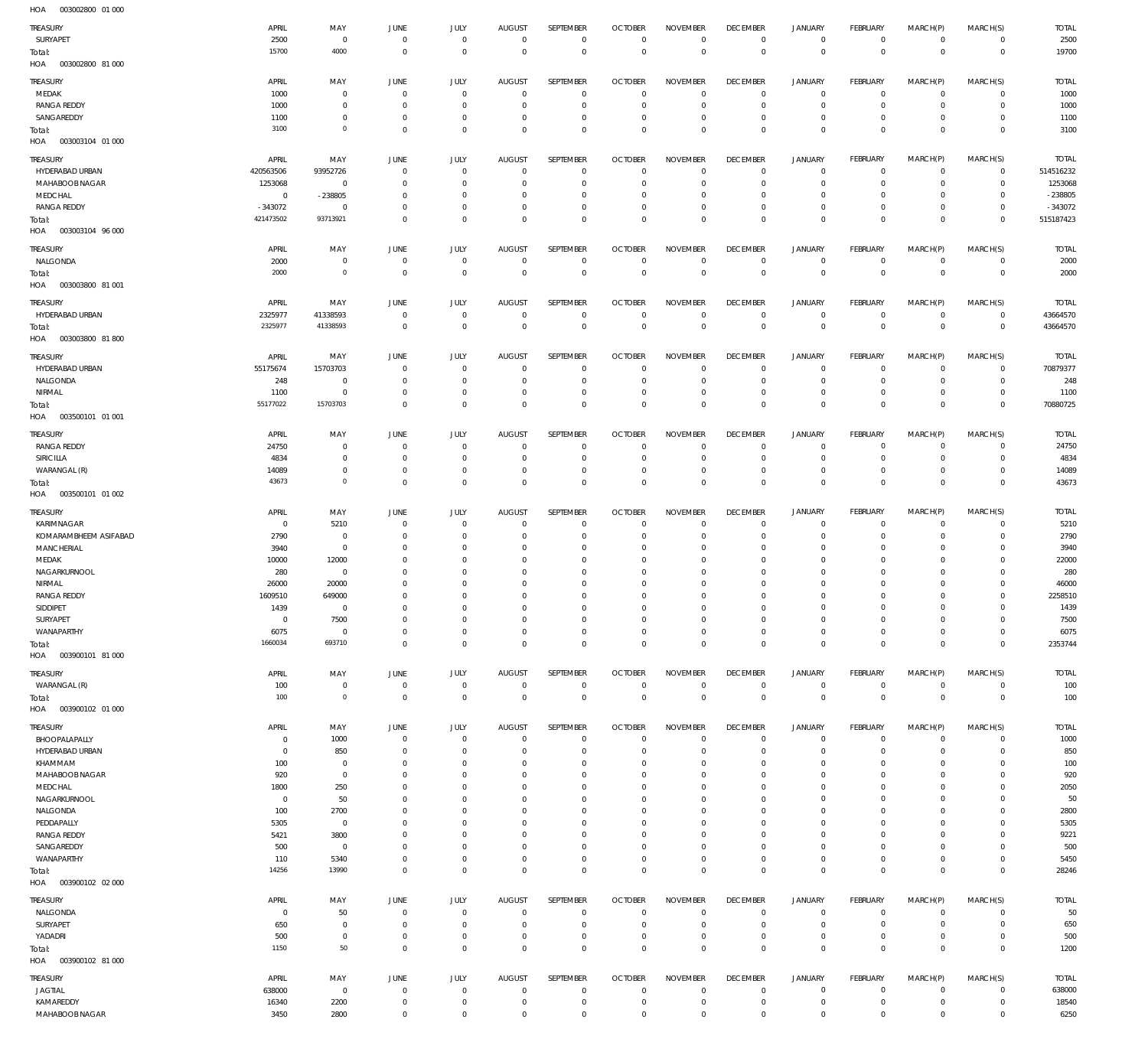HOA 003002800 01 000

| TREASURY | APRIL | MAY | JUNE | JULY | AUGUST | SEPTEMBER | OCTOBER | NOVEMBER | DECEMBER | JANUARY | FEBRUARY | MARCH(P) | MARCH(S) | TOTAL |
|---|---|---|---|---|---|---|---|---|---|---|---|---|---|---|
| SURYAPET | 2500 | 0 | 0 | 0 | 0 | 0 | 0 | 0 | 0 | 0 | 0 | 0 | 0 | 2500 |
| Total: | 15700 | 4000 | 0 | 0 | 0 | 0 | 0 | 0 | 0 | 0 | 0 | 0 | 0 | 19700 |

HOA 003002800 81 000

| TREASURY | APRIL | MAY | JUNE | JULY | AUGUST | SEPTEMBER | OCTOBER | NOVEMBER | DECEMBER | JANUARY | FEBRUARY | MARCH(P) | MARCH(S) | TOTAL |
|---|---|---|---|---|---|---|---|---|---|---|---|---|---|---|
| MEDAK | 1000 | 0 | 0 | 0 | 0 | 0 | 0 | 0 | 0 | 0 | 0 | 0 | 0 | 1000 |
| RANGA REDDY | 1000 | 0 | 0 | 0 | 0 | 0 | 0 | 0 | 0 | 0 | 0 | 0 | 0 | 1000 |
| SANGAREDDY | 1100 | 0 | 0 | 0 | 0 | 0 | 0 | 0 | 0 | 0 | 0 | 0 | 0 | 1100 |
| Total: | 3100 | 0 | 0 | 0 | 0 | 0 | 0 | 0 | 0 | 0 | 0 | 0 | 0 | 3100 |

HOA 003003104 01 000

| TREASURY | APRIL | MAY | JUNE | JULY | AUGUST | SEPTEMBER | OCTOBER | NOVEMBER | DECEMBER | JANUARY | FEBRUARY | MARCH(P) | MARCH(S) | TOTAL |
|---|---|---|---|---|---|---|---|---|---|---|---|---|---|---|
| HYDERABAD URBAN | 420563506 | 93952726 | 0 | 0 | 0 | 0 | 0 | 0 | 0 | 0 | 0 | 0 | 0 | 514516232 |
| MAHABOOB NAGAR | 1253068 | 0 | 0 | 0 | 0 | 0 | 0 | 0 | 0 | 0 | 0 | 0 | 0 | 1253068 |
| MEDCHAL | 0 | -238805 | 0 | 0 | 0 | 0 | 0 | 0 | 0 | 0 | 0 | 0 | 0 | -238805 |
| RANGA REDDY | -343072 | 0 | 0 | 0 | 0 | 0 | 0 | 0 | 0 | 0 | 0 | 0 | 0 | -343072 |
| Total: | 421473502 | 93713921 | 0 | 0 | 0 | 0 | 0 | 0 | 0 | 0 | 0 | 0 | 0 | 515187423 |

HOA 003003104 96 000

| TREASURY | APRIL | MAY | JUNE | JULY | AUGUST | SEPTEMBER | OCTOBER | NOVEMBER | DECEMBER | JANUARY | FEBRUARY | MARCH(P) | MARCH(S) | TOTAL |
|---|---|---|---|---|---|---|---|---|---|---|---|---|---|---|
| NALGONDA | 2000 | 0 | 0 | 0 | 0 | 0 | 0 | 0 | 0 | 0 | 0 | 0 | 0 | 2000 |
| Total: | 2000 | 0 | 0 | 0 | 0 | 0 | 0 | 0 | 0 | 0 | 0 | 0 | 0 | 2000 |

HOA 003003800 81 001

| TREASURY | APRIL | MAY | JUNE | JULY | AUGUST | SEPTEMBER | OCTOBER | NOVEMBER | DECEMBER | JANUARY | FEBRUARY | MARCH(P) | MARCH(S) | TOTAL |
|---|---|---|---|---|---|---|---|---|---|---|---|---|---|---|
| HYDERABAD URBAN | 2325977 | 41338593 | 0 | 0 | 0 | 0 | 0 | 0 | 0 | 0 | 0 | 0 | 0 | 43664570 |
| Total: | 2325977 | 41338593 | 0 | 0 | 0 | 0 | 0 | 0 | 0 | 0 | 0 | 0 | 0 | 43664570 |

HOA 003003800 81 800

| TREASURY | APRIL | MAY | JUNE | JULY | AUGUST | SEPTEMBER | OCTOBER | NOVEMBER | DECEMBER | JANUARY | FEBRUARY | MARCH(P) | MARCH(S) | TOTAL |
|---|---|---|---|---|---|---|---|---|---|---|---|---|---|---|
| HYDERABAD URBAN | 55175674 | 15703703 | 0 | 0 | 0 | 0 | 0 | 0 | 0 | 0 | 0 | 0 | 0 | 70879377 |
| NALGONDA | 248 | 0 | 0 | 0 | 0 | 0 | 0 | 0 | 0 | 0 | 0 | 0 | 0 | 248 |
| NIRMAL | 1100 | 0 | 0 | 0 | 0 | 0 | 0 | 0 | 0 | 0 | 0 | 0 | 0 | 1100 |
| Total: | 55177022 | 15703703 | 0 | 0 | 0 | 0 | 0 | 0 | 0 | 0 | 0 | 0 | 0 | 70880725 |

HOA 003500101 01 001

| TREASURY | APRIL | MAY | JUNE | JULY | AUGUST | SEPTEMBER | OCTOBER | NOVEMBER | DECEMBER | JANUARY | FEBRUARY | MARCH(P) | MARCH(S) | TOTAL |
|---|---|---|---|---|---|---|---|---|---|---|---|---|---|---|
| RANGA REDDY | 24750 | 0 | 0 | 0 | 0 | 0 | 0 | 0 | 0 | 0 | 0 | 0 | 0 | 24750 |
| SIRICILLA | 4834 | 0 | 0 | 0 | 0 | 0 | 0 | 0 | 0 | 0 | 0 | 0 | 0 | 4834 |
| WARANGAL (R) | 14089 | 0 | 0 | 0 | 0 | 0 | 0 | 0 | 0 | 0 | 0 | 0 | 0 | 14089 |
| Total: | 43673 | 0 | 0 | 0 | 0 | 0 | 0 | 0 | 0 | 0 | 0 | 0 | 0 | 43673 |

HOA 003500101 01 002

| TREASURY | APRIL | MAY | JUNE | JULY | AUGUST | SEPTEMBER | OCTOBER | NOVEMBER | DECEMBER | JANUARY | FEBRUARY | MARCH(P) | MARCH(S) | TOTAL |
|---|---|---|---|---|---|---|---|---|---|---|---|---|---|---|
| KARIMNAGAR | 0 | 5210 | 0 | 0 | 0 | 0 | 0 | 0 | 0 | 0 | 0 | 0 | 0 | 5210 |
| KOMARAMBHEEM ASIFABAD | 2790 | 0 | 0 | 0 | 0 | 0 | 0 | 0 | 0 | 0 | 0 | 0 | 0 | 2790 |
| MANCHERIAL | 3940 | 0 | 0 | 0 | 0 | 0 | 0 | 0 | 0 | 0 | 0 | 0 | 0 | 3940 |
| MEDAK | 10000 | 12000 | 0 | 0 | 0 | 0 | 0 | 0 | 0 | 0 | 0 | 0 | 0 | 22000 |
| NAGARKURNOOL | 280 | 0 | 0 | 0 | 0 | 0 | 0 | 0 | 0 | 0 | 0 | 0 | 0 | 280 |
| NIRMAL | 26000 | 20000 | 0 | 0 | 0 | 0 | 0 | 0 | 0 | 0 | 0 | 0 | 0 | 46000 |
| RANGA REDDY | 1609510 | 649000 | 0 | 0 | 0 | 0 | 0 | 0 | 0 | 0 | 0 | 0 | 0 | 2258510 |
| SIDDIPET | 1439 | 0 | 0 | 0 | 0 | 0 | 0 | 0 | 0 | 0 | 0 | 0 | 0 | 1439 |
| SURYAPET | 0 | 7500 | 0 | 0 | 0 | 0 | 0 | 0 | 0 | 0 | 0 | 0 | 0 | 7500 |
| WANAPARTHY | 6075 | 0 | 0 | 0 | 0 | 0 | 0 | 0 | 0 | 0 | 0 | 0 | 0 | 6075 |
| Total: | 1660034 | 693710 | 0 | 0 | 0 | 0 | 0 | 0 | 0 | 0 | 0 | 0 | 0 | 2353744 |

HOA 003900101 81 000

| TREASURY | APRIL | MAY | JUNE | JULY | AUGUST | SEPTEMBER | OCTOBER | NOVEMBER | DECEMBER | JANUARY | FEBRUARY | MARCH(P) | MARCH(S) | TOTAL |
|---|---|---|---|---|---|---|---|---|---|---|---|---|---|---|
| WARANGAL (R) | 100 | 0 | 0 | 0 | 0 | 0 | 0 | 0 | 0 | 0 | 0 | 0 | 0 | 100 |
| Total: | 100 | 0 | 0 | 0 | 0 | 0 | 0 | 0 | 0 | 0 | 0 | 0 | 0 | 100 |

HOA 003900102 01 000

| TREASURY | APRIL | MAY | JUNE | JULY | AUGUST | SEPTEMBER | OCTOBER | NOVEMBER | DECEMBER | JANUARY | FEBRUARY | MARCH(P) | MARCH(S) | TOTAL |
|---|---|---|---|---|---|---|---|---|---|---|---|---|---|---|
| BHOOPALAPALLY | 0 | 1000 | 0 | 0 | 0 | 0 | 0 | 0 | 0 | 0 | 0 | 0 | 0 | 1000 |
| HYDERABAD URBAN | 0 | 850 | 0 | 0 | 0 | 0 | 0 | 0 | 0 | 0 | 0 | 0 | 0 | 850 |
| KHAMMAM | 100 | 0 | 0 | 0 | 0 | 0 | 0 | 0 | 0 | 0 | 0 | 0 | 0 | 100 |
| MAHABOOB NAGAR | 920 | 0 | 0 | 0 | 0 | 0 | 0 | 0 | 0 | 0 | 0 | 0 | 0 | 920 |
| MEDCHAL | 1800 | 250 | 0 | 0 | 0 | 0 | 0 | 0 | 0 | 0 | 0 | 0 | 0 | 2050 |
| NAGARKURNOOL | 0 | 50 | 0 | 0 | 0 | 0 | 0 | 0 | 0 | 0 | 0 | 0 | 0 | 50 |
| NALGONDA | 100 | 2700 | 0 | 0 | 0 | 0 | 0 | 0 | 0 | 0 | 0 | 0 | 0 | 2800 |
| PEDDAPALLY | 5305 | 0 | 0 | 0 | 0 | 0 | 0 | 0 | 0 | 0 | 0 | 0 | 0 | 5305 |
| RANGA REDDY | 5421 | 3800 | 0 | 0 | 0 | 0 | 0 | 0 | 0 | 0 | 0 | 0 | 0 | 9221 |
| SANGAREDDY | 500 | 0 | 0 | 0 | 0 | 0 | 0 | 0 | 0 | 0 | 0 | 0 | 0 | 500 |
| WANAPARTHY | 110 | 5340 | 0 | 0 | 0 | 0 | 0 | 0 | 0 | 0 | 0 | 0 | 0 | 5450 |
| Total: | 14256 | 13990 | 0 | 0 | 0 | 0 | 0 | 0 | 0 | 0 | 0 | 0 | 0 | 28246 |

HOA 003900102 02 000

| TREASURY | APRIL | MAY | JUNE | JULY | AUGUST | SEPTEMBER | OCTOBER | NOVEMBER | DECEMBER | JANUARY | FEBRUARY | MARCH(P) | MARCH(S) | TOTAL |
|---|---|---|---|---|---|---|---|---|---|---|---|---|---|---|
| NALGONDA | 0 | 50 | 0 | 0 | 0 | 0 | 0 | 0 | 0 | 0 | 0 | 0 | 0 | 50 |
| SURYAPET | 650 | 0 | 0 | 0 | 0 | 0 | 0 | 0 | 0 | 0 | 0 | 0 | 0 | 650 |
| YADADRI | 500 | 0 | 0 | 0 | 0 | 0 | 0 | 0 | 0 | 0 | 0 | 0 | 0 | 500 |
| Total: | 1150 | 50 | 0 | 0 | 0 | 0 | 0 | 0 | 0 | 0 | 0 | 0 | 0 | 1200 |

HOA 003900102 81 000

| TREASURY | APRIL | MAY | JUNE | JULY | AUGUST | SEPTEMBER | OCTOBER | NOVEMBER | DECEMBER | JANUARY | FEBRUARY | MARCH(P) | MARCH(S) | TOTAL |
|---|---|---|---|---|---|---|---|---|---|---|---|---|---|---|
| JAGTIAL | 638000 | 0 | 0 | 0 | 0 | 0 | 0 | 0 | 0 | 0 | 0 | 0 | 0 | 638000 |
| KAMAREDDY | 16340 | 2200 | 0 | 0 | 0 | 0 | 0 | 0 | 0 | 0 | 0 | 0 | 0 | 18540 |
| MAHABOOB NAGAR | 3450 | 2800 | 0 | 0 | 0 | 0 | 0 | 0 | 0 | 0 | 0 | 0 | 0 | 6250 |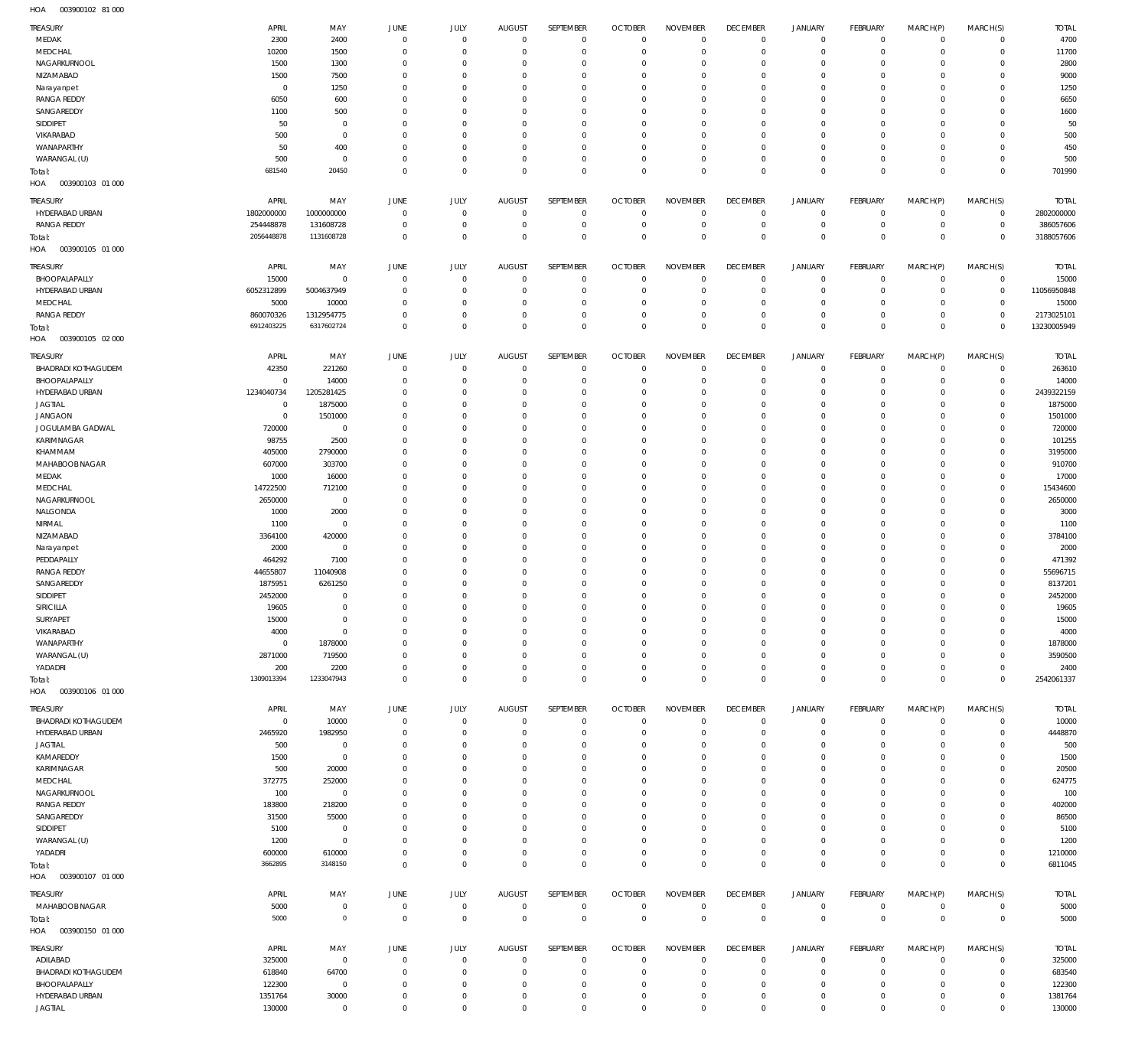HOA 003900102 81 000

| TREASURY | APRIL | MAY | JUNE | JULY | AUGUST | SEPTEMBER | OCTOBER | NOVEMBER | DECEMBER | JANUARY | FEBRUARY | MARCH(P) | MARCH(S) | TOTAL |
|---|---|---|---|---|---|---|---|---|---|---|---|---|---|---|
| MEDAK | 2300 | 2400 | 0 | 0 | 0 | 0 | 0 | 0 | 0 | 0 | 0 | 0 | 0 | 4700 |
| MEDCHAL | 10200 | 1500 | 0 | 0 | 0 | 0 | 0 | 0 | 0 | 0 | 0 | 0 | 0 | 11700 |
| NAGARKURNOOL | 1500 | 1300 | 0 | 0 | 0 | 0 | 0 | 0 | 0 | 0 | 0 | 0 | 0 | 2800 |
| NIZAMABAD | 1500 | 7500 | 0 | 0 | 0 | 0 | 0 | 0 | 0 | 0 | 0 | 0 | 0 | 9000 |
| Narayanpet | 0 | 1250 | 0 | 0 | 0 | 0 | 0 | 0 | 0 | 0 | 0 | 0 | 0 | 1250 |
| RANGA REDDY | 6050 | 600 | 0 | 0 | 0 | 0 | 0 | 0 | 0 | 0 | 0 | 0 | 0 | 6650 |
| SANGAREDDY | 1100 | 500 | 0 | 0 | 0 | 0 | 0 | 0 | 0 | 0 | 0 | 0 | 0 | 1600 |
| SIDDIPET | 50 | 0 | 0 | 0 | 0 | 0 | 0 | 0 | 0 | 0 | 0 | 0 | 0 | 50 |
| VIKARABAD | 500 | 0 | 0 | 0 | 0 | 0 | 0 | 0 | 0 | 0 | 0 | 0 | 0 | 500 |
| WANAPARTHY | 50 | 400 | 0 | 0 | 0 | 0 | 0 | 0 | 0 | 0 | 0 | 0 | 0 | 450 |
| WARANGAL (U) | 500 | 0 | 0 | 0 | 0 | 0 | 0 | 0 | 0 | 0 | 0 | 0 | 0 | 500 |
| Total: | 681540 | 20450 | 0 | 0 | 0 | 0 | 0 | 0 | 0 | 0 | 0 | 0 | 0 | 701990 |

HOA 003900103 01 000

| TREASURY | APRIL | MAY | JUNE | JULY | AUGUST | SEPTEMBER | OCTOBER | NOVEMBER | DECEMBER | JANUARY | FEBRUARY | MARCH(P) | MARCH(S) | TOTAL |
|---|---|---|---|---|---|---|---|---|---|---|---|---|---|---|
| HYDERABAD URBAN | 1802000000 | 1000000000 | 0 | 0 | 0 | 0 | 0 | 0 | 0 | 0 | 0 | 0 | 0 | 2802000000 |
| RANGA REDDY | 254448878 | 131608728 | 0 | 0 | 0 | 0 | 0 | 0 | 0 | 0 | 0 | 0 | 0 | 386057606 |
| Total: | 2056448878 | 1131608728 | 0 | 0 | 0 | 0 | 0 | 0 | 0 | 0 | 0 | 0 | 0 | 3188057606 |

HOA 003900105 01 000

| TREASURY | APRIL | MAY | JUNE | JULY | AUGUST | SEPTEMBER | OCTOBER | NOVEMBER | DECEMBER | JANUARY | FEBRUARY | MARCH(P) | MARCH(S) | TOTAL |
|---|---|---|---|---|---|---|---|---|---|---|---|---|---|---|
| BHOOPALAPALLY | 15000 | 0 | 0 | 0 | 0 | 0 | 0 | 0 | 0 | 0 | 0 | 0 | 0 | 15000 |
| HYDERABAD URBAN | 6052312899 | 5004637949 | 0 | 0 | 0 | 0 | 0 | 0 | 0 | 0 | 0 | 0 | 0 | 11056950848 |
| MEDCHAL | 5000 | 10000 | 0 | 0 | 0 | 0 | 0 | 0 | 0 | 0 | 0 | 0 | 0 | 15000 |
| RANGA REDDY | 860070326 | 1312954775 | 0 | 0 | 0 | 0 | 0 | 0 | 0 | 0 | 0 | 0 | 0 | 2173025101 |
| Total: | 6912403225 | 6317602724 | 0 | 0 | 0 | 0 | 0 | 0 | 0 | 0 | 0 | 0 | 0 | 13230005949 |

HOA 003900105 02 000

| TREASURY | APRIL | MAY | JUNE | JULY | AUGUST | SEPTEMBER | OCTOBER | NOVEMBER | DECEMBER | JANUARY | FEBRUARY | MARCH(P) | MARCH(S) | TOTAL |
|---|---|---|---|---|---|---|---|---|---|---|---|---|---|---|
| BHADRADI KOTHAGUDEM | 42350 | 221260 | 0 | 0 | 0 | 0 | 0 | 0 | 0 | 0 | 0 | 0 | 0 | 263610 |
| BHOOPALAPALLY | 0 | 14000 | 0 | 0 | 0 | 0 | 0 | 0 | 0 | 0 | 0 | 0 | 0 | 14000 |
| HYDERABAD URBAN | 1234040734 | 1205281425 | 0 | 0 | 0 | 0 | 0 | 0 | 0 | 0 | 0 | 0 | 0 | 2439322159 |
| JAGTIAL | 0 | 1875000 | 0 | 0 | 0 | 0 | 0 | 0 | 0 | 0 | 0 | 0 | 0 | 1875000 |
| JANGAON | 0 | 1501000 | 0 | 0 | 0 | 0 | 0 | 0 | 0 | 0 | 0 | 0 | 0 | 1501000 |
| JOGULAMBA GADWAL | 720000 | 0 | 0 | 0 | 0 | 0 | 0 | 0 | 0 | 0 | 0 | 0 | 0 | 720000 |
| KARIMNAGAR | 98755 | 2500 | 0 | 0 | 0 | 0 | 0 | 0 | 0 | 0 | 0 | 0 | 0 | 101255 |
| KHAMMAM | 405000 | 2790000 | 0 | 0 | 0 | 0 | 0 | 0 | 0 | 0 | 0 | 0 | 0 | 3195000 |
| MAHABOOBNAGAR | 607000 | 303700 | 0 | 0 | 0 | 0 | 0 | 0 | 0 | 0 | 0 | 0 | 0 | 910700 |
| MEDAK | 1000 | 16000 | 0 | 0 | 0 | 0 | 0 | 0 | 0 | 0 | 0 | 0 | 0 | 17000 |
| MEDCHAL | 14722500 | 712100 | 0 | 0 | 0 | 0 | 0 | 0 | 0 | 0 | 0 | 0 | 0 | 15434600 |
| NAGARKURNOOL | 2650000 | 0 | 0 | 0 | 0 | 0 | 0 | 0 | 0 | 0 | 0 | 0 | 0 | 2650000 |
| NALGONDA | 1000 | 2000 | 0 | 0 | 0 | 0 | 0 | 0 | 0 | 0 | 0 | 0 | 0 | 3000 |
| NIRMAL | 1100 | 0 | 0 | 0 | 0 | 0 | 0 | 0 | 0 | 0 | 0 | 0 | 0 | 1100 |
| NIZAMABAD | 3364100 | 420000 | 0 | 0 | 0 | 0 | 0 | 0 | 0 | 0 | 0 | 0 | 0 | 3784100 |
| Narayanpet | 2000 | 0 | 0 | 0 | 0 | 0 | 0 | 0 | 0 | 0 | 0 | 0 | 0 | 2000 |
| PEDDAPALLY | 464292 | 7100 | 0 | 0 | 0 | 0 | 0 | 0 | 0 | 0 | 0 | 0 | 0 | 471392 |
| RANGA REDDY | 44655807 | 11040908 | 0 | 0 | 0 | 0 | 0 | 0 | 0 | 0 | 0 | 0 | 0 | 55696715 |
| SANGAREDDY | 1875951 | 6261250 | 0 | 0 | 0 | 0 | 0 | 0 | 0 | 0 | 0 | 0 | 0 | 8137201 |
| SIDDIPET | 2452000 | 0 | 0 | 0 | 0 | 0 | 0 | 0 | 0 | 0 | 0 | 0 | 0 | 2452000 |
| SIRICILLA | 19605 | 0 | 0 | 0 | 0 | 0 | 0 | 0 | 0 | 0 | 0 | 0 | 0 | 19605 |
| SURYAPET | 15000 | 0 | 0 | 0 | 0 | 0 | 0 | 0 | 0 | 0 | 0 | 0 | 0 | 15000 |
| VIKARABAD | 4000 | 0 | 0 | 0 | 0 | 0 | 0 | 0 | 0 | 0 | 0 | 0 | 0 | 4000 |
| WANAPARTHY | 0 | 1878000 | 0 | 0 | 0 | 0 | 0 | 0 | 0 | 0 | 0 | 0 | 0 | 1878000 |
| WARANGAL (U) | 2871000 | 719500 | 0 | 0 | 0 | 0 | 0 | 0 | 0 | 0 | 0 | 0 | 0 | 3590500 |
| YADADRI | 200 | 2200 | 0 | 0 | 0 | 0 | 0 | 0 | 0 | 0 | 0 | 0 | 0 | 2400 |
| Total: | 1309013394 | 1233047943 | 0 | 0 | 0 | 0 | 0 | 0 | 0 | 0 | 0 | 0 | 0 | 2542061337 |

HOA 003900106 01 000

| TREASURY | APRIL | MAY | JUNE | JULY | AUGUST | SEPTEMBER | OCTOBER | NOVEMBER | DECEMBER | JANUARY | FEBRUARY | MARCH(P) | MARCH(S) | TOTAL |
|---|---|---|---|---|---|---|---|---|---|---|---|---|---|---|
| BHADRADI KOTHAGUDEM | 0 | 10000 | 0 | 0 | 0 | 0 | 0 | 0 | 0 | 0 | 0 | 0 | 0 | 10000 |
| HYDERABAD URBAN | 2465920 | 1982950 | 0 | 0 | 0 | 0 | 0 | 0 | 0 | 0 | 0 | 0 | 0 | 4448870 |
| JAGTIAL | 500 | 0 | 0 | 0 | 0 | 0 | 0 | 0 | 0 | 0 | 0 | 0 | 0 | 500 |
| KAMAREDDY | 1500 | 0 | 0 | 0 | 0 | 0 | 0 | 0 | 0 | 0 | 0 | 0 | 0 | 1500 |
| KARIMNAGAR | 500 | 20000 | 0 | 0 | 0 | 0 | 0 | 0 | 0 | 0 | 0 | 0 | 0 | 20500 |
| MEDCHAL | 372775 | 252000 | 0 | 0 | 0 | 0 | 0 | 0 | 0 | 0 | 0 | 0 | 0 | 624775 |
| NAGARKURNOOL | 100 | 0 | 0 | 0 | 0 | 0 | 0 | 0 | 0 | 0 | 0 | 0 | 0 | 100 |
| RANGA REDDY | 183800 | 218200 | 0 | 0 | 0 | 0 | 0 | 0 | 0 | 0 | 0 | 0 | 0 | 402000 |
| SANGAREDDY | 31500 | 55000 | 0 | 0 | 0 | 0 | 0 | 0 | 0 | 0 | 0 | 0 | 0 | 86500 |
| SIDDIPET | 5100 | 0 | 0 | 0 | 0 | 0 | 0 | 0 | 0 | 0 | 0 | 0 | 0 | 5100 |
| WARANGAL (U) | 1200 | 0 | 0 | 0 | 0 | 0 | 0 | 0 | 0 | 0 | 0 | 0 | 0 | 1200 |
| YADADRI | 600000 | 610000 | 0 | 0 | 0 | 0 | 0 | 0 | 0 | 0 | 0 | 0 | 0 | 1210000 |
| Total: | 3662895 | 3148150 | 0 | 0 | 0 | 0 | 0 | 0 | 0 | 0 | 0 | 0 | 0 | 6811045 |

HOA 003900107 01 000

| TREASURY | APRIL | MAY | JUNE | JULY | AUGUST | SEPTEMBER | OCTOBER | NOVEMBER | DECEMBER | JANUARY | FEBRUARY | MARCH(P) | MARCH(S) | TOTAL |
|---|---|---|---|---|---|---|---|---|---|---|---|---|---|---|
| MAHABOOBNAGAR | 5000 | 0 | 0 | 0 | 0 | 0 | 0 | 0 | 0 | 0 | 0 | 0 | 0 | 5000 |
| Total: | 5000 | 0 | 0 | 0 | 0 | 0 | 0 | 0 | 0 | 0 | 0 | 0 | 0 | 5000 |

HOA 003900150 01 000

| TREASURY | APRIL | MAY | JUNE | JULY | AUGUST | SEPTEMBER | OCTOBER | NOVEMBER | DECEMBER | JANUARY | FEBRUARY | MARCH(P) | MARCH(S) | TOTAL |
|---|---|---|---|---|---|---|---|---|---|---|---|---|---|---|
| ADILABAD | 325000 | 0 | 0 | 0 | 0 | 0 | 0 | 0 | 0 | 0 | 0 | 0 | 0 | 325000 |
| BHADRADI KOTHAGUDEM | 618840 | 64700 | 0 | 0 | 0 | 0 | 0 | 0 | 0 | 0 | 0 | 0 | 0 | 683540 |
| BHOOPALAPALLY | 122300 | 0 | 0 | 0 | 0 | 0 | 0 | 0 | 0 | 0 | 0 | 0 | 0 | 122300 |
| HYDERABAD URBAN | 1351764 | 30000 | 0 | 0 | 0 | 0 | 0 | 0 | 0 | 0 | 0 | 0 | 0 | 1381764 |
| JAGTIAL | 130000 | 0 | 0 | 0 | 0 | 0 | 0 | 0 | 0 | 0 | 0 | 0 | 0 | 130000 |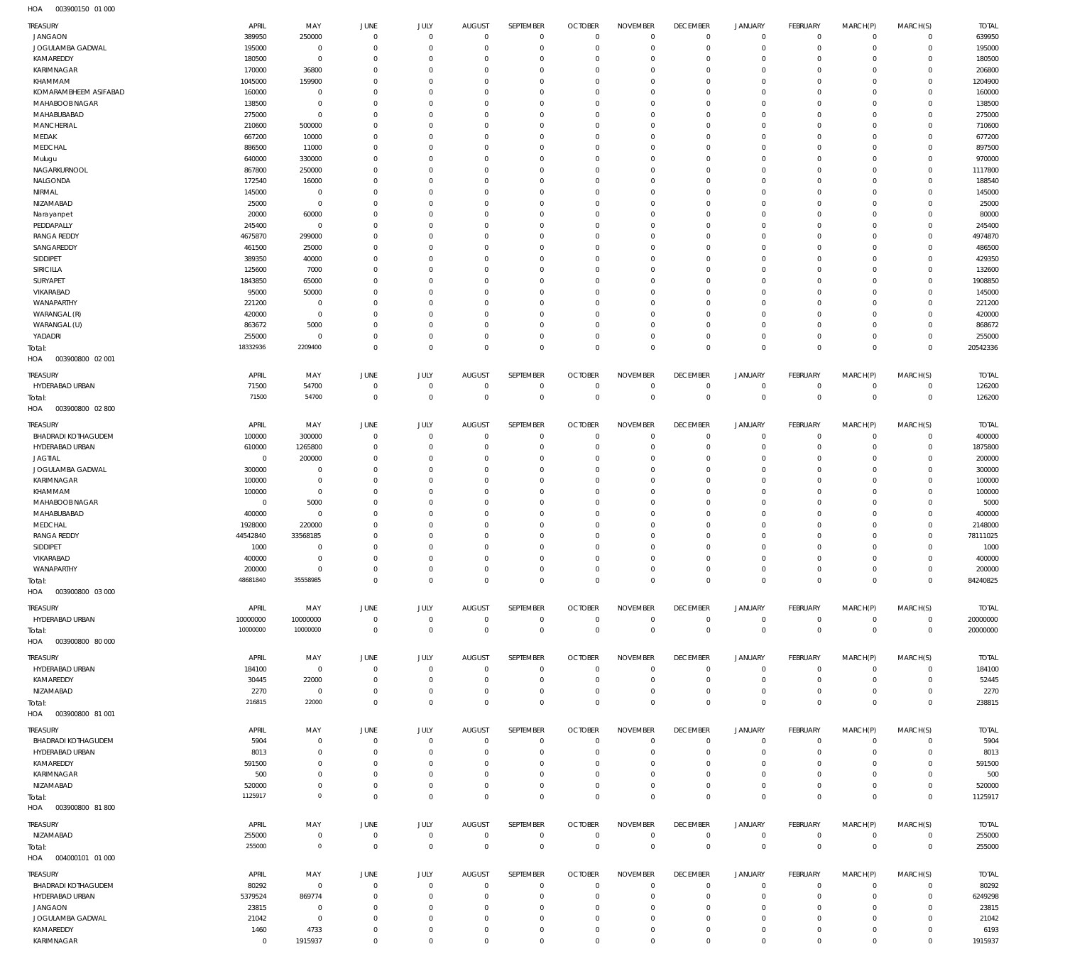HOA 003900150 01 000

| TREASURY | APRIL | MAY | JUNE | JULY | AUGUST | SEPTEMBER | OCTOBER | NOVEMBER | DECEMBER | JANUARY | FEBRUARY | MARCH(P) | MARCH(S) | TOTAL |
|---|---|---|---|---|---|---|---|---|---|---|---|---|---|---|
| JANGAON | 389950 | 250000 | 0 | 0 | 0 | 0 | 0 | 0 | 0 | 0 | 0 | 0 | 0 | 639950 |
| JOGULAMBA GADWAL | 195000 | 0 | 0 | 0 | 0 | 0 | 0 | 0 | 0 | 0 | 0 | 0 | 0 | 195000 |
| KAMAREDDY | 180500 | 0 | 0 | 0 | 0 | 0 | 0 | 0 | 0 | 0 | 0 | 0 | 0 | 180500 |
| KARIMNAGAR | 170000 | 36800 | 0 | 0 | 0 | 0 | 0 | 0 | 0 | 0 | 0 | 0 | 0 | 206800 |
| KHAMMAM | 1045000 | 159900 | 0 | 0 | 0 | 0 | 0 | 0 | 0 | 0 | 0 | 0 | 0 | 1204900 |
| KOMARAMBHEEM ASIFABAD | 160000 | 0 | 0 | 0 | 0 | 0 | 0 | 0 | 0 | 0 | 0 | 0 | 0 | 160000 |
| MAHABOOB NAGAR | 138500 | 0 | 0 | 0 | 0 | 0 | 0 | 0 | 0 | 0 | 0 | 0 | 0 | 138500 |
| MAHABUBABAD | 275000 | 0 | 0 | 0 | 0 | 0 | 0 | 0 | 0 | 0 | 0 | 0 | 0 | 275000 |
| MANCHERIAL | 210600 | 500000 | 0 | 0 | 0 | 0 | 0 | 0 | 0 | 0 | 0 | 0 | 0 | 710600 |
| MEDAK | 667200 | 10000 | 0 | 0 | 0 | 0 | 0 | 0 | 0 | 0 | 0 | 0 | 0 | 677200 |
| MEDCHAL | 886500 | 11000 | 0 | 0 | 0 | 0 | 0 | 0 | 0 | 0 | 0 | 0 | 0 | 897500 |
| Mulugu | 640000 | 330000 | 0 | 0 | 0 | 0 | 0 | 0 | 0 | 0 | 0 | 0 | 0 | 970000 |
| NAGARKURNOOL | 867800 | 250000 | 0 | 0 | 0 | 0 | 0 | 0 | 0 | 0 | 0 | 0 | 0 | 1117800 |
| NALGONDA | 172540 | 16000 | 0 | 0 | 0 | 0 | 0 | 0 | 0 | 0 | 0 | 0 | 0 | 188540 |
| NIRMAL | 145000 | 0 | 0 | 0 | 0 | 0 | 0 | 0 | 0 | 0 | 0 | 0 | 0 | 145000 |
| NIZAMABAD | 25000 | 0 | 0 | 0 | 0 | 0 | 0 | 0 | 0 | 0 | 0 | 0 | 0 | 25000 |
| Narayanpet | 20000 | 60000 | 0 | 0 | 0 | 0 | 0 | 0 | 0 | 0 | 0 | 0 | 0 | 80000 |
| PEDDAPALLY | 245400 | 0 | 0 | 0 | 0 | 0 | 0 | 0 | 0 | 0 | 0 | 0 | 0 | 245400 |
| RANGA REDDY | 4675870 | 299000 | 0 | 0 | 0 | 0 | 0 | 0 | 0 | 0 | 0 | 0 | 0 | 4974870 |
| SANGAREDDY | 461500 | 25000 | 0 | 0 | 0 | 0 | 0 | 0 | 0 | 0 | 0 | 0 | 0 | 486500 |
| SIDDIPET | 389350 | 40000 | 0 | 0 | 0 | 0 | 0 | 0 | 0 | 0 | 0 | 0 | 0 | 429350 |
| SIRICILLA | 125600 | 7000 | 0 | 0 | 0 | 0 | 0 | 0 | 0 | 0 | 0 | 0 | 0 | 132600 |
| SURYAPET | 1843850 | 65000 | 0 | 0 | 0 | 0 | 0 | 0 | 0 | 0 | 0 | 0 | 0 | 1908850 |
| VIKARABAD | 95000 | 50000 | 0 | 0 | 0 | 0 | 0 | 0 | 0 | 0 | 0 | 0 | 0 | 145000 |
| WANAPARTHY | 221200 | 0 | 0 | 0 | 0 | 0 | 0 | 0 | 0 | 0 | 0 | 0 | 0 | 221200 |
| WARANGAL (R) | 420000 | 0 | 0 | 0 | 0 | 0 | 0 | 0 | 0 | 0 | 0 | 0 | 0 | 420000 |
| WARANGAL (U) | 863672 | 5000 | 0 | 0 | 0 | 0 | 0 | 0 | 0 | 0 | 0 | 0 | 0 | 868672 |
| YADADRI | 255000 | 0 | 0 | 0 | 0 | 0 | 0 | 0 | 0 | 0 | 0 | 0 | 0 | 255000 |
| Total: | 18332936 | 2209400 | 0 | 0 | 0 | 0 | 0 | 0 | 0 | 0 | 0 | 0 | 0 | 20542336 |

HOA 003900800 02 001

| TREASURY | APRIL | MAY | JUNE | JULY | AUGUST | SEPTEMBER | OCTOBER | NOVEMBER | DECEMBER | JANUARY | FEBRUARY | MARCH(P) | MARCH(S) | TOTAL |
|---|---|---|---|---|---|---|---|---|---|---|---|---|---|---|
| HYDERABAD URBAN | 71500 | 54700 | 0 | 0 | 0 | 0 | 0 | 0 | 0 | 0 | 0 | 0 | 0 | 126200 |
| Total: | 71500 | 54700 | 0 | 0 | 0 | 0 | 0 | 0 | 0 | 0 | 0 | 0 | 0 | 126200 |

HOA 003900800 02 800

| TREASURY | APRIL | MAY | JUNE | JULY | AUGUST | SEPTEMBER | OCTOBER | NOVEMBER | DECEMBER | JANUARY | FEBRUARY | MARCH(P) | MARCH(S) | TOTAL |
|---|---|---|---|---|---|---|---|---|---|---|---|---|---|---|
| BHADRADI KOTHAGUDEM | 100000 | 300000 | 0 | 0 | 0 | 0 | 0 | 0 | 0 | 0 | 0 | 0 | 0 | 400000 |
| HYDERABAD URBAN | 610000 | 1265800 | 0 | 0 | 0 | 0 | 0 | 0 | 0 | 0 | 0 | 0 | 0 | 1875800 |
| JAGTIAL | 0 | 200000 | 0 | 0 | 0 | 0 | 0 | 0 | 0 | 0 | 0 | 0 | 0 | 200000 |
| JOGULAMBA GADWAL | 300000 | 0 | 0 | 0 | 0 | 0 | 0 | 0 | 0 | 0 | 0 | 0 | 0 | 300000 |
| KARIMNAGAR | 100000 | 0 | 0 | 0 | 0 | 0 | 0 | 0 | 0 | 0 | 0 | 0 | 0 | 100000 |
| KHAMMAM | 100000 | 0 | 0 | 0 | 0 | 0 | 0 | 0 | 0 | 0 | 0 | 0 | 0 | 100000 |
| MAHABOOB NAGAR | 0 | 5000 | 0 | 0 | 0 | 0 | 0 | 0 | 0 | 0 | 0 | 0 | 0 | 5000 |
| MAHABUBABAD | 400000 | 0 | 0 | 0 | 0 | 0 | 0 | 0 | 0 | 0 | 0 | 0 | 0 | 400000 |
| MEDCHAL | 1928000 | 220000 | 0 | 0 | 0 | 0 | 0 | 0 | 0 | 0 | 0 | 0 | 0 | 2148000 |
| RANGA REDDY | 44542840 | 33568185 | 0 | 0 | 0 | 0 | 0 | 0 | 0 | 0 | 0 | 0 | 0 | 78111025 |
| SIDDIPET | 1000 | 0 | 0 | 0 | 0 | 0 | 0 | 0 | 0 | 0 | 0 | 0 | 0 | 1000 |
| VIKARABAD | 400000 | 0 | 0 | 0 | 0 | 0 | 0 | 0 | 0 | 0 | 0 | 0 | 0 | 400000 |
| WANAPARTHY | 200000 | 0 | 0 | 0 | 0 | 0 | 0 | 0 | 0 | 0 | 0 | 0 | 0 | 200000 |
| Total: | 48681840 | 35558985 | 0 | 0 | 0 | 0 | 0 | 0 | 0 | 0 | 0 | 0 | 0 | 84240825 |

HOA 003900800 03 000

| TREASURY | APRIL | MAY | JUNE | JULY | AUGUST | SEPTEMBER | OCTOBER | NOVEMBER | DECEMBER | JANUARY | FEBRUARY | MARCH(P) | MARCH(S) | TOTAL |
|---|---|---|---|---|---|---|---|---|---|---|---|---|---|---|
| HYDERABAD URBAN | 10000000 | 10000000 | 0 | 0 | 0 | 0 | 0 | 0 | 0 | 0 | 0 | 0 | 0 | 20000000 |
| Total: | 10000000 | 10000000 | 0 | 0 | 0 | 0 | 0 | 0 | 0 | 0 | 0 | 0 | 0 | 20000000 |

HOA 003900800 80 000

| TREASURY | APRIL | MAY | JUNE | JULY | AUGUST | SEPTEMBER | OCTOBER | NOVEMBER | DECEMBER | JANUARY | FEBRUARY | MARCH(P) | MARCH(S) | TOTAL |
|---|---|---|---|---|---|---|---|---|---|---|---|---|---|---|
| HYDERABAD URBAN | 184100 | 0 | 0 | 0 | 0 | 0 | 0 | 0 | 0 | 0 | 0 | 0 | 0 | 184100 |
| KAMAREDDY | 30445 | 22000 | 0 | 0 | 0 | 0 | 0 | 0 | 0 | 0 | 0 | 0 | 0 | 52445 |
| NIZAMABAD | 2270 | 0 | 0 | 0 | 0 | 0 | 0 | 0 | 0 | 0 | 0 | 0 | 0 | 2270 |
| Total: | 216815 | 22000 | 0 | 0 | 0 | 0 | 0 | 0 | 0 | 0 | 0 | 0 | 0 | 238815 |

HOA 003900800 81 001

| TREASURY | APRIL | MAY | JUNE | JULY | AUGUST | SEPTEMBER | OCTOBER | NOVEMBER | DECEMBER | JANUARY | FEBRUARY | MARCH(P) | MARCH(S) | TOTAL |
|---|---|---|---|---|---|---|---|---|---|---|---|---|---|---|
| BHADRADI KOTHAGUDEM | 5904 | 0 | 0 | 0 | 0 | 0 | 0 | 0 | 0 | 0 | 0 | 0 | 0 | 5904 |
| HYDERABAD URBAN | 8013 | 0 | 0 | 0 | 0 | 0 | 0 | 0 | 0 | 0 | 0 | 0 | 0 | 8013 |
| KAMAREDDY | 591500 | 0 | 0 | 0 | 0 | 0 | 0 | 0 | 0 | 0 | 0 | 0 | 0 | 591500 |
| KARIMNAGAR | 500 | 0 | 0 | 0 | 0 | 0 | 0 | 0 | 0 | 0 | 0 | 0 | 0 | 500 |
| NIZAMABAD | 520000 | 0 | 0 | 0 | 0 | 0 | 0 | 0 | 0 | 0 | 0 | 0 | 0 | 520000 |
| Total: | 1125917 | 0 | 0 | 0 | 0 | 0 | 0 | 0 | 0 | 0 | 0 | 0 | 0 | 1125917 |

HOA 003900800 81 800

| TREASURY | APRIL | MAY | JUNE | JULY | AUGUST | SEPTEMBER | OCTOBER | NOVEMBER | DECEMBER | JANUARY | FEBRUARY | MARCH(P) | MARCH(S) | TOTAL |
|---|---|---|---|---|---|---|---|---|---|---|---|---|---|---|
| NIZAMABAD | 255000 | 0 | 0 | 0 | 0 | 0 | 0 | 0 | 0 | 0 | 0 | 0 | 0 | 255000 |
| Total: | 255000 | 0 | 0 | 0 | 0 | 0 | 0 | 0 | 0 | 0 | 0 | 0 | 0 | 255000 |

HOA 004000101 01 000

| TREASURY | APRIL | MAY | JUNE | JULY | AUGUST | SEPTEMBER | OCTOBER | NOVEMBER | DECEMBER | JANUARY | FEBRUARY | MARCH(P) | MARCH(S) | TOTAL |
|---|---|---|---|---|---|---|---|---|---|---|---|---|---|---|
| BHADRADI KOTHAGUDEM | 80292 | 0 | 0 | 0 | 0 | 0 | 0 | 0 | 0 | 0 | 0 | 0 | 0 | 80292 |
| HYDERABAD URBAN | 5379524 | 869774 | 0 | 0 | 0 | 0 | 0 | 0 | 0 | 0 | 0 | 0 | 0 | 6249298 |
| JANGAON | 23815 | 0 | 0 | 0 | 0 | 0 | 0 | 0 | 0 | 0 | 0 | 0 | 0 | 23815 |
| JOGULAMBA GADWAL | 21042 | 0 | 0 | 0 | 0 | 0 | 0 | 0 | 0 | 0 | 0 | 0 | 0 | 21042 |
| KAMAREDDY | 1460 | 4733 | 0 | 0 | 0 | 0 | 0 | 0 | 0 | 0 | 0 | 0 | 0 | 6193 |
| KARIMNAGAR | 0 | 1915937 | 0 | 0 | 0 | 0 | 0 | 0 | 0 | 0 | 0 | 0 | 0 | 1915937 |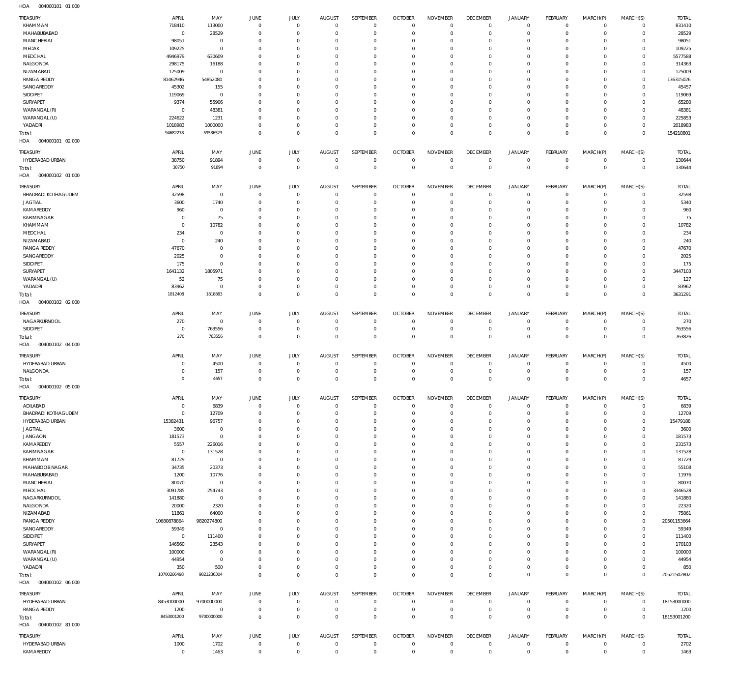HOA 004000101 01 000

| TREASURY | APRIL | MAY | JUNE | JULY | AUGUST | SEPTEMBER | OCTOBER | NOVEMBER | DECEMBER | JANUARY | FEBRUARY | MARCH(P) | MARCH(S) | TOTAL |
|---|---|---|---|---|---|---|---|---|---|---|---|---|---|---|
| KHAMMAM | 718410 | 113000 | 0 | 0 | 0 | 0 | 0 | 0 | 0 | 0 | 0 | 0 | 0 | 831410 |
| MAHABUBABAD | 0 | 28529 | 0 | 0 | 0 | 0 | 0 | 0 | 0 | 0 | 0 | 0 | 0 | 28529 |
| MANCHERIAL | 98051 | 0 | 0 | 0 | 0 | 0 | 0 | 0 | 0 | 0 | 0 | 0 | 0 | 98051 |
| MEDAK | 109225 | 0 | 0 | 0 | 0 | 0 | 0 | 0 | 0 | 0 | 0 | 0 | 0 | 109225 |
| MEDCHAL | 4946979 | 630609 | 0 | 0 | 0 | 0 | 0 | 0 | 0 | 0 | 0 | 0 | 0 | 5577588 |
| NALGONDA | 298175 | 16188 | 0 | 0 | 0 | 0 | 0 | 0 | 0 | 0 | 0 | 0 | 0 | 314363 |
| NIZAMABAD | 125009 | 0 | 0 | 0 | 0 | 0 | 0 | 0 | 0 | 0 | 0 | 0 | 0 | 125009 |
| RANGA REDDY | 81462946 | 54852080 | 0 | 0 | 0 | 0 | 0 | 0 | 0 | 0 | 0 | 0 | 0 | 136315026 |
| SANGAREDDY | 45302 | 155 | 0 | 0 | 0 | 0 | 0 | 0 | 0 | 0 | 0 | 0 | 0 | 45457 |
| SIDDIPET | 119069 | 0 | 0 | 0 | 0 | 0 | 0 | 0 | 0 | 0 | 0 | 0 | 0 | 119069 |
| SURYAPET | 9374 | 55906 | 0 | 0 | 0 | 0 | 0 | 0 | 0 | 0 | 0 | 0 | 0 | 65280 |
| WARANGAL (R) | 0 | 48381 | 0 | 0 | 0 | 0 | 0 | 0 | 0 | 0 | 0 | 0 | 0 | 48381 |
| WARANGAL (U) | 224622 | 1231 | 0 | 0 | 0 | 0 | 0 | 0 | 0 | 0 | 0 | 0 | 0 | 225853 |
| YADADRI | 1018983 | 1000000 | 0 | 0 | 0 | 0 | 0 | 0 | 0 | 0 | 0 | 0 | 0 | 2018983 |
| Total: | 94682278 | 59536523 | 0 | 0 | 0 | 0 | 0 | 0 | 0 | 0 | 0 | 0 | 0 | 154218801 |

HOA 004000101 02 000

| TREASURY | APRIL | MAY | JUNE | JULY | AUGUST | SEPTEMBER | OCTOBER | NOVEMBER | DECEMBER | JANUARY | FEBRUARY | MARCH(P) | MARCH(S) | TOTAL |
|---|---|---|---|---|---|---|---|---|---|---|---|---|---|---|
| HYDERABAD URBAN | 38750 | 91894 | 0 | 0 | 0 | 0 | 0 | 0 | 0 | 0 | 0 | 0 | 0 | 130644 |
| Total: | 38750 | 91894 | 0 | 0 | 0 | 0 | 0 | 0 | 0 | 0 | 0 | 0 | 0 | 130644 |

HOA 004000102 01 000

| TREASURY | APRIL | MAY | JUNE | JULY | AUGUST | SEPTEMBER | OCTOBER | NOVEMBER | DECEMBER | JANUARY | FEBRUARY | MARCH(P) | MARCH(S) | TOTAL |
|---|---|---|---|---|---|---|---|---|---|---|---|---|---|---|
| BHADRADI KOTHAGUDEM | 32598 | 0 | 0 | 0 | 0 | 0 | 0 | 0 | 0 | 0 | 0 | 0 | 0 | 32598 |
| JAGTIAL | 3600 | 1740 | 0 | 0 | 0 | 0 | 0 | 0 | 0 | 0 | 0 | 0 | 0 | 5340 |
| KAMAREDDY | 960 | 0 | 0 | 0 | 0 | 0 | 0 | 0 | 0 | 0 | 0 | 0 | 0 | 960 |
| KARIMNAGAR | 0 | 75 | 0 | 0 | 0 | 0 | 0 | 0 | 0 | 0 | 0 | 0 | 0 | 75 |
| KHAMMAM | 0 | 10782 | 0 | 0 | 0 | 0 | 0 | 0 | 0 | 0 | 0 | 0 | 0 | 10782 |
| MEDCHAL | 234 | 0 | 0 | 0 | 0 | 0 | 0 | 0 | 0 | 0 | 0 | 0 | 0 | 234 |
| NIZAMABAD | 0 | 240 | 0 | 0 | 0 | 0 | 0 | 0 | 0 | 0 | 0 | 0 | 0 | 240 |
| RANGA REDDY | 47670 | 0 | 0 | 0 | 0 | 0 | 0 | 0 | 0 | 0 | 0 | 0 | 0 | 47670 |
| SANGAREDDY | 2025 | 0 | 0 | 0 | 0 | 0 | 0 | 0 | 0 | 0 | 0 | 0 | 0 | 2025 |
| SIDDIPET | 175 | 0 | 0 | 0 | 0 | 0 | 0 | 0 | 0 | 0 | 0 | 0 | 0 | 175 |
| SURYAPET | 1641132 | 1805971 | 0 | 0 | 0 | 0 | 0 | 0 | 0 | 0 | 0 | 0 | 0 | 3447103 |
| WARANGAL (U) | 52 | 75 | 0 | 0 | 0 | 0 | 0 | 0 | 0 | 0 | 0 | 0 | 0 | 127 |
| YADADRI | 83962 | 0 | 0 | 0 | 0 | 0 | 0 | 0 | 0 | 0 | 0 | 0 | 0 | 83962 |
| Total: | 1812408 | 1818883 | 0 | 0 | 0 | 0 | 0 | 0 | 0 | 0 | 0 | 0 | 0 | 3631291 |

HOA 004000102 02 000

| TREASURY | APRIL | MAY | JUNE | JULY | AUGUST | SEPTEMBER | OCTOBER | NOVEMBER | DECEMBER | JANUARY | FEBRUARY | MARCH(P) | MARCH(S) | TOTAL |
|---|---|---|---|---|---|---|---|---|---|---|---|---|---|---|
| NAGARKURNOOL | 270 | 0 | 0 | 0 | 0 | 0 | 0 | 0 | 0 | 0 | 0 | 0 | 0 | 270 |
| SIDDIPET | 0 | 763556 | 0 | 0 | 0 | 0 | 0 | 0 | 0 | 0 | 0 | 0 | 0 | 763556 |
| Total: | 270 | 763556 | 0 | 0 | 0 | 0 | 0 | 0 | 0 | 0 | 0 | 0 | 0 | 763826 |

HOA 004000102 04 000

| TREASURY | APRIL | MAY | JUNE | JULY | AUGUST | SEPTEMBER | OCTOBER | NOVEMBER | DECEMBER | JANUARY | FEBRUARY | MARCH(P) | MARCH(S) | TOTAL |
|---|---|---|---|---|---|---|---|---|---|---|---|---|---|---|
| HYDERABAD URBAN | 0 | 4500 | 0 | 0 | 0 | 0 | 0 | 0 | 0 | 0 | 0 | 0 | 0 | 4500 |
| NALGONDA | 0 | 157 | 0 | 0 | 0 | 0 | 0 | 0 | 0 | 0 | 0 | 0 | 0 | 157 |
| Total: | 0 | 4657 | 0 | 0 | 0 | 0 | 0 | 0 | 0 | 0 | 0 | 0 | 0 | 4657 |

HOA 004000102 05 000

| TREASURY | APRIL | MAY | JUNE | JULY | AUGUST | SEPTEMBER | OCTOBER | NOVEMBER | DECEMBER | JANUARY | FEBRUARY | MARCH(P) | MARCH(S) | TOTAL |
|---|---|---|---|---|---|---|---|---|---|---|---|---|---|---|
| ADILABAD | 0 | 6839 | 0 | 0 | 0 | 0 | 0 | 0 | 0 | 0 | 0 | 0 | 0 | 6839 |
| BHADRADI KOTHAGUDEM | 0 | 12709 | 0 | 0 | 0 | 0 | 0 | 0 | 0 | 0 | 0 | 0 | 0 | 12709 |
| HYDERABAD URBAN | 15382431 | 96757 | 0 | 0 | 0 | 0 | 0 | 0 | 0 | 0 | 0 | 0 | 0 | 15479188 |
| JAGTIAL | 3600 | 0 | 0 | 0 | 0 | 0 | 0 | 0 | 0 | 0 | 0 | 0 | 0 | 3600 |
| JANGAON | 181573 | 0 | 0 | 0 | 0 | 0 | 0 | 0 | 0 | 0 | 0 | 0 | 0 | 181573 |
| KAMAREDDY | 5557 | 226016 | 0 | 0 | 0 | 0 | 0 | 0 | 0 | 0 | 0 | 0 | 0 | 231573 |
| KARIMNAGAR | 0 | 131528 | 0 | 0 | 0 | 0 | 0 | 0 | 0 | 0 | 0 | 0 | 0 | 131528 |
| KHAMMAM | 81729 | 0 | 0 | 0 | 0 | 0 | 0 | 0 | 0 | 0 | 0 | 0 | 0 | 81729 |
| MAHABOOBNAGAR | 34735 | 20373 | 0 | 0 | 0 | 0 | 0 | 0 | 0 | 0 | 0 | 0 | 0 | 55108 |
| MAHABUBABAD | 1200 | 10776 | 0 | 0 | 0 | 0 | 0 | 0 | 0 | 0 | 0 | 0 | 0 | 11976 |
| MANCHERIAL | 80070 | 0 | 0 | 0 | 0 | 0 | 0 | 0 | 0 | 0 | 0 | 0 | 0 | 80070 |
| MEDCHAL | 3091785 | 254743 | 0 | 0 | 0 | 0 | 0 | 0 | 0 | 0 | 0 | 0 | 0 | 3346528 |
| NAGARKURNOOL | 141880 | 0 | 0 | 0 | 0 | 0 | 0 | 0 | 0 | 0 | 0 | 0 | 0 | 141880 |
| NALGONDA | 20000 | 2320 | 0 | 0 | 0 | 0 | 0 | 0 | 0 | 0 | 0 | 0 | 0 | 22320 |
| NIZAMABAD | 11861 | 64000 | 0 | 0 | 0 | 0 | 0 | 0 | 0 | 0 | 0 | 0 | 0 | 75861 |
| RANGA REDDY | 10680878864 | 9820274800 | 0 | 0 | 0 | 0 | 0 | 0 | 0 | 0 | 0 | 0 | 0 | 20501153664 |
| SANGAREDDY | 59349 | 0 | 0 | 0 | 0 | 0 | 0 | 0 | 0 | 0 | 0 | 0 | 0 | 59349 |
| SIDDIPET | 0 | 111400 | 0 | 0 | 0 | 0 | 0 | 0 | 0 | 0 | 0 | 0 | 0 | 111400 |
| SURYAPET | 146560 | 23543 | 0 | 0 | 0 | 0 | 0 | 0 | 0 | 0 | 0 | 0 | 0 | 170103 |
| WARANGAL (R) | 100000 | 0 | 0 | 0 | 0 | 0 | 0 | 0 | 0 | 0 | 0 | 0 | 0 | 100000 |
| WARANGAL (U) | 44954 | 0 | 0 | 0 | 0 | 0 | 0 | 0 | 0 | 0 | 0 | 0 | 0 | 44954 |
| YADADRI | 350 | 500 | 0 | 0 | 0 | 0 | 0 | 0 | 0 | 0 | 0 | 0 | 0 | 850 |
| Total: | 10700266498 | 9821236304 | 0 | 0 | 0 | 0 | 0 | 0 | 0 | 0 | 0 | 0 | 0 | 20521502802 |

HOA 004000102 06 000

| TREASURY | APRIL | MAY | JUNE | JULY | AUGUST | SEPTEMBER | OCTOBER | NOVEMBER | DECEMBER | JANUARY | FEBRUARY | MARCH(P) | MARCH(S) | TOTAL |
|---|---|---|---|---|---|---|---|---|---|---|---|---|---|---|
| HYDERABAD URBAN | 8453000000 | 9700000000 | 0 | 0 | 0 | 0 | 0 | 0 | 0 | 0 | 0 | 0 | 0 | 18153000000 |
| RANGA REDDY | 1200 | 0 | 0 | 0 | 0 | 0 | 0 | 0 | 0 | 0 | 0 | 0 | 0 | 1200 |
| Total: | 8453001200 | 9700000000 | 0 | 0 | 0 | 0 | 0 | 0 | 0 | 0 | 0 | 0 | 0 | 18153001200 |

HOA 004000102 81 000

| TREASURY | APRIL | MAY | JUNE | JULY | AUGUST | SEPTEMBER | OCTOBER | NOVEMBER | DECEMBER | JANUARY | FEBRUARY | MARCH(P) | MARCH(S) | TOTAL |
|---|---|---|---|---|---|---|---|---|---|---|---|---|---|---|
| HYDERABAD URBAN | 1000 | 1702 | 0 | 0 | 0 | 0 | 0 | 0 | 0 | 0 | 0 | 0 | 0 | 2702 |
| KAMAREDDY | 0 | 1463 | 0 | 0 | 0 | 0 | 0 | 0 | 0 | 0 | 0 | 0 | 0 | 1463 |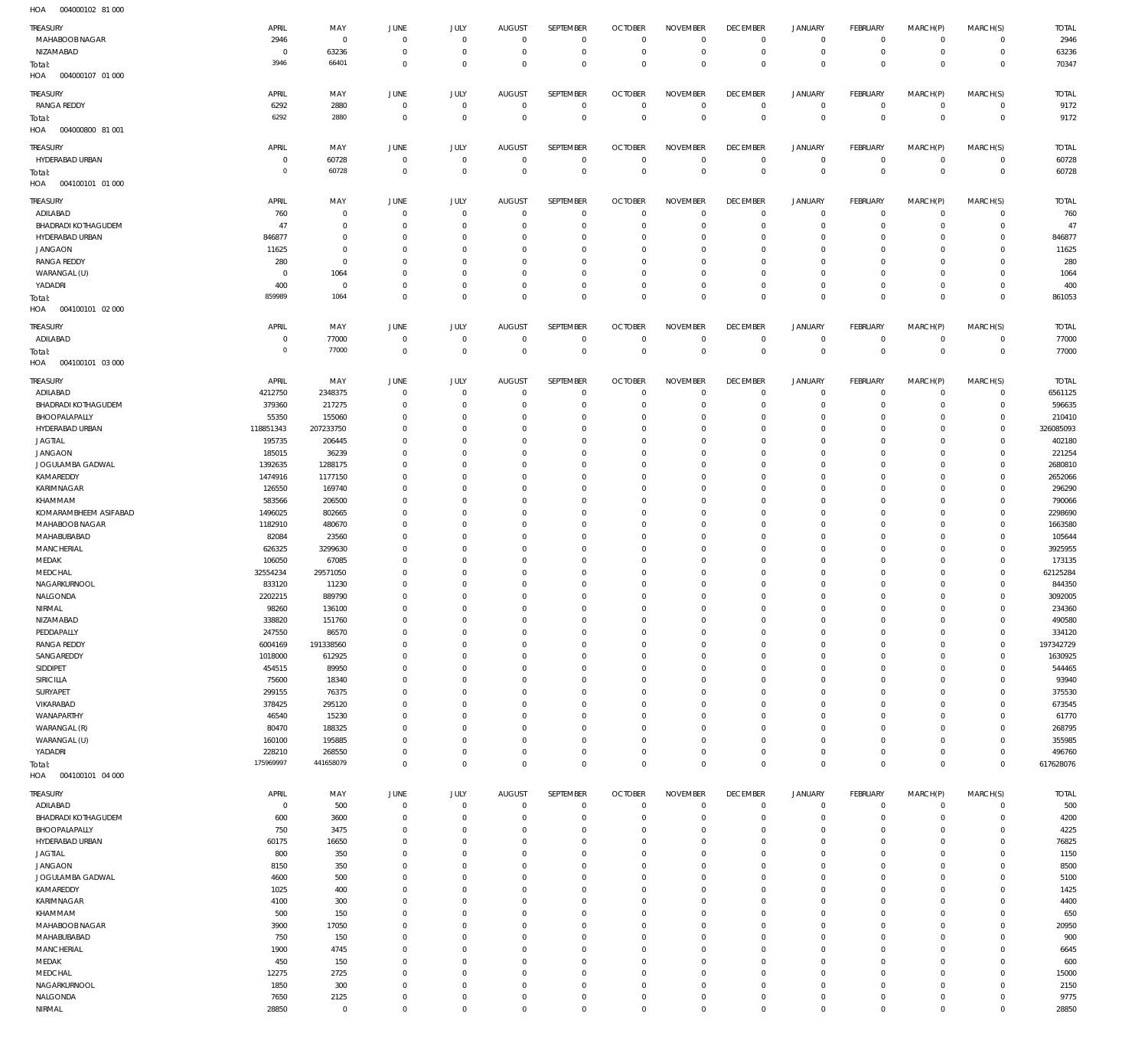HOA 004000102 81 000

| TREASURY | APRIL | MAY | JUNE | JULY | AUGUST | SEPTEMBER | OCTOBER | NOVEMBER | DECEMBER | JANUARY | FEBRUARY | MARCH(P) | MARCH(S) | TOTAL |
|---|---|---|---|---|---|---|---|---|---|---|---|---|---|---|
| MAHABOOBNAGAR | 2946 | 0 | 0 | 0 | 0 | 0 | 0 | 0 | 0 | 0 | 0 | 0 | 0 | 2946 |
| NIZAMABAD | 0 | 63236 | 0 | 0 | 0 | 0 | 0 | 0 | 0 | 0 | 0 | 0 | 0 | 63236 |
| Total: | 3946 | 66401 | 0 | 0 | 0 | 0 | 0 | 0 | 0 | 0 | 0 | 0 | 0 | 70347 |

HOA 004000107 01 000

| TREASURY | APRIL | MAY | JUNE | JULY | AUGUST | SEPTEMBER | OCTOBER | NOVEMBER | DECEMBER | JANUARY | FEBRUARY | MARCH(P) | MARCH(S) | TOTAL |
|---|---|---|---|---|---|---|---|---|---|---|---|---|---|---|
| RANGA REDDY | 6292 | 2880 | 0 | 0 | 0 | 0 | 0 | 0 | 0 | 0 | 0 | 0 | 0 | 9172 |
| Total: | 6292 | 2880 | 0 | 0 | 0 | 0 | 0 | 0 | 0 | 0 | 0 | 0 | 0 | 9172 |

HOA 004000800 81 001

| TREASURY | APRIL | MAY | JUNE | JULY | AUGUST | SEPTEMBER | OCTOBER | NOVEMBER | DECEMBER | JANUARY | FEBRUARY | MARCH(P) | MARCH(S) | TOTAL |
|---|---|---|---|---|---|---|---|---|---|---|---|---|---|---|
| HYDERABAD URBAN | 0 | 60728 | 0 | 0 | 0 | 0 | 0 | 0 | 0 | 0 | 0 | 0 | 0 | 60728 |
| Total: | 0 | 60728 | 0 | 0 | 0 | 0 | 0 | 0 | 0 | 0 | 0 | 0 | 0 | 60728 |

HOA 004100101 01 000

| TREASURY | APRIL | MAY | JUNE | JULY | AUGUST | SEPTEMBER | OCTOBER | NOVEMBER | DECEMBER | JANUARY | FEBRUARY | MARCH(P) | MARCH(S) | TOTAL |
|---|---|---|---|---|---|---|---|---|---|---|---|---|---|---|
| ADILABAD | 760 | 0 | 0 | 0 | 0 | 0 | 0 | 0 | 0 | 0 | 0 | 0 | 0 | 760 |
| BHADRADI KOTHAGUDEM | 47 | 0 | 0 | 0 | 0 | 0 | 0 | 0 | 0 | 0 | 0 | 0 | 0 | 47 |
| HYDERABAD URBAN | 846877 | 0 | 0 | 0 | 0 | 0 | 0 | 0 | 0 | 0 | 0 | 0 | 0 | 846877 |
| JANGAON | 11625 | 0 | 0 | 0 | 0 | 0 | 0 | 0 | 0 | 0 | 0 | 0 | 0 | 11625 |
| RANGA REDDY | 280 | 0 | 0 | 0 | 0 | 0 | 0 | 0 | 0 | 0 | 0 | 0 | 0 | 280 |
| WARANGAL (U) | 0 | 1064 | 0 | 0 | 0 | 0 | 0 | 0 | 0 | 0 | 0 | 0 | 0 | 1064 |
| YADADRI | 400 | 0 | 0 | 0 | 0 | 0 | 0 | 0 | 0 | 0 | 0 | 0 | 0 | 400 |
| Total: | 859989 | 1064 | 0 | 0 | 0 | 0 | 0 | 0 | 0 | 0 | 0 | 0 | 0 | 861053 |

HOA 004100101 02 000

| TREASURY | APRIL | MAY | JUNE | JULY | AUGUST | SEPTEMBER | OCTOBER | NOVEMBER | DECEMBER | JANUARY | FEBRUARY | MARCH(P) | MARCH(S) | TOTAL |
|---|---|---|---|---|---|---|---|---|---|---|---|---|---|---|
| ADILABAD | 0 | 77000 | 0 | 0 | 0 | 0 | 0 | 0 | 0 | 0 | 0 | 0 | 0 | 77000 |
| Total: | 0 | 77000 | 0 | 0 | 0 | 0 | 0 | 0 | 0 | 0 | 0 | 0 | 0 | 77000 |

HOA 004100101 03 000

| TREASURY | APRIL | MAY | JUNE | JULY | AUGUST | SEPTEMBER | OCTOBER | NOVEMBER | DECEMBER | JANUARY | FEBRUARY | MARCH(P) | MARCH(S) | TOTAL |
|---|---|---|---|---|---|---|---|---|---|---|---|---|---|---|
| ADILABAD | 4212750 | 2348375 | 0 | 0 | 0 | 0 | 0 | 0 | 0 | 0 | 0 | 0 | 0 | 6561125 |
| BHADRADI KOTHAGUDEM | 379360 | 217275 | 0 | 0 | 0 | 0 | 0 | 0 | 0 | 0 | 0 | 0 | 0 | 596635 |
| BHOOPALAPALLY | 55350 | 155060 | 0 | 0 | 0 | 0 | 0 | 0 | 0 | 0 | 0 | 0 | 0 | 210410 |
| HYDERABAD URBAN | 118851343 | 207233750 | 0 | 0 | 0 | 0 | 0 | 0 | 0 | 0 | 0 | 0 | 0 | 326085093 |
| JAGTIAL | 195735 | 206445 | 0 | 0 | 0 | 0 | 0 | 0 | 0 | 0 | 0 | 0 | 0 | 402180 |
| JANGAON | 185015 | 36239 | 0 | 0 | 0 | 0 | 0 | 0 | 0 | 0 | 0 | 0 | 0 | 221254 |
| JOGULAMBA GADWAL | 1392635 | 1288175 | 0 | 0 | 0 | 0 | 0 | 0 | 0 | 0 | 0 | 0 | 0 | 2680810 |
| KAMAREDDY | 1474916 | 1177150 | 0 | 0 | 0 | 0 | 0 | 0 | 0 | 0 | 0 | 0 | 0 | 2652066 |
| KARIMNAGAR | 126550 | 169740 | 0 | 0 | 0 | 0 | 0 | 0 | 0 | 0 | 0 | 0 | 0 | 296290 |
| KHAMMAM | 583566 | 206500 | 0 | 0 | 0 | 0 | 0 | 0 | 0 | 0 | 0 | 0 | 0 | 790066 |
| KOMARAMBHEEM ASIFABAD | 1496025 | 802665 | 0 | 0 | 0 | 0 | 0 | 0 | 0 | 0 | 0 | 0 | 0 | 2298690 |
| MAHABOOBNAGAR | 1182910 | 480670 | 0 | 0 | 0 | 0 | 0 | 0 | 0 | 0 | 0 | 0 | 0 | 1663580 |
| MAHABUBABAD | 82084 | 23560 | 0 | 0 | 0 | 0 | 0 | 0 | 0 | 0 | 0 | 0 | 0 | 105644 |
| MANCHERIAL | 626325 | 3299630 | 0 | 0 | 0 | 0 | 0 | 0 | 0 | 0 | 0 | 0 | 0 | 3925955 |
| MEDAK | 106050 | 67085 | 0 | 0 | 0 | 0 | 0 | 0 | 0 | 0 | 0 | 0 | 0 | 173135 |
| MEDCHAL | 32554234 | 29571050 | 0 | 0 | 0 | 0 | 0 | 0 | 0 | 0 | 0 | 0 | 0 | 62125284 |
| NAGARKURNOOL | 833120 | 11230 | 0 | 0 | 0 | 0 | 0 | 0 | 0 | 0 | 0 | 0 | 0 | 844350 |
| NALGONDA | 2202215 | 889790 | 0 | 0 | 0 | 0 | 0 | 0 | 0 | 0 | 0 | 0 | 0 | 3092005 |
| NIRMAL | 98260 | 136100 | 0 | 0 | 0 | 0 | 0 | 0 | 0 | 0 | 0 | 0 | 0 | 234360 |
| NIZAMABAD | 338820 | 151760 | 0 | 0 | 0 | 0 | 0 | 0 | 0 | 0 | 0 | 0 | 0 | 490580 |
| PEDDAPALLY | 247550 | 86570 | 0 | 0 | 0 | 0 | 0 | 0 | 0 | 0 | 0 | 0 | 0 | 334120 |
| RANGA REDDY | 6004169 | 191338560 | 0 | 0 | 0 | 0 | 0 | 0 | 0 | 0 | 0 | 0 | 0 | 197342729 |
| SANGAREDDY | 1018000 | 612925 | 0 | 0 | 0 | 0 | 0 | 0 | 0 | 0 | 0 | 0 | 0 | 1630925 |
| SIDDIPET | 454515 | 89950 | 0 | 0 | 0 | 0 | 0 | 0 | 0 | 0 | 0 | 0 | 0 | 544465 |
| SIRICILLA | 75600 | 18340 | 0 | 0 | 0 | 0 | 0 | 0 | 0 | 0 | 0 | 0 | 0 | 93940 |
| SURYAPET | 299155 | 76375 | 0 | 0 | 0 | 0 | 0 | 0 | 0 | 0 | 0 | 0 | 0 | 375530 |
| VIKARABAD | 378425 | 295120 | 0 | 0 | 0 | 0 | 0 | 0 | 0 | 0 | 0 | 0 | 0 | 673545 |
| WANAPARTHY | 46540 | 15230 | 0 | 0 | 0 | 0 | 0 | 0 | 0 | 0 | 0 | 0 | 0 | 61770 |
| WARANGAL (R) | 80470 | 188325 | 0 | 0 | 0 | 0 | 0 | 0 | 0 | 0 | 0 | 0 | 0 | 268795 |
| WARANGAL (U) | 160100 | 195885 | 0 | 0 | 0 | 0 | 0 | 0 | 0 | 0 | 0 | 0 | 0 | 355985 |
| YADADRI | 228210 | 268550 | 0 | 0 | 0 | 0 | 0 | 0 | 0 | 0 | 0 | 0 | 0 | 496760 |
| Total: | 175969997 | 441658079 | 0 | 0 | 0 | 0 | 0 | 0 | 0 | 0 | 0 | 0 | 0 | 617628076 |

HOA 004100101 04 000

| TREASURY | APRIL | MAY | JUNE | JULY | AUGUST | SEPTEMBER | OCTOBER | NOVEMBER | DECEMBER | JANUARY | FEBRUARY | MARCH(P) | MARCH(S) | TOTAL |
|---|---|---|---|---|---|---|---|---|---|---|---|---|---|---|
| ADILABAD | 0 | 500 | 0 | 0 | 0 | 0 | 0 | 0 | 0 | 0 | 0 | 0 | 0 | 500 |
| BHADRADI KOTHAGUDEM | 600 | 3600 | 0 | 0 | 0 | 0 | 0 | 0 | 0 | 0 | 0 | 0 | 0 | 4200 |
| BHOOPALAPALLY | 750 | 3475 | 0 | 0 | 0 | 0 | 0 | 0 | 0 | 0 | 0 | 0 | 0 | 4225 |
| HYDERABAD URBAN | 60175 | 16650 | 0 | 0 | 0 | 0 | 0 | 0 | 0 | 0 | 0 | 0 | 0 | 76825 |
| JAGTIAL | 800 | 350 | 0 | 0 | 0 | 0 | 0 | 0 | 0 | 0 | 0 | 0 | 0 | 1150 |
| JANGAON | 8150 | 350 | 0 | 0 | 0 | 0 | 0 | 0 | 0 | 0 | 0 | 0 | 0 | 8500 |
| JOGULAMBA GADWAL | 4600 | 500 | 0 | 0 | 0 | 0 | 0 | 0 | 0 | 0 | 0 | 0 | 0 | 5100 |
| KAMAREDDY | 1025 | 400 | 0 | 0 | 0 | 0 | 0 | 0 | 0 | 0 | 0 | 0 | 0 | 1425 |
| KARIMNAGAR | 4100 | 300 | 0 | 0 | 0 | 0 | 0 | 0 | 0 | 0 | 0 | 0 | 0 | 4400 |
| KHAMMAM | 500 | 150 | 0 | 0 | 0 | 0 | 0 | 0 | 0 | 0 | 0 | 0 | 0 | 650 |
| MAHABOOBNAGAR | 3900 | 17050 | 0 | 0 | 0 | 0 | 0 | 0 | 0 | 0 | 0 | 0 | 0 | 20950 |
| MAHABUBABAD | 750 | 150 | 0 | 0 | 0 | 0 | 0 | 0 | 0 | 0 | 0 | 0 | 0 | 900 |
| MANCHERIAL | 1900 | 4745 | 0 | 0 | 0 | 0 | 0 | 0 | 0 | 0 | 0 | 0 | 0 | 6645 |
| MEDAK | 450 | 150 | 0 | 0 | 0 | 0 | 0 | 0 | 0 | 0 | 0 | 0 | 0 | 600 |
| MEDCHAL | 12275 | 2725 | 0 | 0 | 0 | 0 | 0 | 0 | 0 | 0 | 0 | 0 | 0 | 15000 |
| NAGARKURNOOL | 1850 | 300 | 0 | 0 | 0 | 0 | 0 | 0 | 0 | 0 | 0 | 0 | 0 | 2150 |
| NALGONDA | 7650 | 2125 | 0 | 0 | 0 | 0 | 0 | 0 | 0 | 0 | 0 | 0 | 0 | 9775 |
| NIRMAL | 28850 | 0 | 0 | 0 | 0 | 0 | 0 | 0 | 0 | 0 | 0 | 0 | 0 | 28850 |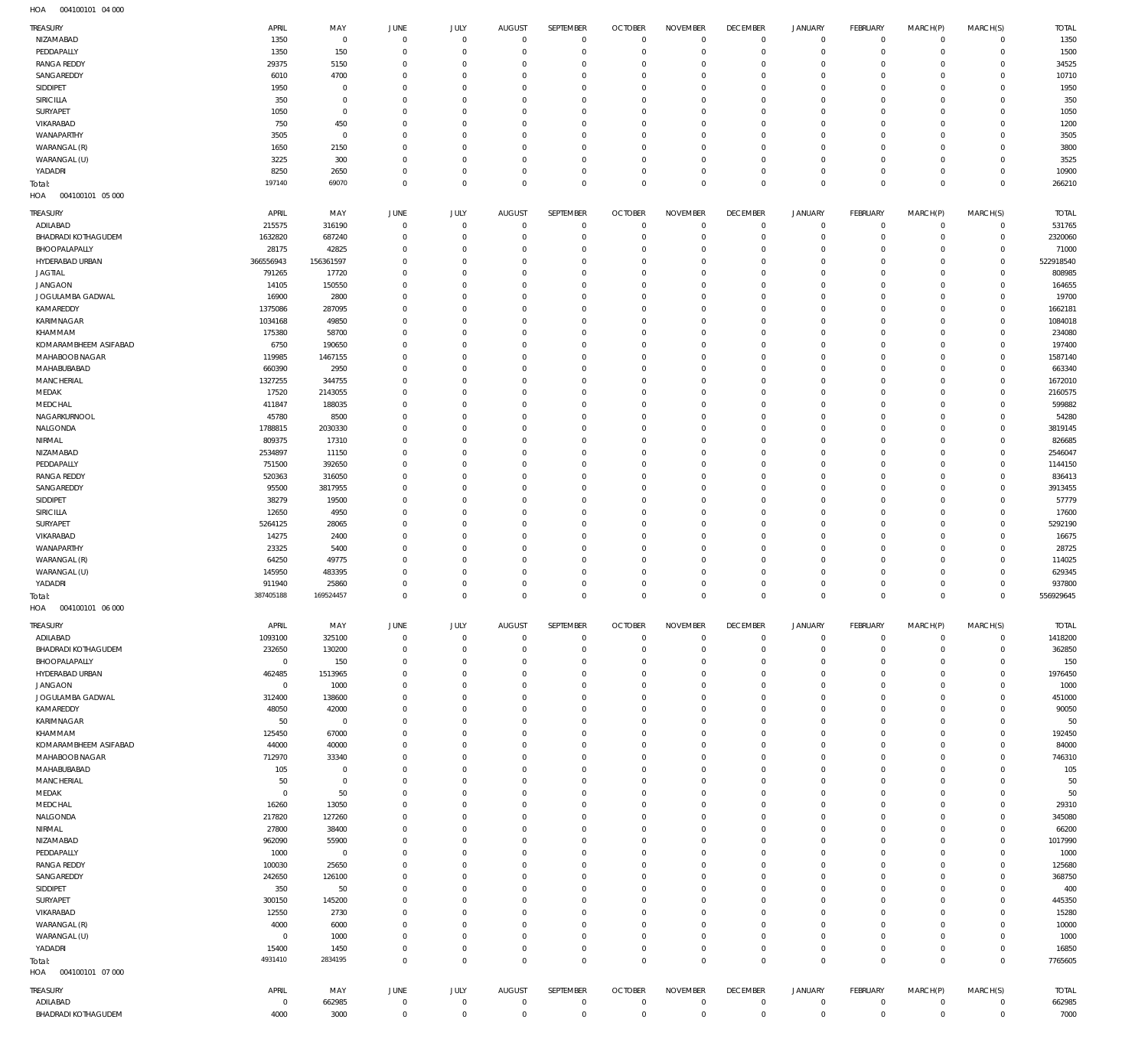HOA 004100101 04 000

| TREASURY | APRIL | MAY | JUNE | JULY | AUGUST | SEPTEMBER | OCTOBER | NOVEMBER | DECEMBER | JANUARY | FEBRUARY | MARCH(P) | MARCH(S) | TOTAL |
|---|---|---|---|---|---|---|---|---|---|---|---|---|---|---|
| NIZAMABAD | 1350 | 0 | 0 | 0 | 0 | 0 | 0 | 0 | 0 | 0 | 0 | 0 | 0 | 1350 |
| PEDDAPALLY | 1350 | 150 | 0 | 0 | 0 | 0 | 0 | 0 | 0 | 0 | 0 | 0 | 0 | 1500 |
| RANGA REDDY | 29375 | 5150 | 0 | 0 | 0 | 0 | 0 | 0 | 0 | 0 | 0 | 0 | 0 | 34525 |
| SANGAREDDY | 6010 | 4700 | 0 | 0 | 0 | 0 | 0 | 0 | 0 | 0 | 0 | 0 | 0 | 10710 |
| SIDDIPET | 1950 | 0 | 0 | 0 | 0 | 0 | 0 | 0 | 0 | 0 | 0 | 0 | 0 | 1950 |
| SIRICILLA | 350 | 0 | 0 | 0 | 0 | 0 | 0 | 0 | 0 | 0 | 0 | 0 | 0 | 350 |
| SURYAPET | 1050 | 0 | 0 | 0 | 0 | 0 | 0 | 0 | 0 | 0 | 0 | 0 | 0 | 1050 |
| VIKARABAD | 750 | 450 | 0 | 0 | 0 | 0 | 0 | 0 | 0 | 0 | 0 | 0 | 0 | 1200 |
| WANAPARTHY | 3505 | 0 | 0 | 0 | 0 | 0 | 0 | 0 | 0 | 0 | 0 | 0 | 0 | 3505 |
| WARANGAL (R) | 1650 | 2150 | 0 | 0 | 0 | 0 | 0 | 0 | 0 | 0 | 0 | 0 | 0 | 3800 |
| WARANGAL (U) | 3225 | 300 | 0 | 0 | 0 | 0 | 0 | 0 | 0 | 0 | 0 | 0 | 0 | 3525 |
| YADADRI | 8250 | 2650 | 0 | 0 | 0 | 0 | 0 | 0 | 0 | 0 | 0 | 0 | 0 | 10900 |
| Total: | 197140 | 69070 | 0 | 0 | 0 | 0 | 0 | 0 | 0 | 0 | 0 | 0 | 0 | 266210 |

HOA 004100101 05 000

| TREASURY | APRIL | MAY | JUNE | JULY | AUGUST | SEPTEMBER | OCTOBER | NOVEMBER | DECEMBER | JANUARY | FEBRUARY | MARCH(P) | MARCH(S) | TOTAL |
|---|---|---|---|---|---|---|---|---|---|---|---|---|---|---|
| ADILABAD | 215575 | 316190 | 0 | 0 | 0 | 0 | 0 | 0 | 0 | 0 | 0 | 0 | 0 | 531765 |
| BHADRADI KOTHAGUDEM | 1632820 | 687240 | 0 | 0 | 0 | 0 | 0 | 0 | 0 | 0 | 0 | 0 | 0 | 2320060 |
| BHOOPALAPALLY | 28175 | 42825 | 0 | 0 | 0 | 0 | 0 | 0 | 0 | 0 | 0 | 0 | 0 | 71000 |
| HYDERABAD URBAN | 366556943 | 156361597 | 0 | 0 | 0 | 0 | 0 | 0 | 0 | 0 | 0 | 0 | 0 | 522918540 |
| JAGTIAL | 791265 | 17720 | 0 | 0 | 0 | 0 | 0 | 0 | 0 | 0 | 0 | 0 | 0 | 808985 |
| JANGAON | 14105 | 150550 | 0 | 0 | 0 | 0 | 0 | 0 | 0 | 0 | 0 | 0 | 0 | 164655 |
| JOGULAMBA GADWAL | 16900 | 2800 | 0 | 0 | 0 | 0 | 0 | 0 | 0 | 0 | 0 | 0 | 0 | 19700 |
| KAMAREDDY | 1375086 | 287095 | 0 | 0 | 0 | 0 | 0 | 0 | 0 | 0 | 0 | 0 | 0 | 1662181 |
| KARIMNAGAR | 1034168 | 49850 | 0 | 0 | 0 | 0 | 0 | 0 | 0 | 0 | 0 | 0 | 0 | 1084018 |
| KHAMMAM | 175380 | 58700 | 0 | 0 | 0 | 0 | 0 | 0 | 0 | 0 | 0 | 0 | 0 | 234080 |
| KOMARAMBHEEM ASIFABAD | 6750 | 190650 | 0 | 0 | 0 | 0 | 0 | 0 | 0 | 0 | 0 | 0 | 0 | 197400 |
| MAHABOOBNAGAR | 119985 | 1467155 | 0 | 0 | 0 | 0 | 0 | 0 | 0 | 0 | 0 | 0 | 0 | 1587140 |
| MAHABUBABAD | 660390 | 2950 | 0 | 0 | 0 | 0 | 0 | 0 | 0 | 0 | 0 | 0 | 0 | 663340 |
| MANCHERIAL | 1327255 | 344755 | 0 | 0 | 0 | 0 | 0 | 0 | 0 | 0 | 0 | 0 | 0 | 1672010 |
| MEDAK | 17520 | 2143055 | 0 | 0 | 0 | 0 | 0 | 0 | 0 | 0 | 0 | 0 | 0 | 2160575 |
| MEDCHAL | 411847 | 188035 | 0 | 0 | 0 | 0 | 0 | 0 | 0 | 0 | 0 | 0 | 0 | 599882 |
| NAGARKURNOOL | 45780 | 8500 | 0 | 0 | 0 | 0 | 0 | 0 | 0 | 0 | 0 | 0 | 0 | 54280 |
| NALGONDA | 1788815 | 2030330 | 0 | 0 | 0 | 0 | 0 | 0 | 0 | 0 | 0 | 0 | 0 | 3819145 |
| NIRMAL | 809375 | 17310 | 0 | 0 | 0 | 0 | 0 | 0 | 0 | 0 | 0 | 0 | 0 | 826685 |
| NIZAMABAD | 2534897 | 11150 | 0 | 0 | 0 | 0 | 0 | 0 | 0 | 0 | 0 | 0 | 0 | 2546047 |
| PEDDAPALLY | 751500 | 392650 | 0 | 0 | 0 | 0 | 0 | 0 | 0 | 0 | 0 | 0 | 0 | 1144150 |
| RANGA REDDY | 520363 | 316050 | 0 | 0 | 0 | 0 | 0 | 0 | 0 | 0 | 0 | 0 | 0 | 836413 |
| SANGAREDDY | 95500 | 3817955 | 0 | 0 | 0 | 0 | 0 | 0 | 0 | 0 | 0 | 0 | 0 | 3913455 |
| SIDDIPET | 38279 | 19500 | 0 | 0 | 0 | 0 | 0 | 0 | 0 | 0 | 0 | 0 | 0 | 57779 |
| SIRICILLA | 12650 | 4950 | 0 | 0 | 0 | 0 | 0 | 0 | 0 | 0 | 0 | 0 | 0 | 17600 |
| SURYAPET | 5264125 | 28065 | 0 | 0 | 0 | 0 | 0 | 0 | 0 | 0 | 0 | 0 | 0 | 5292190 |
| VIKARABAD | 14275 | 2400 | 0 | 0 | 0 | 0 | 0 | 0 | 0 | 0 | 0 | 0 | 0 | 16675 |
| WANAPARTHY | 23325 | 5400 | 0 | 0 | 0 | 0 | 0 | 0 | 0 | 0 | 0 | 0 | 0 | 28725 |
| WARANGAL (R) | 64250 | 49775 | 0 | 0 | 0 | 0 | 0 | 0 | 0 | 0 | 0 | 0 | 0 | 114025 |
| WARANGAL (U) | 145950 | 483395 | 0 | 0 | 0 | 0 | 0 | 0 | 0 | 0 | 0 | 0 | 0 | 629345 |
| YADADRI | 911940 | 25860 | 0 | 0 | 0 | 0 | 0 | 0 | 0 | 0 | 0 | 0 | 0 | 937800 |
| Total: | 387405188 | 169524457 | 0 | 0 | 0 | 0 | 0 | 0 | 0 | 0 | 0 | 0 | 0 | 556929645 |

HOA 004100101 06 000

| TREASURY | APRIL | MAY | JUNE | JULY | AUGUST | SEPTEMBER | OCTOBER | NOVEMBER | DECEMBER | JANUARY | FEBRUARY | MARCH(P) | MARCH(S) | TOTAL |
|---|---|---|---|---|---|---|---|---|---|---|---|---|---|---|
| ADILABAD | 1093100 | 325100 | 0 | 0 | 0 | 0 | 0 | 0 | 0 | 0 | 0 | 0 | 0 | 1418200 |
| BHADRADI KOTHAGUDEM | 232650 | 130200 | 0 | 0 | 0 | 0 | 0 | 0 | 0 | 0 | 0 | 0 | 0 | 362850 |
| BHOOPALAPALLY | 0 | 150 | 0 | 0 | 0 | 0 | 0 | 0 | 0 | 0 | 0 | 0 | 0 | 150 |
| HYDERABAD URBAN | 462485 | 1513965 | 0 | 0 | 0 | 0 | 0 | 0 | 0 | 0 | 0 | 0 | 0 | 1976450 |
| JANGAON | 0 | 1000 | 0 | 0 | 0 | 0 | 0 | 0 | 0 | 0 | 0 | 0 | 0 | 1000 |
| JOGULAMBA GADWAL | 312400 | 138600 | 0 | 0 | 0 | 0 | 0 | 0 | 0 | 0 | 0 | 0 | 0 | 451000 |
| KAMAREDDY | 48050 | 42000 | 0 | 0 | 0 | 0 | 0 | 0 | 0 | 0 | 0 | 0 | 0 | 90050 |
| KARIMNAGAR | 50 | 0 | 0 | 0 | 0 | 0 | 0 | 0 | 0 | 0 | 0 | 0 | 0 | 50 |
| KHAMMAM | 125450 | 67000 | 0 | 0 | 0 | 0 | 0 | 0 | 0 | 0 | 0 | 0 | 0 | 192450 |
| KOMARAMBHEEM ASIFABAD | 44000 | 40000 | 0 | 0 | 0 | 0 | 0 | 0 | 0 | 0 | 0 | 0 | 0 | 84000 |
| MAHABOOBNAGAR | 712970 | 33340 | 0 | 0 | 0 | 0 | 0 | 0 | 0 | 0 | 0 | 0 | 0 | 746310 |
| MAHABUBABAD | 105 | 0 | 0 | 0 | 0 | 0 | 0 | 0 | 0 | 0 | 0 | 0 | 0 | 105 |
| MANCHERIAL | 50 | 0 | 0 | 0 | 0 | 0 | 0 | 0 | 0 | 0 | 0 | 0 | 0 | 50 |
| MEDAK | 0 | 50 | 0 | 0 | 0 | 0 | 0 | 0 | 0 | 0 | 0 | 0 | 0 | 50 |
| MEDCHAL | 16260 | 13050 | 0 | 0 | 0 | 0 | 0 | 0 | 0 | 0 | 0 | 0 | 0 | 29310 |
| NALGONDA | 217820 | 127260 | 0 | 0 | 0 | 0 | 0 | 0 | 0 | 0 | 0 | 0 | 0 | 345080 |
| NIRMAL | 27800 | 38400 | 0 | 0 | 0 | 0 | 0 | 0 | 0 | 0 | 0 | 0 | 0 | 66200 |
| NIZAMABAD | 962090 | 55900 | 0 | 0 | 0 | 0 | 0 | 0 | 0 | 0 | 0 | 0 | 0 | 1017990 |
| PEDDAPALLY | 1000 | 0 | 0 | 0 | 0 | 0 | 0 | 0 | 0 | 0 | 0 | 0 | 0 | 1000 |
| RANGA REDDY | 100030 | 25650 | 0 | 0 | 0 | 0 | 0 | 0 | 0 | 0 | 0 | 0 | 0 | 125680 |
| SANGAREDDY | 242650 | 126100 | 0 | 0 | 0 | 0 | 0 | 0 | 0 | 0 | 0 | 0 | 0 | 368750 |
| SIDDIPET | 350 | 50 | 0 | 0 | 0 | 0 | 0 | 0 | 0 | 0 | 0 | 0 | 0 | 400 |
| SURYAPET | 300150 | 145200 | 0 | 0 | 0 | 0 | 0 | 0 | 0 | 0 | 0 | 0 | 0 | 445350 |
| VIKARABAD | 12550 | 2730 | 0 | 0 | 0 | 0 | 0 | 0 | 0 | 0 | 0 | 0 | 0 | 15280 |
| WARANGAL (R) | 4000 | 6000 | 0 | 0 | 0 | 0 | 0 | 0 | 0 | 0 | 0 | 0 | 0 | 10000 |
| WARANGAL (U) | 0 | 1000 | 0 | 0 | 0 | 0 | 0 | 0 | 0 | 0 | 0 | 0 | 0 | 1000 |
| YADADRI | 15400 | 1450 | 0 | 0 | 0 | 0 | 0 | 0 | 0 | 0 | 0 | 0 | 0 | 16850 |
| Total: | 4931410 | 2834195 | 0 | 0 | 0 | 0 | 0 | 0 | 0 | 0 | 0 | 0 | 0 | 7765605 |

HOA 004100101 07 000

| TREASURY | APRIL | MAY | JUNE | JULY | AUGUST | SEPTEMBER | OCTOBER | NOVEMBER | DECEMBER | JANUARY | FEBRUARY | MARCH(P) | MARCH(S) | TOTAL |
|---|---|---|---|---|---|---|---|---|---|---|---|---|---|---|
| ADILABAD | 0 | 662985 | 0 | 0 | 0 | 0 | 0 | 0 | 0 | 0 | 0 | 0 | 0 | 662985 |
| BHADRADI KOTHAGUDEM | 4000 | 3000 | 0 | 0 | 0 | 0 | 0 | 0 | 0 | 0 | 0 | 0 | 0 | 7000 |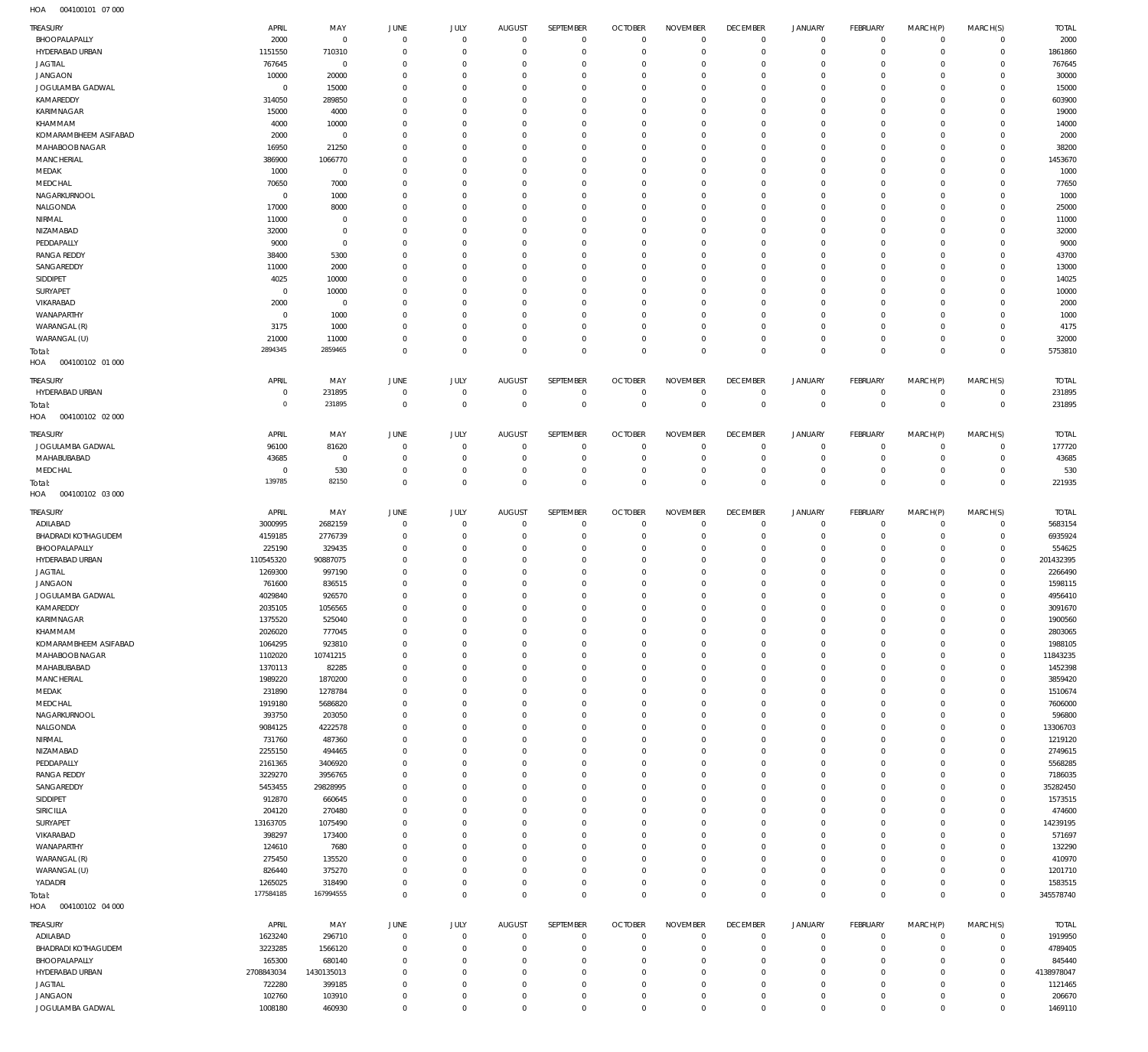HOA 004100101 07 000

| TREASURY | APRIL | MAY | JUNE | JULY | AUGUST | SEPTEMBER | OCTOBER | NOVEMBER | DECEMBER | JANUARY | FEBRUARY | MARCH(P) | MARCH(S) | TOTAL |
|---|---|---|---|---|---|---|---|---|---|---|---|---|---|---|
| BHOOPALAPALLY | 2000 | 0 | 0 | 0 | 0 | 0 | 0 | 0 | 0 | 0 | 0 | 0 | 0 | 2000 |
| HYDERABAD URBAN | 1151550 | 710310 | 0 | 0 | 0 | 0 | 0 | 0 | 0 | 0 | 0 | 0 | 0 | 1861860 |
| JAGTIAL | 767645 | 0 | 0 | 0 | 0 | 0 | 0 | 0 | 0 | 0 | 0 | 0 | 0 | 767645 |
| JANGAON | 10000 | 20000 | 0 | 0 | 0 | 0 | 0 | 0 | 0 | 0 | 0 | 0 | 0 | 30000 |
| JOGULAMBA GADWAL | 0 | 15000 | 0 | 0 | 0 | 0 | 0 | 0 | 0 | 0 | 0 | 0 | 0 | 15000 |
| KAMAREDDY | 314050 | 289850 | 0 | 0 | 0 | 0 | 0 | 0 | 0 | 0 | 0 | 0 | 0 | 603900 |
| KARIMNAGAR | 15000 | 4000 | 0 | 0 | 0 | 0 | 0 | 0 | 0 | 0 | 0 | 0 | 0 | 19000 |
| KHAMMAM | 4000 | 10000 | 0 | 0 | 0 | 0 | 0 | 0 | 0 | 0 | 0 | 0 | 0 | 14000 |
| KOMARAMBHEEM ASIFABAD | 2000 | 0 | 0 | 0 | 0 | 0 | 0 | 0 | 0 | 0 | 0 | 0 | 0 | 2000 |
| MAHABOOBNAGAR | 16950 | 21250 | 0 | 0 | 0 | 0 | 0 | 0 | 0 | 0 | 0 | 0 | 0 | 38200 |
| MANCHERIAL | 386900 | 1066770 | 0 | 0 | 0 | 0 | 0 | 0 | 0 | 0 | 0 | 0 | 0 | 1453670 |
| MEDAK | 1000 | 0 | 0 | 0 | 0 | 0 | 0 | 0 | 0 | 0 | 0 | 0 | 0 | 1000 |
| MEDCHAL | 70650 | 7000 | 0 | 0 | 0 | 0 | 0 | 0 | 0 | 0 | 0 | 0 | 0 | 77650 |
| NAGARKURNOOL | 0 | 1000 | 0 | 0 | 0 | 0 | 0 | 0 | 0 | 0 | 0 | 0 | 0 | 1000 |
| NALGONDA | 17000 | 8000 | 0 | 0 | 0 | 0 | 0 | 0 | 0 | 0 | 0 | 0 | 0 | 25000 |
| NIRMAL | 11000 | 0 | 0 | 0 | 0 | 0 | 0 | 0 | 0 | 0 | 0 | 0 | 0 | 11000 |
| NIZAMABAD | 32000 | 0 | 0 | 0 | 0 | 0 | 0 | 0 | 0 | 0 | 0 | 0 | 0 | 32000 |
| PEDDAPALLY | 9000 | 0 | 0 | 0 | 0 | 0 | 0 | 0 | 0 | 0 | 0 | 0 | 0 | 9000 |
| RANGA REDDY | 38400 | 5300 | 0 | 0 | 0 | 0 | 0 | 0 | 0 | 0 | 0 | 0 | 0 | 43700 |
| SANGAREDDY | 11000 | 2000 | 0 | 0 | 0 | 0 | 0 | 0 | 0 | 0 | 0 | 0 | 0 | 13000 |
| SIDDIPET | 4025 | 10000 | 0 | 0 | 0 | 0 | 0 | 0 | 0 | 0 | 0 | 0 | 0 | 14025 |
| SURYAPET | 0 | 10000 | 0 | 0 | 0 | 0 | 0 | 0 | 0 | 0 | 0 | 0 | 0 | 10000 |
| VIKARABAD | 2000 | 0 | 0 | 0 | 0 | 0 | 0 | 0 | 0 | 0 | 0 | 0 | 0 | 2000 |
| WANAPARTHY | 0 | 1000 | 0 | 0 | 0 | 0 | 0 | 0 | 0 | 0 | 0 | 0 | 0 | 1000 |
| WARANGAL (R) | 3175 | 1000 | 0 | 0 | 0 | 0 | 0 | 0 | 0 | 0 | 0 | 0 | 0 | 4175 |
| WARANGAL (U) | 21000 | 11000 | 0 | 0 | 0 | 0 | 0 | 0 | 0 | 0 | 0 | 0 | 0 | 32000 |
| Total: | 2894345 | 2859465 | 0 | 0 | 0 | 0 | 0 | 0 | 0 | 0 | 0 | 0 | 0 | 5753810 |

HOA 004100102 01 000

| TREASURY | APRIL | MAY | JUNE | JULY | AUGUST | SEPTEMBER | OCTOBER | NOVEMBER | DECEMBER | JANUARY | FEBRUARY | MARCH(P) | MARCH(S) | TOTAL |
|---|---|---|---|---|---|---|---|---|---|---|---|---|---|---|
| HYDERABAD URBAN | 0 | 231895 | 0 | 0 | 0 | 0 | 0 | 0 | 0 | 0 | 0 | 0 | 0 | 231895 |
| Total: | 0 | 231895 | 0 | 0 | 0 | 0 | 0 | 0 | 0 | 0 | 0 | 0 | 0 | 231895 |

HOA 004100102 02 000

| TREASURY | APRIL | MAY | JUNE | JULY | AUGUST | SEPTEMBER | OCTOBER | NOVEMBER | DECEMBER | JANUARY | FEBRUARY | MARCH(P) | MARCH(S) | TOTAL |
|---|---|---|---|---|---|---|---|---|---|---|---|---|---|---|
| JOGULAMBA GADWAL | 96100 | 81620 | 0 | 0 | 0 | 0 | 0 | 0 | 0 | 0 | 0 | 0 | 0 | 177720 |
| MAHABUBABAD | 43685 | 0 | 0 | 0 | 0 | 0 | 0 | 0 | 0 | 0 | 0 | 0 | 0 | 43685 |
| MEDCHAL | 0 | 530 | 0 | 0 | 0 | 0 | 0 | 0 | 0 | 0 | 0 | 0 | 0 | 530 |
| Total: | 139785 | 82150 | 0 | 0 | 0 | 0 | 0 | 0 | 0 | 0 | 0 | 0 | 0 | 221935 |

HOA 004100102 03 000

| TREASURY | APRIL | MAY | JUNE | JULY | AUGUST | SEPTEMBER | OCTOBER | NOVEMBER | DECEMBER | JANUARY | FEBRUARY | MARCH(P) | MARCH(S) | TOTAL |
|---|---|---|---|---|---|---|---|---|---|---|---|---|---|---|
| ADILABAD | 3000995 | 2682159 | 0 | 0 | 0 | 0 | 0 | 0 | 0 | 0 | 0 | 0 | 0 | 5683154 |
| BHADRADI KOTHAGUDEM | 4159185 | 2776739 | 0 | 0 | 0 | 0 | 0 | 0 | 0 | 0 | 0 | 0 | 0 | 6935924 |
| BHOOPALAPALLY | 225190 | 329435 | 0 | 0 | 0 | 0 | 0 | 0 | 0 | 0 | 0 | 0 | 0 | 554625 |
| HYDERABAD URBAN | 110545320 | 90887075 | 0 | 0 | 0 | 0 | 0 | 0 | 0 | 0 | 0 | 0 | 0 | 201432395 |
| JAGTIAL | 1269300 | 997190 | 0 | 0 | 0 | 0 | 0 | 0 | 0 | 0 | 0 | 0 | 0 | 2266490 |
| JANGAON | 761600 | 836515 | 0 | 0 | 0 | 0 | 0 | 0 | 0 | 0 | 0 | 0 | 0 | 1598115 |
| JOGULAMBA GADWAL | 4029840 | 926570 | 0 | 0 | 0 | 0 | 0 | 0 | 0 | 0 | 0 | 0 | 0 | 4956410 |
| KAMAREDDY | 2035105 | 1056565 | 0 | 0 | 0 | 0 | 0 | 0 | 0 | 0 | 0 | 0 | 0 | 3091670 |
| KARIMNAGAR | 1375520 | 525040 | 0 | 0 | 0 | 0 | 0 | 0 | 0 | 0 | 0 | 0 | 0 | 1900560 |
| KHAMMAM | 2026020 | 777045 | 0 | 0 | 0 | 0 | 0 | 0 | 0 | 0 | 0 | 0 | 0 | 2803065 |
| KOMARAMBHEEM ASIFABAD | 1064295 | 923810 | 0 | 0 | 0 | 0 | 0 | 0 | 0 | 0 | 0 | 0 | 0 | 1988105 |
| MAHABOOBNAGAR | 1102020 | 10741215 | 0 | 0 | 0 | 0 | 0 | 0 | 0 | 0 | 0 | 0 | 0 | 11843235 |
| MAHABUBABAD | 1370113 | 82285 | 0 | 0 | 0 | 0 | 0 | 0 | 0 | 0 | 0 | 0 | 0 | 1452398 |
| MANCHERIAL | 1989220 | 1870200 | 0 | 0 | 0 | 0 | 0 | 0 | 0 | 0 | 0 | 0 | 0 | 3859420 |
| MEDAK | 231890 | 1278784 | 0 | 0 | 0 | 0 | 0 | 0 | 0 | 0 | 0 | 0 | 0 | 1510674 |
| MEDCHAL | 1919180 | 5686820 | 0 | 0 | 0 | 0 | 0 | 0 | 0 | 0 | 0 | 0 | 0 | 7606000 |
| NAGARKURNOOL | 393750 | 203050 | 0 | 0 | 0 | 0 | 0 | 0 | 0 | 0 | 0 | 0 | 0 | 596800 |
| NALGONDA | 9084125 | 4222578 | 0 | 0 | 0 | 0 | 0 | 0 | 0 | 0 | 0 | 0 | 0 | 13306703 |
| NIRMAL | 731760 | 487360 | 0 | 0 | 0 | 0 | 0 | 0 | 0 | 0 | 0 | 0 | 0 | 1219120 |
| NIZAMABAD | 2255150 | 494465 | 0 | 0 | 0 | 0 | 0 | 0 | 0 | 0 | 0 | 0 | 0 | 2749615 |
| PEDDAPALLY | 2161365 | 3406920 | 0 | 0 | 0 | 0 | 0 | 0 | 0 | 0 | 0 | 0 | 0 | 5568285 |
| RANGA REDDY | 3229270 | 3956765 | 0 | 0 | 0 | 0 | 0 | 0 | 0 | 0 | 0 | 0 | 0 | 7186035 |
| SANGAREDDY | 5453455 | 29828995 | 0 | 0 | 0 | 0 | 0 | 0 | 0 | 0 | 0 | 0 | 0 | 35282450 |
| SIDDIPET | 912870 | 660645 | 0 | 0 | 0 | 0 | 0 | 0 | 0 | 0 | 0 | 0 | 0 | 1573515 |
| SIRICILLA | 204120 | 270480 | 0 | 0 | 0 | 0 | 0 | 0 | 0 | 0 | 0 | 0 | 0 | 474600 |
| SURYAPET | 13163705 | 1075490 | 0 | 0 | 0 | 0 | 0 | 0 | 0 | 0 | 0 | 0 | 0 | 14239195 |
| VIKARABAD | 398297 | 173400 | 0 | 0 | 0 | 0 | 0 | 0 | 0 | 0 | 0 | 0 | 0 | 571697 |
| WANAPARTHY | 124610 | 7680 | 0 | 0 | 0 | 0 | 0 | 0 | 0 | 0 | 0 | 0 | 0 | 132290 |
| WARANGAL (R) | 275450 | 135520 | 0 | 0 | 0 | 0 | 0 | 0 | 0 | 0 | 0 | 0 | 0 | 410970 |
| WARANGAL (U) | 826440 | 375270 | 0 | 0 | 0 | 0 | 0 | 0 | 0 | 0 | 0 | 0 | 0 | 1201710 |
| YADADRI | 1265025 | 318490 | 0 | 0 | 0 | 0 | 0 | 0 | 0 | 0 | 0 | 0 | 0 | 1583515 |
| Total: | 177584185 | 167994555 | 0 | 0 | 0 | 0 | 0 | 0 | 0 | 0 | 0 | 0 | 0 | 345578740 |

HOA 004100102 04 000

| TREASURY | APRIL | MAY | JUNE | JULY | AUGUST | SEPTEMBER | OCTOBER | NOVEMBER | DECEMBER | JANUARY | FEBRUARY | MARCH(P) | MARCH(S) | TOTAL |
|---|---|---|---|---|---|---|---|---|---|---|---|---|---|---|
| ADILABAD | 1623240 | 296710 | 0 | 0 | 0 | 0 | 0 | 0 | 0 | 0 | 0 | 0 | 0 | 1919950 |
| BHADRADI KOTHAGUDEM | 3223285 | 1566120 | 0 | 0 | 0 | 0 | 0 | 0 | 0 | 0 | 0 | 0 | 0 | 4789405 |
| BHOOPALAPALLY | 165300 | 680140 | 0 | 0 | 0 | 0 | 0 | 0 | 0 | 0 | 0 | 0 | 0 | 845440 |
| HYDERABAD URBAN | 2708843034 | 1430135013 | 0 | 0 | 0 | 0 | 0 | 0 | 0 | 0 | 0 | 0 | 0 | 4138978047 |
| JAGTIAL | 722280 | 399185 | 0 | 0 | 0 | 0 | 0 | 0 | 0 | 0 | 0 | 0 | 0 | 1121465 |
| JANGAON | 102760 | 103910 | 0 | 0 | 0 | 0 | 0 | 0 | 0 | 0 | 0 | 0 | 0 | 206670 |
| JOGULAMBA GADWAL | 1008180 | 460930 | 0 | 0 | 0 | 0 | 0 | 0 | 0 | 0 | 0 | 0 | 0 | 1469110 |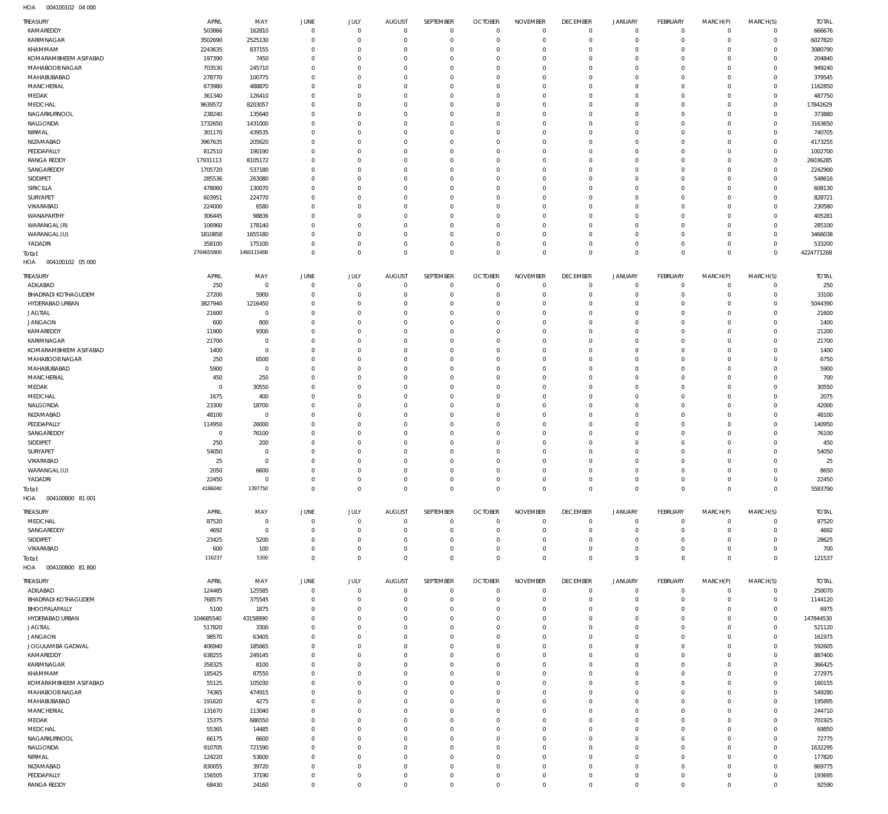HOA 004100102 04 000

| TREASURY | APRIL | MAY | JUNE | JULY | AUGUST | SEPTEMBER | OCTOBER | NOVEMBER | DECEMBER | JANUARY | FEBRUARY | MARCH(P) | MARCH(S) | TOTAL |
|---|---|---|---|---|---|---|---|---|---|---|---|---|---|---|
| KAMAREDDY | 503866 | 162810 | 0 | 0 | 0 | 0 | 0 | 0 | 0 | 0 | 0 | 0 | 0 | 666676 |
| KARIMNAGAR | 3502690 | 2525130 | 0 | 0 | 0 | 0 | 0 | 0 | 0 | 0 | 0 | 0 | 0 | 6027820 |
| KHAMMAM | 2243635 | 837155 | 0 | 0 | 0 | 0 | 0 | 0 | 0 | 0 | 0 | 0 | 0 | 3080790 |
| KOMARAMBHEEM ASIFABAD | 197390 | 7450 | 0 | 0 | 0 | 0 | 0 | 0 | 0 | 0 | 0 | 0 | 0 | 204840 |
| MAHABOOBNAGAR | 703530 | 245710 | 0 | 0 | 0 | 0 | 0 | 0 | 0 | 0 | 0 | 0 | 0 | 949240 |
| MAHABUBABAD | 278770 | 100775 | 0 | 0 | 0 | 0 | 0 | 0 | 0 | 0 | 0 | 0 | 0 | 379545 |
| MANCHERIAL | 673980 | 488870 | 0 | 0 | 0 | 0 | 0 | 0 | 0 | 0 | 0 | 0 | 0 | 1162850 |
| MEDAK | 361340 | 126410 | 0 | 0 | 0 | 0 | 0 | 0 | 0 | 0 | 0 | 0 | 0 | 487750 |
| MEDCHAL | 9639572 | 8203057 | 0 | 0 | 0 | 0 | 0 | 0 | 0 | 0 | 0 | 0 | 0 | 17842629 |
| NAGARKURNOOL | 238240 | 135640 | 0 | 0 | 0 | 0 | 0 | 0 | 0 | 0 | 0 | 0 | 0 | 373880 |
| NALGONDA | 1732650 | 1431000 | 0 | 0 | 0 | 0 | 0 | 0 | 0 | 0 | 0 | 0 | 0 | 3163650 |
| NIRMAL | 301170 | 439535 | 0 | 0 | 0 | 0 | 0 | 0 | 0 | 0 | 0 | 0 | 0 | 740705 |
| NIZAMABAD | 3967635 | 205620 | 0 | 0 | 0 | 0 | 0 | 0 | 0 | 0 | 0 | 0 | 0 | 4173255 |
| PEDDAPALLY | 812510 | 190190 | 0 | 0 | 0 | 0 | 0 | 0 | 0 | 0 | 0 | 0 | 0 | 1002700 |
| RANGA REDDY | 17931113 | 8105172 | 0 | 0 | 0 | 0 | 0 | 0 | 0 | 0 | 0 | 0 | 0 | 26036285 |
| SANGAREDDY | 1705720 | 537180 | 0 | 0 | 0 | 0 | 0 | 0 | 0 | 0 | 0 | 0 | 0 | 2242900 |
| SIDDIPET | 285536 | 263080 | 0 | 0 | 0 | 0 | 0 | 0 | 0 | 0 | 0 | 0 | 0 | 548616 |
| SIRICILLA | 478060 | 130070 | 0 | 0 | 0 | 0 | 0 | 0 | 0 | 0 | 0 | 0 | 0 | 608130 |
| SURYAPET | 603951 | 224770 | 0 | 0 | 0 | 0 | 0 | 0 | 0 | 0 | 0 | 0 | 0 | 828721 |
| VIKARABAD | 224000 | 6580 | 0 | 0 | 0 | 0 | 0 | 0 | 0 | 0 | 0 | 0 | 0 | 230580 |
| WANAPARTHY | 306445 | 98836 | 0 | 0 | 0 | 0 | 0 | 0 | 0 | 0 | 0 | 0 | 0 | 405281 |
| WARANGAL (R) | 106960 | 178140 | 0 | 0 | 0 | 0 | 0 | 0 | 0 | 0 | 0 | 0 | 0 | 285100 |
| WARANGAL (U) | 1810858 | 1655180 | 0 | 0 | 0 | 0 | 0 | 0 | 0 | 0 | 0 | 0 | 0 | 3466038 |
| YADADRI | 358100 | 175100 | 0 | 0 | 0 | 0 | 0 | 0 | 0 | 0 | 0 | 0 | 0 | 533200 |
| Total: | 2764655800 | 1460115468 | 0 | 0 | 0 | 0 | 0 | 0 | 0 | 0 | 0 | 0 | 0 | 4224771268 |

HOA 004100102 05 000

| TREASURY | APRIL | MAY | JUNE | JULY | AUGUST | SEPTEMBER | OCTOBER | NOVEMBER | DECEMBER | JANUARY | FEBRUARY | MARCH(P) | MARCH(S) | TOTAL |
|---|---|---|---|---|---|---|---|---|---|---|---|---|---|---|
| ADILABAD | 250 | 0 | 0 | 0 | 0 | 0 | 0 | 0 | 0 | 0 | 0 | 0 | 0 | 250 |
| BHADRADI KOTHAGUDEM | 27200 | 5900 | 0 | 0 | 0 | 0 | 0 | 0 | 0 | 0 | 0 | 0 | 0 | 33100 |
| HYDERABAD URBAN | 3827940 | 1216450 | 0 | 0 | 0 | 0 | 0 | 0 | 0 | 0 | 0 | 0 | 0 | 5044390 |
| JAGTIAL | 21600 | 0 | 0 | 0 | 0 | 0 | 0 | 0 | 0 | 0 | 0 | 0 | 0 | 21600 |
| JANGAON | 600 | 800 | 0 | 0 | 0 | 0 | 0 | 0 | 0 | 0 | 0 | 0 | 0 | 1400 |
| KAMAREDDY | 11900 | 9300 | 0 | 0 | 0 | 0 | 0 | 0 | 0 | 0 | 0 | 0 | 0 | 21200 |
| KARIMNAGAR | 21700 | 0 | 0 | 0 | 0 | 0 | 0 | 0 | 0 | 0 | 0 | 0 | 0 | 21700 |
| KOMARAMBHEEM ASIFABAD | 1400 | 0 | 0 | 0 | 0 | 0 | 0 | 0 | 0 | 0 | 0 | 0 | 0 | 1400 |
| MAHABOOBNAGAR | 250 | 6500 | 0 | 0 | 0 | 0 | 0 | 0 | 0 | 0 | 0 | 0 | 0 | 6750 |
| MAHABUBABAD | 5900 | 0 | 0 | 0 | 0 | 0 | 0 | 0 | 0 | 0 | 0 | 0 | 0 | 5900 |
| MANCHERIAL | 450 | 250 | 0 | 0 | 0 | 0 | 0 | 0 | 0 | 0 | 0 | 0 | 0 | 700 |
| MEDAK | 0 | 30550 | 0 | 0 | 0 | 0 | 0 | 0 | 0 | 0 | 0 | 0 | 0 | 30550 |
| MEDCHAL | 1675 | 400 | 0 | 0 | 0 | 0 | 0 | 0 | 0 | 0 | 0 | 0 | 0 | 2075 |
| NALGONDA | 23300 | 18700 | 0 | 0 | 0 | 0 | 0 | 0 | 0 | 0 | 0 | 0 | 0 | 42000 |
| NIZAMABAD | 48100 | 0 | 0 | 0 | 0 | 0 | 0 | 0 | 0 | 0 | 0 | 0 | 0 | 48100 |
| PEDDAPALLY | 114950 | 26000 | 0 | 0 | 0 | 0 | 0 | 0 | 0 | 0 | 0 | 0 | 0 | 140950 |
| SANGAREDDY | 0 | 76100 | 0 | 0 | 0 | 0 | 0 | 0 | 0 | 0 | 0 | 0 | 0 | 76100 |
| SIDDIPET | 250 | 200 | 0 | 0 | 0 | 0 | 0 | 0 | 0 | 0 | 0 | 0 | 0 | 450 |
| SURYAPET | 54050 | 0 | 0 | 0 | 0 | 0 | 0 | 0 | 0 | 0 | 0 | 0 | 0 | 54050 |
| VIKARABAD | 25 | 0 | 0 | 0 | 0 | 0 | 0 | 0 | 0 | 0 | 0 | 0 | 0 | 25 |
| WARANGAL (U) | 2050 | 6600 | 0 | 0 | 0 | 0 | 0 | 0 | 0 | 0 | 0 | 0 | 0 | 8650 |
| YADADRI | 22450 | 0 | 0 | 0 | 0 | 0 | 0 | 0 | 0 | 0 | 0 | 0 | 0 | 22450 |
| Total: | 4186040 | 1397750 | 0 | 0 | 0 | 0 | 0 | 0 | 0 | 0 | 0 | 0 | 0 | 5583790 |

HOA 004100800 81 001

| TREASURY | APRIL | MAY | JUNE | JULY | AUGUST | SEPTEMBER | OCTOBER | NOVEMBER | DECEMBER | JANUARY | FEBRUARY | MARCH(P) | MARCH(S) | TOTAL |
|---|---|---|---|---|---|---|---|---|---|---|---|---|---|---|
| MEDCHAL | 87520 | 0 | 0 | 0 | 0 | 0 | 0 | 0 | 0 | 0 | 0 | 0 | 0 | 87520 |
| SANGAREDDY | 4692 | 0 | 0 | 0 | 0 | 0 | 0 | 0 | 0 | 0 | 0 | 0 | 0 | 4692 |
| SIDDIPET | 23425 | 5200 | 0 | 0 | 0 | 0 | 0 | 0 | 0 | 0 | 0 | 0 | 0 | 28625 |
| VIKARABAD | 600 | 100 | 0 | 0 | 0 | 0 | 0 | 0 | 0 | 0 | 0 | 0 | 0 | 700 |
| Total: | 116237 | 5300 | 0 | 0 | 0 | 0 | 0 | 0 | 0 | 0 | 0 | 0 | 0 | 121537 |

HOA 004100800 81 800

| TREASURY | APRIL | MAY | JUNE | JULY | AUGUST | SEPTEMBER | OCTOBER | NOVEMBER | DECEMBER | JANUARY | FEBRUARY | MARCH(P) | MARCH(S) | TOTAL |
|---|---|---|---|---|---|---|---|---|---|---|---|---|---|---|
| ADILABAD | 124485 | 125585 | 0 | 0 | 0 | 0 | 0 | 0 | 0 | 0 | 0 | 0 | 0 | 250070 |
| BHADRADI KOTHAGUDEM | 768575 | 375545 | 0 | 0 | 0 | 0 | 0 | 0 | 0 | 0 | 0 | 0 | 0 | 1144120 |
| BHOOPALAPALLY | 5100 | 1875 | 0 | 0 | 0 | 0 | 0 | 0 | 0 | 0 | 0 | 0 | 0 | 6975 |
| HYDERABAD URBAN | 104685540 | 43158990 | 0 | 0 | 0 | 0 | 0 | 0 | 0 | 0 | 0 | 0 | 0 | 147844530 |
| JAGTIAL | 517820 | 3300 | 0 | 0 | 0 | 0 | 0 | 0 | 0 | 0 | 0 | 0 | 0 | 521120 |
| JANGAON | 98570 | 63405 | 0 | 0 | 0 | 0 | 0 | 0 | 0 | 0 | 0 | 0 | 0 | 161975 |
| JOGULAMBA GADWAL | 406940 | 185665 | 0 | 0 | 0 | 0 | 0 | 0 | 0 | 0 | 0 | 0 | 0 | 592605 |
| KAMAREDDY | 638255 | 249145 | 0 | 0 | 0 | 0 | 0 | 0 | 0 | 0 | 0 | 0 | 0 | 887400 |
| KARIMNAGAR | 358325 | 8100 | 0 | 0 | 0 | 0 | 0 | 0 | 0 | 0 | 0 | 0 | 0 | 366425 |
| KHAMMAM | 185425 | 87550 | 0 | 0 | 0 | 0 | 0 | 0 | 0 | 0 | 0 | 0 | 0 | 272975 |
| KOMARAMBHEEM ASIFABAD | 55125 | 105030 | 0 | 0 | 0 | 0 | 0 | 0 | 0 | 0 | 0 | 0 | 0 | 160155 |
| MAHABOOBNAGAR | 74365 | 474915 | 0 | 0 | 0 | 0 | 0 | 0 | 0 | 0 | 0 | 0 | 0 | 549280 |
| MAHABUBABAD | 191620 | 4275 | 0 | 0 | 0 | 0 | 0 | 0 | 0 | 0 | 0 | 0 | 0 | 195895 |
| MANCHERIAL | 131670 | 113040 | 0 | 0 | 0 | 0 | 0 | 0 | 0 | 0 | 0 | 0 | 0 | 244710 |
| MEDAK | 15375 | 686550 | 0 | 0 | 0 | 0 | 0 | 0 | 0 | 0 | 0 | 0 | 0 | 701925 |
| MEDCHAL | 55365 | 14485 | 0 | 0 | 0 | 0 | 0 | 0 | 0 | 0 | 0 | 0 | 0 | 69850 |
| NAGARKURNOOL | 66175 | 6600 | 0 | 0 | 0 | 0 | 0 | 0 | 0 | 0 | 0 | 0 | 0 | 72775 |
| NALGONDA | 910705 | 721590 | 0 | 0 | 0 | 0 | 0 | 0 | 0 | 0 | 0 | 0 | 0 | 1632295 |
| NIRMAL | 124220 | 53600 | 0 | 0 | 0 | 0 | 0 | 0 | 0 | 0 | 0 | 0 | 0 | 177820 |
| NIZAMABAD | 830055 | 39720 | 0 | 0 | 0 | 0 | 0 | 0 | 0 | 0 | 0 | 0 | 0 | 869775 |
| PEDDAPALLY | 156505 | 37190 | 0 | 0 | 0 | 0 | 0 | 0 | 0 | 0 | 0 | 0 | 0 | 193695 |
| RANGA REDDY | 68430 | 24160 | 0 | 0 | 0 | 0 | 0 | 0 | 0 | 0 | 0 | 0 | 0 | 92590 |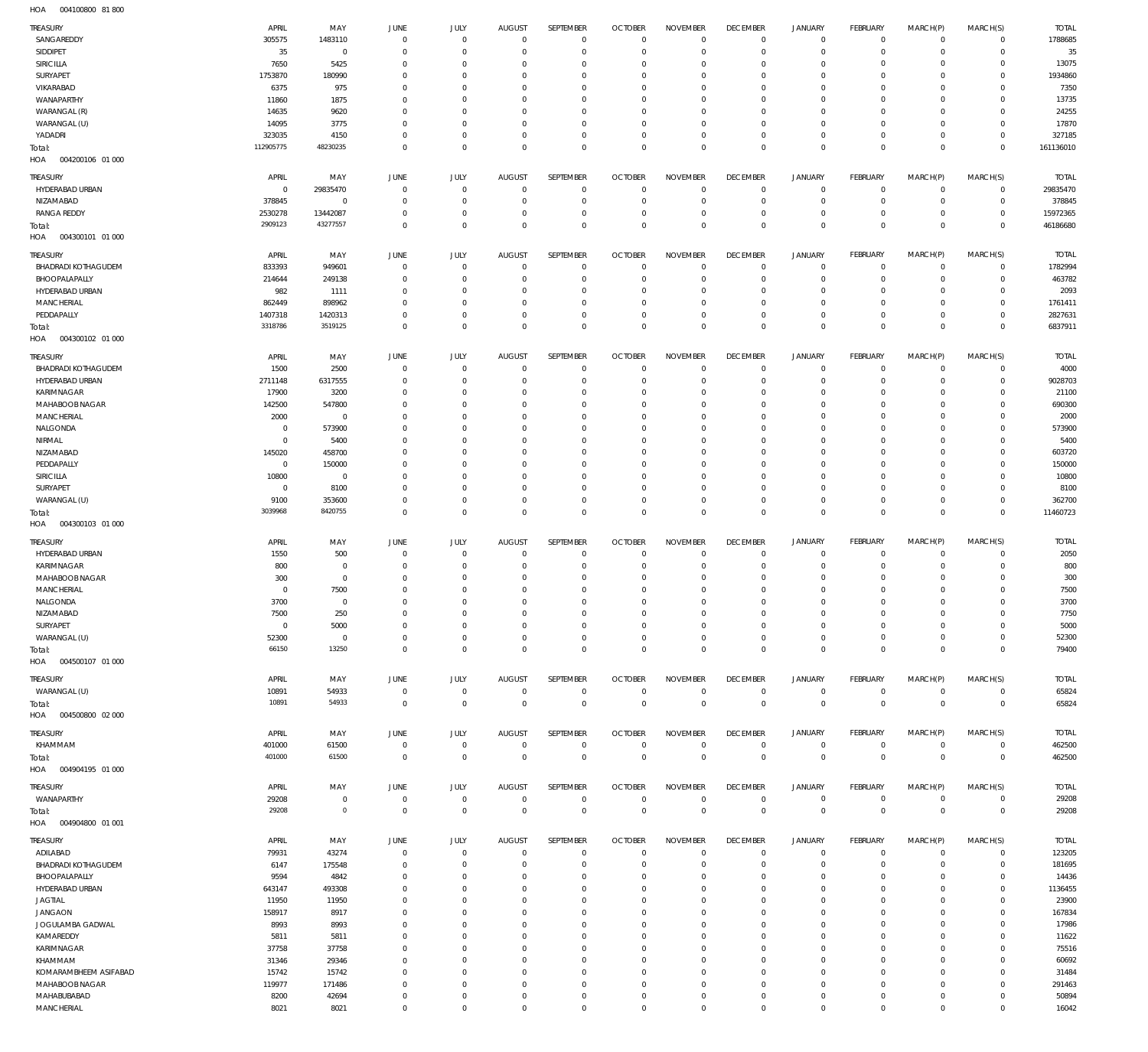HOA 004100800 81 800

| TREASURY | APRIL | MAY | JUNE | JULY | AUGUST | SEPTEMBER | OCTOBER | NOVEMBER | DECEMBER | JANUARY | FEBRUARY | MARCH(P) | MARCH(S) | TOTAL |
|---|---|---|---|---|---|---|---|---|---|---|---|---|---|---|
| SANGAREDDY | 305575 | 1483110 | 0 | 0 | 0 | 0 | 0 | 0 | 0 | 0 | 0 | 0 | 0 | 1788685 |
| SIDDIPET | 35 | 0 | 0 | 0 | 0 | 0 | 0 | 0 | 0 | 0 | 0 | 0 | 0 | 35 |
| SIRICILLA | 7650 | 5425 | 0 | 0 | 0 | 0 | 0 | 0 | 0 | 0 | 0 | 0 | 0 | 13075 |
| SURYAPET | 1753870 | 180990 | 0 | 0 | 0 | 0 | 0 | 0 | 0 | 0 | 0 | 0 | 0 | 1934860 |
| VIKARABAD | 6375 | 975 | 0 | 0 | 0 | 0 | 0 | 0 | 0 | 0 | 0 | 0 | 0 | 7350 |
| WANAPARTHY | 11860 | 1875 | 0 | 0 | 0 | 0 | 0 | 0 | 0 | 0 | 0 | 0 | 0 | 13735 |
| WARANGAL (R) | 14635 | 9620 | 0 | 0 | 0 | 0 | 0 | 0 | 0 | 0 | 0 | 0 | 0 | 24255 |
| WARANGAL (U) | 14095 | 3775 | 0 | 0 | 0 | 0 | 0 | 0 | 0 | 0 | 0 | 0 | 0 | 17870 |
| YADADRI | 323035 | 4150 | 0 | 0 | 0 | 0 | 0 | 0 | 0 | 0 | 0 | 0 | 0 | 327185 |
| Total: | 112905775 | 48230235 | 0 | 0 | 0 | 0 | 0 | 0 | 0 | 0 | 0 | 0 | 0 | 161136010 |

HOA 004200106 01 000

| TREASURY | APRIL | MAY | JUNE | JULY | AUGUST | SEPTEMBER | OCTOBER | NOVEMBER | DECEMBER | JANUARY | FEBRUARY | MARCH(P) | MARCH(S) | TOTAL |
|---|---|---|---|---|---|---|---|---|---|---|---|---|---|---|
| HYDERABAD URBAN | 0 | 29835470 | 0 | 0 | 0 | 0 | 0 | 0 | 0 | 0 | 0 | 0 | 0 | 29835470 |
| NIZAMABAD | 378845 | 0 | 0 | 0 | 0 | 0 | 0 | 0 | 0 | 0 | 0 | 0 | 0 | 378845 |
| RANGA REDDY | 2530278 | 13442087 | 0 | 0 | 0 | 0 | 0 | 0 | 0 | 0 | 0 | 0 | 0 | 15972365 |
| Total: | 2909123 | 43277557 | 0 | 0 | 0 | 0 | 0 | 0 | 0 | 0 | 0 | 0 | 0 | 46186680 |

HOA 004300101 01 000

| TREASURY | APRIL | MAY | JUNE | JULY | AUGUST | SEPTEMBER | OCTOBER | NOVEMBER | DECEMBER | JANUARY | FEBRUARY | MARCH(P) | MARCH(S) | TOTAL |
|---|---|---|---|---|---|---|---|---|---|---|---|---|---|---|
| BHADRADI KOTHAGUDEM | 833393 | 949601 | 0 | 0 | 0 | 0 | 0 | 0 | 0 | 0 | 0 | 0 | 0 | 1782994 |
| BHOOPALAPALLY | 214644 | 249138 | 0 | 0 | 0 | 0 | 0 | 0 | 0 | 0 | 0 | 0 | 0 | 463782 |
| HYDERABAD URBAN | 982 | 1111 | 0 | 0 | 0 | 0 | 0 | 0 | 0 | 0 | 0 | 0 | 0 | 2093 |
| MANCHERIAL | 862449 | 898962 | 0 | 0 | 0 | 0 | 0 | 0 | 0 | 0 | 0 | 0 | 0 | 1761411 |
| PEDDAPALLY | 1407318 | 1420313 | 0 | 0 | 0 | 0 | 0 | 0 | 0 | 0 | 0 | 0 | 0 | 2827631 |
| Total: | 3318786 | 3519125 | 0 | 0 | 0 | 0 | 0 | 0 | 0 | 0 | 0 | 0 | 0 | 6837911 |

HOA 004300102 01 000

| TREASURY | APRIL | MAY | JUNE | JULY | AUGUST | SEPTEMBER | OCTOBER | NOVEMBER | DECEMBER | JANUARY | FEBRUARY | MARCH(P) | MARCH(S) | TOTAL |
|---|---|---|---|---|---|---|---|---|---|---|---|---|---|---|
| BHADRADI KOTHAGUDEM | 1500 | 2500 | 0 | 0 | 0 | 0 | 0 | 0 | 0 | 0 | 0 | 0 | 0 | 4000 |
| HYDERABAD URBAN | 2711148 | 6317555 | 0 | 0 | 0 | 0 | 0 | 0 | 0 | 0 | 0 | 0 | 0 | 9028703 |
| KARIMNAGAR | 17900 | 3200 | 0 | 0 | 0 | 0 | 0 | 0 | 0 | 0 | 0 | 0 | 0 | 21100 |
| MAHABOOBNAGAR | 142500 | 547800 | 0 | 0 | 0 | 0 | 0 | 0 | 0 | 0 | 0 | 0 | 0 | 690300 |
| MANCHERIAL | 2000 | 0 | 0 | 0 | 0 | 0 | 0 | 0 | 0 | 0 | 0 | 0 | 0 | 2000 |
| NALGONDA | 0 | 573900 | 0 | 0 | 0 | 0 | 0 | 0 | 0 | 0 | 0 | 0 | 0 | 573900 |
| NIRMAL | 0 | 5400 | 0 | 0 | 0 | 0 | 0 | 0 | 0 | 0 | 0 | 0 | 0 | 5400 |
| NIZAMABAD | 145020 | 458700 | 0 | 0 | 0 | 0 | 0 | 0 | 0 | 0 | 0 | 0 | 0 | 603720 |
| PEDDAPALLY | 0 | 150000 | 0 | 0 | 0 | 0 | 0 | 0 | 0 | 0 | 0 | 0 | 0 | 150000 |
| SIRICILLA | 10800 | 0 | 0 | 0 | 0 | 0 | 0 | 0 | 0 | 0 | 0 | 0 | 0 | 10800 |
| SURYAPET | 0 | 8100 | 0 | 0 | 0 | 0 | 0 | 0 | 0 | 0 | 0 | 0 | 0 | 8100 |
| WARANGAL (U) | 9100 | 353600 | 0 | 0 | 0 | 0 | 0 | 0 | 0 | 0 | 0 | 0 | 0 | 362700 |
| Total: | 3039968 | 8420755 | 0 | 0 | 0 | 0 | 0 | 0 | 0 | 0 | 0 | 0 | 0 | 11460723 |

HOA 004300103 01 000

| TREASURY | APRIL | MAY | JUNE | JULY | AUGUST | SEPTEMBER | OCTOBER | NOVEMBER | DECEMBER | JANUARY | FEBRUARY | MARCH(P) | MARCH(S) | TOTAL |
|---|---|---|---|---|---|---|---|---|---|---|---|---|---|---|
| HYDERABAD URBAN | 1550 | 500 | 0 | 0 | 0 | 0 | 0 | 0 | 0 | 0 | 0 | 0 | 0 | 2050 |
| KARIMNAGAR | 800 | 0 | 0 | 0 | 0 | 0 | 0 | 0 | 0 | 0 | 0 | 0 | 0 | 800 |
| MAHABOOBNAGAR | 300 | 0 | 0 | 0 | 0 | 0 | 0 | 0 | 0 | 0 | 0 | 0 | 0 | 300 |
| MANCHERIAL | 0 | 7500 | 0 | 0 | 0 | 0 | 0 | 0 | 0 | 0 | 0 | 0 | 0 | 7500 |
| NALGONDA | 3700 | 0 | 0 | 0 | 0 | 0 | 0 | 0 | 0 | 0 | 0 | 0 | 0 | 3700 |
| NIZAMABAD | 7500 | 250 | 0 | 0 | 0 | 0 | 0 | 0 | 0 | 0 | 0 | 0 | 0 | 7750 |
| SURYAPET | 0 | 5000 | 0 | 0 | 0 | 0 | 0 | 0 | 0 | 0 | 0 | 0 | 0 | 5000 |
| WARANGAL (U) | 52300 | 0 | 0 | 0 | 0 | 0 | 0 | 0 | 0 | 0 | 0 | 0 | 0 | 52300 |
| Total: | 66150 | 13250 | 0 | 0 | 0 | 0 | 0 | 0 | 0 | 0 | 0 | 0 | 0 | 79400 |

HOA 004500107 01 000

| TREASURY | APRIL | MAY | JUNE | JULY | AUGUST | SEPTEMBER | OCTOBER | NOVEMBER | DECEMBER | JANUARY | FEBRUARY | MARCH(P) | MARCH(S) | TOTAL |
|---|---|---|---|---|---|---|---|---|---|---|---|---|---|---|
| WARANGAL (U) | 10891 | 54933 | 0 | 0 | 0 | 0 | 0 | 0 | 0 | 0 | 0 | 0 | 0 | 65824 |
| Total: | 10891 | 54933 | 0 | 0 | 0 | 0 | 0 | 0 | 0 | 0 | 0 | 0 | 0 | 65824 |

HOA 004500800 02 000

| TREASURY | APRIL | MAY | JUNE | JULY | AUGUST | SEPTEMBER | OCTOBER | NOVEMBER | DECEMBER | JANUARY | FEBRUARY | MARCH(P) | MARCH(S) | TOTAL |
|---|---|---|---|---|---|---|---|---|---|---|---|---|---|---|
| KHAMMAM | 401000 | 61500 | 0 | 0 | 0 | 0 | 0 | 0 | 0 | 0 | 0 | 0 | 0 | 462500 |
| Total: | 401000 | 61500 | 0 | 0 | 0 | 0 | 0 | 0 | 0 | 0 | 0 | 0 | 0 | 462500 |

HOA 004904195 01 000

| TREASURY | APRIL | MAY | JUNE | JULY | AUGUST | SEPTEMBER | OCTOBER | NOVEMBER | DECEMBER | JANUARY | FEBRUARY | MARCH(P) | MARCH(S) | TOTAL |
|---|---|---|---|---|---|---|---|---|---|---|---|---|---|---|
| WANAPARTHY | 29208 | 0 | 0 | 0 | 0 | 0 | 0 | 0 | 0 | 0 | 0 | 0 | 0 | 29208 |
| Total: | 29208 | 0 | 0 | 0 | 0 | 0 | 0 | 0 | 0 | 0 | 0 | 0 | 0 | 29208 |

HOA 004904800 01 001

| TREASURY | APRIL | MAY | JUNE | JULY | AUGUST | SEPTEMBER | OCTOBER | NOVEMBER | DECEMBER | JANUARY | FEBRUARY | MARCH(P) | MARCH(S) | TOTAL |
|---|---|---|---|---|---|---|---|---|---|---|---|---|---|---|
| ADILABAD | 79931 | 43274 | 0 | 0 | 0 | 0 | 0 | 0 | 0 | 0 | 0 | 0 | 0 | 123205 |
| BHADRADI KOTHAGUDEM | 6147 | 175548 | 0 | 0 | 0 | 0 | 0 | 0 | 0 | 0 | 0 | 0 | 0 | 181695 |
| BHOOPALAPALLY | 9594 | 4842 | 0 | 0 | 0 | 0 | 0 | 0 | 0 | 0 | 0 | 0 | 0 | 14436 |
| HYDERABAD URBAN | 643147 | 493308 | 0 | 0 | 0 | 0 | 0 | 0 | 0 | 0 | 0 | 0 | 0 | 1136455 |
| JAGTIAL | 11950 | 11950 | 0 | 0 | 0 | 0 | 0 | 0 | 0 | 0 | 0 | 0 | 0 | 23900 |
| JANGAON | 158917 | 8917 | 0 | 0 | 0 | 0 | 0 | 0 | 0 | 0 | 0 | 0 | 0 | 167834 |
| JOGULAMBA GADWAL | 8993 | 8993 | 0 | 0 | 0 | 0 | 0 | 0 | 0 | 0 | 0 | 0 | 0 | 17986 |
| KAMAREDDY | 5811 | 5811 | 0 | 0 | 0 | 0 | 0 | 0 | 0 | 0 | 0 | 0 | 0 | 11622 |
| KARIMNAGAR | 37758 | 37758 | 0 | 0 | 0 | 0 | 0 | 0 | 0 | 0 | 0 | 0 | 0 | 75516 |
| KHAMMAM | 31346 | 29346 | 0 | 0 | 0 | 0 | 0 | 0 | 0 | 0 | 0 | 0 | 0 | 60692 |
| KOMARAMBHEEM ASIFABAD | 15742 | 15742 | 0 | 0 | 0 | 0 | 0 | 0 | 0 | 0 | 0 | 0 | 0 | 31484 |
| MAHABOOBNAGAR | 119977 | 171486 | 0 | 0 | 0 | 0 | 0 | 0 | 0 | 0 | 0 | 0 | 0 | 291463 |
| MAHABUBABAD | 8200 | 42694 | 0 | 0 | 0 | 0 | 0 | 0 | 0 | 0 | 0 | 0 | 0 | 50894 |
| MANCHERIAL | 8021 | 8021 | 0 | 0 | 0 | 0 | 0 | 0 | 0 | 0 | 0 | 0 | 0 | 16042 |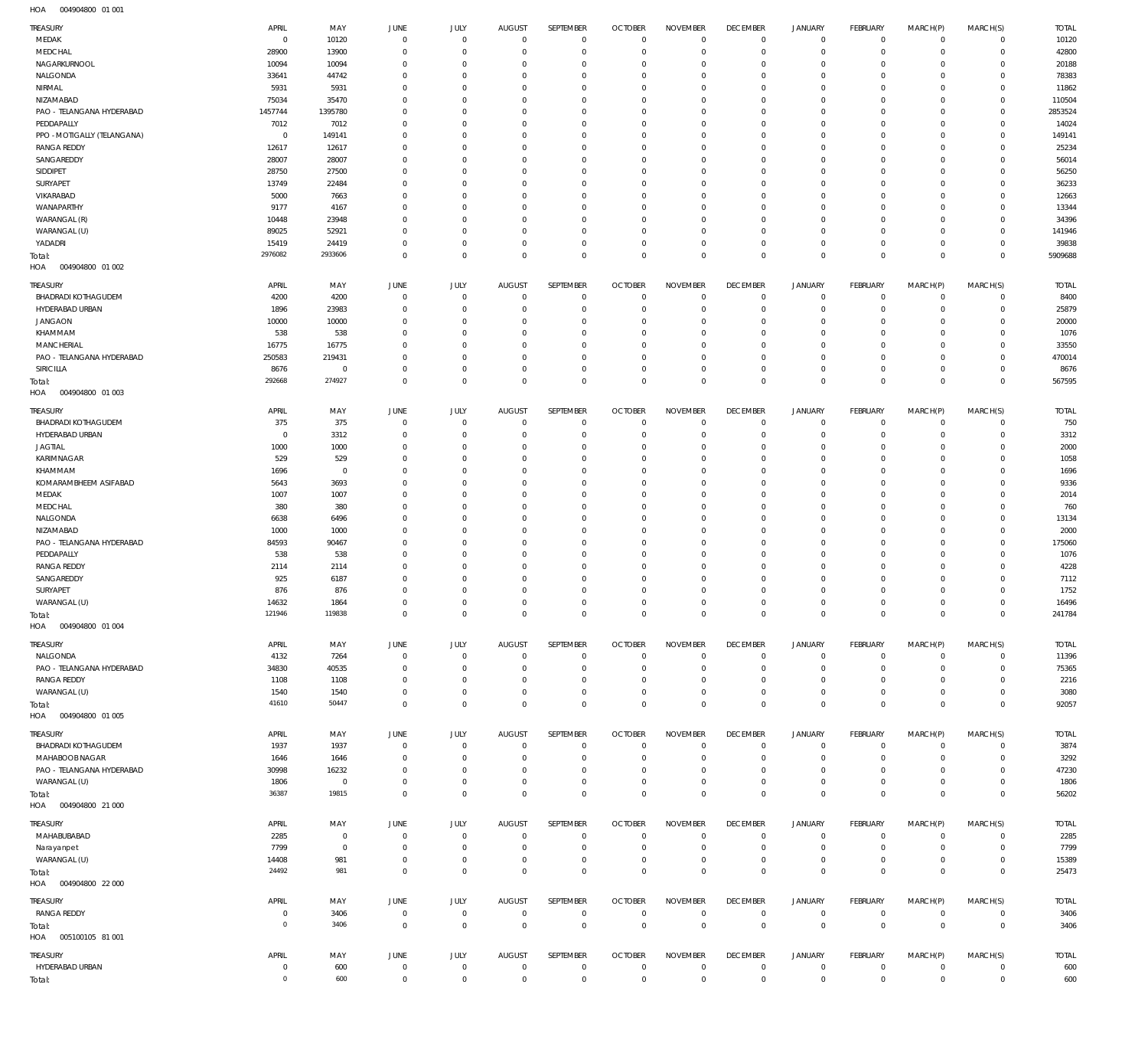HOA 004904800 01 001

| TREASURY | APRIL | MAY | JUNE | JULY | AUGUST | SEPTEMBER | OCTOBER | NOVEMBER | DECEMBER | JANUARY | FEBRUARY | MARCH(P) | MARCH(S) | TOTAL |
|---|---|---|---|---|---|---|---|---|---|---|---|---|---|---|
| MEDAK | 0 | 10120 | 0 | 0 | 0 | 0 | 0 | 0 | 0 | 0 | 0 | 0 | 0 | 10120 |
| MEDCHAL | 28900 | 13900 | 0 | 0 | 0 | 0 | 0 | 0 | 0 | 0 | 0 | 0 | 0 | 42800 |
| NAGARKURNOOL | 10094 | 10094 | 0 | 0 | 0 | 0 | 0 | 0 | 0 | 0 | 0 | 0 | 0 | 20188 |
| NALGONDA | 33641 | 44742 | 0 | 0 | 0 | 0 | 0 | 0 | 0 | 0 | 0 | 0 | 0 | 78383 |
| NIRMAL | 5931 | 5931 | 0 | 0 | 0 | 0 | 0 | 0 | 0 | 0 | 0 | 0 | 0 | 11862 |
| NIZAMABAD | 75034 | 35470 | 0 | 0 | 0 | 0 | 0 | 0 | 0 | 0 | 0 | 0 | 0 | 110504 |
| PAO - TELANGANA HYDERABAD | 1457744 | 1395780 | 0 | 0 | 0 | 0 | 0 | 0 | 0 | 0 | 0 | 0 | 0 | 2853524 |
| PEDDAPALLY | 7012 | 7012 | 0 | 0 | 0 | 0 | 0 | 0 | 0 | 0 | 0 | 0 | 0 | 14024 |
| PPO - MOTIGALLY (TELANGANA) | 0 | 149141 | 0 | 0 | 0 | 0 | 0 | 0 | 0 | 0 | 0 | 0 | 0 | 149141 |
| RANGA REDDY | 12617 | 12617 | 0 | 0 | 0 | 0 | 0 | 0 | 0 | 0 | 0 | 0 | 0 | 25234 |
| SANGAREDDY | 28007 | 28007 | 0 | 0 | 0 | 0 | 0 | 0 | 0 | 0 | 0 | 0 | 0 | 56014 |
| SIDDIPET | 28750 | 27500 | 0 | 0 | 0 | 0 | 0 | 0 | 0 | 0 | 0 | 0 | 0 | 56250 |
| SURYAPET | 13749 | 22484 | 0 | 0 | 0 | 0 | 0 | 0 | 0 | 0 | 0 | 0 | 0 | 36233 |
| VIKARABAD | 5000 | 7663 | 0 | 0 | 0 | 0 | 0 | 0 | 0 | 0 | 0 | 0 | 0 | 12663 |
| WANAPARTHY | 9177 | 4167 | 0 | 0 | 0 | 0 | 0 | 0 | 0 | 0 | 0 | 0 | 0 | 13344 |
| WARANGAL (R) | 10448 | 23948 | 0 | 0 | 0 | 0 | 0 | 0 | 0 | 0 | 0 | 0 | 0 | 34396 |
| WARANGAL (U) | 89025 | 52921 | 0 | 0 | 0 | 0 | 0 | 0 | 0 | 0 | 0 | 0 | 0 | 141946 |
| YADADRI | 15419 | 24419 | 0 | 0 | 0 | 0 | 0 | 0 | 0 | 0 | 0 | 0 | 0 | 39838 |
| Total: | 2976082 | 2933606 | 0 | 0 | 0 | 0 | 0 | 0 | 0 | 0 | 0 | 0 | 0 | 5909688 |

HOA 004904800 01 002

| TREASURY | APRIL | MAY | JUNE | JULY | AUGUST | SEPTEMBER | OCTOBER | NOVEMBER | DECEMBER | JANUARY | FEBRUARY | MARCH(P) | MARCH(S) | TOTAL |
|---|---|---|---|---|---|---|---|---|---|---|---|---|---|---|
| BHADRADI KOTHAGUDEM | 4200 | 4200 | 0 | 0 | 0 | 0 | 0 | 0 | 0 | 0 | 0 | 0 | 0 | 8400 |
| HYDERABAD URBAN | 1896 | 23983 | 0 | 0 | 0 | 0 | 0 | 0 | 0 | 0 | 0 | 0 | 0 | 25879 |
| JANGAON | 10000 | 10000 | 0 | 0 | 0 | 0 | 0 | 0 | 0 | 0 | 0 | 0 | 0 | 20000 |
| KHAMMAM | 538 | 538 | 0 | 0 | 0 | 0 | 0 | 0 | 0 | 0 | 0 | 0 | 0 | 1076 |
| MANCHERIAL | 16775 | 16775 | 0 | 0 | 0 | 0 | 0 | 0 | 0 | 0 | 0 | 0 | 0 | 33550 |
| PAO - TELANGANA HYDERABAD | 250583 | 219431 | 0 | 0 | 0 | 0 | 0 | 0 | 0 | 0 | 0 | 0 | 0 | 470014 |
| SIRICILLA | 8676 | 0 | 0 | 0 | 0 | 0 | 0 | 0 | 0 | 0 | 0 | 0 | 0 | 8676 |
| Total: | 292668 | 274927 | 0 | 0 | 0 | 0 | 0 | 0 | 0 | 0 | 0 | 0 | 0 | 567595 |

HOA 004904800 01 003

| TREASURY | APRIL | MAY | JUNE | JULY | AUGUST | SEPTEMBER | OCTOBER | NOVEMBER | DECEMBER | JANUARY | FEBRUARY | MARCH(P) | MARCH(S) | TOTAL |
|---|---|---|---|---|---|---|---|---|---|---|---|---|---|---|
| BHADRADI KOTHAGUDEM | 375 | 375 | 0 | 0 | 0 | 0 | 0 | 0 | 0 | 0 | 0 | 0 | 0 | 750 |
| HYDERABAD URBAN | 0 | 3312 | 0 | 0 | 0 | 0 | 0 | 0 | 0 | 0 | 0 | 0 | 0 | 3312 |
| JAGTIAL | 1000 | 1000 | 0 | 0 | 0 | 0 | 0 | 0 | 0 | 0 | 0 | 0 | 0 | 2000 |
| KARIMNAGAR | 529 | 529 | 0 | 0 | 0 | 0 | 0 | 0 | 0 | 0 | 0 | 0 | 0 | 1058 |
| KHAMMAM | 1696 | 0 | 0 | 0 | 0 | 0 | 0 | 0 | 0 | 0 | 0 | 0 | 0 | 1696 |
| KOMARAMBHEEM ASIFABAD | 5643 | 3693 | 0 | 0 | 0 | 0 | 0 | 0 | 0 | 0 | 0 | 0 | 0 | 9336 |
| MEDAK | 1007 | 1007 | 0 | 0 | 0 | 0 | 0 | 0 | 0 | 0 | 0 | 0 | 0 | 2014 |
| MEDCHAL | 380 | 380 | 0 | 0 | 0 | 0 | 0 | 0 | 0 | 0 | 0 | 0 | 0 | 760 |
| NALGONDA | 6638 | 6496 | 0 | 0 | 0 | 0 | 0 | 0 | 0 | 0 | 0 | 0 | 0 | 13134 |
| NIZAMABAD | 1000 | 1000 | 0 | 0 | 0 | 0 | 0 | 0 | 0 | 0 | 0 | 0 | 0 | 2000 |
| PAO - TELANGANA HYDERABAD | 84593 | 90467 | 0 | 0 | 0 | 0 | 0 | 0 | 0 | 0 | 0 | 0 | 0 | 175060 |
| PEDDAPALLY | 538 | 538 | 0 | 0 | 0 | 0 | 0 | 0 | 0 | 0 | 0 | 0 | 0 | 1076 |
| RANGA REDDY | 2114 | 2114 | 0 | 0 | 0 | 0 | 0 | 0 | 0 | 0 | 0 | 0 | 0 | 4228 |
| SANGAREDDY | 925 | 6187 | 0 | 0 | 0 | 0 | 0 | 0 | 0 | 0 | 0 | 0 | 0 | 7112 |
| SURYAPET | 876 | 876 | 0 | 0 | 0 | 0 | 0 | 0 | 0 | 0 | 0 | 0 | 0 | 1752 |
| WARANGAL (U) | 14632 | 1864 | 0 | 0 | 0 | 0 | 0 | 0 | 0 | 0 | 0 | 0 | 0 | 16496 |
| Total: | 121946 | 119838 | 0 | 0 | 0 | 0 | 0 | 0 | 0 | 0 | 0 | 0 | 0 | 241784 |

HOA 004904800 01 004

| TREASURY | APRIL | MAY | JUNE | JULY | AUGUST | SEPTEMBER | OCTOBER | NOVEMBER | DECEMBER | JANUARY | FEBRUARY | MARCH(P) | MARCH(S) | TOTAL |
|---|---|---|---|---|---|---|---|---|---|---|---|---|---|---|
| NALGONDA | 4132 | 7264 | 0 | 0 | 0 | 0 | 0 | 0 | 0 | 0 | 0 | 0 | 0 | 11396 |
| PAO - TELANGANA HYDERABAD | 34830 | 40535 | 0 | 0 | 0 | 0 | 0 | 0 | 0 | 0 | 0 | 0 | 0 | 75365 |
| RANGA REDDY | 1108 | 1108 | 0 | 0 | 0 | 0 | 0 | 0 | 0 | 0 | 0 | 0 | 0 | 2216 |
| WARANGAL (U) | 1540 | 1540 | 0 | 0 | 0 | 0 | 0 | 0 | 0 | 0 | 0 | 0 | 0 | 3080 |
| Total: | 41610 | 50447 | 0 | 0 | 0 | 0 | 0 | 0 | 0 | 0 | 0 | 0 | 0 | 92057 |

HOA 004904800 01 005

| TREASURY | APRIL | MAY | JUNE | JULY | AUGUST | SEPTEMBER | OCTOBER | NOVEMBER | DECEMBER | JANUARY | FEBRUARY | MARCH(P) | MARCH(S) | TOTAL |
|---|---|---|---|---|---|---|---|---|---|---|---|---|---|---|
| BHADRADI KOTHAGUDEM | 1937 | 1937 | 0 | 0 | 0 | 0 | 0 | 0 | 0 | 0 | 0 | 0 | 0 | 3874 |
| MAHABOOBNAGAR | 1646 | 1646 | 0 | 0 | 0 | 0 | 0 | 0 | 0 | 0 | 0 | 0 | 0 | 3292 |
| PAO - TELANGANA HYDERABAD | 30998 | 16232 | 0 | 0 | 0 | 0 | 0 | 0 | 0 | 0 | 0 | 0 | 0 | 47230 |
| WARANGAL (U) | 1806 | 0 | 0 | 0 | 0 | 0 | 0 | 0 | 0 | 0 | 0 | 0 | 0 | 1806 |
| Total: | 36387 | 19815 | 0 | 0 | 0 | 0 | 0 | 0 | 0 | 0 | 0 | 0 | 0 | 56202 |

HOA 004904800 21 000

| TREASURY | APRIL | MAY | JUNE | JULY | AUGUST | SEPTEMBER | OCTOBER | NOVEMBER | DECEMBER | JANUARY | FEBRUARY | MARCH(P) | MARCH(S) | TOTAL |
|---|---|---|---|---|---|---|---|---|---|---|---|---|---|---|
| MAHABUBABAD | 2285 | 0 | 0 | 0 | 0 | 0 | 0 | 0 | 0 | 0 | 0 | 0 | 0 | 2285 |
| Narayanpet | 7799 | 0 | 0 | 0 | 0 | 0 | 0 | 0 | 0 | 0 | 0 | 0 | 0 | 7799 |
| WARANGAL (U) | 14408 | 981 | 0 | 0 | 0 | 0 | 0 | 0 | 0 | 0 | 0 | 0 | 0 | 15389 |
| Total: | 24492 | 981 | 0 | 0 | 0 | 0 | 0 | 0 | 0 | 0 | 0 | 0 | 0 | 25473 |

HOA 004904800 22 000

| TREASURY | APRIL | MAY | JUNE | JULY | AUGUST | SEPTEMBER | OCTOBER | NOVEMBER | DECEMBER | JANUARY | FEBRUARY | MARCH(P) | MARCH(S) | TOTAL |
|---|---|---|---|---|---|---|---|---|---|---|---|---|---|---|
| RANGA REDDY | 0 | 3406 | 0 | 0 | 0 | 0 | 0 | 0 | 0 | 0 | 0 | 0 | 0 | 3406 |
| Total: | 0 | 3406 | 0 | 0 | 0 | 0 | 0 | 0 | 0 | 0 | 0 | 0 | 0 | 3406 |

HOA 005100105 81 001

| TREASURY | APRIL | MAY | JUNE | JULY | AUGUST | SEPTEMBER | OCTOBER | NOVEMBER | DECEMBER | JANUARY | FEBRUARY | MARCH(P) | MARCH(S) | TOTAL |
|---|---|---|---|---|---|---|---|---|---|---|---|---|---|---|
| HYDERABAD URBAN | 0 | 600 | 0 | 0 | 0 | 0 | 0 | 0 | 0 | 0 | 0 | 0 | 0 | 600 |
| Total: | 0 | 600 | 0 | 0 | 0 | 0 | 0 | 0 | 0 | 0 | 0 | 0 | 0 | 600 |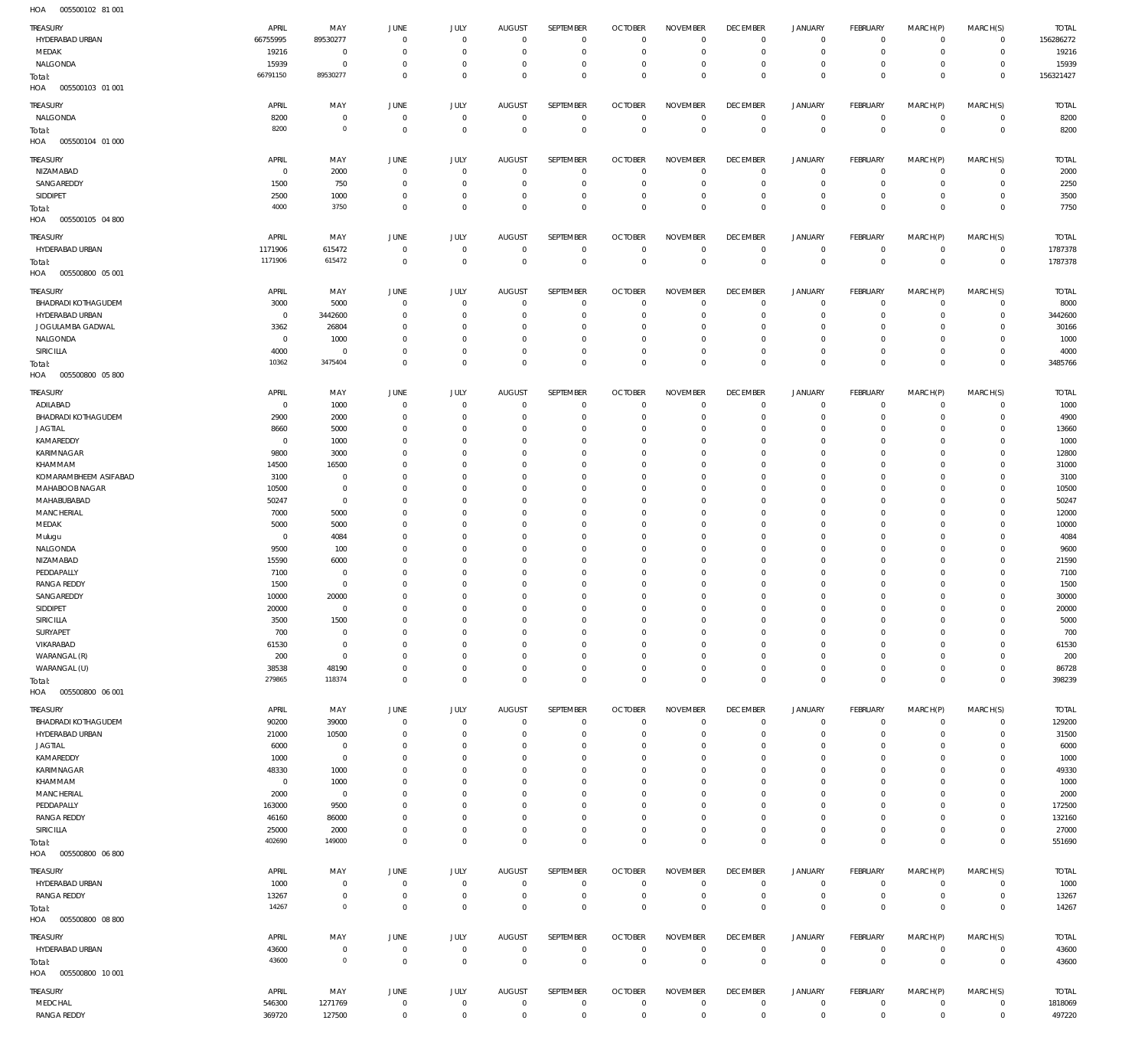HOA 005500102 81 001

| TREASURY | APRIL | MAY | JUNE | JULY | AUGUST | SEPTEMBER | OCTOBER | NOVEMBER | DECEMBER | JANUARY | FEBRUARY | MARCH(P) | MARCH(S) | TOTAL |
|---|---|---|---|---|---|---|---|---|---|---|---|---|---|---|
| HYDERABAD URBAN | 66755995 | 89530277 | 0 | 0 | 0 | 0 | 0 | 0 | 0 | 0 | 0 | 0 | 0 | 156286272 |
| MEDAK | 19216 | 0 | 0 | 0 | 0 | 0 | 0 | 0 | 0 | 0 | 0 | 0 | 0 | 19216 |
| NALGONDA | 15939 | 0 | 0 | 0 | 0 | 0 | 0 | 0 | 0 | 0 | 0 | 0 | 0 | 15939 |
| Total: | 66791150 | 89530277 | 0 | 0 | 0 | 0 | 0 | 0 | 0 | 0 | 0 | 0 | 0 | 156321427 |

HOA 005500103 01 001

| TREASURY | APRIL | MAY | JUNE | JULY | AUGUST | SEPTEMBER | OCTOBER | NOVEMBER | DECEMBER | JANUARY | FEBRUARY | MARCH(P) | MARCH(S) | TOTAL |
|---|---|---|---|---|---|---|---|---|---|---|---|---|---|---|
| NALGONDA | 8200 | 0 | 0 | 0 | 0 | 0 | 0 | 0 | 0 | 0 | 0 | 0 | 0 | 8200 |
| Total: | 8200 | 0 | 0 | 0 | 0 | 0 | 0 | 0 | 0 | 0 | 0 | 0 | 0 | 8200 |

HOA 005500104 01 000

| TREASURY | APRIL | MAY | JUNE | JULY | AUGUST | SEPTEMBER | OCTOBER | NOVEMBER | DECEMBER | JANUARY | FEBRUARY | MARCH(P) | MARCH(S) | TOTAL |
|---|---|---|---|---|---|---|---|---|---|---|---|---|---|---|
| NIZAMABAD | 0 | 2000 | 0 | 0 | 0 | 0 | 0 | 0 | 0 | 0 | 0 | 0 | 0 | 2000 |
| SANGAREDDY | 1500 | 750 | 0 | 0 | 0 | 0 | 0 | 0 | 0 | 0 | 0 | 0 | 0 | 2250 |
| SIDDIPET | 2500 | 1000 | 0 | 0 | 0 | 0 | 0 | 0 | 0 | 0 | 0 | 0 | 0 | 3500 |
| Total: | 4000 | 3750 | 0 | 0 | 0 | 0 | 0 | 0 | 0 | 0 | 0 | 0 | 0 | 7750 |

HOA 005500105 04 800

| TREASURY | APRIL | MAY | JUNE | JULY | AUGUST | SEPTEMBER | OCTOBER | NOVEMBER | DECEMBER | JANUARY | FEBRUARY | MARCH(P) | MARCH(S) | TOTAL |
|---|---|---|---|---|---|---|---|---|---|---|---|---|---|---|
| HYDERABAD URBAN | 1171906 | 615472 | 0 | 0 | 0 | 0 | 0 | 0 | 0 | 0 | 0 | 0 | 0 | 1787378 |
| Total: | 1171906 | 615472 | 0 | 0 | 0 | 0 | 0 | 0 | 0 | 0 | 0 | 0 | 0 | 1787378 |

HOA 005500800 05 001

| TREASURY | APRIL | MAY | JUNE | JULY | AUGUST | SEPTEMBER | OCTOBER | NOVEMBER | DECEMBER | JANUARY | FEBRUARY | MARCH(P) | MARCH(S) | TOTAL |
|---|---|---|---|---|---|---|---|---|---|---|---|---|---|---|
| BHADRADI KOTHAGUDEM | 3000 | 5000 | 0 | 0 | 0 | 0 | 0 | 0 | 0 | 0 | 0 | 0 | 0 | 8000 |
| HYDERABAD URBAN | 0 | 3442600 | 0 | 0 | 0 | 0 | 0 | 0 | 0 | 0 | 0 | 0 | 0 | 3442600 |
| JOGULAMBA GADWAL | 3362 | 26804 | 0 | 0 | 0 | 0 | 0 | 0 | 0 | 0 | 0 | 0 | 0 | 30166 |
| NALGONDA | 0 | 1000 | 0 | 0 | 0 | 0 | 0 | 0 | 0 | 0 | 0 | 0 | 0 | 1000 |
| SIRICILLA | 4000 | 0 | 0 | 0 | 0 | 0 | 0 | 0 | 0 | 0 | 0 | 0 | 0 | 4000 |
| Total: | 10362 | 3475404 | 0 | 0 | 0 | 0 | 0 | 0 | 0 | 0 | 0 | 0 | 0 | 3485766 |

HOA 005500800 05 800

| TREASURY | APRIL | MAY | JUNE | JULY | AUGUST | SEPTEMBER | OCTOBER | NOVEMBER | DECEMBER | JANUARY | FEBRUARY | MARCH(P) | MARCH(S) | TOTAL |
|---|---|---|---|---|---|---|---|---|---|---|---|---|---|---|
| ADILABAD | 0 | 1000 | 0 | 0 | 0 | 0 | 0 | 0 | 0 | 0 | 0 | 0 | 0 | 1000 |
| BHADRADI KOTHAGUDEM | 2900 | 2000 | 0 | 0 | 0 | 0 | 0 | 0 | 0 | 0 | 0 | 0 | 0 | 4900 |
| JAGTIAL | 8660 | 5000 | 0 | 0 | 0 | 0 | 0 | 0 | 0 | 0 | 0 | 0 | 0 | 13660 |
| KAMAREDDY | 0 | 1000 | 0 | 0 | 0 | 0 | 0 | 0 | 0 | 0 | 0 | 0 | 0 | 1000 |
| KARIMNAGAR | 9800 | 3000 | 0 | 0 | 0 | 0 | 0 | 0 | 0 | 0 | 0 | 0 | 0 | 12800 |
| KHAMMAM | 14500 | 16500 | 0 | 0 | 0 | 0 | 0 | 0 | 0 | 0 | 0 | 0 | 0 | 31000 |
| KOMARAMBHEEM ASIFABAD | 3100 | 0 | 0 | 0 | 0 | 0 | 0 | 0 | 0 | 0 | 0 | 0 | 0 | 3100 |
| MAHABOOBNAGAR | 10500 | 0 | 0 | 0 | 0 | 0 | 0 | 0 | 0 | 0 | 0 | 0 | 0 | 10500 |
| MAHABUBABAD | 50247 | 0 | 0 | 0 | 0 | 0 | 0 | 0 | 0 | 0 | 0 | 0 | 0 | 50247 |
| MANCHERIAL | 7000 | 5000 | 0 | 0 | 0 | 0 | 0 | 0 | 0 | 0 | 0 | 0 | 0 | 12000 |
| MEDAK | 5000 | 5000 | 0 | 0 | 0 | 0 | 0 | 0 | 0 | 0 | 0 | 0 | 0 | 10000 |
| Mulugu | 0 | 4084 | 0 | 0 | 0 | 0 | 0 | 0 | 0 | 0 | 0 | 0 | 0 | 4084 |
| NALGONDA | 9500 | 100 | 0 | 0 | 0 | 0 | 0 | 0 | 0 | 0 | 0 | 0 | 0 | 9600 |
| NIZAMABAD | 15590 | 6000 | 0 | 0 | 0 | 0 | 0 | 0 | 0 | 0 | 0 | 0 | 0 | 21590 |
| PEDDAPALLY | 7100 | 0 | 0 | 0 | 0 | 0 | 0 | 0 | 0 | 0 | 0 | 0 | 0 | 7100 |
| RANGA REDDY | 1500 | 0 | 0 | 0 | 0 | 0 | 0 | 0 | 0 | 0 | 0 | 0 | 0 | 1500 |
| SANGAREDDY | 10000 | 20000 | 0 | 0 | 0 | 0 | 0 | 0 | 0 | 0 | 0 | 0 | 0 | 30000 |
| SIDDIPET | 20000 | 0 | 0 | 0 | 0 | 0 | 0 | 0 | 0 | 0 | 0 | 0 | 0 | 20000 |
| SIRICILLA | 3500 | 1500 | 0 | 0 | 0 | 0 | 0 | 0 | 0 | 0 | 0 | 0 | 0 | 5000 |
| SURYAPET | 700 | 0 | 0 | 0 | 0 | 0 | 0 | 0 | 0 | 0 | 0 | 0 | 0 | 700 |
| VIKARABAD | 61530 | 0 | 0 | 0 | 0 | 0 | 0 | 0 | 0 | 0 | 0 | 0 | 0 | 61530 |
| WARANGAL (R) | 200 | 0 | 0 | 0 | 0 | 0 | 0 | 0 | 0 | 0 | 0 | 0 | 0 | 200 |
| WARANGAL (U) | 38538 | 48190 | 0 | 0 | 0 | 0 | 0 | 0 | 0 | 0 | 0 | 0 | 0 | 86728 |
| Total: | 279865 | 118374 | 0 | 0 | 0 | 0 | 0 | 0 | 0 | 0 | 0 | 0 | 0 | 398239 |

HOA 005500800 06 001

| TREASURY | APRIL | MAY | JUNE | JULY | AUGUST | SEPTEMBER | OCTOBER | NOVEMBER | DECEMBER | JANUARY | FEBRUARY | MARCH(P) | MARCH(S) | TOTAL |
|---|---|---|---|---|---|---|---|---|---|---|---|---|---|---|
| BHADRADI KOTHAGUDEM | 90200 | 39000 | 0 | 0 | 0 | 0 | 0 | 0 | 0 | 0 | 0 | 0 | 0 | 129200 |
| HYDERABAD URBAN | 21000 | 10500 | 0 | 0 | 0 | 0 | 0 | 0 | 0 | 0 | 0 | 0 | 0 | 31500 |
| JAGTIAL | 6000 | 0 | 0 | 0 | 0 | 0 | 0 | 0 | 0 | 0 | 0 | 0 | 0 | 6000 |
| KAMAREDDY | 1000 | 0 | 0 | 0 | 0 | 0 | 0 | 0 | 0 | 0 | 0 | 0 | 0 | 1000 |
| KARIMNAGAR | 48330 | 1000 | 0 | 0 | 0 | 0 | 0 | 0 | 0 | 0 | 0 | 0 | 0 | 49330 |
| KHAMMAM | 0 | 1000 | 0 | 0 | 0 | 0 | 0 | 0 | 0 | 0 | 0 | 0 | 0 | 1000 |
| MANCHERIAL | 2000 | 0 | 0 | 0 | 0 | 0 | 0 | 0 | 0 | 0 | 0 | 0 | 0 | 2000 |
| PEDDAPALLY | 163000 | 9500 | 0 | 0 | 0 | 0 | 0 | 0 | 0 | 0 | 0 | 0 | 0 | 172500 |
| RANGA REDDY | 46160 | 86000 | 0 | 0 | 0 | 0 | 0 | 0 | 0 | 0 | 0 | 0 | 0 | 132160 |
| SIRICILLA | 25000 | 2000 | 0 | 0 | 0 | 0 | 0 | 0 | 0 | 0 | 0 | 0 | 0 | 27000 |
| Total: | 402690 | 149000 | 0 | 0 | 0 | 0 | 0 | 0 | 0 | 0 | 0 | 0 | 0 | 551690 |

HOA 005500800 06 800

| TREASURY | APRIL | MAY | JUNE | JULY | AUGUST | SEPTEMBER | OCTOBER | NOVEMBER | DECEMBER | JANUARY | FEBRUARY | MARCH(P) | MARCH(S) | TOTAL |
|---|---|---|---|---|---|---|---|---|---|---|---|---|---|---|
| HYDERABAD URBAN | 1000 | 0 | 0 | 0 | 0 | 0 | 0 | 0 | 0 | 0 | 0 | 0 | 0 | 1000 |
| RANGA REDDY | 13267 | 0 | 0 | 0 | 0 | 0 | 0 | 0 | 0 | 0 | 0 | 0 | 0 | 13267 |
| Total: | 14267 | 0 | 0 | 0 | 0 | 0 | 0 | 0 | 0 | 0 | 0 | 0 | 0 | 14267 |

HOA 005500800 08 800

| TREASURY | APRIL | MAY | JUNE | JULY | AUGUST | SEPTEMBER | OCTOBER | NOVEMBER | DECEMBER | JANUARY | FEBRUARY | MARCH(P) | MARCH(S) | TOTAL |
|---|---|---|---|---|---|---|---|---|---|---|---|---|---|---|
| HYDERABAD URBAN | 43600 | 0 | 0 | 0 | 0 | 0 | 0 | 0 | 0 | 0 | 0 | 0 | 0 | 43600 |
| Total: | 43600 | 0 | 0 | 0 | 0 | 0 | 0 | 0 | 0 | 0 | 0 | 0 | 0 | 43600 |

HOA 005500800 10 001

| TREASURY | APRIL | MAY | JUNE | JULY | AUGUST | SEPTEMBER | OCTOBER | NOVEMBER | DECEMBER | JANUARY | FEBRUARY | MARCH(P) | MARCH(S) | TOTAL |
|---|---|---|---|---|---|---|---|---|---|---|---|---|---|---|
| MEDCHAL | 546300 | 1271769 | 0 | 0 | 0 | 0 | 0 | 0 | 0 | 0 | 0 | 0 | 0 | 1818069 |
| RANGA REDDY | 369720 | 127500 | 0 | 0 | 0 | 0 | 0 | 0 | 0 | 0 | 0 | 0 | 0 | 497220 |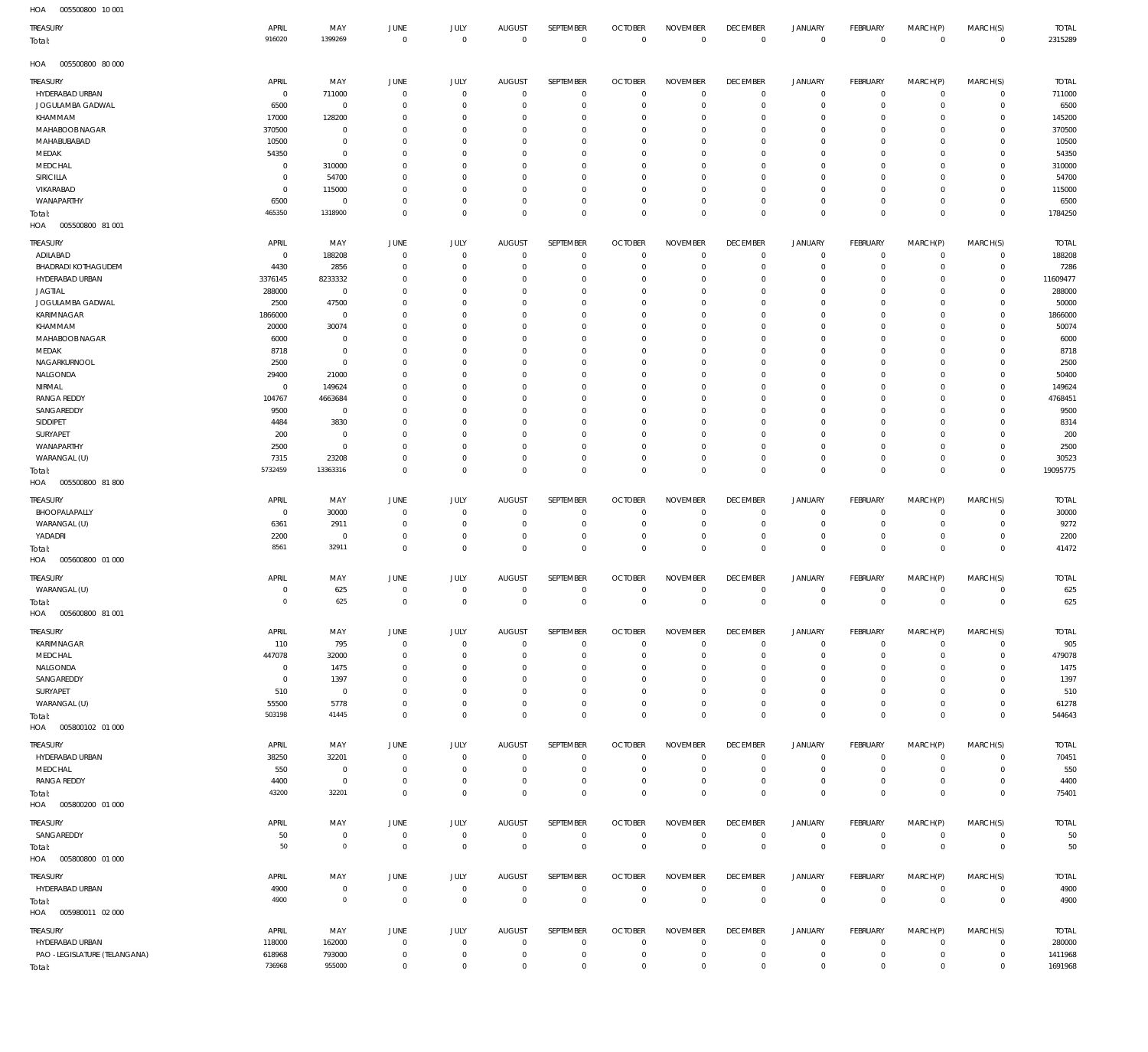HOA 005500800 10 001

| TREASURY | APRIL | MAY | JUNE | JULY | AUGUST | SEPTEMBER | OCTOBER | NOVEMBER | DECEMBER | JANUARY | FEBRUARY | MARCH(P) | MARCH(S) | TOTAL |
|---|---|---|---|---|---|---|---|---|---|---|---|---|---|---|
| Total: | 916020 | 1399269 | 0 | 0 | 0 | 0 | 0 | 0 | 0 | 0 | 0 | 0 | 0 | 2315289 |

HOA 005500800 80 000

| TREASURY | APRIL | MAY | JUNE | JULY | AUGUST | SEPTEMBER | OCTOBER | NOVEMBER | DECEMBER | JANUARY | FEBRUARY | MARCH(P) | MARCH(S) | TOTAL |
|---|---|---|---|---|---|---|---|---|---|---|---|---|---|---|
| HYDERABAD URBAN | 0 | 711000 | 0 | 0 | 0 | 0 | 0 | 0 | 0 | 0 | 0 | 0 | 0 | 711000 |
| JOGULAMBA GADWAL | 6500 | 0 | 0 | 0 | 0 | 0 | 0 | 0 | 0 | 0 | 0 | 0 | 0 | 6500 |
| KHAMMAM | 17000 | 128200 | 0 | 0 | 0 | 0 | 0 | 0 | 0 | 0 | 0 | 0 | 0 | 145200 |
| MAHABOOB NAGAR | 370500 | 0 | 0 | 0 | 0 | 0 | 0 | 0 | 0 | 0 | 0 | 0 | 0 | 370500 |
| MAHABUBABAD | 10500 | 0 | 0 | 0 | 0 | 0 | 0 | 0 | 0 | 0 | 0 | 0 | 0 | 10500 |
| MEDAK | 54350 | 0 | 0 | 0 | 0 | 0 | 0 | 0 | 0 | 0 | 0 | 0 | 0 | 54350 |
| MEDCHAL | 0 | 310000 | 0 | 0 | 0 | 0 | 0 | 0 | 0 | 0 | 0 | 0 | 0 | 310000 |
| SIRICILLA | 0 | 54700 | 0 | 0 | 0 | 0 | 0 | 0 | 0 | 0 | 0 | 0 | 0 | 54700 |
| VIKARABAD | 0 | 115000 | 0 | 0 | 0 | 0 | 0 | 0 | 0 | 0 | 0 | 0 | 0 | 115000 |
| WANAPARTHY | 6500 | 0 | 0 | 0 | 0 | 0 | 0 | 0 | 0 | 0 | 0 | 0 | 0 | 6500 |
| Total: | 465350 | 1318900 | 0 | 0 | 0 | 0 | 0 | 0 | 0 | 0 | 0 | 0 | 0 | 1784250 |

HOA 005500800 81 001

| TREASURY | APRIL | MAY | JUNE | JULY | AUGUST | SEPTEMBER | OCTOBER | NOVEMBER | DECEMBER | JANUARY | FEBRUARY | MARCH(P) | MARCH(S) | TOTAL |
|---|---|---|---|---|---|---|---|---|---|---|---|---|---|---|
| ADILABAD | 0 | 188208 | 0 | 0 | 0 | 0 | 0 | 0 | 0 | 0 | 0 | 0 | 0 | 188208 |
| BHADRADI KOTHAGUDEM | 4430 | 2856 | 0 | 0 | 0 | 0 | 0 | 0 | 0 | 0 | 0 | 0 | 0 | 7286 |
| HYDERABAD URBAN | 3376145 | 8233332 | 0 | 0 | 0 | 0 | 0 | 0 | 0 | 0 | 0 | 0 | 0 | 11609477 |
| JAGTIAL | 288000 | 0 | 0 | 0 | 0 | 0 | 0 | 0 | 0 | 0 | 0 | 0 | 0 | 288000 |
| JOGULAMBA GADWAL | 2500 | 47500 | 0 | 0 | 0 | 0 | 0 | 0 | 0 | 0 | 0 | 0 | 0 | 50000 |
| KARIMNAGAR | 1866000 | 0 | 0 | 0 | 0 | 0 | 0 | 0 | 0 | 0 | 0 | 0 | 0 | 1866000 |
| KHAMMAM | 20000 | 30074 | 0 | 0 | 0 | 0 | 0 | 0 | 0 | 0 | 0 | 0 | 0 | 50074 |
| MAHABOOB NAGAR | 6000 | 0 | 0 | 0 | 0 | 0 | 0 | 0 | 0 | 0 | 0 | 0 | 0 | 6000 |
| MEDAK | 8718 | 0 | 0 | 0 | 0 | 0 | 0 | 0 | 0 | 0 | 0 | 0 | 0 | 8718 |
| NAGARKURNOOL | 2500 | 0 | 0 | 0 | 0 | 0 | 0 | 0 | 0 | 0 | 0 | 0 | 0 | 2500 |
| NALGONDA | 29400 | 21000 | 0 | 0 | 0 | 0 | 0 | 0 | 0 | 0 | 0 | 0 | 0 | 50400 |
| NIRMAL | 0 | 149624 | 0 | 0 | 0 | 0 | 0 | 0 | 0 | 0 | 0 | 0 | 0 | 149624 |
| RANGA REDDY | 104767 | 4663684 | 0 | 0 | 0 | 0 | 0 | 0 | 0 | 0 | 0 | 0 | 0 | 4768451 |
| SANGAREDDY | 9500 | 0 | 0 | 0 | 0 | 0 | 0 | 0 | 0 | 0 | 0 | 0 | 0 | 9500 |
| SIDDIPET | 4484 | 3830 | 0 | 0 | 0 | 0 | 0 | 0 | 0 | 0 | 0 | 0 | 0 | 8314 |
| SURYAPET | 200 | 0 | 0 | 0 | 0 | 0 | 0 | 0 | 0 | 0 | 0 | 0 | 0 | 200 |
| WANAPARTHY | 2500 | 0 | 0 | 0 | 0 | 0 | 0 | 0 | 0 | 0 | 0 | 0 | 0 | 2500 |
| WARANGAL (U) | 7315 | 23208 | 0 | 0 | 0 | 0 | 0 | 0 | 0 | 0 | 0 | 0 | 0 | 30523 |
| Total: | 5732459 | 13363316 | 0 | 0 | 0 | 0 | 0 | 0 | 0 | 0 | 0 | 0 | 0 | 19095775 |

HOA 005500800 81 800

| TREASURY | APRIL | MAY | JUNE | JULY | AUGUST | SEPTEMBER | OCTOBER | NOVEMBER | DECEMBER | JANUARY | FEBRUARY | MARCH(P) | MARCH(S) | TOTAL |
|---|---|---|---|---|---|---|---|---|---|---|---|---|---|---|
| BHOOPALAPALLY | 0 | 30000 | 0 | 0 | 0 | 0 | 0 | 0 | 0 | 0 | 0 | 0 | 0 | 30000 |
| WARANGAL (U) | 6361 | 2911 | 0 | 0 | 0 | 0 | 0 | 0 | 0 | 0 | 0 | 0 | 0 | 9272 |
| YADADRI | 2200 | 0 | 0 | 0 | 0 | 0 | 0 | 0 | 0 | 0 | 0 | 0 | 0 | 2200 |
| Total: | 8561 | 32911 | 0 | 0 | 0 | 0 | 0 | 0 | 0 | 0 | 0 | 0 | 0 | 41472 |

HOA 005600800 01 000

| TREASURY | APRIL | MAY | JUNE | JULY | AUGUST | SEPTEMBER | OCTOBER | NOVEMBER | DECEMBER | JANUARY | FEBRUARY | MARCH(P) | MARCH(S) | TOTAL |
|---|---|---|---|---|---|---|---|---|---|---|---|---|---|---|
| WARANGAL (U) | 0 | 625 | 0 | 0 | 0 | 0 | 0 | 0 | 0 | 0 | 0 | 0 | 0 | 625 |
| Total: | 0 | 625 | 0 | 0 | 0 | 0 | 0 | 0 | 0 | 0 | 0 | 0 | 0 | 625 |

HOA 005600800 81 001

| TREASURY | APRIL | MAY | JUNE | JULY | AUGUST | SEPTEMBER | OCTOBER | NOVEMBER | DECEMBER | JANUARY | FEBRUARY | MARCH(P) | MARCH(S) | TOTAL |
|---|---|---|---|---|---|---|---|---|---|---|---|---|---|---|
| KARIMNAGAR | 110 | 795 | 0 | 0 | 0 | 0 | 0 | 0 | 0 | 0 | 0 | 0 | 0 | 905 |
| MEDCHAL | 447078 | 32000 | 0 | 0 | 0 | 0 | 0 | 0 | 0 | 0 | 0 | 0 | 0 | 479078 |
| NALGONDA | 0 | 1475 | 0 | 0 | 0 | 0 | 0 | 0 | 0 | 0 | 0 | 0 | 0 | 1475 |
| SANGAREDDY | 0 | 1397 | 0 | 0 | 0 | 0 | 0 | 0 | 0 | 0 | 0 | 0 | 0 | 1397 |
| SURYAPET | 510 | 0 | 0 | 0 | 0 | 0 | 0 | 0 | 0 | 0 | 0 | 0 | 0 | 510 |
| WARANGAL (U) | 55500 | 5778 | 0 | 0 | 0 | 0 | 0 | 0 | 0 | 0 | 0 | 0 | 0 | 61278 |
| Total: | 503198 | 41445 | 0 | 0 | 0 | 0 | 0 | 0 | 0 | 0 | 0 | 0 | 0 | 544643 |

HOA 005800102 01 000

| TREASURY | APRIL | MAY | JUNE | JULY | AUGUST | SEPTEMBER | OCTOBER | NOVEMBER | DECEMBER | JANUARY | FEBRUARY | MARCH(P) | MARCH(S) | TOTAL |
|---|---|---|---|---|---|---|---|---|---|---|---|---|---|---|
| HYDERABAD URBAN | 38250 | 32201 | 0 | 0 | 0 | 0 | 0 | 0 | 0 | 0 | 0 | 0 | 0 | 70451 |
| MEDCHAL | 550 | 0 | 0 | 0 | 0 | 0 | 0 | 0 | 0 | 0 | 0 | 0 | 0 | 550 |
| RANGA REDDY | 4400 | 0 | 0 | 0 | 0 | 0 | 0 | 0 | 0 | 0 | 0 | 0 | 0 | 4400 |
| Total: | 43200 | 32201 | 0 | 0 | 0 | 0 | 0 | 0 | 0 | 0 | 0 | 0 | 0 | 75401 |

HOA 005800200 01 000

| TREASURY | APRIL | MAY | JUNE | JULY | AUGUST | SEPTEMBER | OCTOBER | NOVEMBER | DECEMBER | JANUARY | FEBRUARY | MARCH(P) | MARCH(S) | TOTAL |
|---|---|---|---|---|---|---|---|---|---|---|---|---|---|---|
| SANGAREDDY | 50 | 0 | 0 | 0 | 0 | 0 | 0 | 0 | 0 | 0 | 0 | 0 | 0 | 50 |
| Total: | 50 | 0 | 0 | 0 | 0 | 0 | 0 | 0 | 0 | 0 | 0 | 0 | 0 | 50 |

HOA 005800800 01 000

| TREASURY | APRIL | MAY | JUNE | JULY | AUGUST | SEPTEMBER | OCTOBER | NOVEMBER | DECEMBER | JANUARY | FEBRUARY | MARCH(P) | MARCH(S) | TOTAL |
|---|---|---|---|---|---|---|---|---|---|---|---|---|---|---|
| HYDERABAD URBAN | 4900 | 0 | 0 | 0 | 0 | 0 | 0 | 0 | 0 | 0 | 0 | 0 | 0 | 4900 |
| Total: | 4900 | 0 | 0 | 0 | 0 | 0 | 0 | 0 | 0 | 0 | 0 | 0 | 0 | 4900 |

HOA 005980011 02 000

| TREASURY | APRIL | MAY | JUNE | JULY | AUGUST | SEPTEMBER | OCTOBER | NOVEMBER | DECEMBER | JANUARY | FEBRUARY | MARCH(P) | MARCH(S) | TOTAL |
|---|---|---|---|---|---|---|---|---|---|---|---|---|---|---|
| HYDERABAD URBAN | 118000 | 162000 | 0 | 0 | 0 | 0 | 0 | 0 | 0 | 0 | 0 | 0 | 0 | 280000 |
| PAO - LEGISLATURE (TELANGANA) | 618968 | 793000 | 0 | 0 | 0 | 0 | 0 | 0 | 0 | 0 | 0 | 0 | 0 | 1411968 |
| Total: | 736968 | 955000 | 0 | 0 | 0 | 0 | 0 | 0 | 0 | 0 | 0 | 0 | 0 | 1691968 |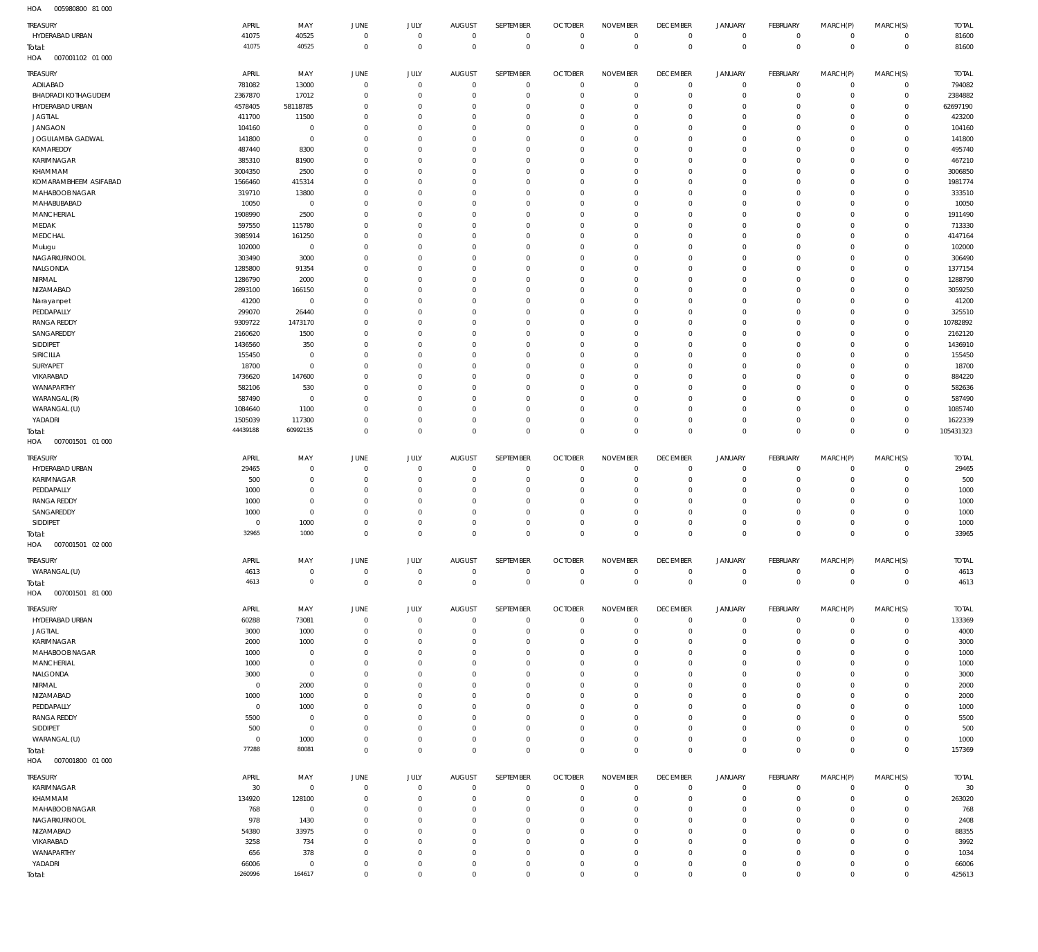HOA 005980800 81 000

| TREASURY | APRIL | MAY | JUNE | JULY | AUGUST | SEPTEMBER | OCTOBER | NOVEMBER | DECEMBER | JANUARY | FEBRUARY | MARCH(P) | MARCH(S) | TOTAL |
|---|---|---|---|---|---|---|---|---|---|---|---|---|---|---|
| HYDERABAD URBAN | 41075 | 40525 | 0 | 0 | 0 | 0 | 0 | 0 | 0 | 0 | 0 | 0 | 0 | 81600 |
| Total: | 41075 | 40525 | 0 | 0 | 0 | 0 | 0 | 0 | 0 | 0 | 0 | 0 | 0 | 81600 |

HOA 007001102 01 000

| TREASURY | APRIL | MAY | JUNE | JULY | AUGUST | SEPTEMBER | OCTOBER | NOVEMBER | DECEMBER | JANUARY | FEBRUARY | MARCH(P) | MARCH(S) | TOTAL |
|---|---|---|---|---|---|---|---|---|---|---|---|---|---|---|
| ADILABAD | 781082 | 13000 | 0 | 0 | 0 | 0 | 0 | 0 | 0 | 0 | 0 | 0 | 0 | 794082 |
| BHADRADI KOTHAGUDEM | 2367870 | 17012 | 0 | 0 | 0 | 0 | 0 | 0 | 0 | 0 | 0 | 0 | 0 | 2384882 |
| HYDERABAD URBAN | 4578405 | 58118785 | 0 | 0 | 0 | 0 | 0 | 0 | 0 | 0 | 0 | 0 | 0 | 62697190 |
| JAGTIAL | 411700 | 11500 | 0 | 0 | 0 | 0 | 0 | 0 | 0 | 0 | 0 | 0 | 0 | 423200 |
| JANGAON | 104160 | 0 | 0 | 0 | 0 | 0 | 0 | 0 | 0 | 0 | 0 | 0 | 0 | 104160 |
| JOGULAMBA GADWAL | 141800 | 0 | 0 | 0 | 0 | 0 | 0 | 0 | 0 | 0 | 0 | 0 | 0 | 141800 |
| KAMAREDDY | 487440 | 8300 | 0 | 0 | 0 | 0 | 0 | 0 | 0 | 0 | 0 | 0 | 0 | 495740 |
| KARIMNAGAR | 385310 | 81900 | 0 | 0 | 0 | 0 | 0 | 0 | 0 | 0 | 0 | 0 | 0 | 467210 |
| KHAMMAM | 3004350 | 2500 | 0 | 0 | 0 | 0 | 0 | 0 | 0 | 0 | 0 | 0 | 0 | 3006850 |
| KOMARAMBHEEM ASIFABAD | 1566460 | 415314 | 0 | 0 | 0 | 0 | 0 | 0 | 0 | 0 | 0 | 0 | 0 | 1981774 |
| MAHABOOBNAGAR | 319710 | 13800 | 0 | 0 | 0 | 0 | 0 | 0 | 0 | 0 | 0 | 0 | 0 | 333510 |
| MAHABUBABAD | 10050 | 0 | 0 | 0 | 0 | 0 | 0 | 0 | 0 | 0 | 0 | 0 | 0 | 10050 |
| MANCHERIAL | 1908990 | 2500 | 0 | 0 | 0 | 0 | 0 | 0 | 0 | 0 | 0 | 0 | 0 | 1911490 |
| MEDAK | 597550 | 115780 | 0 | 0 | 0 | 0 | 0 | 0 | 0 | 0 | 0 | 0 | 0 | 713330 |
| MEDCHAL | 3985914 | 161250 | 0 | 0 | 0 | 0 | 0 | 0 | 0 | 0 | 0 | 0 | 0 | 4147164 |
| Mulugu | 102000 | 0 | 0 | 0 | 0 | 0 | 0 | 0 | 0 | 0 | 0 | 0 | 0 | 102000 |
| NAGARKURNOOL | 303490 | 3000 | 0 | 0 | 0 | 0 | 0 | 0 | 0 | 0 | 0 | 0 | 0 | 306490 |
| NALGONDA | 1285800 | 91354 | 0 | 0 | 0 | 0 | 0 | 0 | 0 | 0 | 0 | 0 | 0 | 1377154 |
| NIRMAL | 1286790 | 2000 | 0 | 0 | 0 | 0 | 0 | 0 | 0 | 0 | 0 | 0 | 0 | 1288790 |
| NIZAMABAD | 2893100 | 166150 | 0 | 0 | 0 | 0 | 0 | 0 | 0 | 0 | 0 | 0 | 0 | 3059250 |
| Narayanpet | 41200 | 0 | 0 | 0 | 0 | 0 | 0 | 0 | 0 | 0 | 0 | 0 | 0 | 41200 |
| PEDDAPALLY | 299070 | 26440 | 0 | 0 | 0 | 0 | 0 | 0 | 0 | 0 | 0 | 0 | 0 | 325510 |
| RANGA REDDY | 9309722 | 1473170 | 0 | 0 | 0 | 0 | 0 | 0 | 0 | 0 | 0 | 0 | 0 | 10782892 |
| SANGAREDDY | 2160620 | 1500 | 0 | 0 | 0 | 0 | 0 | 0 | 0 | 0 | 0 | 0 | 0 | 2162120 |
| SIDDIPET | 1436560 | 350 | 0 | 0 | 0 | 0 | 0 | 0 | 0 | 0 | 0 | 0 | 0 | 1436910 |
| SIRICILLA | 155450 | 0 | 0 | 0 | 0 | 0 | 0 | 0 | 0 | 0 | 0 | 0 | 0 | 155450 |
| SURYAPET | 18700 | 0 | 0 | 0 | 0 | 0 | 0 | 0 | 0 | 0 | 0 | 0 | 0 | 18700 |
| VIKARABAD | 736620 | 147600 | 0 | 0 | 0 | 0 | 0 | 0 | 0 | 0 | 0 | 0 | 0 | 884220 |
| WANAPARTHY | 582106 | 530 | 0 | 0 | 0 | 0 | 0 | 0 | 0 | 0 | 0 | 0 | 0 | 582636 |
| WARANGAL (R) | 587490 | 0 | 0 | 0 | 0 | 0 | 0 | 0 | 0 | 0 | 0 | 0 | 0 | 587490 |
| WARANGAL (U) | 1084640 | 1100 | 0 | 0 | 0 | 0 | 0 | 0 | 0 | 0 | 0 | 0 | 0 | 1085740 |
| YADADRI | 1505039 | 117300 | 0 | 0 | 0 | 0 | 0 | 0 | 0 | 0 | 0 | 0 | 0 | 1622339 |
| Total: | 44439188 | 60992135 | 0 | 0 | 0 | 0 | 0 | 0 | 0 | 0 | 0 | 0 | 0 | 105431323 |

HOA 007001501 01 000

| TREASURY | APRIL | MAY | JUNE | JULY | AUGUST | SEPTEMBER | OCTOBER | NOVEMBER | DECEMBER | JANUARY | FEBRUARY | MARCH(P) | MARCH(S) | TOTAL |
|---|---|---|---|---|---|---|---|---|---|---|---|---|---|---|
| HYDERABAD URBAN | 29465 | 0 | 0 | 0 | 0 | 0 | 0 | 0 | 0 | 0 | 0 | 0 | 0 | 29465 |
| KARIMNAGAR | 500 | 0 | 0 | 0 | 0 | 0 | 0 | 0 | 0 | 0 | 0 | 0 | 0 | 500 |
| PEDDAPALLY | 1000 | 0 | 0 | 0 | 0 | 0 | 0 | 0 | 0 | 0 | 0 | 0 | 0 | 1000 |
| RANGA REDDY | 1000 | 0 | 0 | 0 | 0 | 0 | 0 | 0 | 0 | 0 | 0 | 0 | 0 | 1000 |
| SANGAREDDY | 1000 | 0 | 0 | 0 | 0 | 0 | 0 | 0 | 0 | 0 | 0 | 0 | 0 | 1000 |
| SIDDIPET | 0 | 1000 | 0 | 0 | 0 | 0 | 0 | 0 | 0 | 0 | 0 | 0 | 0 | 1000 |
| Total: | 32965 | 1000 | 0 | 0 | 0 | 0 | 0 | 0 | 0 | 0 | 0 | 0 | 0 | 33965 |

HOA 007001501 02 000

| TREASURY | APRIL | MAY | JUNE | JULY | AUGUST | SEPTEMBER | OCTOBER | NOVEMBER | DECEMBER | JANUARY | FEBRUARY | MARCH(P) | MARCH(S) | TOTAL |
|---|---|---|---|---|---|---|---|---|---|---|---|---|---|---|
| WARANGAL (U) | 4613 | 0 | 0 | 0 | 0 | 0 | 0 | 0 | 0 | 0 | 0 | 0 | 0 | 4613 |
| Total: | 4613 | 0 | 0 | 0 | 0 | 0 | 0 | 0 | 0 | 0 | 0 | 0 | 0 | 4613 |

HOA 007001501 81 000

| TREASURY | APRIL | MAY | JUNE | JULY | AUGUST | SEPTEMBER | OCTOBER | NOVEMBER | DECEMBER | JANUARY | FEBRUARY | MARCH(P) | MARCH(S) | TOTAL |
|---|---|---|---|---|---|---|---|---|---|---|---|---|---|---|
| HYDERABAD URBAN | 60288 | 73081 | 0 | 0 | 0 | 0 | 0 | 0 | 0 | 0 | 0 | 0 | 0 | 133369 |
| JAGTIAL | 3000 | 1000 | 0 | 0 | 0 | 0 | 0 | 0 | 0 | 0 | 0 | 0 | 0 | 4000 |
| KARIMNAGAR | 2000 | 1000 | 0 | 0 | 0 | 0 | 0 | 0 | 0 | 0 | 0 | 0 | 0 | 3000 |
| MAHABOOBNAGAR | 1000 | 0 | 0 | 0 | 0 | 0 | 0 | 0 | 0 | 0 | 0 | 0 | 0 | 1000 |
| MANCHERIAL | 1000 | 0 | 0 | 0 | 0 | 0 | 0 | 0 | 0 | 0 | 0 | 0 | 0 | 1000 |
| NALGONDA | 3000 | 0 | 0 | 0 | 0 | 0 | 0 | 0 | 0 | 0 | 0 | 0 | 0 | 3000 |
| NIRMAL | 0 | 2000 | 0 | 0 | 0 | 0 | 0 | 0 | 0 | 0 | 0 | 0 | 0 | 2000 |
| NIZAMABAD | 1000 | 1000 | 0 | 0 | 0 | 0 | 0 | 0 | 0 | 0 | 0 | 0 | 0 | 2000 |
| PEDDAPALLY | 0 | 1000 | 0 | 0 | 0 | 0 | 0 | 0 | 0 | 0 | 0 | 0 | 0 | 1000 |
| RANGA REDDY | 5500 | 0 | 0 | 0 | 0 | 0 | 0 | 0 | 0 | 0 | 0 | 0 | 0 | 5500 |
| SIDDIPET | 500 | 0 | 0 | 0 | 0 | 0 | 0 | 0 | 0 | 0 | 0 | 0 | 0 | 500 |
| WARANGAL (U) | 0 | 1000 | 0 | 0 | 0 | 0 | 0 | 0 | 0 | 0 | 0 | 0 | 0 | 1000 |
| Total: | 77288 | 80081 | 0 | 0 | 0 | 0 | 0 | 0 | 0 | 0 | 0 | 0 | 0 | 157369 |

HOA 007001800 01 000

| TREASURY | APRIL | MAY | JUNE | JULY | AUGUST | SEPTEMBER | OCTOBER | NOVEMBER | DECEMBER | JANUARY | FEBRUARY | MARCH(P) | MARCH(S) | TOTAL |
|---|---|---|---|---|---|---|---|---|---|---|---|---|---|---|
| KARIMNAGAR | 30 | 0 | 0 | 0 | 0 | 0 | 0 | 0 | 0 | 0 | 0 | 0 | 0 | 30 |
| KHAMMAM | 134920 | 128100 | 0 | 0 | 0 | 0 | 0 | 0 | 0 | 0 | 0 | 0 | 0 | 263020 |
| MAHABOOBNAGAR | 768 | 0 | 0 | 0 | 0 | 0 | 0 | 0 | 0 | 0 | 0 | 0 | 0 | 768 |
| NAGARKURNOOL | 978 | 1430 | 0 | 0 | 0 | 0 | 0 | 0 | 0 | 0 | 0 | 0 | 0 | 2408 |
| NIZAMABAD | 54380 | 33975 | 0 | 0 | 0 | 0 | 0 | 0 | 0 | 0 | 0 | 0 | 0 | 88355 |
| VIKARABAD | 3258 | 734 | 0 | 0 | 0 | 0 | 0 | 0 | 0 | 0 | 0 | 0 | 0 | 3992 |
| WANAPARTHY | 656 | 378 | 0 | 0 | 0 | 0 | 0 | 0 | 0 | 0 | 0 | 0 | 0 | 1034 |
| YADADRI | 66006 | 0 | 0 | 0 | 0 | 0 | 0 | 0 | 0 | 0 | 0 | 0 | 0 | 66006 |
| Total: | 260996 | 164617 | 0 | 0 | 0 | 0 | 0 | 0 | 0 | 0 | 0 | 0 | 0 | 425613 |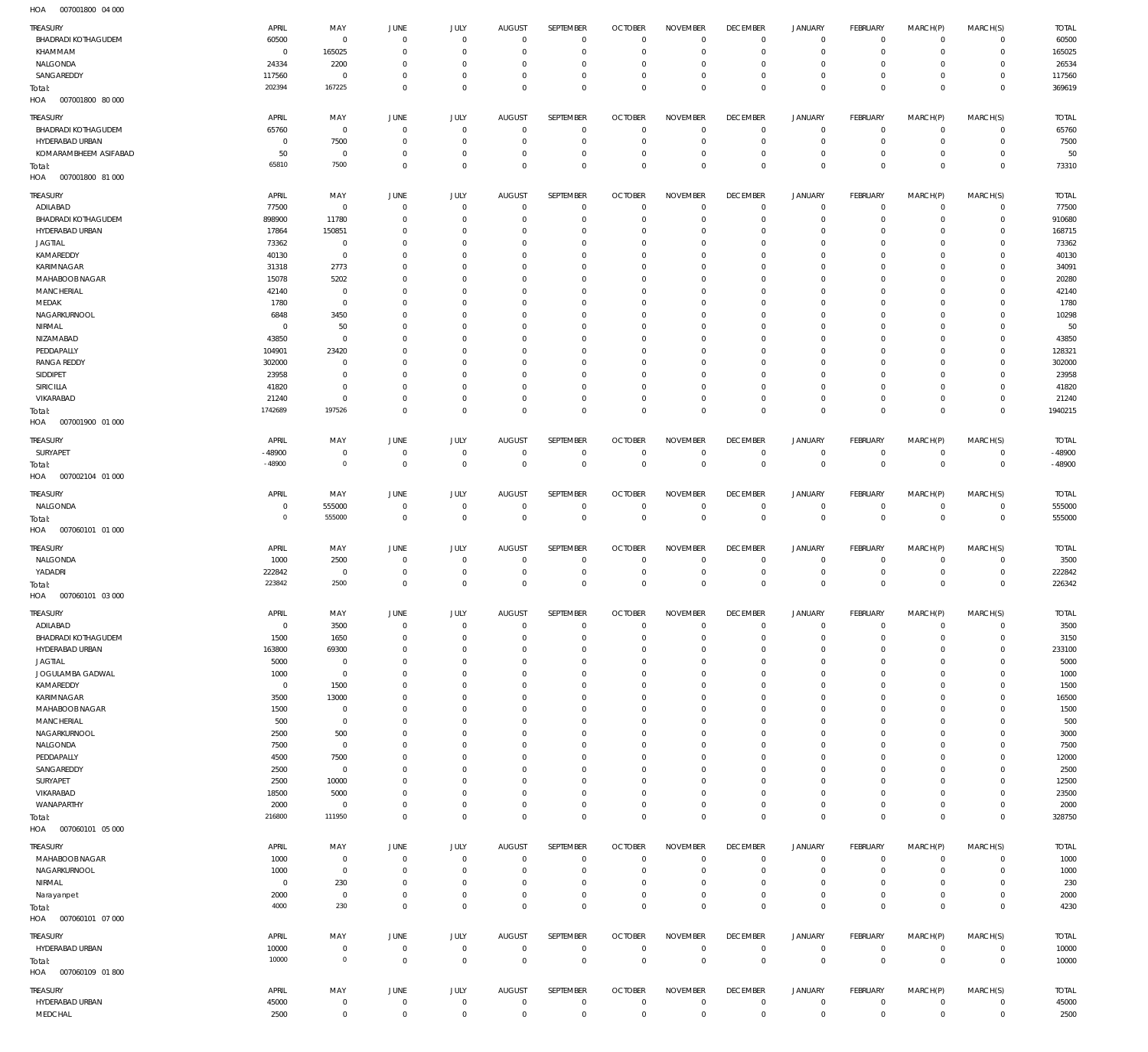HOA 007001800 04 000

| TREASURY | APRIL | MAY | JUNE | JULY | AUGUST | SEPTEMBER | OCTOBER | NOVEMBER | DECEMBER | JANUARY | FEBRUARY | MARCH(P) | MARCH(S) | TOTAL |
|---|---|---|---|---|---|---|---|---|---|---|---|---|---|---|
| BHADRADI KOTHAGUDEM | 60500 | 0 | 0 | 0 | 0 | 0 | 0 | 0 | 0 | 0 | 0 | 0 | 0 | 60500 |
| KHAMMAM | 0 | 165025 | 0 | 0 | 0 | 0 | 0 | 0 | 0 | 0 | 0 | 0 | 0 | 165025 |
| NALGONDA | 24334 | 2200 | 0 | 0 | 0 | 0 | 0 | 0 | 0 | 0 | 0 | 0 | 0 | 26534 |
| SANGAREDDY | 117560 | 0 | 0 | 0 | 0 | 0 | 0 | 0 | 0 | 0 | 0 | 0 | 0 | 117560 |
| Total: | 202394 | 167225 | 0 | 0 | 0 | 0 | 0 | 0 | 0 | 0 | 0 | 0 | 0 | 369619 |

HOA 007001800 80 000

| TREASURY | APRIL | MAY | JUNE | JULY | AUGUST | SEPTEMBER | OCTOBER | NOVEMBER | DECEMBER | JANUARY | FEBRUARY | MARCH(P) | MARCH(S) | TOTAL |
|---|---|---|---|---|---|---|---|---|---|---|---|---|---|---|
| BHADRADI KOTHAGUDEM | 65760 | 0 | 0 | 0 | 0 | 0 | 0 | 0 | 0 | 0 | 0 | 0 | 0 | 65760 |
| HYDERABAD URBAN | 0 | 7500 | 0 | 0 | 0 | 0 | 0 | 0 | 0 | 0 | 0 | 0 | 0 | 7500 |
| KOMARAMBHEEM ASIFABAD | 50 | 0 | 0 | 0 | 0 | 0 | 0 | 0 | 0 | 0 | 0 | 0 | 0 | 50 |
| Total: | 65810 | 7500 | 0 | 0 | 0 | 0 | 0 | 0 | 0 | 0 | 0 | 0 | 0 | 73310 |

HOA 007001800 81 000

| TREASURY | APRIL | MAY | JUNE | JULY | AUGUST | SEPTEMBER | OCTOBER | NOVEMBER | DECEMBER | JANUARY | FEBRUARY | MARCH(P) | MARCH(S) | TOTAL |
|---|---|---|---|---|---|---|---|---|---|---|---|---|---|---|
| ADILABAD | 77500 | 0 | 0 | 0 | 0 | 0 | 0 | 0 | 0 | 0 | 0 | 0 | 0 | 77500 |
| BHADRADI KOTHAGUDEM | 898900 | 11780 | 0 | 0 | 0 | 0 | 0 | 0 | 0 | 0 | 0 | 0 | 0 | 910680 |
| HYDERABAD URBAN | 17864 | 150851 | 0 | 0 | 0 | 0 | 0 | 0 | 0 | 0 | 0 | 0 | 0 | 168715 |
| JAGTIAL | 73362 | 0 | 0 | 0 | 0 | 0 | 0 | 0 | 0 | 0 | 0 | 0 | 0 | 73362 |
| KAMAREDDY | 40130 | 0 | 0 | 0 | 0 | 0 | 0 | 0 | 0 | 0 | 0 | 0 | 0 | 40130 |
| KARIMNAGAR | 31318 | 2773 | 0 | 0 | 0 | 0 | 0 | 0 | 0 | 0 | 0 | 0 | 0 | 34091 |
| MAHABOOB NAGAR | 15078 | 5202 | 0 | 0 | 0 | 0 | 0 | 0 | 0 | 0 | 0 | 0 | 0 | 20280 |
| MANCHERIAL | 42140 | 0 | 0 | 0 | 0 | 0 | 0 | 0 | 0 | 0 | 0 | 0 | 0 | 42140 |
| MEDAK | 1780 | 0 | 0 | 0 | 0 | 0 | 0 | 0 | 0 | 0 | 0 | 0 | 0 | 1780 |
| NAGARKURNOOL | 6848 | 3450 | 0 | 0 | 0 | 0 | 0 | 0 | 0 | 0 | 0 | 0 | 0 | 10298 |
| NIRMAL | 0 | 50 | 0 | 0 | 0 | 0 | 0 | 0 | 0 | 0 | 0 | 0 | 0 | 50 |
| NIZAMABAD | 43850 | 0 | 0 | 0 | 0 | 0 | 0 | 0 | 0 | 0 | 0 | 0 | 0 | 43850 |
| PEDDAPALLY | 104901 | 23420 | 0 | 0 | 0 | 0 | 0 | 0 | 0 | 0 | 0 | 0 | 0 | 128321 |
| RANGA REDDY | 302000 | 0 | 0 | 0 | 0 | 0 | 0 | 0 | 0 | 0 | 0 | 0 | 0 | 302000 |
| SIDDIPET | 23958 | 0 | 0 | 0 | 0 | 0 | 0 | 0 | 0 | 0 | 0 | 0 | 0 | 23958 |
| SIRICILLA | 41820 | 0 | 0 | 0 | 0 | 0 | 0 | 0 | 0 | 0 | 0 | 0 | 0 | 41820 |
| VIKARABAD | 21240 | 0 | 0 | 0 | 0 | 0 | 0 | 0 | 0 | 0 | 0 | 0 | 0 | 21240 |
| Total: | 1742689 | 197526 | 0 | 0 | 0 | 0 | 0 | 0 | 0 | 0 | 0 | 0 | 0 | 1940215 |

HOA 007001900 01 000

| TREASURY | APRIL | MAY | JUNE | JULY | AUGUST | SEPTEMBER | OCTOBER | NOVEMBER | DECEMBER | JANUARY | FEBRUARY | MARCH(P) | MARCH(S) | TOTAL |
|---|---|---|---|---|---|---|---|---|---|---|---|---|---|---|
| SURYAPET | -48900 | 0 | 0 | 0 | 0 | 0 | 0 | 0 | 0 | 0 | 0 | 0 | 0 | -48900 |
| Total: | -48900 | 0 | 0 | 0 | 0 | 0 | 0 | 0 | 0 | 0 | 0 | 0 | 0 | -48900 |

HOA 007002104 01 000

| TREASURY | APRIL | MAY | JUNE | JULY | AUGUST | SEPTEMBER | OCTOBER | NOVEMBER | DECEMBER | JANUARY | FEBRUARY | MARCH(P) | MARCH(S) | TOTAL |
|---|---|---|---|---|---|---|---|---|---|---|---|---|---|---|
| NALGONDA | 0 | 555000 | 0 | 0 | 0 | 0 | 0 | 0 | 0 | 0 | 0 | 0 | 0 | 555000 |
| Total: | 0 | 555000 | 0 | 0 | 0 | 0 | 0 | 0 | 0 | 0 | 0 | 0 | 0 | 555000 |

HOA 007060101 01 000

| TREASURY | APRIL | MAY | JUNE | JULY | AUGUST | SEPTEMBER | OCTOBER | NOVEMBER | DECEMBER | JANUARY | FEBRUARY | MARCH(P) | MARCH(S) | TOTAL |
|---|---|---|---|---|---|---|---|---|---|---|---|---|---|---|
| NALGONDA | 1000 | 2500 | 0 | 0 | 0 | 0 | 0 | 0 | 0 | 0 | 0 | 0 | 0 | 3500 |
| YADADRI | 222842 | 0 | 0 | 0 | 0 | 0 | 0 | 0 | 0 | 0 | 0 | 0 | 0 | 222842 |
| Total: | 223842 | 2500 | 0 | 0 | 0 | 0 | 0 | 0 | 0 | 0 | 0 | 0 | 0 | 226342 |

HOA 007060101 03 000

| TREASURY | APRIL | MAY | JUNE | JULY | AUGUST | SEPTEMBER | OCTOBER | NOVEMBER | DECEMBER | JANUARY | FEBRUARY | MARCH(P) | MARCH(S) | TOTAL |
|---|---|---|---|---|---|---|---|---|---|---|---|---|---|---|
| ADILABAD | 0 | 3500 | 0 | 0 | 0 | 0 | 0 | 0 | 0 | 0 | 0 | 0 | 0 | 3500 |
| BHADRADI KOTHAGUDEM | 1500 | 1650 | 0 | 0 | 0 | 0 | 0 | 0 | 0 | 0 | 0 | 0 | 0 | 3150 |
| HYDERABAD URBAN | 163800 | 69300 | 0 | 0 | 0 | 0 | 0 | 0 | 0 | 0 | 0 | 0 | 0 | 233100 |
| JAGTIAL | 5000 | 0 | 0 | 0 | 0 | 0 | 0 | 0 | 0 | 0 | 0 | 0 | 0 | 5000 |
| JOGULAMBA GADWAL | 1000 | 0 | 0 | 0 | 0 | 0 | 0 | 0 | 0 | 0 | 0 | 0 | 0 | 1000 |
| KAMAREDDY | 0 | 1500 | 0 | 0 | 0 | 0 | 0 | 0 | 0 | 0 | 0 | 0 | 0 | 1500 |
| KARIMNAGAR | 3500 | 13000 | 0 | 0 | 0 | 0 | 0 | 0 | 0 | 0 | 0 | 0 | 0 | 16500 |
| MAHABOOB NAGAR | 1500 | 0 | 0 | 0 | 0 | 0 | 0 | 0 | 0 | 0 | 0 | 0 | 0 | 1500 |
| MANCHERIAL | 500 | 0 | 0 | 0 | 0 | 0 | 0 | 0 | 0 | 0 | 0 | 0 | 0 | 500 |
| NAGARKURNOOL | 2500 | 500 | 0 | 0 | 0 | 0 | 0 | 0 | 0 | 0 | 0 | 0 | 0 | 3000 |
| NALGONDA | 7500 | 0 | 0 | 0 | 0 | 0 | 0 | 0 | 0 | 0 | 0 | 0 | 0 | 7500 |
| PEDDAPALLY | 4500 | 7500 | 0 | 0 | 0 | 0 | 0 | 0 | 0 | 0 | 0 | 0 | 0 | 12000 |
| SANGAREDDY | 2500 | 0 | 0 | 0 | 0 | 0 | 0 | 0 | 0 | 0 | 0 | 0 | 0 | 2500 |
| SURYAPET | 2500 | 10000 | 0 | 0 | 0 | 0 | 0 | 0 | 0 | 0 | 0 | 0 | 0 | 12500 |
| VIKARABAD | 18500 | 5000 | 0 | 0 | 0 | 0 | 0 | 0 | 0 | 0 | 0 | 0 | 0 | 23500 |
| WANAPARTHY | 2000 | 0 | 0 | 0 | 0 | 0 | 0 | 0 | 0 | 0 | 0 | 0 | 0 | 2000 |
| Total: | 216800 | 111950 | 0 | 0 | 0 | 0 | 0 | 0 | 0 | 0 | 0 | 0 | 0 | 328750 |

HOA 007060101 05 000

| TREASURY | APRIL | MAY | JUNE | JULY | AUGUST | SEPTEMBER | OCTOBER | NOVEMBER | DECEMBER | JANUARY | FEBRUARY | MARCH(P) | MARCH(S) | TOTAL |
|---|---|---|---|---|---|---|---|---|---|---|---|---|---|---|
| MAHABOOB NAGAR | 1000 | 0 | 0 | 0 | 0 | 0 | 0 | 0 | 0 | 0 | 0 | 0 | 0 | 1000 |
| NAGARKURNOOL | 1000 | 0 | 0 | 0 | 0 | 0 | 0 | 0 | 0 | 0 | 0 | 0 | 0 | 1000 |
| NIRMAL | 0 | 230 | 0 | 0 | 0 | 0 | 0 | 0 | 0 | 0 | 0 | 0 | 0 | 230 |
| Narayanpet | 2000 | 0 | 0 | 0 | 0 | 0 | 0 | 0 | 0 | 0 | 0 | 0 | 0 | 2000 |
| Total: | 4000 | 230 | 0 | 0 | 0 | 0 | 0 | 0 | 0 | 0 | 0 | 0 | 0 | 4230 |

HOA 007060101 07 000

| TREASURY | APRIL | MAY | JUNE | JULY | AUGUST | SEPTEMBER | OCTOBER | NOVEMBER | DECEMBER | JANUARY | FEBRUARY | MARCH(P) | MARCH(S) | TOTAL |
|---|---|---|---|---|---|---|---|---|---|---|---|---|---|---|
| HYDERABAD URBAN | 10000 | 0 | 0 | 0 | 0 | 0 | 0 | 0 | 0 | 0 | 0 | 0 | 0 | 10000 |
| Total: | 10000 | 0 | 0 | 0 | 0 | 0 | 0 | 0 | 0 | 0 | 0 | 0 | 0 | 10000 |

HOA 007060109 01 800

| TREASURY | APRIL | MAY | JUNE | JULY | AUGUST | SEPTEMBER | OCTOBER | NOVEMBER | DECEMBER | JANUARY | FEBRUARY | MARCH(P) | MARCH(S) | TOTAL |
|---|---|---|---|---|---|---|---|---|---|---|---|---|---|---|
| HYDERABAD URBAN | 45000 | 0 | 0 | 0 | 0 | 0 | 0 | 0 | 0 | 0 | 0 | 0 | 0 | 45000 |
| MEDCHAL | 2500 | 0 | 0 | 0 | 0 | 0 | 0 | 0 | 0 | 0 | 0 | 0 | 0 | 2500 |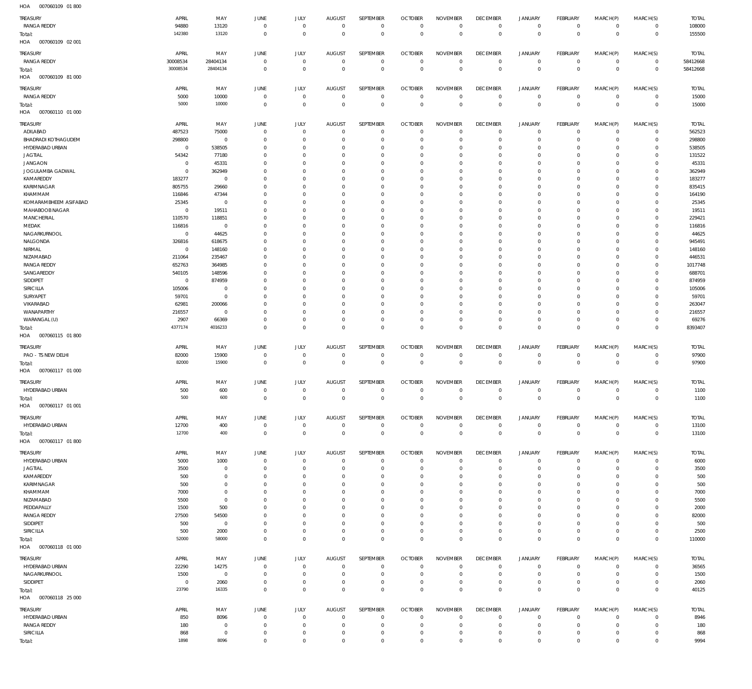HOA 007060109 01 800

| TREASURY | APRIL | MAY | JUNE | JULY | AUGUST | SEPTEMBER | OCTOBER | NOVEMBER | DECEMBER | JANUARY | FEBRUARY | MARCH(P) | MARCH(S) | TOTAL |
|---|---|---|---|---|---|---|---|---|---|---|---|---|---|---|
| RANGA REDDY | 94880 | 13120 | 0 | 0 | 0 | 0 | 0 | 0 | 0 | 0 | 0 | 0 | 0 | 108000 |
| Total: | 142380 | 13120 | 0 | 0 | 0 | 0 | 0 | 0 | 0 | 0 | 0 | 0 | 0 | 155500 |

HOA 007060109 02 001

| TREASURY | APRIL | MAY | JUNE | JULY | AUGUST | SEPTEMBER | OCTOBER | NOVEMBER | DECEMBER | JANUARY | FEBRUARY | MARCH(P) | MARCH(S) | TOTAL |
|---|---|---|---|---|---|---|---|---|---|---|---|---|---|---|
| RANGA REDDY | 30008534 | 28404134 | 0 | 0 | 0 | 0 | 0 | 0 | 0 | 0 | 0 | 0 | 0 | 58412668 |
| Total: | 30008534 | 28404134 | 0 | 0 | 0 | 0 | 0 | 0 | 0 | 0 | 0 | 0 | 0 | 58412668 |

HOA 007060109 81 000

| TREASURY | APRIL | MAY | JUNE | JULY | AUGUST | SEPTEMBER | OCTOBER | NOVEMBER | DECEMBER | JANUARY | FEBRUARY | MARCH(P) | MARCH(S) | TOTAL |
|---|---|---|---|---|---|---|---|---|---|---|---|---|---|---|
| RANGA REDDY | 5000 | 10000 | 0 | 0 | 0 | 0 | 0 | 0 | 0 | 0 | 0 | 0 | 0 | 15000 |
| Total: | 5000 | 10000 | 0 | 0 | 0 | 0 | 0 | 0 | 0 | 0 | 0 | 0 | 0 | 15000 |

HOA 007060110 01 000

| TREASURY | APRIL | MAY | JUNE | JULY | AUGUST | SEPTEMBER | OCTOBER | NOVEMBER | DECEMBER | JANUARY | FEBRUARY | MARCH(P) | MARCH(S) | TOTAL |
|---|---|---|---|---|---|---|---|---|---|---|---|---|---|---|
| ADILABAD | 487523 | 75000 | 0 | 0 | 0 | 0 | 0 | 0 | 0 | 0 | 0 | 0 | 0 | 562523 |
| BHADRADI KOTHAGUDEM | 298800 | 0 | 0 | 0 | 0 | 0 | 0 | 0 | 0 | 0 | 0 | 0 | 0 | 298800 |
| HYDERABAD URBAN | 0 | 538505 | 0 | 0 | 0 | 0 | 0 | 0 | 0 | 0 | 0 | 0 | 0 | 538505 |
| JAGTIAL | 54342 | 77180 | 0 | 0 | 0 | 0 | 0 | 0 | 0 | 0 | 0 | 0 | 0 | 131522 |
| JANGAON | 0 | 45331 | 0 | 0 | 0 | 0 | 0 | 0 | 0 | 0 | 0 | 0 | 0 | 45331 |
| JOGULAMBA GADWAL | 0 | 362949 | 0 | 0 | 0 | 0 | 0 | 0 | 0 | 0 | 0 | 0 | 0 | 362949 |
| KAMAREDDY | 183277 | 0 | 0 | 0 | 0 | 0 | 0 | 0 | 0 | 0 | 0 | 0 | 0 | 183277 |
| KARIMNAGAR | 805755 | 29660 | 0 | 0 | 0 | 0 | 0 | 0 | 0 | 0 | 0 | 0 | 0 | 835415 |
| KHAMMAM | 116846 | 47344 | 0 | 0 | 0 | 0 | 0 | 0 | 0 | 0 | 0 | 0 | 0 | 164190 |
| KOMARAMBHEEM ASIFABAD | 25345 | 0 | 0 | 0 | 0 | 0 | 0 | 0 | 0 | 0 | 0 | 0 | 0 | 25345 |
| MAHABOOB NAGAR | 0 | 19511 | 0 | 0 | 0 | 0 | 0 | 0 | 0 | 0 | 0 | 0 | 0 | 19511 |
| MANCHERIAL | 110570 | 118851 | 0 | 0 | 0 | 0 | 0 | 0 | 0 | 0 | 0 | 0 | 0 | 229421 |
| MEDAK | 116816 | 0 | 0 | 0 | 0 | 0 | 0 | 0 | 0 | 0 | 0 | 0 | 0 | 116816 |
| NAGARKURNOOL | 0 | 44625 | 0 | 0 | 0 | 0 | 0 | 0 | 0 | 0 | 0 | 0 | 0 | 44625 |
| NALGONDA | 326816 | 618675 | 0 | 0 | 0 | 0 | 0 | 0 | 0 | 0 | 0 | 0 | 0 | 945491 |
| NIRMAL | 0 | 148160 | 0 | 0 | 0 | 0 | 0 | 0 | 0 | 0 | 0 | 0 | 0 | 148160 |
| NIZAMABAD | 211064 | 235467 | 0 | 0 | 0 | 0 | 0 | 0 | 0 | 0 | 0 | 0 | 0 | 446531 |
| RANGA REDDY | 652763 | 364985 | 0 | 0 | 0 | 0 | 0 | 0 | 0 | 0 | 0 | 0 | 0 | 1017748 |
| SANGAREDDY | 540105 | 148596 | 0 | 0 | 0 | 0 | 0 | 0 | 0 | 0 | 0 | 0 | 0 | 688701 |
| SIDDIPET | 0 | 874959 | 0 | 0 | 0 | 0 | 0 | 0 | 0 | 0 | 0 | 0 | 0 | 874959 |
| SIRICILLA | 105006 | 0 | 0 | 0 | 0 | 0 | 0 | 0 | 0 | 0 | 0 | 0 | 0 | 105006 |
| SURYAPET | 59701 | 0 | 0 | 0 | 0 | 0 | 0 | 0 | 0 | 0 | 0 | 0 | 0 | 59701 |
| VIKARABAD | 62981 | 200066 | 0 | 0 | 0 | 0 | 0 | 0 | 0 | 0 | 0 | 0 | 0 | 263047 |
| WANAPARTHY | 216557 | 0 | 0 | 0 | 0 | 0 | 0 | 0 | 0 | 0 | 0 | 0 | 0 | 216557 |
| WARANGAL (U) | 2907 | 66369 | 0 | 0 | 0 | 0 | 0 | 0 | 0 | 0 | 0 | 0 | 0 | 69276 |
| Total: | 4377174 | 4016233 | 0 | 0 | 0 | 0 | 0 | 0 | 0 | 0 | 0 | 0 | 0 | 8393407 |

HOA 007060115 01 800

| TREASURY | APRIL | MAY | JUNE | JULY | AUGUST | SEPTEMBER | OCTOBER | NOVEMBER | DECEMBER | JANUARY | FEBRUARY | MARCH(P) | MARCH(S) | TOTAL |
|---|---|---|---|---|---|---|---|---|---|---|---|---|---|---|
| PAO - TS NEW DELHI | 82000 | 15900 | 0 | 0 | 0 | 0 | 0 | 0 | 0 | 0 | 0 | 0 | 0 | 97900 |
| Total: | 82000 | 15900 | 0 | 0 | 0 | 0 | 0 | 0 | 0 | 0 | 0 | 0 | 0 | 97900 |

HOA 007060117 01 000

| TREASURY | APRIL | MAY | JUNE | JULY | AUGUST | SEPTEMBER | OCTOBER | NOVEMBER | DECEMBER | JANUARY | FEBRUARY | MARCH(P) | MARCH(S) | TOTAL |
|---|---|---|---|---|---|---|---|---|---|---|---|---|---|---|
| HYDERABAD URBAN | 500 | 600 | 0 | 0 | 0 | 0 | 0 | 0 | 0 | 0 | 0 | 0 | 0 | 1100 |
| Total: | 500 | 600 | 0 | 0 | 0 | 0 | 0 | 0 | 0 | 0 | 0 | 0 | 0 | 1100 |

HOA 007060117 01 001

| TREASURY | APRIL | MAY | JUNE | JULY | AUGUST | SEPTEMBER | OCTOBER | NOVEMBER | DECEMBER | JANUARY | FEBRUARY | MARCH(P) | MARCH(S) | TOTAL |
|---|---|---|---|---|---|---|---|---|---|---|---|---|---|---|
| HYDERABAD URBAN | 12700 | 400 | 0 | 0 | 0 | 0 | 0 | 0 | 0 | 0 | 0 | 0 | 0 | 13100 |
| Total: | 12700 | 400 | 0 | 0 | 0 | 0 | 0 | 0 | 0 | 0 | 0 | 0 | 0 | 13100 |

HOA 007060117 01 800

| TREASURY | APRIL | MAY | JUNE | JULY | AUGUST | SEPTEMBER | OCTOBER | NOVEMBER | DECEMBER | JANUARY | FEBRUARY | MARCH(P) | MARCH(S) | TOTAL |
|---|---|---|---|---|---|---|---|---|---|---|---|---|---|---|
| HYDERABAD URBAN | 5000 | 1000 | 0 | 0 | 0 | 0 | 0 | 0 | 0 | 0 | 0 | 0 | 0 | 6000 |
| JAGTIAL | 3500 | 0 | 0 | 0 | 0 | 0 | 0 | 0 | 0 | 0 | 0 | 0 | 0 | 3500 |
| KAMAREDDY | 500 | 0 | 0 | 0 | 0 | 0 | 0 | 0 | 0 | 0 | 0 | 0 | 0 | 500 |
| KARIMNAGAR | 500 | 0 | 0 | 0 | 0 | 0 | 0 | 0 | 0 | 0 | 0 | 0 | 0 | 500 |
| KHAMMAM | 7000 | 0 | 0 | 0 | 0 | 0 | 0 | 0 | 0 | 0 | 0 | 0 | 0 | 7000 |
| NIZAMABAD | 5500 | 0 | 0 | 0 | 0 | 0 | 0 | 0 | 0 | 0 | 0 | 0 | 0 | 5500 |
| PEDDAPALLY | 1500 | 500 | 0 | 0 | 0 | 0 | 0 | 0 | 0 | 0 | 0 | 0 | 0 | 2000 |
| RANGA REDDY | 27500 | 54500 | 0 | 0 | 0 | 0 | 0 | 0 | 0 | 0 | 0 | 0 | 0 | 82000 |
| SIDDIPET | 500 | 0 | 0 | 0 | 0 | 0 | 0 | 0 | 0 | 0 | 0 | 0 | 0 | 500 |
| SIRICILLA | 500 | 2000 | 0 | 0 | 0 | 0 | 0 | 0 | 0 | 0 | 0 | 0 | 0 | 2500 |
| Total: | 52000 | 58000 | 0 | 0 | 0 | 0 | 0 | 0 | 0 | 0 | 0 | 0 | 0 | 110000 |

HOA 007060118 01 000

| TREASURY | APRIL | MAY | JUNE | JULY | AUGUST | SEPTEMBER | OCTOBER | NOVEMBER | DECEMBER | JANUARY | FEBRUARY | MARCH(P) | MARCH(S) | TOTAL |
|---|---|---|---|---|---|---|---|---|---|---|---|---|---|---|
| HYDERABAD URBAN | 22290 | 14275 | 0 | 0 | 0 | 0 | 0 | 0 | 0 | 0 | 0 | 0 | 0 | 36565 |
| NAGARKURNOOL | 1500 | 0 | 0 | 0 | 0 | 0 | 0 | 0 | 0 | 0 | 0 | 0 | 0 | 1500 |
| SIDDIPET | 0 | 2060 | 0 | 0 | 0 | 0 | 0 | 0 | 0 | 0 | 0 | 0 | 0 | 2060 |
| Total: | 23790 | 16335 | 0 | 0 | 0 | 0 | 0 | 0 | 0 | 0 | 0 | 0 | 0 | 40125 |

HOA 007060118 25 000

| TREASURY | APRIL | MAY | JUNE | JULY | AUGUST | SEPTEMBER | OCTOBER | NOVEMBER | DECEMBER | JANUARY | FEBRUARY | MARCH(P) | MARCH(S) | TOTAL |
|---|---|---|---|---|---|---|---|---|---|---|---|---|---|---|
| HYDERABAD URBAN | 850 | 8096 | 0 | 0 | 0 | 0 | 0 | 0 | 0 | 0 | 0 | 0 | 0 | 8946 |
| RANGA REDDY | 180 | 0 | 0 | 0 | 0 | 0 | 0 | 0 | 0 | 0 | 0 | 0 | 0 | 180 |
| SIRICILLA | 868 | 0 | 0 | 0 | 0 | 0 | 0 | 0 | 0 | 0 | 0 | 0 | 0 | 868 |
| Total: | 1898 | 8096 | 0 | 0 | 0 | 0 | 0 | 0 | 0 | 0 | 0 | 0 | 0 | 9994 |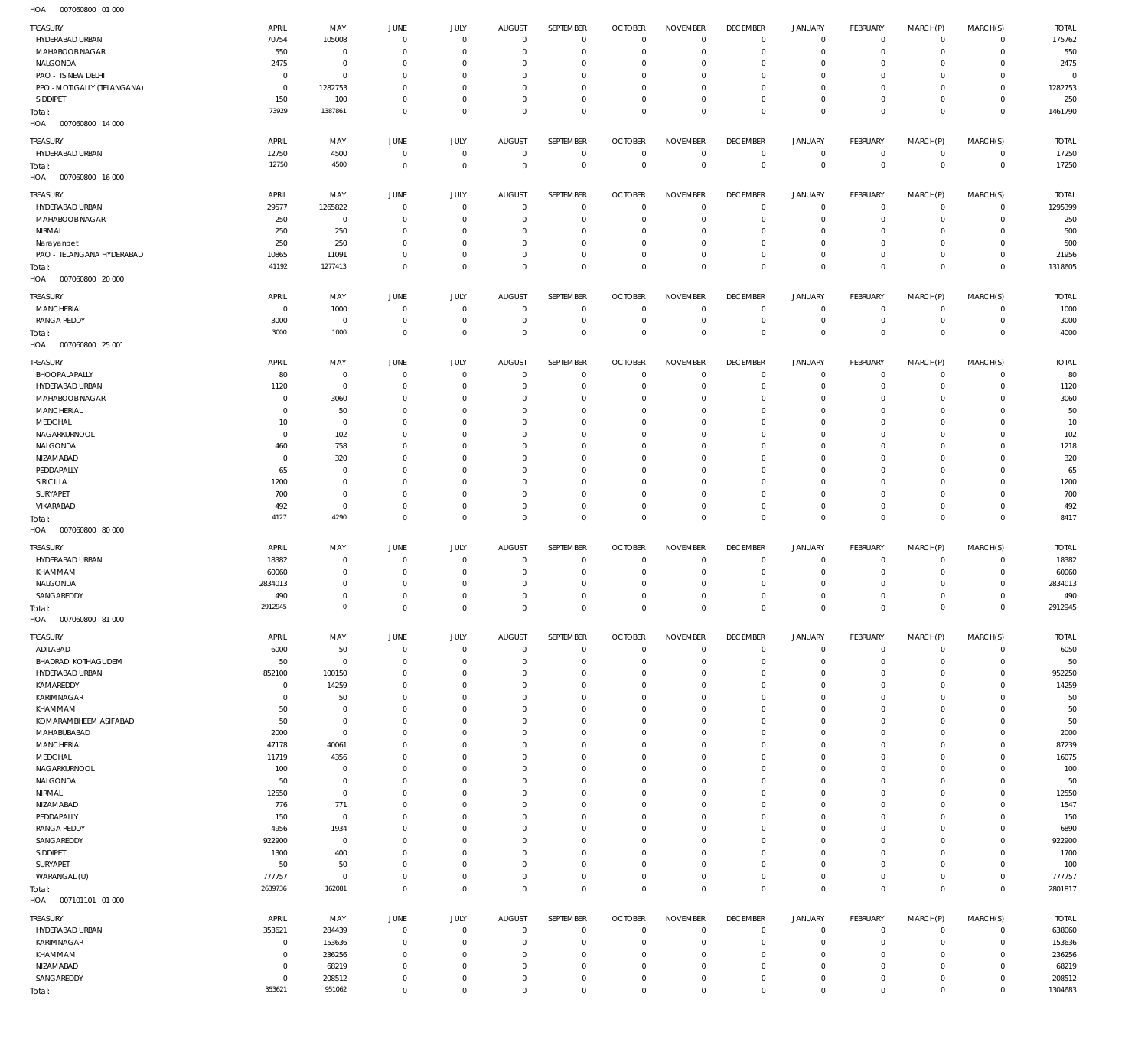HOA 007060800 01 000

| TREASURY | APRIL | MAY | JUNE | JULY | AUGUST | SEPTEMBER | OCTOBER | NOVEMBER | DECEMBER | JANUARY | FEBRUARY | MARCH(P) | MARCH(S) | TOTAL |
|---|---|---|---|---|---|---|---|---|---|---|---|---|---|---|
| HYDERABAD URBAN | 70754 | 105008 | 0 | 0 | 0 | 0 | 0 | 0 | 0 | 0 | 0 | 0 | 0 | 175762 |
| MAHABOOBNAGAR | 550 | 0 | 0 | 0 | 0 | 0 | 0 | 0 | 0 | 0 | 0 | 0 | 0 | 550 |
| NALGONDA | 2475 | 0 | 0 | 0 | 0 | 0 | 0 | 0 | 0 | 0 | 0 | 0 | 0 | 2475 |
| PAO - TS NEW DELHI | 0 | 0 | 0 | 0 | 0 | 0 | 0 | 0 | 0 | 0 | 0 | 0 | 0 | 0 |
| PPO - MOTIGALLY (TELANGANA) | 0 | 1282753 | 0 | 0 | 0 | 0 | 0 | 0 | 0 | 0 | 0 | 0 | 0 | 1282753 |
| SIDDIPET | 150 | 100 | 0 | 0 | 0 | 0 | 0 | 0 | 0 | 0 | 0 | 0 | 0 | 250 |
| Total: | 73929 | 1387861 | 0 | 0 | 0 | 0 | 0 | 0 | 0 | 0 | 0 | 0 | 0 | 1461790 |

HOA 007060800 14 000

| TREASURY | APRIL | MAY | JUNE | JULY | AUGUST | SEPTEMBER | OCTOBER | NOVEMBER | DECEMBER | JANUARY | FEBRUARY | MARCH(P) | MARCH(S) | TOTAL |
|---|---|---|---|---|---|---|---|---|---|---|---|---|---|---|
| HYDERABAD URBAN | 12750 | 4500 | 0 | 0 | 0 | 0 | 0 | 0 | 0 | 0 | 0 | 0 | 0 | 17250 |
| Total: | 12750 | 4500 | 0 | 0 | 0 | 0 | 0 | 0 | 0 | 0 | 0 | 0 | 0 | 17250 |

HOA 007060800 16 000

| TREASURY | APRIL | MAY | JUNE | JULY | AUGUST | SEPTEMBER | OCTOBER | NOVEMBER | DECEMBER | JANUARY | FEBRUARY | MARCH(P) | MARCH(S) | TOTAL |
|---|---|---|---|---|---|---|---|---|---|---|---|---|---|---|
| HYDERABAD URBAN | 29577 | 1265822 | 0 | 0 | 0 | 0 | 0 | 0 | 0 | 0 | 0 | 0 | 0 | 1295399 |
| MAHABOOBNAGAR | 250 | 0 | 0 | 0 | 0 | 0 | 0 | 0 | 0 | 0 | 0 | 0 | 0 | 250 |
| NIRMAL | 250 | 250 | 0 | 0 | 0 | 0 | 0 | 0 | 0 | 0 | 0 | 0 | 0 | 500 |
| Narayanpet | 250 | 250 | 0 | 0 | 0 | 0 | 0 | 0 | 0 | 0 | 0 | 0 | 0 | 500 |
| PAO - TELANGANA HYDERABAD | 10865 | 11091 | 0 | 0 | 0 | 0 | 0 | 0 | 0 | 0 | 0 | 0 | 0 | 21956 |
| Total: | 41192 | 1277413 | 0 | 0 | 0 | 0 | 0 | 0 | 0 | 0 | 0 | 0 | 0 | 1318605 |

HOA 007060800 20 000

| TREASURY | APRIL | MAY | JUNE | JULY | AUGUST | SEPTEMBER | OCTOBER | NOVEMBER | DECEMBER | JANUARY | FEBRUARY | MARCH(P) | MARCH(S) | TOTAL |
|---|---|---|---|---|---|---|---|---|---|---|---|---|---|---|
| MANCHERIAL | 0 | 1000 | 0 | 0 | 0 | 0 | 0 | 0 | 0 | 0 | 0 | 0 | 0 | 1000 |
| RANGA REDDY | 3000 | 0 | 0 | 0 | 0 | 0 | 0 | 0 | 0 | 0 | 0 | 0 | 0 | 3000 |
| Total: | 3000 | 1000 | 0 | 0 | 0 | 0 | 0 | 0 | 0 | 0 | 0 | 0 | 0 | 4000 |

HOA 007060800 25 001

| TREASURY | APRIL | MAY | JUNE | JULY | AUGUST | SEPTEMBER | OCTOBER | NOVEMBER | DECEMBER | JANUARY | FEBRUARY | MARCH(P) | MARCH(S) | TOTAL |
|---|---|---|---|---|---|---|---|---|---|---|---|---|---|---|
| BHOOPALAPALLY | 80 | 0 | 0 | 0 | 0 | 0 | 0 | 0 | 0 | 0 | 0 | 0 | 0 | 80 |
| HYDERABAD URBAN | 1120 | 0 | 0 | 0 | 0 | 0 | 0 | 0 | 0 | 0 | 0 | 0 | 0 | 1120 |
| MAHABOOBNAGAR | 0 | 3060 | 0 | 0 | 0 | 0 | 0 | 0 | 0 | 0 | 0 | 0 | 0 | 3060 |
| MANCHERIAL | 0 | 50 | 0 | 0 | 0 | 0 | 0 | 0 | 0 | 0 | 0 | 0 | 0 | 50 |
| MEDCHAL | 10 | 0 | 0 | 0 | 0 | 0 | 0 | 0 | 0 | 0 | 0 | 0 | 0 | 10 |
| NAGARKURNOOL | 0 | 102 | 0 | 0 | 0 | 0 | 0 | 0 | 0 | 0 | 0 | 0 | 0 | 102 |
| NALGONDA | 460 | 758 | 0 | 0 | 0 | 0 | 0 | 0 | 0 | 0 | 0 | 0 | 0 | 1218 |
| NIZAMABAD | 0 | 320 | 0 | 0 | 0 | 0 | 0 | 0 | 0 | 0 | 0 | 0 | 0 | 320 |
| PEDDAPALLY | 65 | 0 | 0 | 0 | 0 | 0 | 0 | 0 | 0 | 0 | 0 | 0 | 0 | 65 |
| SIRICILLA | 1200 | 0 | 0 | 0 | 0 | 0 | 0 | 0 | 0 | 0 | 0 | 0 | 0 | 1200 |
| SURYAPET | 700 | 0 | 0 | 0 | 0 | 0 | 0 | 0 | 0 | 0 | 0 | 0 | 0 | 700 |
| VIKARABAD | 492 | 0 | 0 | 0 | 0 | 0 | 0 | 0 | 0 | 0 | 0 | 0 | 0 | 492 |
| Total: | 4127 | 4290 | 0 | 0 | 0 | 0 | 0 | 0 | 0 | 0 | 0 | 0 | 0 | 8417 |

HOA 007060800 80 000

| TREASURY | APRIL | MAY | JUNE | JULY | AUGUST | SEPTEMBER | OCTOBER | NOVEMBER | DECEMBER | JANUARY | FEBRUARY | MARCH(P) | MARCH(S) | TOTAL |
|---|---|---|---|---|---|---|---|---|---|---|---|---|---|---|
| HYDERABAD URBAN | 18382 | 0 | 0 | 0 | 0 | 0 | 0 | 0 | 0 | 0 | 0 | 0 | 0 | 18382 |
| KHAMMAM | 60060 | 0 | 0 | 0 | 0 | 0 | 0 | 0 | 0 | 0 | 0 | 0 | 0 | 60060 |
| NALGONDA | 2834013 | 0 | 0 | 0 | 0 | 0 | 0 | 0 | 0 | 0 | 0 | 0 | 0 | 2834013 |
| SANGAREDDY | 490 | 0 | 0 | 0 | 0 | 0 | 0 | 0 | 0 | 0 | 0 | 0 | 0 | 490 |
| Total: | 2912945 | 0 | 0 | 0 | 0 | 0 | 0 | 0 | 0 | 0 | 0 | 0 | 0 | 2912945 |

HOA 007060800 81 000

| TREASURY | APRIL | MAY | JUNE | JULY | AUGUST | SEPTEMBER | OCTOBER | NOVEMBER | DECEMBER | JANUARY | FEBRUARY | MARCH(P) | MARCH(S) | TOTAL |
|---|---|---|---|---|---|---|---|---|---|---|---|---|---|---|
| ADILABAD | 6000 | 50 | 0 | 0 | 0 | 0 | 0 | 0 | 0 | 0 | 0 | 0 | 0 | 6050 |
| BHADRADI KOTHAGUDEM | 50 | 0 | 0 | 0 | 0 | 0 | 0 | 0 | 0 | 0 | 0 | 0 | 0 | 50 |
| HYDERABAD URBAN | 852100 | 100150 | 0 | 0 | 0 | 0 | 0 | 0 | 0 | 0 | 0 | 0 | 0 | 952250 |
| KAMAREDDY | 0 | 14259 | 0 | 0 | 0 | 0 | 0 | 0 | 0 | 0 | 0 | 0 | 0 | 14259 |
| KARIMNAGAR | 0 | 50 | 0 | 0 | 0 | 0 | 0 | 0 | 0 | 0 | 0 | 0 | 0 | 50 |
| KHAMMAM | 50 | 0 | 0 | 0 | 0 | 0 | 0 | 0 | 0 | 0 | 0 | 0 | 0 | 50 |
| KOMARAMBHEEM ASIFABAD | 50 | 0 | 0 | 0 | 0 | 0 | 0 | 0 | 0 | 0 | 0 | 0 | 0 | 50 |
| MAHABUBABAD | 2000 | 0 | 0 | 0 | 0 | 0 | 0 | 0 | 0 | 0 | 0 | 0 | 0 | 2000 |
| MANCHERIAL | 47178 | 40061 | 0 | 0 | 0 | 0 | 0 | 0 | 0 | 0 | 0 | 0 | 0 | 87239 |
| MEDCHAL | 11719 | 4356 | 0 | 0 | 0 | 0 | 0 | 0 | 0 | 0 | 0 | 0 | 0 | 16075 |
| NAGARKURNOOL | 100 | 0 | 0 | 0 | 0 | 0 | 0 | 0 | 0 | 0 | 0 | 0 | 0 | 100 |
| NALGONDA | 50 | 0 | 0 | 0 | 0 | 0 | 0 | 0 | 0 | 0 | 0 | 0 | 0 | 50 |
| NIRMAL | 12550 | 0 | 0 | 0 | 0 | 0 | 0 | 0 | 0 | 0 | 0 | 0 | 0 | 12550 |
| NIZAMABAD | 776 | 771 | 0 | 0 | 0 | 0 | 0 | 0 | 0 | 0 | 0 | 0 | 0 | 1547 |
| PEDDAPALLY | 150 | 0 | 0 | 0 | 0 | 0 | 0 | 0 | 0 | 0 | 0 | 0 | 0 | 150 |
| RANGA REDDY | 4956 | 1934 | 0 | 0 | 0 | 0 | 0 | 0 | 0 | 0 | 0 | 0 | 0 | 6890 |
| SANGAREDDY | 922900 | 0 | 0 | 0 | 0 | 0 | 0 | 0 | 0 | 0 | 0 | 0 | 0 | 922900 |
| SIDDIPET | 1300 | 400 | 0 | 0 | 0 | 0 | 0 | 0 | 0 | 0 | 0 | 0 | 0 | 1700 |
| SURYAPET | 50 | 50 | 0 | 0 | 0 | 0 | 0 | 0 | 0 | 0 | 0 | 0 | 0 | 100 |
| WARANGAL (U) | 777757 | 0 | 0 | 0 | 0 | 0 | 0 | 0 | 0 | 0 | 0 | 0 | 0 | 777757 |
| Total: | 2639736 | 162081 | 0 | 0 | 0 | 0 | 0 | 0 | 0 | 0 | 0 | 0 | 0 | 2801817 |

HOA 007101101 01 000

| TREASURY | APRIL | MAY | JUNE | JULY | AUGUST | SEPTEMBER | OCTOBER | NOVEMBER | DECEMBER | JANUARY | FEBRUARY | MARCH(P) | MARCH(S) | TOTAL |
|---|---|---|---|---|---|---|---|---|---|---|---|---|---|---|
| HYDERABAD URBAN | 353621 | 284439 | 0 | 0 | 0 | 0 | 0 | 0 | 0 | 0 | 0 | 0 | 0 | 638060 |
| KARIMNAGAR | 0 | 153636 | 0 | 0 | 0 | 0 | 0 | 0 | 0 | 0 | 0 | 0 | 0 | 153636 |
| KHAMMAM | 0 | 236256 | 0 | 0 | 0 | 0 | 0 | 0 | 0 | 0 | 0 | 0 | 0 | 236256 |
| NIZAMABAD | 0 | 68219 | 0 | 0 | 0 | 0 | 0 | 0 | 0 | 0 | 0 | 0 | 0 | 68219 |
| SANGAREDDY | 0 | 208512 | 0 | 0 | 0 | 0 | 0 | 0 | 0 | 0 | 0 | 0 | 0 | 208512 |
| Total: | 353621 | 951062 | 0 | 0 | 0 | 0 | 0 | 0 | 0 | 0 | 0 | 0 | 0 | 1304683 |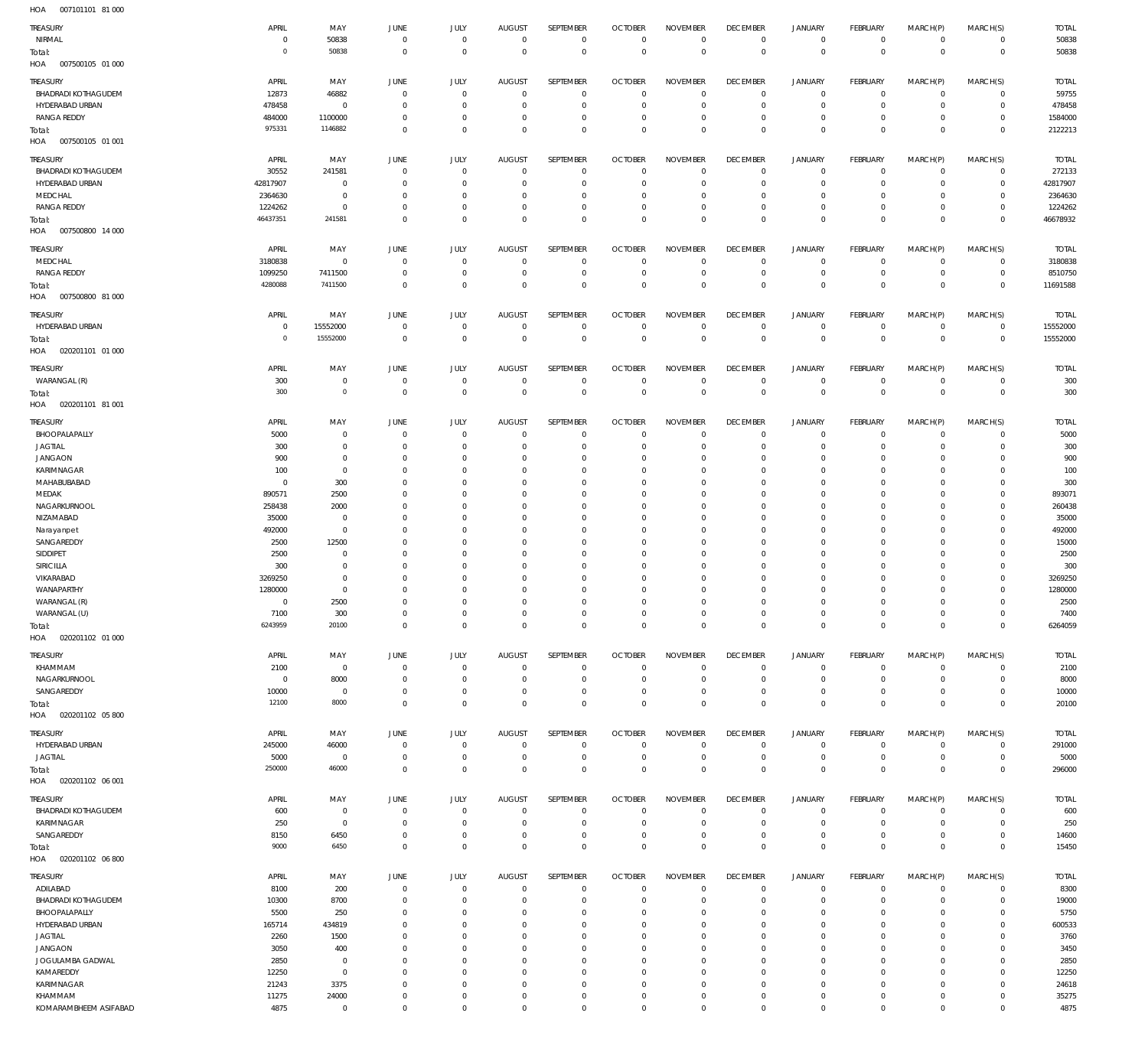HOA 007101101 81 000

| TREASURY | APRIL | MAY | JUNE | JULY | AUGUST | SEPTEMBER | OCTOBER | NOVEMBER | DECEMBER | JANUARY | FEBRUARY | MARCH(P) | MARCH(S) | TOTAL |
|---|---|---|---|---|---|---|---|---|---|---|---|---|---|---|
| NIRMAL | 0 | 50838 | 0 | 0 | 0 | 0 | 0 | 0 | 0 | 0 | 0 | 0 | 0 | 50838 |
| Total: | 0 | 50838 | 0 | 0 | 0 | 0 | 0 | 0 | 0 | 0 | 0 | 0 | 0 | 50838 |

HOA 007500105 01 000

| TREASURY | APRIL | MAY | JUNE | JULY | AUGUST | SEPTEMBER | OCTOBER | NOVEMBER | DECEMBER | JANUARY | FEBRUARY | MARCH(P) | MARCH(S) | TOTAL |
|---|---|---|---|---|---|---|---|---|---|---|---|---|---|---|
| BHADRADI KOTHAGUDEM | 12873 | 46882 | 0 | 0 | 0 | 0 | 0 | 0 | 0 | 0 | 0 | 0 | 0 | 59755 |
| HYDERABAD URBAN | 478458 | 0 | 0 | 0 | 0 | 0 | 0 | 0 | 0 | 0 | 0 | 0 | 0 | 478458 |
| RANGA REDDY | 484000 | 1100000 | 0 | 0 | 0 | 0 | 0 | 0 | 0 | 0 | 0 | 0 | 0 | 1584000 |
| Total: | 975331 | 1146882 | 0 | 0 | 0 | 0 | 0 | 0 | 0 | 0 | 0 | 0 | 0 | 2122213 |

HOA 007500105 01 001

| TREASURY | APRIL | MAY | JUNE | JULY | AUGUST | SEPTEMBER | OCTOBER | NOVEMBER | DECEMBER | JANUARY | FEBRUARY | MARCH(P) | MARCH(S) | TOTAL |
|---|---|---|---|---|---|---|---|---|---|---|---|---|---|---|
| BHADRADI KOTHAGUDEM | 30552 | 241581 | 0 | 0 | 0 | 0 | 0 | 0 | 0 | 0 | 0 | 0 | 0 | 272133 |
| HYDERABAD URBAN | 42817907 | 0 | 0 | 0 | 0 | 0 | 0 | 0 | 0 | 0 | 0 | 0 | 0 | 42817907 |
| MEDCHAL | 2364630 | 0 | 0 | 0 | 0 | 0 | 0 | 0 | 0 | 0 | 0 | 0 | 0 | 2364630 |
| RANGA REDDY | 1224262 | 0 | 0 | 0 | 0 | 0 | 0 | 0 | 0 | 0 | 0 | 0 | 0 | 1224262 |
| Total: | 46437351 | 241581 | 0 | 0 | 0 | 0 | 0 | 0 | 0 | 0 | 0 | 0 | 0 | 46678932 |

HOA 007500800 14 000

| TREASURY | APRIL | MAY | JUNE | JULY | AUGUST | SEPTEMBER | OCTOBER | NOVEMBER | DECEMBER | JANUARY | FEBRUARY | MARCH(P) | MARCH(S) | TOTAL |
|---|---|---|---|---|---|---|---|---|---|---|---|---|---|---|
| MEDCHAL | 3180838 | 0 | 0 | 0 | 0 | 0 | 0 | 0 | 0 | 0 | 0 | 0 | 0 | 3180838 |
| RANGA REDDY | 1099250 | 7411500 | 0 | 0 | 0 | 0 | 0 | 0 | 0 | 0 | 0 | 0 | 0 | 8510750 |
| Total: | 4280088 | 7411500 | 0 | 0 | 0 | 0 | 0 | 0 | 0 | 0 | 0 | 0 | 0 | 11691588 |

HOA 007500800 81 000

| TREASURY | APRIL | MAY | JUNE | JULY | AUGUST | SEPTEMBER | OCTOBER | NOVEMBER | DECEMBER | JANUARY | FEBRUARY | MARCH(P) | MARCH(S) | TOTAL |
|---|---|---|---|---|---|---|---|---|---|---|---|---|---|---|
| HYDERABAD URBAN | 0 | 15552000 | 0 | 0 | 0 | 0 | 0 | 0 | 0 | 0 | 0 | 0 | 0 | 15552000 |
| Total: | 0 | 15552000 | 0 | 0 | 0 | 0 | 0 | 0 | 0 | 0 | 0 | 0 | 0 | 15552000 |

HOA 020201101 01 000

| TREASURY | APRIL | MAY | JUNE | JULY | AUGUST | SEPTEMBER | OCTOBER | NOVEMBER | DECEMBER | JANUARY | FEBRUARY | MARCH(P) | MARCH(S) | TOTAL |
|---|---|---|---|---|---|---|---|---|---|---|---|---|---|---|
| WARANGAL (R) | 300 | 0 | 0 | 0 | 0 | 0 | 0 | 0 | 0 | 0 | 0 | 0 | 0 | 300 |
| Total: | 300 | 0 | 0 | 0 | 0 | 0 | 0 | 0 | 0 | 0 | 0 | 0 | 0 | 300 |

HOA 020201101 81 001

| TREASURY | APRIL | MAY | JUNE | JULY | AUGUST | SEPTEMBER | OCTOBER | NOVEMBER | DECEMBER | JANUARY | FEBRUARY | MARCH(P) | MARCH(S) | TOTAL |
|---|---|---|---|---|---|---|---|---|---|---|---|---|---|---|
| BHOOPALAPALLY | 5000 | 0 | 0 | 0 | 0 | 0 | 0 | 0 | 0 | 0 | 0 | 0 | 0 | 5000 |
| JAGTIAL | 300 | 0 | 0 | 0 | 0 | 0 | 0 | 0 | 0 | 0 | 0 | 0 | 0 | 300 |
| JANGAON | 900 | 0 | 0 | 0 | 0 | 0 | 0 | 0 | 0 | 0 | 0 | 0 | 0 | 900 |
| KARIMNAGAR | 100 | 0 | 0 | 0 | 0 | 0 | 0 | 0 | 0 | 0 | 0 | 0 | 0 | 100 |
| MAHABUBABAD | 0 | 300 | 0 | 0 | 0 | 0 | 0 | 0 | 0 | 0 | 0 | 0 | 0 | 300 |
| MEDAK | 890571 | 2500 | 0 | 0 | 0 | 0 | 0 | 0 | 0 | 0 | 0 | 0 | 0 | 893071 |
| NAGARKURNOOL | 258438 | 2000 | 0 | 0 | 0 | 0 | 0 | 0 | 0 | 0 | 0 | 0 | 0 | 260438 |
| NIZAMABAD | 35000 | 0 | 0 | 0 | 0 | 0 | 0 | 0 | 0 | 0 | 0 | 0 | 0 | 35000 |
| Narayanpet | 492000 | 0 | 0 | 0 | 0 | 0 | 0 | 0 | 0 | 0 | 0 | 0 | 0 | 492000 |
| SANGAREDDY | 2500 | 12500 | 0 | 0 | 0 | 0 | 0 | 0 | 0 | 0 | 0 | 0 | 0 | 15000 |
| SIDDIPET | 2500 | 0 | 0 | 0 | 0 | 0 | 0 | 0 | 0 | 0 | 0 | 0 | 0 | 2500 |
| SIRICILLA | 300 | 0 | 0 | 0 | 0 | 0 | 0 | 0 | 0 | 0 | 0 | 0 | 0 | 300 |
| VIKARABAD | 3269250 | 0 | 0 | 0 | 0 | 0 | 0 | 0 | 0 | 0 | 0 | 0 | 0 | 3269250 |
| WANAPARTHY | 1280000 | 0 | 0 | 0 | 0 | 0 | 0 | 0 | 0 | 0 | 0 | 0 | 0 | 1280000 |
| WARANGAL (R) | 0 | 2500 | 0 | 0 | 0 | 0 | 0 | 0 | 0 | 0 | 0 | 0 | 0 | 2500 |
| WARANGAL (U) | 7100 | 300 | 0 | 0 | 0 | 0 | 0 | 0 | 0 | 0 | 0 | 0 | 0 | 7400 |
| Total: | 6243959 | 20100 | 0 | 0 | 0 | 0 | 0 | 0 | 0 | 0 | 0 | 0 | 0 | 6264059 |

HOA 020201102 01 000

| TREASURY | APRIL | MAY | JUNE | JULY | AUGUST | SEPTEMBER | OCTOBER | NOVEMBER | DECEMBER | JANUARY | FEBRUARY | MARCH(P) | MARCH(S) | TOTAL |
|---|---|---|---|---|---|---|---|---|---|---|---|---|---|---|
| KHAMMAM | 2100 | 0 | 0 | 0 | 0 | 0 | 0 | 0 | 0 | 0 | 0 | 0 | 0 | 2100 |
| NAGARKURNOOL | 0 | 8000 | 0 | 0 | 0 | 0 | 0 | 0 | 0 | 0 | 0 | 0 | 0 | 8000 |
| SANGAREDDY | 10000 | 0 | 0 | 0 | 0 | 0 | 0 | 0 | 0 | 0 | 0 | 0 | 0 | 10000 |
| Total: | 12100 | 8000 | 0 | 0 | 0 | 0 | 0 | 0 | 0 | 0 | 0 | 0 | 0 | 20100 |

HOA 020201102 05 800

| TREASURY | APRIL | MAY | JUNE | JULY | AUGUST | SEPTEMBER | OCTOBER | NOVEMBER | DECEMBER | JANUARY | FEBRUARY | MARCH(P) | MARCH(S) | TOTAL |
|---|---|---|---|---|---|---|---|---|---|---|---|---|---|---|
| HYDERABAD URBAN | 245000 | 46000 | 0 | 0 | 0 | 0 | 0 | 0 | 0 | 0 | 0 | 0 | 0 | 291000 |
| JAGTIAL | 5000 | 0 | 0 | 0 | 0 | 0 | 0 | 0 | 0 | 0 | 0 | 0 | 0 | 5000 |
| Total: | 250000 | 46000 | 0 | 0 | 0 | 0 | 0 | 0 | 0 | 0 | 0 | 0 | 0 | 296000 |

HOA 020201102 06 001

| TREASURY | APRIL | MAY | JUNE | JULY | AUGUST | SEPTEMBER | OCTOBER | NOVEMBER | DECEMBER | JANUARY | FEBRUARY | MARCH(P) | MARCH(S) | TOTAL |
|---|---|---|---|---|---|---|---|---|---|---|---|---|---|---|
| BHADRADI KOTHAGUDEM | 600 | 0 | 0 | 0 | 0 | 0 | 0 | 0 | 0 | 0 | 0 | 0 | 0 | 600 |
| KARIMNAGAR | 250 | 0 | 0 | 0 | 0 | 0 | 0 | 0 | 0 | 0 | 0 | 0 | 0 | 250 |
| SANGAREDDY | 8150 | 6450 | 0 | 0 | 0 | 0 | 0 | 0 | 0 | 0 | 0 | 0 | 0 | 14600 |
| Total: | 9000 | 6450 | 0 | 0 | 0 | 0 | 0 | 0 | 0 | 0 | 0 | 0 | 0 | 15450 |

HOA 020201102 06 800

| TREASURY | APRIL | MAY | JUNE | JULY | AUGUST | SEPTEMBER | OCTOBER | NOVEMBER | DECEMBER | JANUARY | FEBRUARY | MARCH(P) | MARCH(S) | TOTAL |
|---|---|---|---|---|---|---|---|---|---|---|---|---|---|---|
| ADILABAD | 8100 | 200 | 0 | 0 | 0 | 0 | 0 | 0 | 0 | 0 | 0 | 0 | 0 | 8300 |
| BHADRADI KOTHAGUDEM | 10300 | 8700 | 0 | 0 | 0 | 0 | 0 | 0 | 0 | 0 | 0 | 0 | 0 | 19000 |
| BHOOPALAPALLY | 5500 | 250 | 0 | 0 | 0 | 0 | 0 | 0 | 0 | 0 | 0 | 0 | 0 | 5750 |
| HYDERABAD URBAN | 165714 | 434819 | 0 | 0 | 0 | 0 | 0 | 0 | 0 | 0 | 0 | 0 | 0 | 600533 |
| JAGTIAL | 2260 | 1500 | 0 | 0 | 0 | 0 | 0 | 0 | 0 | 0 | 0 | 0 | 0 | 3760 |
| JANGAON | 3050 | 400 | 0 | 0 | 0 | 0 | 0 | 0 | 0 | 0 | 0 | 0 | 0 | 3450 |
| JOGULAMBA GADWAL | 2850 | 0 | 0 | 0 | 0 | 0 | 0 | 0 | 0 | 0 | 0 | 0 | 0 | 2850 |
| KAMAREDDY | 12250 | 0 | 0 | 0 | 0 | 0 | 0 | 0 | 0 | 0 | 0 | 0 | 0 | 12250 |
| KARIMNAGAR | 21243 | 3375 | 0 | 0 | 0 | 0 | 0 | 0 | 0 | 0 | 0 | 0 | 0 | 24618 |
| KHAMMAM | 11275 | 24000 | 0 | 0 | 0 | 0 | 0 | 0 | 0 | 0 | 0 | 0 | 0 | 35275 |
| KOMARAMBHEEM ASIFABAD | 4875 | 0 | 0 | 0 | 0 | 0 | 0 | 0 | 0 | 0 | 0 | 0 | 0 | 4875 |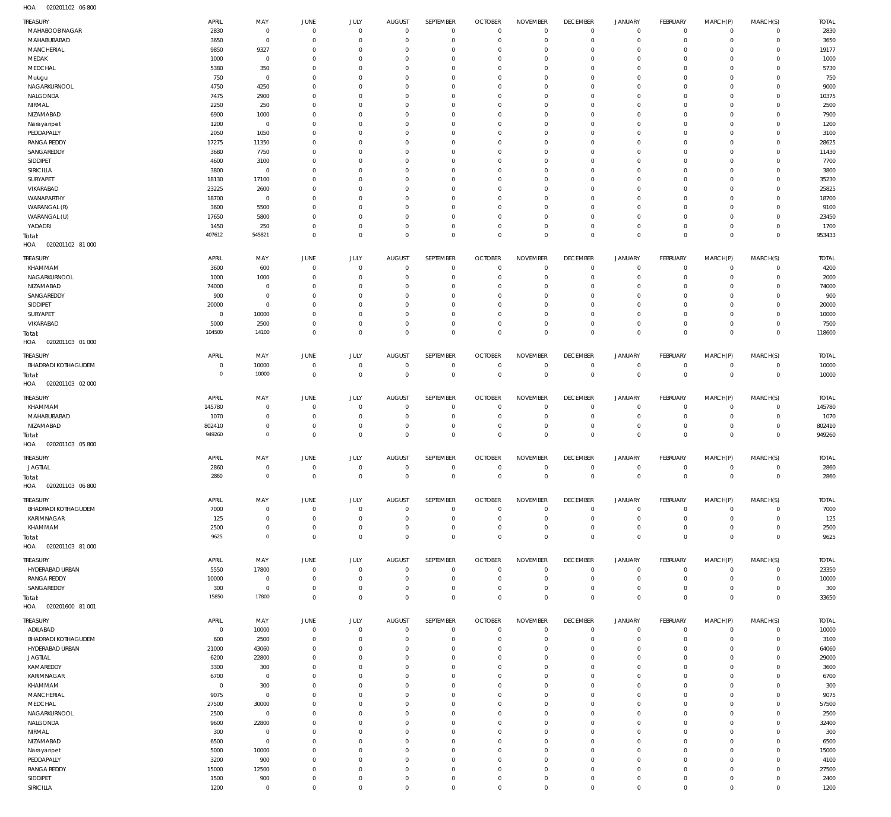HOA 020201102 06 800

| TREASURY | APRIL | MAY | JUNE | JULY | AUGUST | SEPTEMBER | OCTOBER | NOVEMBER | DECEMBER | JANUARY | FEBRUARY | MARCH(P) | MARCH(S) | TOTAL |
|---|---|---|---|---|---|---|---|---|---|---|---|---|---|---|
| MAHABOOBNAGAR | 2830 | 0 | 0 | 0 | 0 | 0 | 0 | 0 | 0 | 0 | 0 | 0 | 0 | 2830 |
| MAHABUBABAD | 3650 | 0 | 0 | 0 | 0 | 0 | 0 | 0 | 0 | 0 | 0 | 0 | 0 | 3650 |
| MANCHERIAL | 9850 | 9327 | 0 | 0 | 0 | 0 | 0 | 0 | 0 | 0 | 0 | 0 | 0 | 19177 |
| MEDAK | 1000 | 0 | 0 | 0 | 0 | 0 | 0 | 0 | 0 | 0 | 0 | 0 | 0 | 1000 |
| MEDCHAL | 5380 | 350 | 0 | 0 | 0 | 0 | 0 | 0 | 0 | 0 | 0 | 0 | 0 | 5730 |
| Mulugu | 750 | 0 | 0 | 0 | 0 | 0 | 0 | 0 | 0 | 0 | 0 | 0 | 0 | 750 |
| NAGARKURNOOL | 4750 | 4250 | 0 | 0 | 0 | 0 | 0 | 0 | 0 | 0 | 0 | 0 | 0 | 9000 |
| NALGONDA | 7475 | 2900 | 0 | 0 | 0 | 0 | 0 | 0 | 0 | 0 | 0 | 0 | 0 | 10375 |
| NIRMAL | 2250 | 250 | 0 | 0 | 0 | 0 | 0 | 0 | 0 | 0 | 0 | 0 | 0 | 2500 |
| NIZAMABAD | 6900 | 1000 | 0 | 0 | 0 | 0 | 0 | 0 | 0 | 0 | 0 | 0 | 0 | 7900 |
| Narayanpet | 1200 | 0 | 0 | 0 | 0 | 0 | 0 | 0 | 0 | 0 | 0 | 0 | 0 | 1200 |
| PEDDAPALLY | 2050 | 1050 | 0 | 0 | 0 | 0 | 0 | 0 | 0 | 0 | 0 | 0 | 0 | 3100 |
| RANGA REDDY | 17275 | 11350 | 0 | 0 | 0 | 0 | 0 | 0 | 0 | 0 | 0 | 0 | 0 | 28625 |
| SANGAREDDY | 3680 | 7750 | 0 | 0 | 0 | 0 | 0 | 0 | 0 | 0 | 0 | 0 | 0 | 11430 |
| SIDDIPET | 4600 | 3100 | 0 | 0 | 0 | 0 | 0 | 0 | 0 | 0 | 0 | 0 | 0 | 7700 |
| SIRICILLA | 3800 | 0 | 0 | 0 | 0 | 0 | 0 | 0 | 0 | 0 | 0 | 0 | 0 | 3800 |
| SURYAPET | 18130 | 17100 | 0 | 0 | 0 | 0 | 0 | 0 | 0 | 0 | 0 | 0 | 0 | 35230 |
| VIKARABAD | 23225 | 2600 | 0 | 0 | 0 | 0 | 0 | 0 | 0 | 0 | 0 | 0 | 0 | 25825 |
| WANAPARTHY | 18700 | 0 | 0 | 0 | 0 | 0 | 0 | 0 | 0 | 0 | 0 | 0 | 0 | 18700 |
| WARANGAL (R) | 3600 | 5500 | 0 | 0 | 0 | 0 | 0 | 0 | 0 | 0 | 0 | 0 | 0 | 9100 |
| WARANGAL (U) | 17650 | 5800 | 0 | 0 | 0 | 0 | 0 | 0 | 0 | 0 | 0 | 0 | 0 | 23450 |
| YADADRI | 1450 | 250 | 0 | 0 | 0 | 0 | 0 | 0 | 0 | 0 | 0 | 0 | 0 | 1700 |
| Total: | 407612 | 545821 | 0 | 0 | 0 | 0 | 0 | 0 | 0 | 0 | 0 | 0 | 0 | 953433 |

HOA 020201102 81 000

| TREASURY | APRIL | MAY | JUNE | JULY | AUGUST | SEPTEMBER | OCTOBER | NOVEMBER | DECEMBER | JANUARY | FEBRUARY | MARCH(P) | MARCH(S) | TOTAL |
|---|---|---|---|---|---|---|---|---|---|---|---|---|---|---|
| KHAMMAM | 3600 | 600 | 0 | 0 | 0 | 0 | 0 | 0 | 0 | 0 | 0 | 0 | 0 | 4200 |
| NAGARKURNOOL | 1000 | 1000 | 0 | 0 | 0 | 0 | 0 | 0 | 0 | 0 | 0 | 0 | 0 | 2000 |
| NIZAMABAD | 74000 | 0 | 0 | 0 | 0 | 0 | 0 | 0 | 0 | 0 | 0 | 0 | 0 | 74000 |
| SANGAREDDY | 900 | 0 | 0 | 0 | 0 | 0 | 0 | 0 | 0 | 0 | 0 | 0 | 0 | 900 |
| SIDDIPET | 20000 | 0 | 0 | 0 | 0 | 0 | 0 | 0 | 0 | 0 | 0 | 0 | 0 | 20000 |
| SURYAPET | 0 | 10000 | 0 | 0 | 0 | 0 | 0 | 0 | 0 | 0 | 0 | 0 | 0 | 10000 |
| VIKARABAD | 5000 | 2500 | 0 | 0 | 0 | 0 | 0 | 0 | 0 | 0 | 0 | 0 | 0 | 7500 |
| Total: | 104500 | 14100 | 0 | 0 | 0 | 0 | 0 | 0 | 0 | 0 | 0 | 0 | 0 | 118600 |

HOA 020201103 01 000

| TREASURY | APRIL | MAY | JUNE | JULY | AUGUST | SEPTEMBER | OCTOBER | NOVEMBER | DECEMBER | JANUARY | FEBRUARY | MARCH(P) | MARCH(S) | TOTAL |
|---|---|---|---|---|---|---|---|---|---|---|---|---|---|---|
| BHADRADI KOTHAGUDEM | 0 | 10000 | 0 | 0 | 0 | 0 | 0 | 0 | 0 | 0 | 0 | 0 | 0 | 10000 |
| Total: | 0 | 10000 | 0 | 0 | 0 | 0 | 0 | 0 | 0 | 0 | 0 | 0 | 0 | 10000 |

HOA 020201103 02 000

| TREASURY | APRIL | MAY | JUNE | JULY | AUGUST | SEPTEMBER | OCTOBER | NOVEMBER | DECEMBER | JANUARY | FEBRUARY | MARCH(P) | MARCH(S) | TOTAL |
|---|---|---|---|---|---|---|---|---|---|---|---|---|---|---|
| KHAMMAM | 145780 | 0 | 0 | 0 | 0 | 0 | 0 | 0 | 0 | 0 | 0 | 0 | 0 | 145780 |
| MAHABUBABAD | 1070 | 0 | 0 | 0 | 0 | 0 | 0 | 0 | 0 | 0 | 0 | 0 | 0 | 1070 |
| NIZAMABAD | 802410 | 0 | 0 | 0 | 0 | 0 | 0 | 0 | 0 | 0 | 0 | 0 | 0 | 802410 |
| Total: | 949260 | 0 | 0 | 0 | 0 | 0 | 0 | 0 | 0 | 0 | 0 | 0 | 0 | 949260 |

HOA 020201103 05 800

| TREASURY | APRIL | MAY | JUNE | JULY | AUGUST | SEPTEMBER | OCTOBER | NOVEMBER | DECEMBER | JANUARY | FEBRUARY | MARCH(P) | MARCH(S) | TOTAL |
|---|---|---|---|---|---|---|---|---|---|---|---|---|---|---|
| JAGTIAL | 2860 | 0 | 0 | 0 | 0 | 0 | 0 | 0 | 0 | 0 | 0 | 0 | 0 | 2860 |
| Total: | 2860 | 0 | 0 | 0 | 0 | 0 | 0 | 0 | 0 | 0 | 0 | 0 | 0 | 2860 |

HOA 020201103 06 800

| TREASURY | APRIL | MAY | JUNE | JULY | AUGUST | SEPTEMBER | OCTOBER | NOVEMBER | DECEMBER | JANUARY | FEBRUARY | MARCH(P) | MARCH(S) | TOTAL |
|---|---|---|---|---|---|---|---|---|---|---|---|---|---|---|
| BHADRADI KOTHAGUDEM | 7000 | 0 | 0 | 0 | 0 | 0 | 0 | 0 | 0 | 0 | 0 | 0 | 0 | 7000 |
| KARIMNAGAR | 125 | 0 | 0 | 0 | 0 | 0 | 0 | 0 | 0 | 0 | 0 | 0 | 0 | 125 |
| KHAMMAM | 2500 | 0 | 0 | 0 | 0 | 0 | 0 | 0 | 0 | 0 | 0 | 0 | 0 | 2500 |
| Total: | 9625 | 0 | 0 | 0 | 0 | 0 | 0 | 0 | 0 | 0 | 0 | 0 | 0 | 9625 |

HOA 020201103 81 000

| TREASURY | APRIL | MAY | JUNE | JULY | AUGUST | SEPTEMBER | OCTOBER | NOVEMBER | DECEMBER | JANUARY | FEBRUARY | MARCH(P) | MARCH(S) | TOTAL |
|---|---|---|---|---|---|---|---|---|---|---|---|---|---|---|
| HYDERABAD URBAN | 5550 | 17800 | 0 | 0 | 0 | 0 | 0 | 0 | 0 | 0 | 0 | 0 | 0 | 23350 |
| RANGA REDDY | 10000 | 0 | 0 | 0 | 0 | 0 | 0 | 0 | 0 | 0 | 0 | 0 | 0 | 10000 |
| SANGAREDDY | 300 | 0 | 0 | 0 | 0 | 0 | 0 | 0 | 0 | 0 | 0 | 0 | 0 | 300 |
| Total: | 15850 | 17800 | 0 | 0 | 0 | 0 | 0 | 0 | 0 | 0 | 0 | 0 | 0 | 33650 |

HOA 020201600 81 001

| TREASURY | APRIL | MAY | JUNE | JULY | AUGUST | SEPTEMBER | OCTOBER | NOVEMBER | DECEMBER | JANUARY | FEBRUARY | MARCH(P) | MARCH(S) | TOTAL |
|---|---|---|---|---|---|---|---|---|---|---|---|---|---|---|
| ADILABAD | 0 | 10000 | 0 | 0 | 0 | 0 | 0 | 0 | 0 | 0 | 0 | 0 | 0 | 10000 |
| BHADRADI KOTHAGUDEM | 600 | 2500 | 0 | 0 | 0 | 0 | 0 | 0 | 0 | 0 | 0 | 0 | 0 | 3100 |
| HYDERABAD URBAN | 21000 | 43060 | 0 | 0 | 0 | 0 | 0 | 0 | 0 | 0 | 0 | 0 | 0 | 64060 |
| JAGTIAL | 6200 | 22800 | 0 | 0 | 0 | 0 | 0 | 0 | 0 | 0 | 0 | 0 | 0 | 29000 |
| KAMAREDDY | 3300 | 300 | 0 | 0 | 0 | 0 | 0 | 0 | 0 | 0 | 0 | 0 | 0 | 3600 |
| KARIMNAGAR | 6700 | 0 | 0 | 0 | 0 | 0 | 0 | 0 | 0 | 0 | 0 | 0 | 0 | 6700 |
| KHAMMAM | 0 | 300 | 0 | 0 | 0 | 0 | 0 | 0 | 0 | 0 | 0 | 0 | 0 | 300 |
| MANCHERIAL | 9075 | 0 | 0 | 0 | 0 | 0 | 0 | 0 | 0 | 0 | 0 | 0 | 0 | 9075 |
| MEDCHAL | 27500 | 30000 | 0 | 0 | 0 | 0 | 0 | 0 | 0 | 0 | 0 | 0 | 0 | 57500 |
| NAGARKURNOOL | 2500 | 0 | 0 | 0 | 0 | 0 | 0 | 0 | 0 | 0 | 0 | 0 | 0 | 2500 |
| NALGONDA | 9600 | 22800 | 0 | 0 | 0 | 0 | 0 | 0 | 0 | 0 | 0 | 0 | 0 | 32400 |
| NIRMAL | 300 | 0 | 0 | 0 | 0 | 0 | 0 | 0 | 0 | 0 | 0 | 0 | 0 | 300 |
| NIZAMABAD | 6500 | 0 | 0 | 0 | 0 | 0 | 0 | 0 | 0 | 0 | 0 | 0 | 0 | 6500 |
| Narayanpet | 5000 | 10000 | 0 | 0 | 0 | 0 | 0 | 0 | 0 | 0 | 0 | 0 | 0 | 15000 |
| PEDDAPALLY | 3200 | 900 | 0 | 0 | 0 | 0 | 0 | 0 | 0 | 0 | 0 | 0 | 0 | 4100 |
| RANGA REDDY | 15000 | 12500 | 0 | 0 | 0 | 0 | 0 | 0 | 0 | 0 | 0 | 0 | 0 | 27500 |
| SIDDIPET | 1500 | 900 | 0 | 0 | 0 | 0 | 0 | 0 | 0 | 0 | 0 | 0 | 0 | 2400 |
| SIRICILLA | 1200 | 0 | 0 | 0 | 0 | 0 | 0 | 0 | 0 | 0 | 0 | 0 | 0 | 1200 |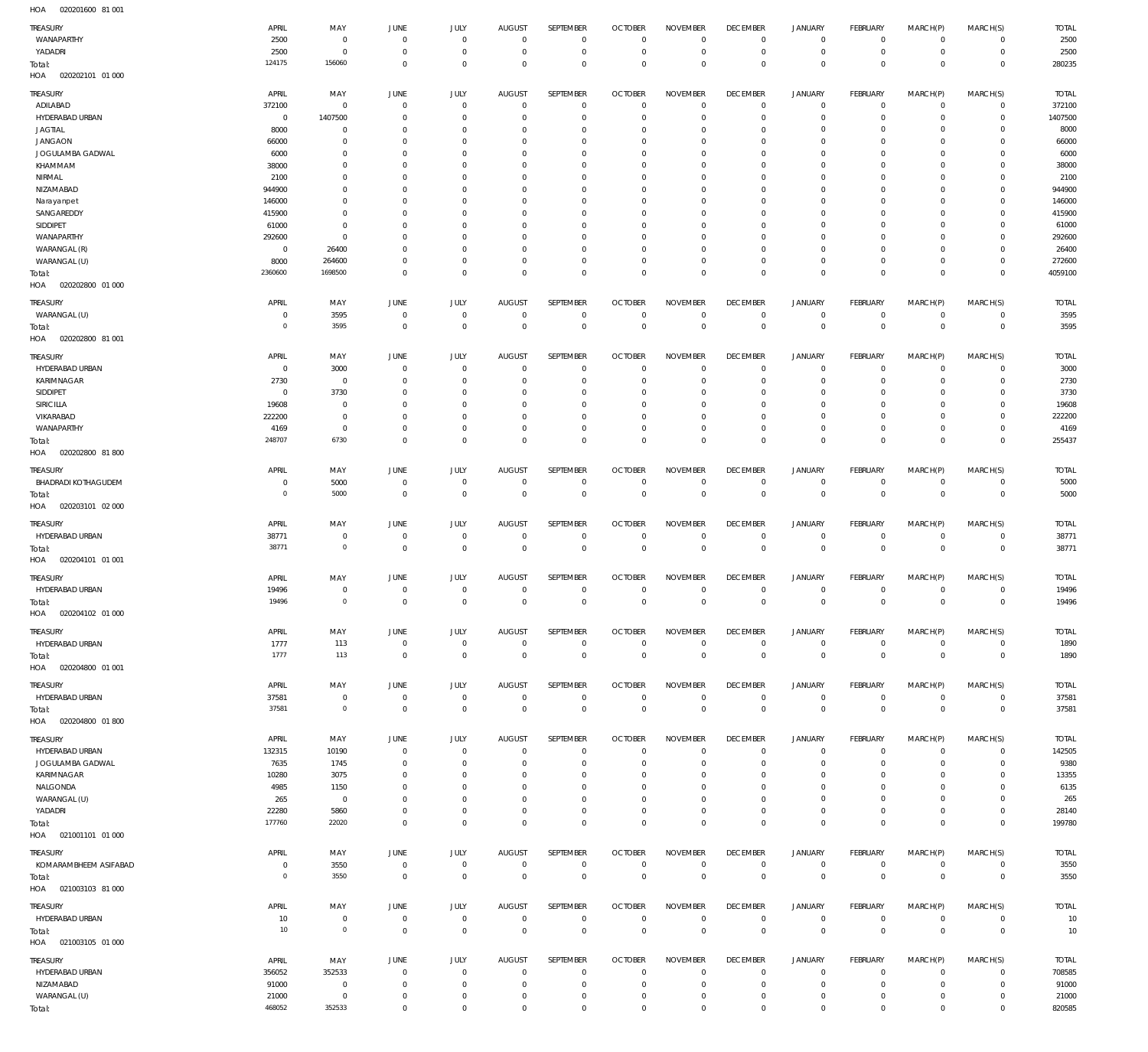HOA 020201600 81 001

| TREASURY | APRIL | MAY | JUNE | JULY | AUGUST | SEPTEMBER | OCTOBER | NOVEMBER | DECEMBER | JANUARY | FEBRUARY | MARCH(P) | MARCH(S) | TOTAL |
|---|---|---|---|---|---|---|---|---|---|---|---|---|---|---|
| WANAPARTHY | 2500 | 0 | 0 | 0 | 0 | 0 | 0 | 0 | 0 | 0 | 0 | 0 | 0 | 2500 |
| YADADRI | 2500 | 0 | 0 | 0 | 0 | 0 | 0 | 0 | 0 | 0 | 0 | 0 | 0 | 2500 |
| Total: | 124175 | 156060 | 0 | 0 | 0 | 0 | 0 | 0 | 0 | 0 | 0 | 0 | 0 | 280235 |

HOA 020202101 01 000

| TREASURY | APRIL | MAY | JUNE | JULY | AUGUST | SEPTEMBER | OCTOBER | NOVEMBER | DECEMBER | JANUARY | FEBRUARY | MARCH(P) | MARCH(S) | TOTAL |
|---|---|---|---|---|---|---|---|---|---|---|---|---|---|---|
| ADILABAD | 372100 | 0 | 0 | 0 | 0 | 0 | 0 | 0 | 0 | 0 | 0 | 0 | 0 | 372100 |
| HYDERABAD URBAN | 0 | 1407500 | 0 | 0 | 0 | 0 | 0 | 0 | 0 | 0 | 0 | 0 | 0 | 1407500 |
| JAGTIAL | 8000 | 0 | 0 | 0 | 0 | 0 | 0 | 0 | 0 | 0 | 0 | 0 | 0 | 8000 |
| JANGAON | 66000 | 0 | 0 | 0 | 0 | 0 | 0 | 0 | 0 | 0 | 0 | 0 | 0 | 66000 |
| JOGULAMBA GADWAL | 6000 | 0 | 0 | 0 | 0 | 0 | 0 | 0 | 0 | 0 | 0 | 0 | 0 | 6000 |
| KHAMMAM | 38000 | 0 | 0 | 0 | 0 | 0 | 0 | 0 | 0 | 0 | 0 | 0 | 0 | 38000 |
| NIRMAL | 2100 | 0 | 0 | 0 | 0 | 0 | 0 | 0 | 0 | 0 | 0 | 0 | 0 | 2100 |
| NIZAMABAD | 944900 | 0 | 0 | 0 | 0 | 0 | 0 | 0 | 0 | 0 | 0 | 0 | 0 | 944900 |
| Narayanpet | 146000 | 0 | 0 | 0 | 0 | 0 | 0 | 0 | 0 | 0 | 0 | 0 | 0 | 146000 |
| SANGAREDDY | 415900 | 0 | 0 | 0 | 0 | 0 | 0 | 0 | 0 | 0 | 0 | 0 | 0 | 415900 |
| SIDDIPET | 61000 | 0 | 0 | 0 | 0 | 0 | 0 | 0 | 0 | 0 | 0 | 0 | 0 | 61000 |
| WANAPARTHY | 292600 | 0 | 0 | 0 | 0 | 0 | 0 | 0 | 0 | 0 | 0 | 0 | 0 | 292600 |
| WARANGAL (R) | 0 | 26400 | 0 | 0 | 0 | 0 | 0 | 0 | 0 | 0 | 0 | 0 | 0 | 26400 |
| WARANGAL (U) | 8000 | 264600 | 0 | 0 | 0 | 0 | 0 | 0 | 0 | 0 | 0 | 0 | 0 | 272600 |
| Total: | 2360600 | 1698500 | 0 | 0 | 0 | 0 | 0 | 0 | 0 | 0 | 0 | 0 | 0 | 4059100 |

HOA 020202800 01 000

| TREASURY | APRIL | MAY | JUNE | JULY | AUGUST | SEPTEMBER | OCTOBER | NOVEMBER | DECEMBER | JANUARY | FEBRUARY | MARCH(P) | MARCH(S) | TOTAL |
|---|---|---|---|---|---|---|---|---|---|---|---|---|---|---|
| WARANGAL (U) | 0 | 3595 | 0 | 0 | 0 | 0 | 0 | 0 | 0 | 0 | 0 | 0 | 0 | 3595 |
| Total: | 0 | 3595 | 0 | 0 | 0 | 0 | 0 | 0 | 0 | 0 | 0 | 0 | 0 | 3595 |

HOA 020202800 81 001

| TREASURY | APRIL | MAY | JUNE | JULY | AUGUST | SEPTEMBER | OCTOBER | NOVEMBER | DECEMBER | JANUARY | FEBRUARY | MARCH(P) | MARCH(S) | TOTAL |
|---|---|---|---|---|---|---|---|---|---|---|---|---|---|---|
| HYDERABAD URBAN | 0 | 3000 | 0 | 0 | 0 | 0 | 0 | 0 | 0 | 0 | 0 | 0 | 0 | 3000 |
| KARIMNAGAR | 2730 | 0 | 0 | 0 | 0 | 0 | 0 | 0 | 0 | 0 | 0 | 0 | 0 | 2730 |
| SIDDIPET | 0 | 3730 | 0 | 0 | 0 | 0 | 0 | 0 | 0 | 0 | 0 | 0 | 0 | 3730 |
| SIRICILLA | 19608 | 0 | 0 | 0 | 0 | 0 | 0 | 0 | 0 | 0 | 0 | 0 | 0 | 19608 |
| VIKARABAD | 222200 | 0 | 0 | 0 | 0 | 0 | 0 | 0 | 0 | 0 | 0 | 0 | 0 | 222200 |
| WANAPARTHY | 4169 | 0 | 0 | 0 | 0 | 0 | 0 | 0 | 0 | 0 | 0 | 0 | 0 | 4169 |
| Total: | 248707 | 6730 | 0 | 0 | 0 | 0 | 0 | 0 | 0 | 0 | 0 | 0 | 0 | 255437 |

HOA 020202800 81 800

| TREASURY | APRIL | MAY | JUNE | JULY | AUGUST | SEPTEMBER | OCTOBER | NOVEMBER | DECEMBER | JANUARY | FEBRUARY | MARCH(P) | MARCH(S) | TOTAL |
|---|---|---|---|---|---|---|---|---|---|---|---|---|---|---|
| BHADRADI KOTHAGUDEM | 0 | 5000 | 0 | 0 | 0 | 0 | 0 | 0 | 0 | 0 | 0 | 0 | 0 | 5000 |
| Total: | 0 | 5000 | 0 | 0 | 0 | 0 | 0 | 0 | 0 | 0 | 0 | 0 | 0 | 5000 |

HOA 020203101 02 000

| TREASURY | APRIL | MAY | JUNE | JULY | AUGUST | SEPTEMBER | OCTOBER | NOVEMBER | DECEMBER | JANUARY | FEBRUARY | MARCH(P) | MARCH(S) | TOTAL |
|---|---|---|---|---|---|---|---|---|---|---|---|---|---|---|
| HYDERABAD URBAN | 38771 | 0 | 0 | 0 | 0 | 0 | 0 | 0 | 0 | 0 | 0 | 0 | 0 | 38771 |
| Total: | 38771 | 0 | 0 | 0 | 0 | 0 | 0 | 0 | 0 | 0 | 0 | 0 | 0 | 38771 |

HOA 020204101 01 001

| TREASURY | APRIL | MAY | JUNE | JULY | AUGUST | SEPTEMBER | OCTOBER | NOVEMBER | DECEMBER | JANUARY | FEBRUARY | MARCH(P) | MARCH(S) | TOTAL |
|---|---|---|---|---|---|---|---|---|---|---|---|---|---|---|
| HYDERABAD URBAN | 19496 | 0 | 0 | 0 | 0 | 0 | 0 | 0 | 0 | 0 | 0 | 0 | 0 | 19496 |
| Total: | 19496 | 0 | 0 | 0 | 0 | 0 | 0 | 0 | 0 | 0 | 0 | 0 | 0 | 19496 |

HOA 020204102 01 000

| TREASURY | APRIL | MAY | JUNE | JULY | AUGUST | SEPTEMBER | OCTOBER | NOVEMBER | DECEMBER | JANUARY | FEBRUARY | MARCH(P) | MARCH(S) | TOTAL |
|---|---|---|---|---|---|---|---|---|---|---|---|---|---|---|
| HYDERABAD URBAN | 1777 | 113 | 0 | 0 | 0 | 0 | 0 | 0 | 0 | 0 | 0 | 0 | 0 | 1890 |
| Total: | 1777 | 113 | 0 | 0 | 0 | 0 | 0 | 0 | 0 | 0 | 0 | 0 | 0 | 1890 |

HOA 020204800 01 001

| TREASURY | APRIL | MAY | JUNE | JULY | AUGUST | SEPTEMBER | OCTOBER | NOVEMBER | DECEMBER | JANUARY | FEBRUARY | MARCH(P) | MARCH(S) | TOTAL |
|---|---|---|---|---|---|---|---|---|---|---|---|---|---|---|
| HYDERABAD URBAN | 37581 | 0 | 0 | 0 | 0 | 0 | 0 | 0 | 0 | 0 | 0 | 0 | 0 | 37581 |
| Total: | 37581 | 0 | 0 | 0 | 0 | 0 | 0 | 0 | 0 | 0 | 0 | 0 | 0 | 37581 |

HOA 020204800 01 800

| TREASURY | APRIL | MAY | JUNE | JULY | AUGUST | SEPTEMBER | OCTOBER | NOVEMBER | DECEMBER | JANUARY | FEBRUARY | MARCH(P) | MARCH(S) | TOTAL |
|---|---|---|---|---|---|---|---|---|---|---|---|---|---|---|
| HYDERABAD URBAN | 132315 | 10190 | 0 | 0 | 0 | 0 | 0 | 0 | 0 | 0 | 0 | 0 | 0 | 142505 |
| JOGULAMBA GADWAL | 7635 | 1745 | 0 | 0 | 0 | 0 | 0 | 0 | 0 | 0 | 0 | 0 | 0 | 9380 |
| KARIMNAGAR | 10280 | 3075 | 0 | 0 | 0 | 0 | 0 | 0 | 0 | 0 | 0 | 0 | 0 | 13355 |
| NALGONDA | 4985 | 1150 | 0 | 0 | 0 | 0 | 0 | 0 | 0 | 0 | 0 | 0 | 0 | 6135 |
| WARANGAL (U) | 265 | 0 | 0 | 0 | 0 | 0 | 0 | 0 | 0 | 0 | 0 | 0 | 0 | 265 |
| YADADRI | 22280 | 5860 | 0 | 0 | 0 | 0 | 0 | 0 | 0 | 0 | 0 | 0 | 0 | 28140 |
| Total: | 177760 | 22020 | 0 | 0 | 0 | 0 | 0 | 0 | 0 | 0 | 0 | 0 | 0 | 199780 |

HOA 021001101 01 000

| TREASURY | APRIL | MAY | JUNE | JULY | AUGUST | SEPTEMBER | OCTOBER | NOVEMBER | DECEMBER | JANUARY | FEBRUARY | MARCH(P) | MARCH(S) | TOTAL |
|---|---|---|---|---|---|---|---|---|---|---|---|---|---|---|
| KOMARAMBHEEM ASIFABAD | 0 | 3550 | 0 | 0 | 0 | 0 | 0 | 0 | 0 | 0 | 0 | 0 | 0 | 3550 |
| Total: | 0 | 3550 | 0 | 0 | 0 | 0 | 0 | 0 | 0 | 0 | 0 | 0 | 0 | 3550 |

HOA 021003103 81 000

| TREASURY | APRIL | MAY | JUNE | JULY | AUGUST | SEPTEMBER | OCTOBER | NOVEMBER | DECEMBER | JANUARY | FEBRUARY | MARCH(P) | MARCH(S) | TOTAL |
|---|---|---|---|---|---|---|---|---|---|---|---|---|---|---|
| HYDERABAD URBAN | 10 | 0 | 0 | 0 | 0 | 0 | 0 | 0 | 0 | 0 | 0 | 0 | 0 | 10 |
| Total: | 10 | 0 | 0 | 0 | 0 | 0 | 0 | 0 | 0 | 0 | 0 | 0 | 0 | 10 |

HOA 021003105 01 000

| TREASURY | APRIL | MAY | JUNE | JULY | AUGUST | SEPTEMBER | OCTOBER | NOVEMBER | DECEMBER | JANUARY | FEBRUARY | MARCH(P) | MARCH(S) | TOTAL |
|---|---|---|---|---|---|---|---|---|---|---|---|---|---|---|
| HYDERABAD URBAN | 356052 | 352533 | 0 | 0 | 0 | 0 | 0 | 0 | 0 | 0 | 0 | 0 | 0 | 708585 |
| NIZAMABAD | 91000 | 0 | 0 | 0 | 0 | 0 | 0 | 0 | 0 | 0 | 0 | 0 | 0 | 91000 |
| WARANGAL (U) | 21000 | 0 | 0 | 0 | 0 | 0 | 0 | 0 | 0 | 0 | 0 | 0 | 0 | 21000 |
| Total: | 468052 | 352533 | 0 | 0 | 0 | 0 | 0 | 0 | 0 | 0 | 0 | 0 | 0 | 820585 |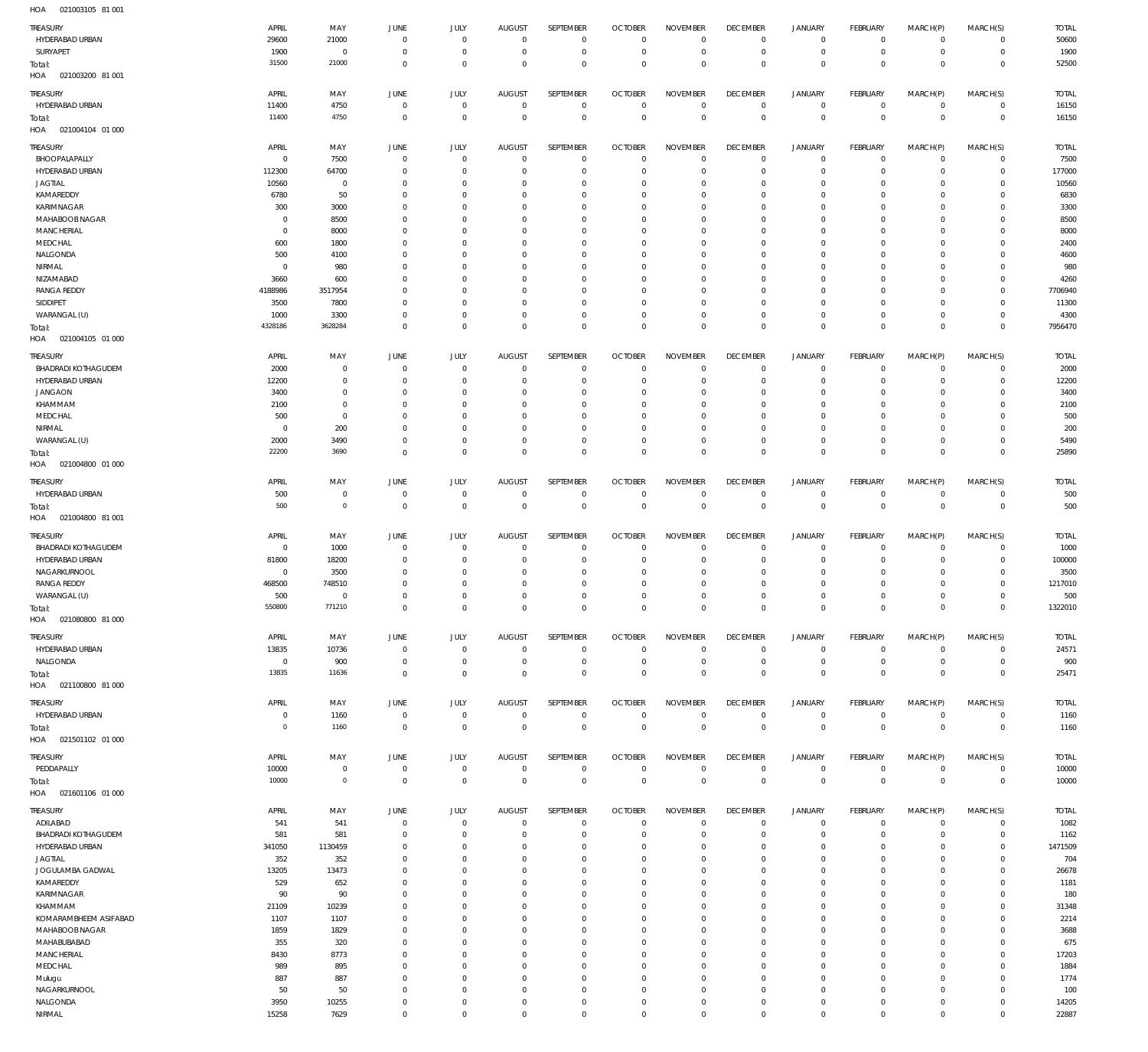HOA 021003105 81 001

| TREASURY | APRIL | MAY | JUNE | JULY | AUGUST | SEPTEMBER | OCTOBER | NOVEMBER | DECEMBER | JANUARY | FEBRUARY | MARCH(P) | MARCH(S) | TOTAL |
|---|---|---|---|---|---|---|---|---|---|---|---|---|---|---|
| HYDERABAD URBAN | 29600 | 21000 | 0 | 0 | 0 | 0 | 0 | 0 | 0 | 0 | 0 | 0 | 0 | 50600 |
| SURYAPET | 1900 | 0 | 0 | 0 | 0 | 0 | 0 | 0 | 0 | 0 | 0 | 0 | 0 | 1900 |
| Total: | 31500 | 21000 | 0 | 0 | 0 | 0 | 0 | 0 | 0 | 0 | 0 | 0 | 0 | 52500 |

HOA 021003200 81 001

| TREASURY | APRIL | MAY | JUNE | JULY | AUGUST | SEPTEMBER | OCTOBER | NOVEMBER | DECEMBER | JANUARY | FEBRUARY | MARCH(P) | MARCH(S) | TOTAL |
|---|---|---|---|---|---|---|---|---|---|---|---|---|---|---|
| HYDERABAD URBAN | 11400 | 4750 | 0 | 0 | 0 | 0 | 0 | 0 | 0 | 0 | 0 | 0 | 0 | 16150 |
| Total: | 11400 | 4750 | 0 | 0 | 0 | 0 | 0 | 0 | 0 | 0 | 0 | 0 | 0 | 16150 |

HOA 021004104 01 000

| TREASURY | APRIL | MAY | JUNE | JULY | AUGUST | SEPTEMBER | OCTOBER | NOVEMBER | DECEMBER | JANUARY | FEBRUARY | MARCH(P) | MARCH(S) | TOTAL |
|---|---|---|---|---|---|---|---|---|---|---|---|---|---|---|
| BHOOPALAPALLY | 0 | 7500 | 0 | 0 | 0 | 0 | 0 | 0 | 0 | 0 | 0 | 0 | 0 | 7500 |
| HYDERABAD URBAN | 112300 | 64700 | 0 | 0 | 0 | 0 | 0 | 0 | 0 | 0 | 0 | 0 | 0 | 177000 |
| JAGTIAL | 10560 | 0 | 0 | 0 | 0 | 0 | 0 | 0 | 0 | 0 | 0 | 0 | 0 | 10560 |
| KAMAREDDY | 6780 | 50 | 0 | 0 | 0 | 0 | 0 | 0 | 0 | 0 | 0 | 0 | 0 | 6830 |
| KARIMNAGAR | 300 | 3000 | 0 | 0 | 0 | 0 | 0 | 0 | 0 | 0 | 0 | 0 | 0 | 3300 |
| MAHABOOBNAGAR | 0 | 8500 | 0 | 0 | 0 | 0 | 0 | 0 | 0 | 0 | 0 | 0 | 0 | 8500 |
| MANCHERIAL | 0 | 8000 | 0 | 0 | 0 | 0 | 0 | 0 | 0 | 0 | 0 | 0 | 0 | 8000 |
| MEDCHAL | 600 | 1800 | 0 | 0 | 0 | 0 | 0 | 0 | 0 | 0 | 0 | 0 | 0 | 2400 |
| NALGONDA | 500 | 4100 | 0 | 0 | 0 | 0 | 0 | 0 | 0 | 0 | 0 | 0 | 0 | 4600 |
| NIRMAL | 0 | 980 | 0 | 0 | 0 | 0 | 0 | 0 | 0 | 0 | 0 | 0 | 0 | 980 |
| NIZAMABAD | 3660 | 600 | 0 | 0 | 0 | 0 | 0 | 0 | 0 | 0 | 0 | 0 | 0 | 4260 |
| RANGA REDDY | 4188986 | 3517954 | 0 | 0 | 0 | 0 | 0 | 0 | 0 | 0 | 0 | 0 | 0 | 7706940 |
| SIDDIPET | 3500 | 7800 | 0 | 0 | 0 | 0 | 0 | 0 | 0 | 0 | 0 | 0 | 0 | 11300 |
| WARANGAL (U) | 1000 | 3300 | 0 | 0 | 0 | 0 | 0 | 0 | 0 | 0 | 0 | 0 | 0 | 4300 |
| Total: | 4328186 | 3628284 | 0 | 0 | 0 | 0 | 0 | 0 | 0 | 0 | 0 | 0 | 0 | 7956470 |

HOA 021004105 01 000

| TREASURY | APRIL | MAY | JUNE | JULY | AUGUST | SEPTEMBER | OCTOBER | NOVEMBER | DECEMBER | JANUARY | FEBRUARY | MARCH(P) | MARCH(S) | TOTAL |
|---|---|---|---|---|---|---|---|---|---|---|---|---|---|---|
| BHADRADI KOTHAGUDEM | 2000 | 0 | 0 | 0 | 0 | 0 | 0 | 0 | 0 | 0 | 0 | 0 | 0 | 2000 |
| HYDERABAD URBAN | 12200 | 0 | 0 | 0 | 0 | 0 | 0 | 0 | 0 | 0 | 0 | 0 | 0 | 12200 |
| JANGAON | 3400 | 0 | 0 | 0 | 0 | 0 | 0 | 0 | 0 | 0 | 0 | 0 | 0 | 3400 |
| KHAMMAM | 2100 | 0 | 0 | 0 | 0 | 0 | 0 | 0 | 0 | 0 | 0 | 0 | 0 | 2100 |
| MEDCHAL | 500 | 0 | 0 | 0 | 0 | 0 | 0 | 0 | 0 | 0 | 0 | 0 | 0 | 500 |
| NIRMAL | 0 | 200 | 0 | 0 | 0 | 0 | 0 | 0 | 0 | 0 | 0 | 0 | 0 | 200 |
| WARANGAL (U) | 2000 | 3490 | 0 | 0 | 0 | 0 | 0 | 0 | 0 | 0 | 0 | 0 | 0 | 5490 |
| Total: | 22200 | 3690 | 0 | 0 | 0 | 0 | 0 | 0 | 0 | 0 | 0 | 0 | 0 | 25890 |

HOA 021004800 01 000

| TREASURY | APRIL | MAY | JUNE | JULY | AUGUST | SEPTEMBER | OCTOBER | NOVEMBER | DECEMBER | JANUARY | FEBRUARY | MARCH(P) | MARCH(S) | TOTAL |
|---|---|---|---|---|---|---|---|---|---|---|---|---|---|---|
| HYDERABAD URBAN | 500 | 0 | 0 | 0 | 0 | 0 | 0 | 0 | 0 | 0 | 0 | 0 | 0 | 500 |
| Total: | 500 | 0 | 0 | 0 | 0 | 0 | 0 | 0 | 0 | 0 | 0 | 0 | 0 | 500 |

HOA 021004800 81 001

| TREASURY | APRIL | MAY | JUNE | JULY | AUGUST | SEPTEMBER | OCTOBER | NOVEMBER | DECEMBER | JANUARY | FEBRUARY | MARCH(P) | MARCH(S) | TOTAL |
|---|---|---|---|---|---|---|---|---|---|---|---|---|---|---|
| BHADRADI KOTHAGUDEM | 0 | 1000 | 0 | 0 | 0 | 0 | 0 | 0 | 0 | 0 | 0 | 0 | 0 | 1000 |
| HYDERABAD URBAN | 81800 | 18200 | 0 | 0 | 0 | 0 | 0 | 0 | 0 | 0 | 0 | 0 | 0 | 100000 |
| NAGARKURNOOL | 0 | 3500 | 0 | 0 | 0 | 0 | 0 | 0 | 0 | 0 | 0 | 0 | 0 | 3500 |
| RANGA REDDY | 468500 | 748510 | 0 | 0 | 0 | 0 | 0 | 0 | 0 | 0 | 0 | 0 | 0 | 1217010 |
| WARANGAL (U) | 500 | 0 | 0 | 0 | 0 | 0 | 0 | 0 | 0 | 0 | 0 | 0 | 0 | 500 |
| Total: | 550800 | 771210 | 0 | 0 | 0 | 0 | 0 | 0 | 0 | 0 | 0 | 0 | 0 | 1322010 |

HOA 021080800 81 000

| TREASURY | APRIL | MAY | JUNE | JULY | AUGUST | SEPTEMBER | OCTOBER | NOVEMBER | DECEMBER | JANUARY | FEBRUARY | MARCH(P) | MARCH(S) | TOTAL |
|---|---|---|---|---|---|---|---|---|---|---|---|---|---|---|
| HYDERABAD URBAN | 13835 | 10736 | 0 | 0 | 0 | 0 | 0 | 0 | 0 | 0 | 0 | 0 | 0 | 24571 |
| NALGONDA | 0 | 900 | 0 | 0 | 0 | 0 | 0 | 0 | 0 | 0 | 0 | 0 | 0 | 900 |
| Total: | 13835 | 11636 | 0 | 0 | 0 | 0 | 0 | 0 | 0 | 0 | 0 | 0 | 0 | 25471 |

HOA 021100800 81 000

| TREASURY | APRIL | MAY | JUNE | JULY | AUGUST | SEPTEMBER | OCTOBER | NOVEMBER | DECEMBER | JANUARY | FEBRUARY | MARCH(P) | MARCH(S) | TOTAL |
|---|---|---|---|---|---|---|---|---|---|---|---|---|---|---|
| HYDERABAD URBAN | 0 | 1160 | 0 | 0 | 0 | 0 | 0 | 0 | 0 | 0 | 0 | 0 | 0 | 1160 |
| Total: | 0 | 1160 | 0 | 0 | 0 | 0 | 0 | 0 | 0 | 0 | 0 | 0 | 0 | 1160 |

HOA 021501102 01 000

| TREASURY | APRIL | MAY | JUNE | JULY | AUGUST | SEPTEMBER | OCTOBER | NOVEMBER | DECEMBER | JANUARY | FEBRUARY | MARCH(P) | MARCH(S) | TOTAL |
|---|---|---|---|---|---|---|---|---|---|---|---|---|---|---|
| PEDDAPALLY | 10000 | 0 | 0 | 0 | 0 | 0 | 0 | 0 | 0 | 0 | 0 | 0 | 0 | 10000 |
| Total: | 10000 | 0 | 0 | 0 | 0 | 0 | 0 | 0 | 0 | 0 | 0 | 0 | 0 | 10000 |

HOA 021601106 01 000

| TREASURY | APRIL | MAY | JUNE | JULY | AUGUST | SEPTEMBER | OCTOBER | NOVEMBER | DECEMBER | JANUARY | FEBRUARY | MARCH(P) | MARCH(S) | TOTAL |
|---|---|---|---|---|---|---|---|---|---|---|---|---|---|---|
| ADILABAD | 541 | 541 | 0 | 0 | 0 | 0 | 0 | 0 | 0 | 0 | 0 | 0 | 0 | 1082 |
| BHADRADI KOTHAGUDEM | 581 | 581 | 0 | 0 | 0 | 0 | 0 | 0 | 0 | 0 | 0 | 0 | 0 | 1162 |
| HYDERABAD URBAN | 341050 | 1130459 | 0 | 0 | 0 | 0 | 0 | 0 | 0 | 0 | 0 | 0 | 0 | 1471509 |
| JAGTIAL | 352 | 352 | 0 | 0 | 0 | 0 | 0 | 0 | 0 | 0 | 0 | 0 | 0 | 704 |
| JOGULAMBA GADWAL | 13205 | 13473 | 0 | 0 | 0 | 0 | 0 | 0 | 0 | 0 | 0 | 0 | 0 | 26678 |
| KAMAREDDY | 529 | 652 | 0 | 0 | 0 | 0 | 0 | 0 | 0 | 0 | 0 | 0 | 0 | 1181 |
| KARIMNAGAR | 90 | 90 | 0 | 0 | 0 | 0 | 0 | 0 | 0 | 0 | 0 | 0 | 0 | 180 |
| KHAMMAM | 21109 | 10239 | 0 | 0 | 0 | 0 | 0 | 0 | 0 | 0 | 0 | 0 | 0 | 31348 |
| KOMARAMBHEEM ASIFABAD | 1107 | 1107 | 0 | 0 | 0 | 0 | 0 | 0 | 0 | 0 | 0 | 0 | 0 | 2214 |
| MAHABOOBNAGAR | 1859 | 1829 | 0 | 0 | 0 | 0 | 0 | 0 | 0 | 0 | 0 | 0 | 0 | 3688 |
| MAHABUBABAD | 355 | 320 | 0 | 0 | 0 | 0 | 0 | 0 | 0 | 0 | 0 | 0 | 0 | 675 |
| MANCHERIAL | 8430 | 8773 | 0 | 0 | 0 | 0 | 0 | 0 | 0 | 0 | 0 | 0 | 0 | 17203 |
| MEDCHAL | 989 | 895 | 0 | 0 | 0 | 0 | 0 | 0 | 0 | 0 | 0 | 0 | 0 | 1884 |
| Mulugu | 887 | 887 | 0 | 0 | 0 | 0 | 0 | 0 | 0 | 0 | 0 | 0 | 0 | 1774 |
| NAGARKURNOOL | 50 | 50 | 0 | 0 | 0 | 0 | 0 | 0 | 0 | 0 | 0 | 0 | 0 | 100 |
| NALGONDA | 3950 | 10255 | 0 | 0 | 0 | 0 | 0 | 0 | 0 | 0 | 0 | 0 | 0 | 14205 |
| NIRMAL | 15258 | 7629 | 0 | 0 | 0 | 0 | 0 | 0 | 0 | 0 | 0 | 0 | 0 | 22887 |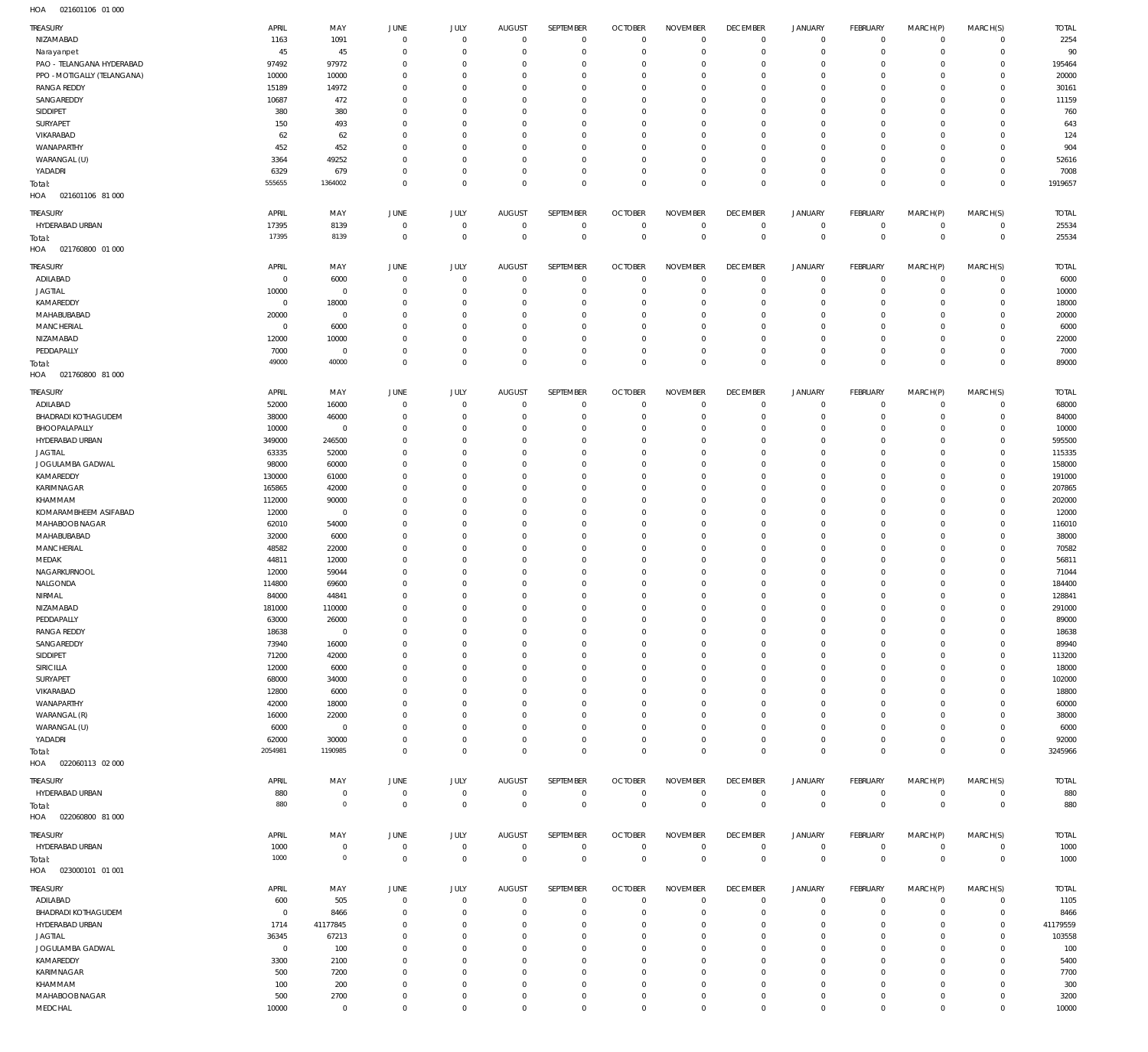HOA 021601106 01 000

| TREASURY | APRIL | MAY | JUNE | JULY | AUGUST | SEPTEMBER | OCTOBER | NOVEMBER | DECEMBER | JANUARY | FEBRUARY | MARCH(P) | MARCH(S) | TOTAL |
|---|---|---|---|---|---|---|---|---|---|---|---|---|---|---|
| NIZAMABAD | 1163 | 1091 | 0 | 0 | 0 | 0 | 0 | 0 | 0 | 0 | 0 | 0 | 0 | 2254 |
| Narayanpet | 45 | 45 | 0 | 0 | 0 | 0 | 0 | 0 | 0 | 0 | 0 | 0 | 0 | 90 |
| PAO - TELANGANA HYDERABAD | 97492 | 97972 | 0 | 0 | 0 | 0 | 0 | 0 | 0 | 0 | 0 | 0 | 0 | 195464 |
| PPO - MOTIGALLY (TELANGANA) | 10000 | 10000 | 0 | 0 | 0 | 0 | 0 | 0 | 0 | 0 | 0 | 0 | 0 | 20000 |
| RANGA REDDY | 15189 | 14972 | 0 | 0 | 0 | 0 | 0 | 0 | 0 | 0 | 0 | 0 | 0 | 30161 |
| SANGAREDDY | 10687 | 472 | 0 | 0 | 0 | 0 | 0 | 0 | 0 | 0 | 0 | 0 | 0 | 11159 |
| SIDDIPET | 380 | 380 | 0 | 0 | 0 | 0 | 0 | 0 | 0 | 0 | 0 | 0 | 0 | 760 |
| SURYAPET | 150 | 493 | 0 | 0 | 0 | 0 | 0 | 0 | 0 | 0 | 0 | 0 | 0 | 643 |
| VIKARABAD | 62 | 62 | 0 | 0 | 0 | 0 | 0 | 0 | 0 | 0 | 0 | 0 | 0 | 124 |
| WANAPARTHY | 452 | 452 | 0 | 0 | 0 | 0 | 0 | 0 | 0 | 0 | 0 | 0 | 0 | 904 |
| WARANGAL (U) | 3364 | 49252 | 0 | 0 | 0 | 0 | 0 | 0 | 0 | 0 | 0 | 0 | 0 | 52616 |
| YADADRI | 6329 | 679 | 0 | 0 | 0 | 0 | 0 | 0 | 0 | 0 | 0 | 0 | 0 | 7008 |
| Total: | 555655 | 1364002 | 0 | 0 | 0 | 0 | 0 | 0 | 0 | 0 | 0 | 0 | 0 | 1919657 |

HOA 021601106 81 000

| TREASURY | APRIL | MAY | JUNE | JULY | AUGUST | SEPTEMBER | OCTOBER | NOVEMBER | DECEMBER | JANUARY | FEBRUARY | MARCH(P) | MARCH(S) | TOTAL |
|---|---|---|---|---|---|---|---|---|---|---|---|---|---|---|
| HYDERABAD URBAN | 17395 | 8139 | 0 | 0 | 0 | 0 | 0 | 0 | 0 | 0 | 0 | 0 | 0 | 25534 |
| Total: | 17395 | 8139 | 0 | 0 | 0 | 0 | 0 | 0 | 0 | 0 | 0 | 0 | 0 | 25534 |

HOA 021760800 01 000

| TREASURY | APRIL | MAY | JUNE | JULY | AUGUST | SEPTEMBER | OCTOBER | NOVEMBER | DECEMBER | JANUARY | FEBRUARY | MARCH(P) | MARCH(S) | TOTAL |
|---|---|---|---|---|---|---|---|---|---|---|---|---|---|---|
| ADILABAD | 0 | 6000 | 0 | 0 | 0 | 0 | 0 | 0 | 0 | 0 | 0 | 0 | 0 | 6000 |
| JAGTIAL | 10000 | 0 | 0 | 0 | 0 | 0 | 0 | 0 | 0 | 0 | 0 | 0 | 0 | 10000 |
| KAMAREDDY | 0 | 18000 | 0 | 0 | 0 | 0 | 0 | 0 | 0 | 0 | 0 | 0 | 0 | 18000 |
| MAHABUBABAD | 20000 | 0 | 0 | 0 | 0 | 0 | 0 | 0 | 0 | 0 | 0 | 0 | 0 | 20000 |
| MANCHERIAL | 0 | 6000 | 0 | 0 | 0 | 0 | 0 | 0 | 0 | 0 | 0 | 0 | 0 | 6000 |
| NIZAMABAD | 12000 | 10000 | 0 | 0 | 0 | 0 | 0 | 0 | 0 | 0 | 0 | 0 | 0 | 22000 |
| PEDDAPALLY | 7000 | 0 | 0 | 0 | 0 | 0 | 0 | 0 | 0 | 0 | 0 | 0 | 0 | 7000 |
| Total: | 49000 | 40000 | 0 | 0 | 0 | 0 | 0 | 0 | 0 | 0 | 0 | 0 | 0 | 89000 |

HOA 021760800 81 000

| TREASURY | APRIL | MAY | JUNE | JULY | AUGUST | SEPTEMBER | OCTOBER | NOVEMBER | DECEMBER | JANUARY | FEBRUARY | MARCH(P) | MARCH(S) | TOTAL |
|---|---|---|---|---|---|---|---|---|---|---|---|---|---|---|
| ADILABAD | 52000 | 16000 | 0 | 0 | 0 | 0 | 0 | 0 | 0 | 0 | 0 | 0 | 0 | 68000 |
| BHADRADI KOTHAGUDEM | 38000 | 46000 | 0 | 0 | 0 | 0 | 0 | 0 | 0 | 0 | 0 | 0 | 0 | 84000 |
| BHOOPALAPALLY | 10000 | 0 | 0 | 0 | 0 | 0 | 0 | 0 | 0 | 0 | 0 | 0 | 0 | 10000 |
| HYDERABAD URBAN | 349000 | 246500 | 0 | 0 | 0 | 0 | 0 | 0 | 0 | 0 | 0 | 0 | 0 | 595500 |
| JAGTIAL | 63335 | 52000 | 0 | 0 | 0 | 0 | 0 | 0 | 0 | 0 | 0 | 0 | 0 | 115335 |
| JOGULAMBA GADWAL | 98000 | 60000 | 0 | 0 | 0 | 0 | 0 | 0 | 0 | 0 | 0 | 0 | 0 | 158000 |
| KAMAREDDY | 130000 | 61000 | 0 | 0 | 0 | 0 | 0 | 0 | 0 | 0 | 0 | 0 | 0 | 191000 |
| KARIMNAGAR | 165865 | 42000 | 0 | 0 | 0 | 0 | 0 | 0 | 0 | 0 | 0 | 0 | 0 | 207865 |
| KHAMMAM | 112000 | 90000 | 0 | 0 | 0 | 0 | 0 | 0 | 0 | 0 | 0 | 0 | 0 | 202000 |
| KOMARAMBHEEM ASIFABAD | 12000 | 0 | 0 | 0 | 0 | 0 | 0 | 0 | 0 | 0 | 0 | 0 | 0 | 12000 |
| MAHABOOB NAGAR | 62010 | 54000 | 0 | 0 | 0 | 0 | 0 | 0 | 0 | 0 | 0 | 0 | 0 | 116010 |
| MAHABUBABAD | 32000 | 6000 | 0 | 0 | 0 | 0 | 0 | 0 | 0 | 0 | 0 | 0 | 0 | 38000 |
| MANCHERIAL | 48582 | 22000 | 0 | 0 | 0 | 0 | 0 | 0 | 0 | 0 | 0 | 0 | 0 | 70582 |
| MEDAK | 44811 | 12000 | 0 | 0 | 0 | 0 | 0 | 0 | 0 | 0 | 0 | 0 | 0 | 56811 |
| NAGARKURNOOL | 12000 | 59044 | 0 | 0 | 0 | 0 | 0 | 0 | 0 | 0 | 0 | 0 | 0 | 71044 |
| NALGONDA | 114800 | 69600 | 0 | 0 | 0 | 0 | 0 | 0 | 0 | 0 | 0 | 0 | 0 | 184400 |
| NIRMAL | 84000 | 44841 | 0 | 0 | 0 | 0 | 0 | 0 | 0 | 0 | 0 | 0 | 0 | 128841 |
| NIZAMABAD | 181000 | 110000 | 0 | 0 | 0 | 0 | 0 | 0 | 0 | 0 | 0 | 0 | 0 | 291000 |
| PEDDAPALLY | 63000 | 26000 | 0 | 0 | 0 | 0 | 0 | 0 | 0 | 0 | 0 | 0 | 0 | 89000 |
| RANGA REDDY | 18638 | 0 | 0 | 0 | 0 | 0 | 0 | 0 | 0 | 0 | 0 | 0 | 0 | 18638 |
| SANGAREDDY | 73940 | 16000 | 0 | 0 | 0 | 0 | 0 | 0 | 0 | 0 | 0 | 0 | 0 | 89940 |
| SIDDIPET | 71200 | 42000 | 0 | 0 | 0 | 0 | 0 | 0 | 0 | 0 | 0 | 0 | 0 | 113200 |
| SIRICILLA | 12000 | 6000 | 0 | 0 | 0 | 0 | 0 | 0 | 0 | 0 | 0 | 0 | 0 | 18000 |
| SURYAPET | 68000 | 34000 | 0 | 0 | 0 | 0 | 0 | 0 | 0 | 0 | 0 | 0 | 0 | 102000 |
| VIKARABAD | 12800 | 6000 | 0 | 0 | 0 | 0 | 0 | 0 | 0 | 0 | 0 | 0 | 0 | 18800 |
| WANAPARTHY | 42000 | 18000 | 0 | 0 | 0 | 0 | 0 | 0 | 0 | 0 | 0 | 0 | 0 | 60000 |
| WARANGAL (R) | 16000 | 22000 | 0 | 0 | 0 | 0 | 0 | 0 | 0 | 0 | 0 | 0 | 0 | 38000 |
| WARANGAL (U) | 6000 | 0 | 0 | 0 | 0 | 0 | 0 | 0 | 0 | 0 | 0 | 0 | 0 | 6000 |
| YADADRI | 62000 | 30000 | 0 | 0 | 0 | 0 | 0 | 0 | 0 | 0 | 0 | 0 | 0 | 92000 |
| Total: | 2054981 | 1190985 | 0 | 0 | 0 | 0 | 0 | 0 | 0 | 0 | 0 | 0 | 0 | 3245966 |

HOA 022060113 02 000

| TREASURY | APRIL | MAY | JUNE | JULY | AUGUST | SEPTEMBER | OCTOBER | NOVEMBER | DECEMBER | JANUARY | FEBRUARY | MARCH(P) | MARCH(S) | TOTAL |
|---|---|---|---|---|---|---|---|---|---|---|---|---|---|---|
| HYDERABAD URBAN | 880 | 0 | 0 | 0 | 0 | 0 | 0 | 0 | 0 | 0 | 0 | 0 | 0 | 880 |
| Total: | 880 | 0 | 0 | 0 | 0 | 0 | 0 | 0 | 0 | 0 | 0 | 0 | 0 | 880 |

HOA 022060800 81 000

| TREASURY | APRIL | MAY | JUNE | JULY | AUGUST | SEPTEMBER | OCTOBER | NOVEMBER | DECEMBER | JANUARY | FEBRUARY | MARCH(P) | MARCH(S) | TOTAL |
|---|---|---|---|---|---|---|---|---|---|---|---|---|---|---|
| HYDERABAD URBAN | 1000 | 0 | 0 | 0 | 0 | 0 | 0 | 0 | 0 | 0 | 0 | 0 | 0 | 1000 |
| Total: | 1000 | 0 | 0 | 0 | 0 | 0 | 0 | 0 | 0 | 0 | 0 | 0 | 0 | 1000 |

HOA 023000101 01 001

| TREASURY | APRIL | MAY | JUNE | JULY | AUGUST | SEPTEMBER | OCTOBER | NOVEMBER | DECEMBER | JANUARY | FEBRUARY | MARCH(P) | MARCH(S) | TOTAL |
|---|---|---|---|---|---|---|---|---|---|---|---|---|---|---|
| ADILABAD | 600 | 505 | 0 | 0 | 0 | 0 | 0 | 0 | 0 | 0 | 0 | 0 | 0 | 1105 |
| BHADRADI KOTHAGUDEM | 0 | 8466 | 0 | 0 | 0 | 0 | 0 | 0 | 0 | 0 | 0 | 0 | 0 | 8466 |
| HYDERABAD URBAN | 1714 | 41177845 | 0 | 0 | 0 | 0 | 0 | 0 | 0 | 0 | 0 | 0 | 0 | 41179559 |
| JAGTIAL | 36345 | 67213 | 0 | 0 | 0 | 0 | 0 | 0 | 0 | 0 | 0 | 0 | 0 | 103558 |
| JOGULAMBA GADWAL | 0 | 100 | 0 | 0 | 0 | 0 | 0 | 0 | 0 | 0 | 0 | 0 | 0 | 100 |
| KAMAREDDY | 3300 | 2100 | 0 | 0 | 0 | 0 | 0 | 0 | 0 | 0 | 0 | 0 | 0 | 5400 |
| KARIMNAGAR | 500 | 7200 | 0 | 0 | 0 | 0 | 0 | 0 | 0 | 0 | 0 | 0 | 0 | 7700 |
| KHAMMAM | 100 | 200 | 0 | 0 | 0 | 0 | 0 | 0 | 0 | 0 | 0 | 0 | 0 | 300 |
| MAHABOOB NAGAR | 500 | 2700 | 0 | 0 | 0 | 0 | 0 | 0 | 0 | 0 | 0 | 0 | 0 | 3200 |
| MEDCHAL | 10000 | 0 | 0 | 0 | 0 | 0 | 0 | 0 | 0 | 0 | 0 | 0 | 0 | 10000 |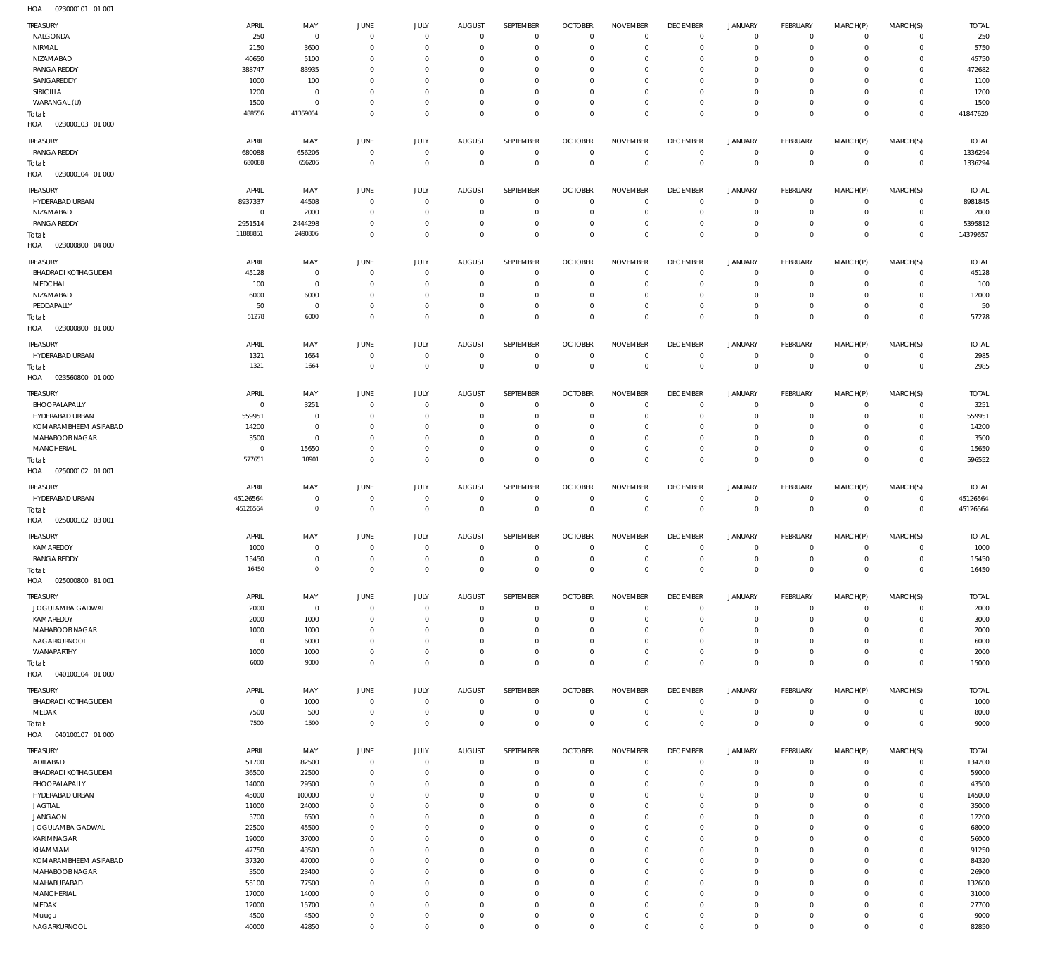HOA 023000101 01 001

| TREASURY | APRIL | MAY | JUNE | JULY | AUGUST | SEPTEMBER | OCTOBER | NOVEMBER | DECEMBER | JANUARY | FEBRUARY | MARCH(P) | MARCH(S) | TOTAL |
|---|---|---|---|---|---|---|---|---|---|---|---|---|---|---|
| NALGONDA | 250 | 0 | 0 | 0 | 0 | 0 | 0 | 0 | 0 | 0 | 0 | 0 | 0 | 250 |
| NIRMAL | 2150 | 3600 | 0 | 0 | 0 | 0 | 0 | 0 | 0 | 0 | 0 | 0 | 0 | 5750 |
| NIZAMABAD | 40650 | 5100 | 0 | 0 | 0 | 0 | 0 | 0 | 0 | 0 | 0 | 0 | 0 | 45750 |
| RANGA REDDY | 388747 | 83935 | 0 | 0 | 0 | 0 | 0 | 0 | 0 | 0 | 0 | 0 | 0 | 472682 |
| SANGAREDDY | 1000 | 100 | 0 | 0 | 0 | 0 | 0 | 0 | 0 | 0 | 0 | 0 | 0 | 1100 |
| SIRICILLA | 1200 | 0 | 0 | 0 | 0 | 0 | 0 | 0 | 0 | 0 | 0 | 0 | 0 | 1200 |
| WARANGAL (U) | 1500 | 0 | 0 | 0 | 0 | 0 | 0 | 0 | 0 | 0 | 0 | 0 | 0 | 1500 |
| Total: | 488556 | 41359064 | 0 | 0 | 0 | 0 | 0 | 0 | 0 | 0 | 0 | 0 | 0 | 41847620 |

HOA 023000103 01 000

| TREASURY | APRIL | MAY | JUNE | JULY | AUGUST | SEPTEMBER | OCTOBER | NOVEMBER | DECEMBER | JANUARY | FEBRUARY | MARCH(P) | MARCH(S) | TOTAL |
|---|---|---|---|---|---|---|---|---|---|---|---|---|---|---|
| RANGA REDDY | 680088 | 656206 | 0 | 0 | 0 | 0 | 0 | 0 | 0 | 0 | 0 | 0 | 0 | 1336294 |
| Total: | 680088 | 656206 | 0 | 0 | 0 | 0 | 0 | 0 | 0 | 0 | 0 | 0 | 0 | 1336294 |

HOA 023000104 01 000

| TREASURY | APRIL | MAY | JUNE | JULY | AUGUST | SEPTEMBER | OCTOBER | NOVEMBER | DECEMBER | JANUARY | FEBRUARY | MARCH(P) | MARCH(S) | TOTAL |
|---|---|---|---|---|---|---|---|---|---|---|---|---|---|---|
| HYDERABAD URBAN | 8937337 | 44508 | 0 | 0 | 0 | 0 | 0 | 0 | 0 | 0 | 0 | 0 | 0 | 8981845 |
| NIZAMABAD | 0 | 2000 | 0 | 0 | 0 | 0 | 0 | 0 | 0 | 0 | 0 | 0 | 0 | 2000 |
| RANGA REDDY | 2951514 | 2444298 | 0 | 0 | 0 | 0 | 0 | 0 | 0 | 0 | 0 | 0 | 0 | 5395812 |
| Total: | 11888851 | 2490806 | 0 | 0 | 0 | 0 | 0 | 0 | 0 | 0 | 0 | 0 | 0 | 14379657 |

HOA 023000800 04 000

| TREASURY | APRIL | MAY | JUNE | JULY | AUGUST | SEPTEMBER | OCTOBER | NOVEMBER | DECEMBER | JANUARY | FEBRUARY | MARCH(P) | MARCH(S) | TOTAL |
|---|---|---|---|---|---|---|---|---|---|---|---|---|---|---|
| BHADRADI KOTHAGUDEM | 45128 | 0 | 0 | 0 | 0 | 0 | 0 | 0 | 0 | 0 | 0 | 0 | 0 | 45128 |
| MEDCHAL | 100 | 0 | 0 | 0 | 0 | 0 | 0 | 0 | 0 | 0 | 0 | 0 | 0 | 100 |
| NIZAMABAD | 6000 | 6000 | 0 | 0 | 0 | 0 | 0 | 0 | 0 | 0 | 0 | 0 | 0 | 12000 |
| PEDDAPALLY | 50 | 0 | 0 | 0 | 0 | 0 | 0 | 0 | 0 | 0 | 0 | 0 | 0 | 50 |
| Total: | 51278 | 6000 | 0 | 0 | 0 | 0 | 0 | 0 | 0 | 0 | 0 | 0 | 0 | 57278 |

HOA 023000800 81 000

| TREASURY | APRIL | MAY | JUNE | JULY | AUGUST | SEPTEMBER | OCTOBER | NOVEMBER | DECEMBER | JANUARY | FEBRUARY | MARCH(P) | MARCH(S) | TOTAL |
|---|---|---|---|---|---|---|---|---|---|---|---|---|---|---|
| HYDERABAD URBAN | 1321 | 1664 | 0 | 0 | 0 | 0 | 0 | 0 | 0 | 0 | 0 | 0 | 0 | 2985 |
| Total: | 1321 | 1664 | 0 | 0 | 0 | 0 | 0 | 0 | 0 | 0 | 0 | 0 | 0 | 2985 |

HOA 023560800 01 000

| TREASURY | APRIL | MAY | JUNE | JULY | AUGUST | SEPTEMBER | OCTOBER | NOVEMBER | DECEMBER | JANUARY | FEBRUARY | MARCH(P) | MARCH(S) | TOTAL |
|---|---|---|---|---|---|---|---|---|---|---|---|---|---|---|
| BHOOPALAPALLY | 0 | 3251 | 0 | 0 | 0 | 0 | 0 | 0 | 0 | 0 | 0 | 0 | 0 | 3251 |
| HYDERABAD URBAN | 559951 | 0 | 0 | 0 | 0 | 0 | 0 | 0 | 0 | 0 | 0 | 0 | 0 | 559951 |
| KOMARAMBHEEM ASIFABAD | 14200 | 0 | 0 | 0 | 0 | 0 | 0 | 0 | 0 | 0 | 0 | 0 | 0 | 14200 |
| MAHABOOBNAGAR | 3500 | 0 | 0 | 0 | 0 | 0 | 0 | 0 | 0 | 0 | 0 | 0 | 0 | 3500 |
| MANCHERIAL | 0 | 15650 | 0 | 0 | 0 | 0 | 0 | 0 | 0 | 0 | 0 | 0 | 0 | 15650 |
| Total: | 577651 | 18901 | 0 | 0 | 0 | 0 | 0 | 0 | 0 | 0 | 0 | 0 | 0 | 596552 |

HOA 025000102 01 001

| TREASURY | APRIL | MAY | JUNE | JULY | AUGUST | SEPTEMBER | OCTOBER | NOVEMBER | DECEMBER | JANUARY | FEBRUARY | MARCH(P) | MARCH(S) | TOTAL |
|---|---|---|---|---|---|---|---|---|---|---|---|---|---|---|
| HYDERABAD URBAN | 45126564 | 0 | 0 | 0 | 0 | 0 | 0 | 0 | 0 | 0 | 0 | 0 | 0 | 45126564 |
| Total: | 45126564 | 0 | 0 | 0 | 0 | 0 | 0 | 0 | 0 | 0 | 0 | 0 | 0 | 45126564 |

HOA 025000102 03 001

| TREASURY | APRIL | MAY | JUNE | JULY | AUGUST | SEPTEMBER | OCTOBER | NOVEMBER | DECEMBER | JANUARY | FEBRUARY | MARCH(P) | MARCH(S) | TOTAL |
|---|---|---|---|---|---|---|---|---|---|---|---|---|---|---|
| KAMAREDDY | 1000 | 0 | 0 | 0 | 0 | 0 | 0 | 0 | 0 | 0 | 0 | 0 | 0 | 1000 |
| RANGA REDDY | 15450 | 0 | 0 | 0 | 0 | 0 | 0 | 0 | 0 | 0 | 0 | 0 | 0 | 15450 |
| Total: | 16450 | 0 | 0 | 0 | 0 | 0 | 0 | 0 | 0 | 0 | 0 | 0 | 0 | 16450 |

HOA 025000800 81 001

| TREASURY | APRIL | MAY | JUNE | JULY | AUGUST | SEPTEMBER | OCTOBER | NOVEMBER | DECEMBER | JANUARY | FEBRUARY | MARCH(P) | MARCH(S) | TOTAL |
|---|---|---|---|---|---|---|---|---|---|---|---|---|---|---|
| JOGULAMBA GADWAL | 2000 | 0 | 0 | 0 | 0 | 0 | 0 | 0 | 0 | 0 | 0 | 0 | 0 | 2000 |
| KAMAREDDY | 2000 | 1000 | 0 | 0 | 0 | 0 | 0 | 0 | 0 | 0 | 0 | 0 | 0 | 3000 |
| MAHABOOBNAGAR | 1000 | 1000 | 0 | 0 | 0 | 0 | 0 | 0 | 0 | 0 | 0 | 0 | 0 | 2000 |
| NAGARKURNOOL | 0 | 6000 | 0 | 0 | 0 | 0 | 0 | 0 | 0 | 0 | 0 | 0 | 0 | 6000 |
| WANAPARTHY | 1000 | 1000 | 0 | 0 | 0 | 0 | 0 | 0 | 0 | 0 | 0 | 0 | 0 | 2000 |
| Total: | 6000 | 9000 | 0 | 0 | 0 | 0 | 0 | 0 | 0 | 0 | 0 | 0 | 0 | 15000 |

HOA 040100104 01 000

| TREASURY | APRIL | MAY | JUNE | JULY | AUGUST | SEPTEMBER | OCTOBER | NOVEMBER | DECEMBER | JANUARY | FEBRUARY | MARCH(P) | MARCH(S) | TOTAL |
|---|---|---|---|---|---|---|---|---|---|---|---|---|---|---|
| BHADRADI KOTHAGUDEM | 0 | 1000 | 0 | 0 | 0 | 0 | 0 | 0 | 0 | 0 | 0 | 0 | 0 | 1000 |
| MEDAK | 7500 | 500 | 0 | 0 | 0 | 0 | 0 | 0 | 0 | 0 | 0 | 0 | 0 | 8000 |
| Total: | 7500 | 1500 | 0 | 0 | 0 | 0 | 0 | 0 | 0 | 0 | 0 | 0 | 0 | 9000 |

HOA 040100107 01 000

| TREASURY | APRIL | MAY | JUNE | JULY | AUGUST | SEPTEMBER | OCTOBER | NOVEMBER | DECEMBER | JANUARY | FEBRUARY | MARCH(P) | MARCH(S) | TOTAL |
|---|---|---|---|---|---|---|---|---|---|---|---|---|---|---|
| ADILABAD | 51700 | 82500 | 0 | 0 | 0 | 0 | 0 | 0 | 0 | 0 | 0 | 0 | 0 | 134200 |
| BHADRADI KOTHAGUDEM | 36500 | 22500 | 0 | 0 | 0 | 0 | 0 | 0 | 0 | 0 | 0 | 0 | 0 | 59000 |
| BHOOPALAPALLY | 14000 | 29500 | 0 | 0 | 0 | 0 | 0 | 0 | 0 | 0 | 0 | 0 | 0 | 43500 |
| HYDERABAD URBAN | 45000 | 100000 | 0 | 0 | 0 | 0 | 0 | 0 | 0 | 0 | 0 | 0 | 0 | 145000 |
| JAGTIAL | 11000 | 24000 | 0 | 0 | 0 | 0 | 0 | 0 | 0 | 0 | 0 | 0 | 0 | 35000 |
| JANGAON | 5700 | 6500 | 0 | 0 | 0 | 0 | 0 | 0 | 0 | 0 | 0 | 0 | 0 | 12200 |
| JOGULAMBA GADWAL | 22500 | 45500 | 0 | 0 | 0 | 0 | 0 | 0 | 0 | 0 | 0 | 0 | 0 | 68000 |
| KARIMNAGAR | 19000 | 37000 | 0 | 0 | 0 | 0 | 0 | 0 | 0 | 0 | 0 | 0 | 0 | 56000 |
| KHAMMAM | 47750 | 43500 | 0 | 0 | 0 | 0 | 0 | 0 | 0 | 0 | 0 | 0 | 0 | 91250 |
| KOMARAMBHEEM ASIFABAD | 37320 | 47000 | 0 | 0 | 0 | 0 | 0 | 0 | 0 | 0 | 0 | 0 | 0 | 84320 |
| MAHABOOBNAGAR | 3500 | 23400 | 0 | 0 | 0 | 0 | 0 | 0 | 0 | 0 | 0 | 0 | 0 | 26900 |
| MAHABUBABAD | 55100 | 77500 | 0 | 0 | 0 | 0 | 0 | 0 | 0 | 0 | 0 | 0 | 0 | 132600 |
| MANCHERIAL | 17000 | 14000 | 0 | 0 | 0 | 0 | 0 | 0 | 0 | 0 | 0 | 0 | 0 | 31000 |
| MEDAK | 12000 | 15700 | 0 | 0 | 0 | 0 | 0 | 0 | 0 | 0 | 0 | 0 | 0 | 27700 |
| Mulugu | 4500 | 4500 | 0 | 0 | 0 | 0 | 0 | 0 | 0 | 0 | 0 | 0 | 0 | 9000 |
| NAGARKURNOOL | 40000 | 42850 | 0 | 0 | 0 | 0 | 0 | 0 | 0 | 0 | 0 | 0 | 0 | 82850 |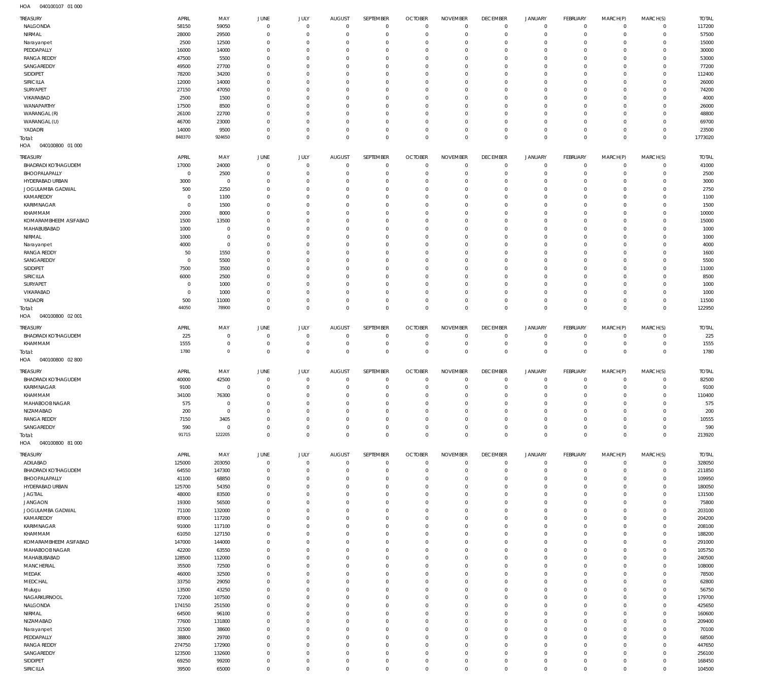HOA 040100107 01 000

| TREASURY | APRIL | MAY | JUNE | JULY | AUGUST | SEPTEMBER | OCTOBER | NOVEMBER | DECEMBER | JANUARY | FEBRUARY | MARCH(P) | MARCH(S) | TOTAL |
|---|---|---|---|---|---|---|---|---|---|---|---|---|---|---|
| NALGONDA | 58150 | 59050 | 0 | 0 | 0 | 0 | 0 | 0 | 0 | 0 | 0 | 0 | 0 | 117200 |
| NIRMAL | 28000 | 29500 | 0 | 0 | 0 | 0 | 0 | 0 | 0 | 0 | 0 | 0 | 0 | 57500 |
| Narayanpet | 2500 | 12500 | 0 | 0 | 0 | 0 | 0 | 0 | 0 | 0 | 0 | 0 | 0 | 15000 |
| PEDDAPALLY | 16000 | 14000 | 0 | 0 | 0 | 0 | 0 | 0 | 0 | 0 | 0 | 0 | 0 | 30000 |
| RANGA REDDY | 47500 | 5500 | 0 | 0 | 0 | 0 | 0 | 0 | 0 | 0 | 0 | 0 | 0 | 53000 |
| SANGAREDDY | 49500 | 27700 | 0 | 0 | 0 | 0 | 0 | 0 | 0 | 0 | 0 | 0 | 0 | 77200 |
| SIDDIPET | 78200 | 34200 | 0 | 0 | 0 | 0 | 0 | 0 | 0 | 0 | 0 | 0 | 0 | 112400 |
| SIRICILLA | 12000 | 14000 | 0 | 0 | 0 | 0 | 0 | 0 | 0 | 0 | 0 | 0 | 0 | 26000 |
| SURYAPET | 27150 | 47050 | 0 | 0 | 0 | 0 | 0 | 0 | 0 | 0 | 0 | 0 | 0 | 74200 |
| VIKARABAD | 2500 | 1500 | 0 | 0 | 0 | 0 | 0 | 0 | 0 | 0 | 0 | 0 | 0 | 4000 |
| WANAPARTHY | 17500 | 8500 | 0 | 0 | 0 | 0 | 0 | 0 | 0 | 0 | 0 | 0 | 0 | 26000 |
| WARANGAL (R) | 26100 | 22700 | 0 | 0 | 0 | 0 | 0 | 0 | 0 | 0 | 0 | 0 | 0 | 48800 |
| WARANGAL (U) | 46700 | 23000 | 0 | 0 | 0 | 0 | 0 | 0 | 0 | 0 | 0 | 0 | 0 | 69700 |
| YADADRI | 14000 | 9500 | 0 | 0 | 0 | 0 | 0 | 0 | 0 | 0 | 0 | 0 | 0 | 23500 |
| Total: | 848370 | 924650 | 0 | 0 | 0 | 0 | 0 | 0 | 0 | 0 | 0 | 0 | 0 | 1773020 |

HOA 040100800 01 000

| TREASURY | APRIL | MAY | JUNE | JULY | AUGUST | SEPTEMBER | OCTOBER | NOVEMBER | DECEMBER | JANUARY | FEBRUARY | MARCH(P) | MARCH(S) | TOTAL |
|---|---|---|---|---|---|---|---|---|---|---|---|---|---|---|
| BHADRADI KOTHAGUDEM | 17000 | 24000 | 0 | 0 | 0 | 0 | 0 | 0 | 0 | 0 | 0 | 0 | 0 | 41000 |
| BHOOPALAPALLY | 0 | 2500 | 0 | 0 | 0 | 0 | 0 | 0 | 0 | 0 | 0 | 0 | 0 | 2500 |
| HYDERABAD URBAN | 3000 | 0 | 0 | 0 | 0 | 0 | 0 | 0 | 0 | 0 | 0 | 0 | 0 | 3000 |
| JOGULAMBA GADWAL | 500 | 2250 | 0 | 0 | 0 | 0 | 0 | 0 | 0 | 0 | 0 | 0 | 0 | 2750 |
| KAMAREDDY | 0 | 1100 | 0 | 0 | 0 | 0 | 0 | 0 | 0 | 0 | 0 | 0 | 0 | 1100 |
| KARIMNAGAR | 0 | 1500 | 0 | 0 | 0 | 0 | 0 | 0 | 0 | 0 | 0 | 0 | 0 | 1500 |
| KHAMMAM | 2000 | 8000 | 0 | 0 | 0 | 0 | 0 | 0 | 0 | 0 | 0 | 0 | 0 | 10000 |
| KOMARAMBHEEM ASIFABAD | 1500 | 13500 | 0 | 0 | 0 | 0 | 0 | 0 | 0 | 0 | 0 | 0 | 0 | 15000 |
| MAHABUBABAD | 1000 | 0 | 0 | 0 | 0 | 0 | 0 | 0 | 0 | 0 | 0 | 0 | 0 | 1000 |
| NIRMAL | 1000 | 0 | 0 | 0 | 0 | 0 | 0 | 0 | 0 | 0 | 0 | 0 | 0 | 1000 |
| Narayanpet | 4000 | 0 | 0 | 0 | 0 | 0 | 0 | 0 | 0 | 0 | 0 | 0 | 0 | 4000 |
| RANGA REDDY | 50 | 1550 | 0 | 0 | 0 | 0 | 0 | 0 | 0 | 0 | 0 | 0 | 0 | 1600 |
| SANGAREDDY | 0 | 5500 | 0 | 0 | 0 | 0 | 0 | 0 | 0 | 0 | 0 | 0 | 0 | 5500 |
| SIDDIPET | 7500 | 3500 | 0 | 0 | 0 | 0 | 0 | 0 | 0 | 0 | 0 | 0 | 0 | 11000 |
| SIRICILLA | 6000 | 2500 | 0 | 0 | 0 | 0 | 0 | 0 | 0 | 0 | 0 | 0 | 0 | 8500 |
| SURYAPET | 0 | 1000 | 0 | 0 | 0 | 0 | 0 | 0 | 0 | 0 | 0 | 0 | 0 | 1000 |
| VIKARABAD | 0 | 1000 | 0 | 0 | 0 | 0 | 0 | 0 | 0 | 0 | 0 | 0 | 0 | 1000 |
| YADADRI | 500 | 11000 | 0 | 0 | 0 | 0 | 0 | 0 | 0 | 0 | 0 | 0 | 0 | 11500 |
| Total: | 44050 | 78900 | 0 | 0 | 0 | 0 | 0 | 0 | 0 | 0 | 0 | 0 | 0 | 122950 |

HOA 040100800 02 001

| TREASURY | APRIL | MAY | JUNE | JULY | AUGUST | SEPTEMBER | OCTOBER | NOVEMBER | DECEMBER | JANUARY | FEBRUARY | MARCH(P) | MARCH(S) | TOTAL |
|---|---|---|---|---|---|---|---|---|---|---|---|---|---|---|
| BHADRADI KOTHAGUDEM | 225 | 0 | 0 | 0 | 0 | 0 | 0 | 0 | 0 | 0 | 0 | 0 | 0 | 225 |
| KHAMMAM | 1555 | 0 | 0 | 0 | 0 | 0 | 0 | 0 | 0 | 0 | 0 | 0 | 0 | 1555 |
| Total: | 1780 | 0 | 0 | 0 | 0 | 0 | 0 | 0 | 0 | 0 | 0 | 0 | 0 | 1780 |

HOA 040100800 02 800

| TREASURY | APRIL | MAY | JUNE | JULY | AUGUST | SEPTEMBER | OCTOBER | NOVEMBER | DECEMBER | JANUARY | FEBRUARY | MARCH(P) | MARCH(S) | TOTAL |
|---|---|---|---|---|---|---|---|---|---|---|---|---|---|---|
| BHADRADI KOTHAGUDEM | 40000 | 42500 | 0 | 0 | 0 | 0 | 0 | 0 | 0 | 0 | 0 | 0 | 0 | 82500 |
| KARIMNAGAR | 9100 | 0 | 0 | 0 | 0 | 0 | 0 | 0 | 0 | 0 | 0 | 0 | 0 | 9100 |
| KHAMMAM | 34100 | 76300 | 0 | 0 | 0 | 0 | 0 | 0 | 0 | 0 | 0 | 0 | 0 | 110400 |
| MAHABOOB NAGAR | 575 | 0 | 0 | 0 | 0 | 0 | 0 | 0 | 0 | 0 | 0 | 0 | 0 | 575 |
| NIZAMABAD | 200 | 0 | 0 | 0 | 0 | 0 | 0 | 0 | 0 | 0 | 0 | 0 | 0 | 200 |
| RANGA REDDY | 7150 | 3405 | 0 | 0 | 0 | 0 | 0 | 0 | 0 | 0 | 0 | 0 | 0 | 10555 |
| SANGAREDDY | 590 | 0 | 0 | 0 | 0 | 0 | 0 | 0 | 0 | 0 | 0 | 0 | 0 | 590 |
| Total: | 91715 | 122205 | 0 | 0 | 0 | 0 | 0 | 0 | 0 | 0 | 0 | 0 | 0 | 213920 |

HOA 040100800 81 000

| TREASURY | APRIL | MAY | JUNE | JULY | AUGUST | SEPTEMBER | OCTOBER | NOVEMBER | DECEMBER | JANUARY | FEBRUARY | MARCH(P) | MARCH(S) | TOTAL |
|---|---|---|---|---|---|---|---|---|---|---|---|---|---|---|
| ADILABAD | 125000 | 203050 | 0 | 0 | 0 | 0 | 0 | 0 | 0 | 0 | 0 | 0 | 0 | 328050 |
| BHADRADI KOTHAGUDEM | 64550 | 147300 | 0 | 0 | 0 | 0 | 0 | 0 | 0 | 0 | 0 | 0 | 0 | 211850 |
| BHOOPALAPALLY | 41100 | 68850 | 0 | 0 | 0 | 0 | 0 | 0 | 0 | 0 | 0 | 0 | 0 | 109950 |
| HYDERABAD URBAN | 125700 | 54350 | 0 | 0 | 0 | 0 | 0 | 0 | 0 | 0 | 0 | 0 | 0 | 180050 |
| JAGTIAL | 48000 | 83500 | 0 | 0 | 0 | 0 | 0 | 0 | 0 | 0 | 0 | 0 | 0 | 131500 |
| JANGAON | 19300 | 56500 | 0 | 0 | 0 | 0 | 0 | 0 | 0 | 0 | 0 | 0 | 0 | 75800 |
| JOGULAMBA GADWAL | 71100 | 132000 | 0 | 0 | 0 | 0 | 0 | 0 | 0 | 0 | 0 | 0 | 0 | 203100 |
| KAMAREDDY | 87000 | 117200 | 0 | 0 | 0 | 0 | 0 | 0 | 0 | 0 | 0 | 0 | 0 | 204200 |
| KARIMNAGAR | 91000 | 117100 | 0 | 0 | 0 | 0 | 0 | 0 | 0 | 0 | 0 | 0 | 0 | 208100 |
| KHAMMAM | 61050 | 127150 | 0 | 0 | 0 | 0 | 0 | 0 | 0 | 0 | 0 | 0 | 0 | 188200 |
| KOMARAMBHEEM ASIFABAD | 147000 | 144000 | 0 | 0 | 0 | 0 | 0 | 0 | 0 | 0 | 0 | 0 | 0 | 291000 |
| MAHABOOB NAGAR | 42200 | 63550 | 0 | 0 | 0 | 0 | 0 | 0 | 0 | 0 | 0 | 0 | 0 | 105750 |
| MAHABUBABAD | 128500 | 112000 | 0 | 0 | 0 | 0 | 0 | 0 | 0 | 0 | 0 | 0 | 0 | 240500 |
| MANCHERIAL | 35500 | 72500 | 0 | 0 | 0 | 0 | 0 | 0 | 0 | 0 | 0 | 0 | 0 | 108000 |
| MEDAK | 46000 | 32500 | 0 | 0 | 0 | 0 | 0 | 0 | 0 | 0 | 0 | 0 | 0 | 78500 |
| MEDCHAL | 33750 | 29050 | 0 | 0 | 0 | 0 | 0 | 0 | 0 | 0 | 0 | 0 | 0 | 62800 |
| Mulugu | 13500 | 43250 | 0 | 0 | 0 | 0 | 0 | 0 | 0 | 0 | 0 | 0 | 0 | 56750 |
| NAGARKURNOOL | 72200 | 107500 | 0 | 0 | 0 | 0 | 0 | 0 | 0 | 0 | 0 | 0 | 0 | 179700 |
| NALGONDA | 174150 | 251500 | 0 | 0 | 0 | 0 | 0 | 0 | 0 | 0 | 0 | 0 | 0 | 425650 |
| NIRMAL | 64500 | 96100 | 0 | 0 | 0 | 0 | 0 | 0 | 0 | 0 | 0 | 0 | 0 | 160600 |
| NIZAMABAD | 77600 | 131800 | 0 | 0 | 0 | 0 | 0 | 0 | 0 | 0 | 0 | 0 | 0 | 209400 |
| Narayanpet | 31500 | 38600 | 0 | 0 | 0 | 0 | 0 | 0 | 0 | 0 | 0 | 0 | 0 | 70100 |
| PEDDAPALLY | 38800 | 29700 | 0 | 0 | 0 | 0 | 0 | 0 | 0 | 0 | 0 | 0 | 0 | 68500 |
| RANGA REDDY | 274750 | 172900 | 0 | 0 | 0 | 0 | 0 | 0 | 0 | 0 | 0 | 0 | 0 | 447650 |
| SANGAREDDY | 123500 | 132600 | 0 | 0 | 0 | 0 | 0 | 0 | 0 | 0 | 0 | 0 | 0 | 256100 |
| SIDDIPET | 69250 | 99200 | 0 | 0 | 0 | 0 | 0 | 0 | 0 | 0 | 0 | 0 | 0 | 168450 |
| SIRICILLA | 39500 | 65000 | 0 | 0 | 0 | 0 | 0 | 0 | 0 | 0 | 0 | 0 | 0 | 104500 |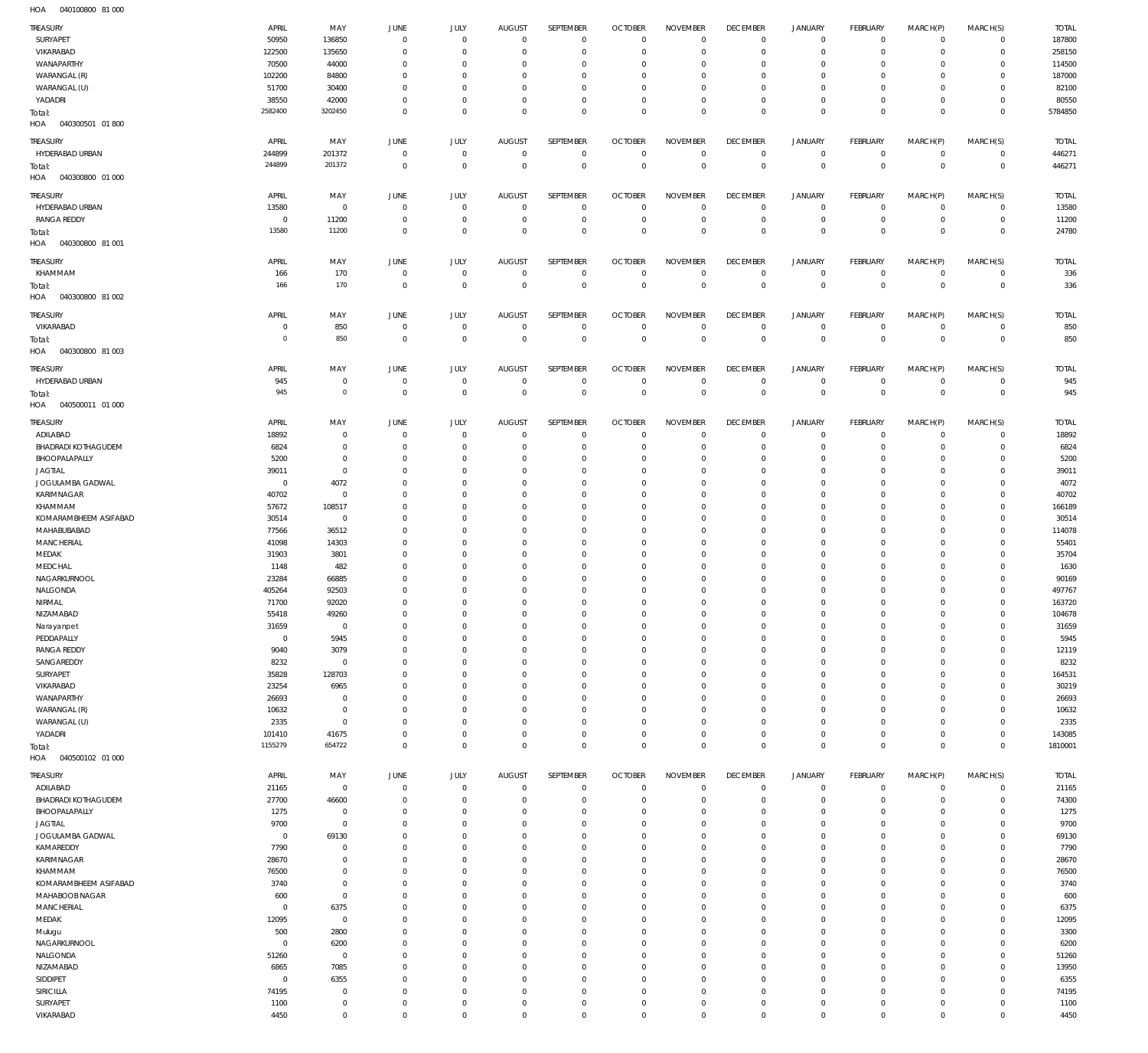HOA 040100800 81 000

| TREASURY | APRIL | MAY | JUNE | JULY | AUGUST | SEPTEMBER | OCTOBER | NOVEMBER | DECEMBER | JANUARY | FEBRUARY | MARCH(P) | MARCH(S) | TOTAL |
|---|---|---|---|---|---|---|---|---|---|---|---|---|---|---|
| SURYAPET | 50950 | 136850 | 0 | 0 | 0 | 0 | 0 | 0 | 0 | 0 | 0 | 0 | 0 | 187800 |
| VIKARABAD | 122500 | 135650 | 0 | 0 | 0 | 0 | 0 | 0 | 0 | 0 | 0 | 0 | 0 | 258150 |
| WANAPARTHY | 70500 | 44000 | 0 | 0 | 0 | 0 | 0 | 0 | 0 | 0 | 0 | 0 | 0 | 114500 |
| WARANGAL (R) | 102200 | 84800 | 0 | 0 | 0 | 0 | 0 | 0 | 0 | 0 | 0 | 0 | 0 | 187000 |
| WARANGAL (U) | 51700 | 30400 | 0 | 0 | 0 | 0 | 0 | 0 | 0 | 0 | 0 | 0 | 0 | 82100 |
| YADADRI | 38550 | 42000 | 0 | 0 | 0 | 0 | 0 | 0 | 0 | 0 | 0 | 0 | 0 | 80550 |
| Total: | 2582400 | 3202450 | 0 | 0 | 0 | 0 | 0 | 0 | 0 | 0 | 0 | 0 | 0 | 5784850 |

HOA 040300501 01 800

| TREASURY | APRIL | MAY | JUNE | JULY | AUGUST | SEPTEMBER | OCTOBER | NOVEMBER | DECEMBER | JANUARY | FEBRUARY | MARCH(P) | MARCH(S) | TOTAL |
|---|---|---|---|---|---|---|---|---|---|---|---|---|---|---|
| HYDERABAD URBAN | 244899 | 201372 | 0 | 0 | 0 | 0 | 0 | 0 | 0 | 0 | 0 | 0 | 0 | 446271 |
| Total: | 244899 | 201372 | 0 | 0 | 0 | 0 | 0 | 0 | 0 | 0 | 0 | 0 | 0 | 446271 |

HOA 040300800 01 000

| TREASURY | APRIL | MAY | JUNE | JULY | AUGUST | SEPTEMBER | OCTOBER | NOVEMBER | DECEMBER | JANUARY | FEBRUARY | MARCH(P) | MARCH(S) | TOTAL |
|---|---|---|---|---|---|---|---|---|---|---|---|---|---|---|
| HYDERABAD URBAN | 13580 | 0 | 0 | 0 | 0 | 0 | 0 | 0 | 0 | 0 | 0 | 0 | 0 | 13580 |
| RANGA REDDY | 0 | 11200 | 0 | 0 | 0 | 0 | 0 | 0 | 0 | 0 | 0 | 0 | 0 | 11200 |
| Total: | 13580 | 11200 | 0 | 0 | 0 | 0 | 0 | 0 | 0 | 0 | 0 | 0 | 0 | 24780 |

HOA 040300800 81 001

| TREASURY | APRIL | MAY | JUNE | JULY | AUGUST | SEPTEMBER | OCTOBER | NOVEMBER | DECEMBER | JANUARY | FEBRUARY | MARCH(P) | MARCH(S) | TOTAL |
|---|---|---|---|---|---|---|---|---|---|---|---|---|---|---|
| KHAMMAM | 166 | 170 | 0 | 0 | 0 | 0 | 0 | 0 | 0 | 0 | 0 | 0 | 0 | 336 |
| Total: | 166 | 170 | 0 | 0 | 0 | 0 | 0 | 0 | 0 | 0 | 0 | 0 | 0 | 336 |

HOA 040300800 81 002

| TREASURY | APRIL | MAY | JUNE | JULY | AUGUST | SEPTEMBER | OCTOBER | NOVEMBER | DECEMBER | JANUARY | FEBRUARY | MARCH(P) | MARCH(S) | TOTAL |
|---|---|---|---|---|---|---|---|---|---|---|---|---|---|---|
| VIKARABAD | 0 | 850 | 0 | 0 | 0 | 0 | 0 | 0 | 0 | 0 | 0 | 0 | 0 | 850 |
| Total: | 0 | 850 | 0 | 0 | 0 | 0 | 0 | 0 | 0 | 0 | 0 | 0 | 0 | 850 |

HOA 040300800 81 003

| TREASURY | APRIL | MAY | JUNE | JULY | AUGUST | SEPTEMBER | OCTOBER | NOVEMBER | DECEMBER | JANUARY | FEBRUARY | MARCH(P) | MARCH(S) | TOTAL |
|---|---|---|---|---|---|---|---|---|---|---|---|---|---|---|
| HYDERABAD URBAN | 945 | 0 | 0 | 0 | 0 | 0 | 0 | 0 | 0 | 0 | 0 | 0 | 0 | 945 |
| Total: | 945 | 0 | 0 | 0 | 0 | 0 | 0 | 0 | 0 | 0 | 0 | 0 | 0 | 945 |

HOA 040500011 01 000

| TREASURY | APRIL | MAY | JUNE | JULY | AUGUST | SEPTEMBER | OCTOBER | NOVEMBER | DECEMBER | JANUARY | FEBRUARY | MARCH(P) | MARCH(S) | TOTAL |
|---|---|---|---|---|---|---|---|---|---|---|---|---|---|---|
| ADILABAD | 18892 | 0 | 0 | 0 | 0 | 0 | 0 | 0 | 0 | 0 | 0 | 0 | 0 | 18892 |
| BHADRADI KOTHAGUDEM | 6824 | 0 | 0 | 0 | 0 | 0 | 0 | 0 | 0 | 0 | 0 | 0 | 0 | 6824 |
| BHOOPALAPALLY | 5200 | 0 | 0 | 0 | 0 | 0 | 0 | 0 | 0 | 0 | 0 | 0 | 0 | 5200 |
| JAGTIAL | 39011 | 0 | 0 | 0 | 0 | 0 | 0 | 0 | 0 | 0 | 0 | 0 | 0 | 39011 |
| JOGULAMBA GADWAL | 0 | 4072 | 0 | 0 | 0 | 0 | 0 | 0 | 0 | 0 | 0 | 0 | 0 | 4072 |
| KARIMNAGAR | 40702 | 0 | 0 | 0 | 0 | 0 | 0 | 0 | 0 | 0 | 0 | 0 | 0 | 40702 |
| KHAMMAM | 57672 | 108517 | 0 | 0 | 0 | 0 | 0 | 0 | 0 | 0 | 0 | 0 | 0 | 166189 |
| KOMARAMBHEEM ASIFABAD | 30514 | 0 | 0 | 0 | 0 | 0 | 0 | 0 | 0 | 0 | 0 | 0 | 0 | 30514 |
| MAHABUBABAD | 77566 | 36512 | 0 | 0 | 0 | 0 | 0 | 0 | 0 | 0 | 0 | 0 | 0 | 114078 |
| MANCHERIAL | 41098 | 14303 | 0 | 0 | 0 | 0 | 0 | 0 | 0 | 0 | 0 | 0 | 0 | 55401 |
| MEDAK | 31903 | 3801 | 0 | 0 | 0 | 0 | 0 | 0 | 0 | 0 | 0 | 0 | 0 | 35704 |
| MEDCHAL | 1148 | 482 | 0 | 0 | 0 | 0 | 0 | 0 | 0 | 0 | 0 | 0 | 0 | 1630 |
| NAGARKURNOOL | 23284 | 66885 | 0 | 0 | 0 | 0 | 0 | 0 | 0 | 0 | 0 | 0 | 0 | 90169 |
| NALGONDA | 405264 | 92503 | 0 | 0 | 0 | 0 | 0 | 0 | 0 | 0 | 0 | 0 | 0 | 497767 |
| NIRMAL | 71700 | 92020 | 0 | 0 | 0 | 0 | 0 | 0 | 0 | 0 | 0 | 0 | 0 | 163720 |
| NIZAMABAD | 55418 | 49260 | 0 | 0 | 0 | 0 | 0 | 0 | 0 | 0 | 0 | 0 | 0 | 104678 |
| Narayanpet | 31659 | 0 | 0 | 0 | 0 | 0 | 0 | 0 | 0 | 0 | 0 | 0 | 0 | 31659 |
| PEDDAPALLY | 0 | 5945 | 0 | 0 | 0 | 0 | 0 | 0 | 0 | 0 | 0 | 0 | 0 | 5945 |
| RANGA REDDY | 9040 | 3079 | 0 | 0 | 0 | 0 | 0 | 0 | 0 | 0 | 0 | 0 | 0 | 12119 |
| SANGAREDDY | 8232 | 0 | 0 | 0 | 0 | 0 | 0 | 0 | 0 | 0 | 0 | 0 | 0 | 8232 |
| SURYAPET | 35828 | 128703 | 0 | 0 | 0 | 0 | 0 | 0 | 0 | 0 | 0 | 0 | 0 | 164531 |
| VIKARABAD | 23254 | 6965 | 0 | 0 | 0 | 0 | 0 | 0 | 0 | 0 | 0 | 0 | 0 | 30219 |
| WANAPARTHY | 26693 | 0 | 0 | 0 | 0 | 0 | 0 | 0 | 0 | 0 | 0 | 0 | 0 | 26693 |
| WARANGAL (R) | 10632 | 0 | 0 | 0 | 0 | 0 | 0 | 0 | 0 | 0 | 0 | 0 | 0 | 10632 |
| WARANGAL (U) | 2335 | 0 | 0 | 0 | 0 | 0 | 0 | 0 | 0 | 0 | 0 | 0 | 0 | 2335 |
| YADADRI | 101410 | 41675 | 0 | 0 | 0 | 0 | 0 | 0 | 0 | 0 | 0 | 0 | 0 | 143085 |
| Total: | 1155279 | 654722 | 0 | 0 | 0 | 0 | 0 | 0 | 0 | 0 | 0 | 0 | 0 | 1810001 |

HOA 040500102 01 000

| TREASURY | APRIL | MAY | JUNE | JULY | AUGUST | SEPTEMBER | OCTOBER | NOVEMBER | DECEMBER | JANUARY | FEBRUARY | MARCH(P) | MARCH(S) | TOTAL |
|---|---|---|---|---|---|---|---|---|---|---|---|---|---|---|
| ADILABAD | 21165 | 0 | 0 | 0 | 0 | 0 | 0 | 0 | 0 | 0 | 0 | 0 | 0 | 21165 |
| BHADRADI KOTHAGUDEM | 27700 | 46600 | 0 | 0 | 0 | 0 | 0 | 0 | 0 | 0 | 0 | 0 | 0 | 74300 |
| BHOOPALAPALLY | 1275 | 0 | 0 | 0 | 0 | 0 | 0 | 0 | 0 | 0 | 0 | 0 | 0 | 1275 |
| JAGTIAL | 9700 | 0 | 0 | 0 | 0 | 0 | 0 | 0 | 0 | 0 | 0 | 0 | 0 | 9700 |
| JOGULAMBA GADWAL | 0 | 69130 | 0 | 0 | 0 | 0 | 0 | 0 | 0 | 0 | 0 | 0 | 0 | 69130 |
| KAMAREDDY | 7790 | 0 | 0 | 0 | 0 | 0 | 0 | 0 | 0 | 0 | 0 | 0 | 0 | 7790 |
| KARIMNAGAR | 28670 | 0 | 0 | 0 | 0 | 0 | 0 | 0 | 0 | 0 | 0 | 0 | 0 | 28670 |
| KHAMMAM | 76500 | 0 | 0 | 0 | 0 | 0 | 0 | 0 | 0 | 0 | 0 | 0 | 0 | 76500 |
| KOMARAMBHEEM ASIFABAD | 3740 | 0 | 0 | 0 | 0 | 0 | 0 | 0 | 0 | 0 | 0 | 0 | 0 | 3740 |
| MAHABOOBNAGAR | 600 | 0 | 0 | 0 | 0 | 0 | 0 | 0 | 0 | 0 | 0 | 0 | 0 | 600 |
| MANCHERIAL | 0 | 6375 | 0 | 0 | 0 | 0 | 0 | 0 | 0 | 0 | 0 | 0 | 0 | 6375 |
| MEDAK | 12095 | 0 | 0 | 0 | 0 | 0 | 0 | 0 | 0 | 0 | 0 | 0 | 0 | 12095 |
| Mulugu | 500 | 2800 | 0 | 0 | 0 | 0 | 0 | 0 | 0 | 0 | 0 | 0 | 0 | 3300 |
| NAGARKURNOOL | 0 | 6200 | 0 | 0 | 0 | 0 | 0 | 0 | 0 | 0 | 0 | 0 | 0 | 6200 |
| NALGONDA | 51260 | 0 | 0 | 0 | 0 | 0 | 0 | 0 | 0 | 0 | 0 | 0 | 0 | 51260 |
| NIZAMABAD | 6865 | 7085 | 0 | 0 | 0 | 0 | 0 | 0 | 0 | 0 | 0 | 0 | 0 | 13950 |
| SIDDIPET | 0 | 6355 | 0 | 0 | 0 | 0 | 0 | 0 | 0 | 0 | 0 | 0 | 0 | 6355 |
| SIRICILLA | 74195 | 0 | 0 | 0 | 0 | 0 | 0 | 0 | 0 | 0 | 0 | 0 | 0 | 74195 |
| SURYAPET | 1100 | 0 | 0 | 0 | 0 | 0 | 0 | 0 | 0 | 0 | 0 | 0 | 0 | 1100 |
| VIKARABAD | 4450 | 0 | 0 | 0 | 0 | 0 | 0 | 0 | 0 | 0 | 0 | 0 | 0 | 4450 |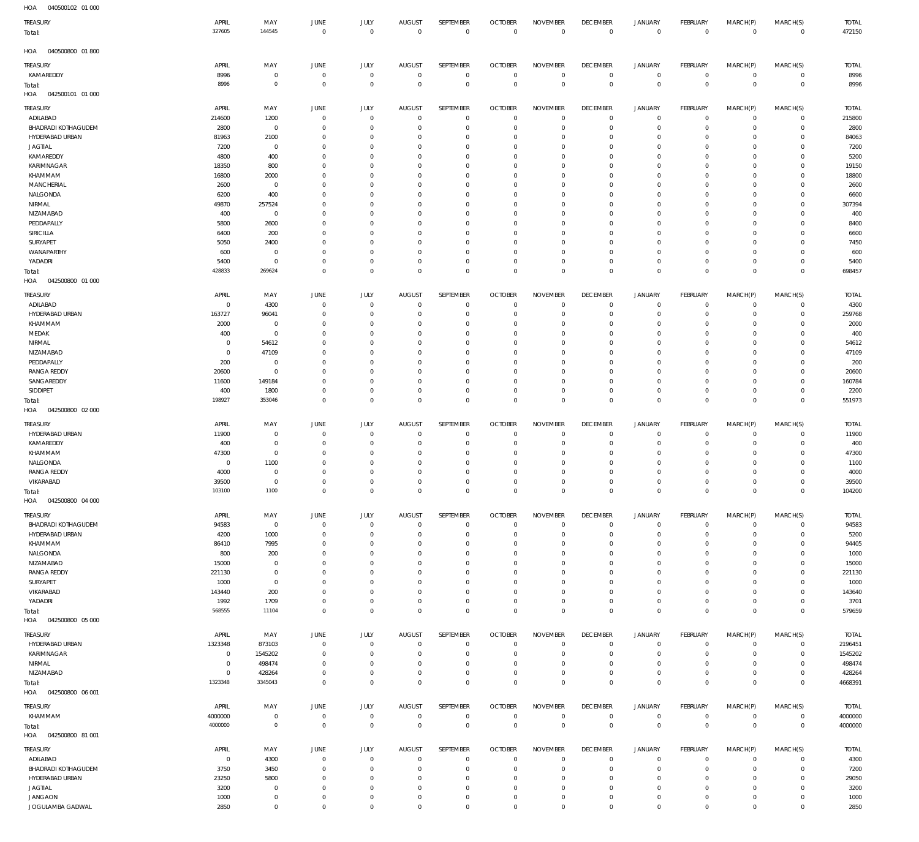HOA 040500102 01 000

| TREASURY | APRIL | MAY | JUNE | JULY | AUGUST | SEPTEMBER | OCTOBER | NOVEMBER | DECEMBER | JANUARY | FEBRUARY | MARCH(P) | MARCH(S) | TOTAL |
|---|---|---|---|---|---|---|---|---|---|---|---|---|---|---|
| Total: | 327605 | 144545 | 0 | 0 | 0 | 0 | 0 | 0 | 0 | 0 | 0 | 0 | 0 | 472150 |

HOA 040500800 01 800

| TREASURY | APRIL | MAY | JUNE | JULY | AUGUST | SEPTEMBER | OCTOBER | NOVEMBER | DECEMBER | JANUARY | FEBRUARY | MARCH(P) | MARCH(S) | TOTAL |
|---|---|---|---|---|---|---|---|---|---|---|---|---|---|---|
| KAMAREDDY | 8996 | 0 | 0 | 0 | 0 | 0 | 0 | 0 | 0 | 0 | 0 | 0 | 0 | 8996 |
| Total: | 8996 | 0 | 0 | 0 | 0 | 0 | 0 | 0 | 0 | 0 | 0 | 0 | 0 | 8996 |

HOA 042500101 01 000

| TREASURY | APRIL | MAY | JUNE | JULY | AUGUST | SEPTEMBER | OCTOBER | NOVEMBER | DECEMBER | JANUARY | FEBRUARY | MARCH(P) | MARCH(S) | TOTAL |
|---|---|---|---|---|---|---|---|---|---|---|---|---|---|---|
| ADILABAD | 214600 | 1200 | 0 | 0 | 0 | 0 | 0 | 0 | 0 | 0 | 0 | 0 | 0 | 215800 |
| BHADRADI KOTHAGUDEM | 2800 | 0 | 0 | 0 | 0 | 0 | 0 | 0 | 0 | 0 | 0 | 0 | 0 | 2800 |
| HYDERABAD URBAN | 81963 | 2100 | 0 | 0 | 0 | 0 | 0 | 0 | 0 | 0 | 0 | 0 | 0 | 84063 |
| JAGTIAL | 7200 | 0 | 0 | 0 | 0 | 0 | 0 | 0 | 0 | 0 | 0 | 0 | 0 | 7200 |
| KAMAREDDY | 4800 | 400 | 0 | 0 | 0 | 0 | 0 | 0 | 0 | 0 | 0 | 0 | 0 | 5200 |
| KARIMNAGAR | 18350 | 800 | 0 | 0 | 0 | 0 | 0 | 0 | 0 | 0 | 0 | 0 | 0 | 19150 |
| KHAMMAM | 16800 | 2000 | 0 | 0 | 0 | 0 | 0 | 0 | 0 | 0 | 0 | 0 | 0 | 18800 |
| MANCHERIAL | 2600 | 0 | 0 | 0 | 0 | 0 | 0 | 0 | 0 | 0 | 0 | 0 | 0 | 2600 |
| NALGONDA | 6200 | 400 | 0 | 0 | 0 | 0 | 0 | 0 | 0 | 0 | 0 | 0 | 0 | 6600 |
| NIRMAL | 49870 | 257524 | 0 | 0 | 0 | 0 | 0 | 0 | 0 | 0 | 0 | 0 | 0 | 307394 |
| NIZAMABAD | 400 | 0 | 0 | 0 | 0 | 0 | 0 | 0 | 0 | 0 | 0 | 0 | 0 | 400 |
| PEDDAPALLY | 5800 | 2600 | 0 | 0 | 0 | 0 | 0 | 0 | 0 | 0 | 0 | 0 | 0 | 8400 |
| SIRICILLA | 6400 | 200 | 0 | 0 | 0 | 0 | 0 | 0 | 0 | 0 | 0 | 0 | 0 | 6600 |
| SURYAPET | 5050 | 2400 | 0 | 0 | 0 | 0 | 0 | 0 | 0 | 0 | 0 | 0 | 0 | 7450 |
| WANAPARTHY | 600 | 0 | 0 | 0 | 0 | 0 | 0 | 0 | 0 | 0 | 0 | 0 | 0 | 600 |
| YADADRI | 5400 | 0 | 0 | 0 | 0 | 0 | 0 | 0 | 0 | 0 | 0 | 0 | 0 | 5400 |
| Total: | 428833 | 269624 | 0 | 0 | 0 | 0 | 0 | 0 | 0 | 0 | 0 | 0 | 0 | 698457 |

HOA 042500800 01 000

| TREASURY | APRIL | MAY | JUNE | JULY | AUGUST | SEPTEMBER | OCTOBER | NOVEMBER | DECEMBER | JANUARY | FEBRUARY | MARCH(P) | MARCH(S) | TOTAL |
|---|---|---|---|---|---|---|---|---|---|---|---|---|---|---|
| ADILABAD | 0 | 4300 | 0 | 0 | 0 | 0 | 0 | 0 | 0 | 0 | 0 | 0 | 0 | 4300 |
| HYDERABAD URBAN | 163727 | 96041 | 0 | 0 | 0 | 0 | 0 | 0 | 0 | 0 | 0 | 0 | 0 | 259768 |
| KHAMMAM | 2000 | 0 | 0 | 0 | 0 | 0 | 0 | 0 | 0 | 0 | 0 | 0 | 0 | 2000 |
| MEDAK | 400 | 0 | 0 | 0 | 0 | 0 | 0 | 0 | 0 | 0 | 0 | 0 | 0 | 400 |
| NIRMAL | 0 | 54612 | 0 | 0 | 0 | 0 | 0 | 0 | 0 | 0 | 0 | 0 | 0 | 54612 |
| NIZAMABAD | 0 | 47109 | 0 | 0 | 0 | 0 | 0 | 0 | 0 | 0 | 0 | 0 | 0 | 47109 |
| PEDDAPALLY | 200 | 0 | 0 | 0 | 0 | 0 | 0 | 0 | 0 | 0 | 0 | 0 | 0 | 200 |
| RANGA REDDY | 20600 | 0 | 0 | 0 | 0 | 0 | 0 | 0 | 0 | 0 | 0 | 0 | 0 | 20600 |
| SANGAREDDY | 11600 | 149184 | 0 | 0 | 0 | 0 | 0 | 0 | 0 | 0 | 0 | 0 | 0 | 160784 |
| SIDDIPET | 400 | 1800 | 0 | 0 | 0 | 0 | 0 | 0 | 0 | 0 | 0 | 0 | 0 | 2200 |
| Total: | 198927 | 353046 | 0 | 0 | 0 | 0 | 0 | 0 | 0 | 0 | 0 | 0 | 0 | 551973 |

HOA 042500800 02 000

| TREASURY | APRIL | MAY | JUNE | JULY | AUGUST | SEPTEMBER | OCTOBER | NOVEMBER | DECEMBER | JANUARY | FEBRUARY | MARCH(P) | MARCH(S) | TOTAL |
|---|---|---|---|---|---|---|---|---|---|---|---|---|---|---|
| HYDERABAD URBAN | 11900 | 0 | 0 | 0 | 0 | 0 | 0 | 0 | 0 | 0 | 0 | 0 | 0 | 11900 |
| KAMAREDDY | 400 | 0 | 0 | 0 | 0 | 0 | 0 | 0 | 0 | 0 | 0 | 0 | 0 | 400 |
| KHAMMAM | 47300 | 0 | 0 | 0 | 0 | 0 | 0 | 0 | 0 | 0 | 0 | 0 | 0 | 47300 |
| NALGONDA | 0 | 1100 | 0 | 0 | 0 | 0 | 0 | 0 | 0 | 0 | 0 | 0 | 0 | 1100 |
| RANGA REDDY | 4000 | 0 | 0 | 0 | 0 | 0 | 0 | 0 | 0 | 0 | 0 | 0 | 0 | 4000 |
| VIKARABAD | 39500 | 0 | 0 | 0 | 0 | 0 | 0 | 0 | 0 | 0 | 0 | 0 | 0 | 39500 |
| Total: | 103100 | 1100 | 0 | 0 | 0 | 0 | 0 | 0 | 0 | 0 | 0 | 0 | 0 | 104200 |

HOA 042500800 04 000

| TREASURY | APRIL | MAY | JUNE | JULY | AUGUST | SEPTEMBER | OCTOBER | NOVEMBER | DECEMBER | JANUARY | FEBRUARY | MARCH(P) | MARCH(S) | TOTAL |
|---|---|---|---|---|---|---|---|---|---|---|---|---|---|---|
| BHADRADI KOTHAGUDEM | 94583 | 0 | 0 | 0 | 0 | 0 | 0 | 0 | 0 | 0 | 0 | 0 | 0 | 94583 |
| HYDERABAD URBAN | 4200 | 1000 | 0 | 0 | 0 | 0 | 0 | 0 | 0 | 0 | 0 | 0 | 0 | 5200 |
| KHAMMAM | 86410 | 7995 | 0 | 0 | 0 | 0 | 0 | 0 | 0 | 0 | 0 | 0 | 0 | 94405 |
| NALGONDA | 800 | 200 | 0 | 0 | 0 | 0 | 0 | 0 | 0 | 0 | 0 | 0 | 0 | 1000 |
| NIZAMABAD | 15000 | 0 | 0 | 0 | 0 | 0 | 0 | 0 | 0 | 0 | 0 | 0 | 0 | 15000 |
| RANGA REDDY | 221130 | 0 | 0 | 0 | 0 | 0 | 0 | 0 | 0 | 0 | 0 | 0 | 0 | 221130 |
| SURYAPET | 1000 | 0 | 0 | 0 | 0 | 0 | 0 | 0 | 0 | 0 | 0 | 0 | 0 | 1000 |
| VIKARABAD | 143440 | 200 | 0 | 0 | 0 | 0 | 0 | 0 | 0 | 0 | 0 | 0 | 0 | 143640 |
| YADADRI | 1992 | 1709 | 0 | 0 | 0 | 0 | 0 | 0 | 0 | 0 | 0 | 0 | 0 | 3701 |
| Total: | 568555 | 11104 | 0 | 0 | 0 | 0 | 0 | 0 | 0 | 0 | 0 | 0 | 0 | 579659 |

HOA 042500800 05 000

| TREASURY | APRIL | MAY | JUNE | JULY | AUGUST | SEPTEMBER | OCTOBER | NOVEMBER | DECEMBER | JANUARY | FEBRUARY | MARCH(P) | MARCH(S) | TOTAL |
|---|---|---|---|---|---|---|---|---|---|---|---|---|---|---|
| HYDERABAD URBAN | 1323348 | 873103 | 0 | 0 | 0 | 0 | 0 | 0 | 0 | 0 | 0 | 0 | 0 | 2196451 |
| KARIMNAGAR | 0 | 1545202 | 0 | 0 | 0 | 0 | 0 | 0 | 0 | 0 | 0 | 0 | 0 | 1545202 |
| NIRMAL | 0 | 498474 | 0 | 0 | 0 | 0 | 0 | 0 | 0 | 0 | 0 | 0 | 0 | 498474 |
| NIZAMABAD | 0 | 428264 | 0 | 0 | 0 | 0 | 0 | 0 | 0 | 0 | 0 | 0 | 0 | 428264 |
| Total: | 1323348 | 3345043 | 0 | 0 | 0 | 0 | 0 | 0 | 0 | 0 | 0 | 0 | 0 | 4668391 |

HOA 042500800 06 001

| TREASURY | APRIL | MAY | JUNE | JULY | AUGUST | SEPTEMBER | OCTOBER | NOVEMBER | DECEMBER | JANUARY | FEBRUARY | MARCH(P) | MARCH(S) | TOTAL |
|---|---|---|---|---|---|---|---|---|---|---|---|---|---|---|
| KHAMMAM | 4000000 | 0 | 0 | 0 | 0 | 0 | 0 | 0 | 0 | 0 | 0 | 0 | 0 | 4000000 |
| Total: | 4000000 | 0 | 0 | 0 | 0 | 0 | 0 | 0 | 0 | 0 | 0 | 0 | 0 | 4000000 |

HOA 042500800 81 001

| TREASURY | APRIL | MAY | JUNE | JULY | AUGUST | SEPTEMBER | OCTOBER | NOVEMBER | DECEMBER | JANUARY | FEBRUARY | MARCH(P) | MARCH(S) | TOTAL |
|---|---|---|---|---|---|---|---|---|---|---|---|---|---|---|
| ADILABAD | 0 | 4300 | 0 | 0 | 0 | 0 | 0 | 0 | 0 | 0 | 0 | 0 | 0 | 4300 |
| BHADRADI KOTHAGUDEM | 3750 | 3450 | 0 | 0 | 0 | 0 | 0 | 0 | 0 | 0 | 0 | 0 | 0 | 7200 |
| HYDERABAD URBAN | 23250 | 5800 | 0 | 0 | 0 | 0 | 0 | 0 | 0 | 0 | 0 | 0 | 0 | 29050 |
| JAGTIAL | 3200 | 0 | 0 | 0 | 0 | 0 | 0 | 0 | 0 | 0 | 0 | 0 | 0 | 3200 |
| JANGAON | 1000 | 0 | 0 | 0 | 0 | 0 | 0 | 0 | 0 | 0 | 0 | 0 | 0 | 1000 |
| JOGULAMBA GADWAL | 2850 | 0 | 0 | 0 | 0 | 0 | 0 | 0 | 0 | 0 | 0 | 0 | 0 | 2850 |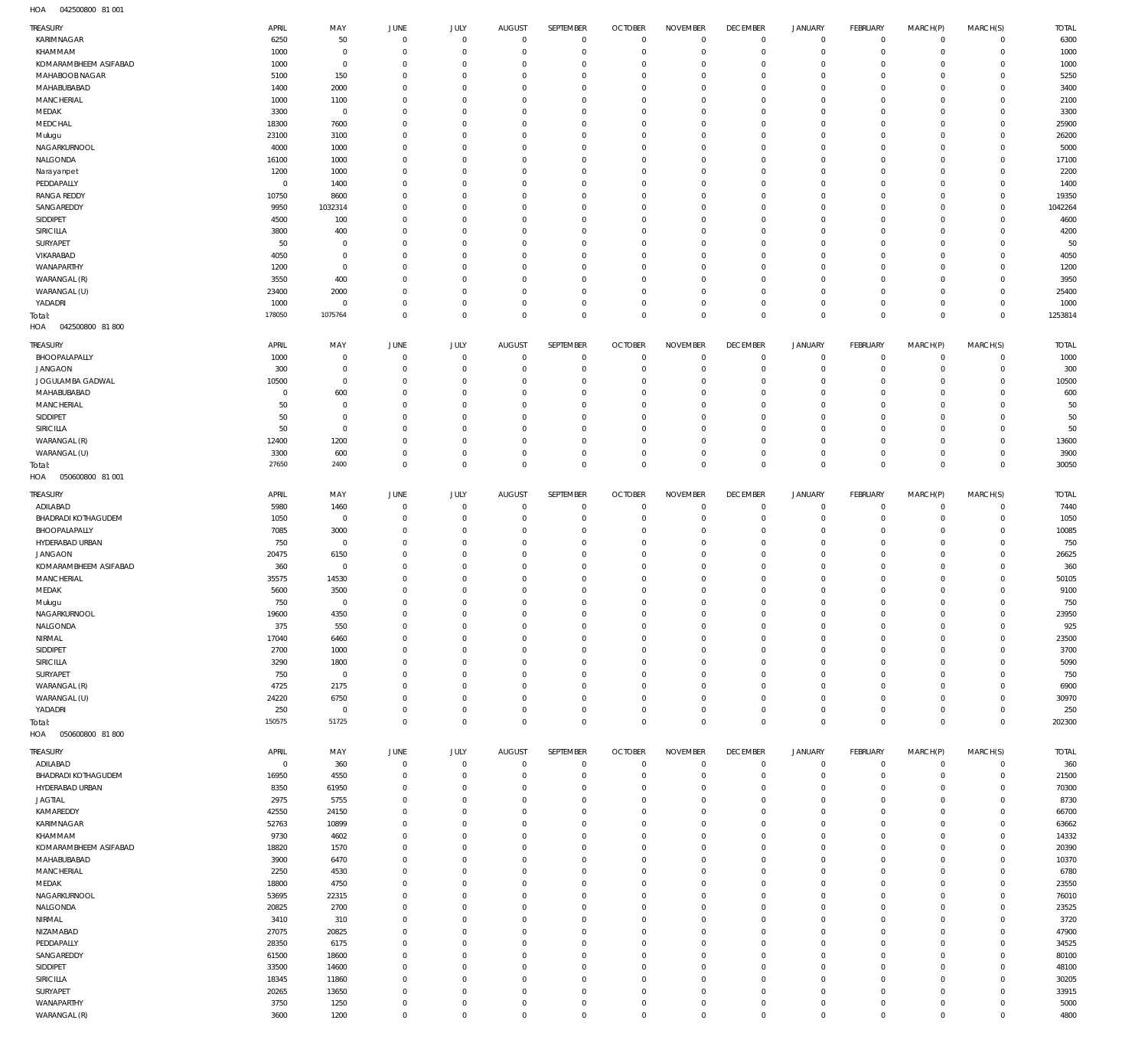HOA 042500800 81 001

| TREASURY | APRIL | MAY | JUNE | JULY | AUGUST | SEPTEMBER | OCTOBER | NOVEMBER | DECEMBER | JANUARY | FEBRUARY | MARCH(P) | MARCH(S) | TOTAL |
|---|---|---|---|---|---|---|---|---|---|---|---|---|---|---|
| KARIMNAGAR | 6250 | 50 | 0 | 0 | 0 | 0 | 0 | 0 | 0 | 0 | 0 | 0 | 0 | 6300 |
| KHAMMAM | 1000 | 0 | 0 | 0 | 0 | 0 | 0 | 0 | 0 | 0 | 0 | 0 | 0 | 1000 |
| KOMARAMBHEEM ASIFABAD | 1000 | 0 | 0 | 0 | 0 | 0 | 0 | 0 | 0 | 0 | 0 | 0 | 0 | 1000 |
| MAHABOOBNAGAR | 5100 | 150 | 0 | 0 | 0 | 0 | 0 | 0 | 0 | 0 | 0 | 0 | 0 | 5250 |
| MAHABUBABAD | 1400 | 2000 | 0 | 0 | 0 | 0 | 0 | 0 | 0 | 0 | 0 | 0 | 0 | 3400 |
| MANCHERIAL | 1000 | 1100 | 0 | 0 | 0 | 0 | 0 | 0 | 0 | 0 | 0 | 0 | 0 | 2100 |
| MEDAK | 3300 | 0 | 0 | 0 | 0 | 0 | 0 | 0 | 0 | 0 | 0 | 0 | 0 | 3300 |
| MEDCHAL | 18300 | 7600 | 0 | 0 | 0 | 0 | 0 | 0 | 0 | 0 | 0 | 0 | 0 | 25900 |
| Mulugu | 23100 | 3100 | 0 | 0 | 0 | 0 | 0 | 0 | 0 | 0 | 0 | 0 | 0 | 26200 |
| NAGARKURNOOL | 4000 | 1000 | 0 | 0 | 0 | 0 | 0 | 0 | 0 | 0 | 0 | 0 | 0 | 5000 |
| NALGONDA | 16100 | 1000 | 0 | 0 | 0 | 0 | 0 | 0 | 0 | 0 | 0 | 0 | 0 | 17100 |
| Narayanpet | 1200 | 1000 | 0 | 0 | 0 | 0 | 0 | 0 | 0 | 0 | 0 | 0 | 0 | 2200 |
| PEDDAPALLY | 0 | 1400 | 0 | 0 | 0 | 0 | 0 | 0 | 0 | 0 | 0 | 0 | 0 | 1400 |
| RANGA REDDY | 10750 | 8600 | 0 | 0 | 0 | 0 | 0 | 0 | 0 | 0 | 0 | 0 | 0 | 19350 |
| SANGAREDDY | 9950 | 1032314 | 0 | 0 | 0 | 0 | 0 | 0 | 0 | 0 | 0 | 0 | 0 | 1042264 |
| SIDDIPET | 4500 | 100 | 0 | 0 | 0 | 0 | 0 | 0 | 0 | 0 | 0 | 0 | 0 | 4600 |
| SIRICILLA | 3800 | 400 | 0 | 0 | 0 | 0 | 0 | 0 | 0 | 0 | 0 | 0 | 0 | 4200 |
| SURYAPET | 50 | 0 | 0 | 0 | 0 | 0 | 0 | 0 | 0 | 0 | 0 | 0 | 0 | 50 |
| VIKARABAD | 4050 | 0 | 0 | 0 | 0 | 0 | 0 | 0 | 0 | 0 | 0 | 0 | 0 | 4050 |
| WANAPARTHY | 1200 | 0 | 0 | 0 | 0 | 0 | 0 | 0 | 0 | 0 | 0 | 0 | 0 | 1200 |
| WARANGAL (R) | 3550 | 400 | 0 | 0 | 0 | 0 | 0 | 0 | 0 | 0 | 0 | 0 | 0 | 3950 |
| WARANGAL (U) | 23400 | 2000 | 0 | 0 | 0 | 0 | 0 | 0 | 0 | 0 | 0 | 0 | 0 | 25400 |
| YADADRI | 1000 | 0 | 0 | 0 | 0 | 0 | 0 | 0 | 0 | 0 | 0 | 0 | 0 | 1000 |
| Total: | 178050 | 1075764 | 0 | 0 | 0 | 0 | 0 | 0 | 0 | 0 | 0 | 0 | 0 | 1253814 |

HOA 042500800 81 800

| TREASURY | APRIL | MAY | JUNE | JULY | AUGUST | SEPTEMBER | OCTOBER | NOVEMBER | DECEMBER | JANUARY | FEBRUARY | MARCH(P) | MARCH(S) | TOTAL |
|---|---|---|---|---|---|---|---|---|---|---|---|---|---|---|
| BHOOPALAPALLY | 1000 | 0 | 0 | 0 | 0 | 0 | 0 | 0 | 0 | 0 | 0 | 0 | 0 | 1000 |
| JANGAON | 300 | 0 | 0 | 0 | 0 | 0 | 0 | 0 | 0 | 0 | 0 | 0 | 0 | 300 |
| JOGULAMBA GADWAL | 10500 | 0 | 0 | 0 | 0 | 0 | 0 | 0 | 0 | 0 | 0 | 0 | 0 | 10500 |
| MAHABUBABAD | 0 | 600 | 0 | 0 | 0 | 0 | 0 | 0 | 0 | 0 | 0 | 0 | 0 | 600 |
| MANCHERIAL | 50 | 0 | 0 | 0 | 0 | 0 | 0 | 0 | 0 | 0 | 0 | 0 | 0 | 50 |
| SIDDIPET | 50 | 0 | 0 | 0 | 0 | 0 | 0 | 0 | 0 | 0 | 0 | 0 | 0 | 50 |
| SIRICILLA | 50 | 0 | 0 | 0 | 0 | 0 | 0 | 0 | 0 | 0 | 0 | 0 | 0 | 50 |
| WARANGAL (R) | 12400 | 1200 | 0 | 0 | 0 | 0 | 0 | 0 | 0 | 0 | 0 | 0 | 0 | 13600 |
| WARANGAL (U) | 3300 | 600 | 0 | 0 | 0 | 0 | 0 | 0 | 0 | 0 | 0 | 0 | 0 | 3900 |
| Total: | 27650 | 2400 | 0 | 0 | 0 | 0 | 0 | 0 | 0 | 0 | 0 | 0 | 0 | 30050 |

HOA 050600800 81 001

| TREASURY | APRIL | MAY | JUNE | JULY | AUGUST | SEPTEMBER | OCTOBER | NOVEMBER | DECEMBER | JANUARY | FEBRUARY | MARCH(P) | MARCH(S) | TOTAL |
|---|---|---|---|---|---|---|---|---|---|---|---|---|---|---|
| ADILABAD | 5980 | 1460 | 0 | 0 | 0 | 0 | 0 | 0 | 0 | 0 | 0 | 0 | 0 | 7440 |
| BHADRADI KOTHAGUDEM | 1050 | 0 | 0 | 0 | 0 | 0 | 0 | 0 | 0 | 0 | 0 | 0 | 0 | 1050 |
| BHOOPALAPALLY | 7085 | 3000 | 0 | 0 | 0 | 0 | 0 | 0 | 0 | 0 | 0 | 0 | 0 | 10085 |
| HYDERABAD URBAN | 750 | 0 | 0 | 0 | 0 | 0 | 0 | 0 | 0 | 0 | 0 | 0 | 0 | 750 |
| JANGAON | 20475 | 6150 | 0 | 0 | 0 | 0 | 0 | 0 | 0 | 0 | 0 | 0 | 0 | 26625 |
| KOMARAMBHEEM ASIFABAD | 360 | 0 | 0 | 0 | 0 | 0 | 0 | 0 | 0 | 0 | 0 | 0 | 0 | 360 |
| MANCHERIAL | 35575 | 14530 | 0 | 0 | 0 | 0 | 0 | 0 | 0 | 0 | 0 | 0 | 0 | 50105 |
| MEDAK | 5600 | 3500 | 0 | 0 | 0 | 0 | 0 | 0 | 0 | 0 | 0 | 0 | 0 | 9100 |
| Mulugu | 750 | 0 | 0 | 0 | 0 | 0 | 0 | 0 | 0 | 0 | 0 | 0 | 0 | 750 |
| NAGARKURNOOL | 19600 | 4350 | 0 | 0 | 0 | 0 | 0 | 0 | 0 | 0 | 0 | 0 | 0 | 23950 |
| NALGONDA | 375 | 550 | 0 | 0 | 0 | 0 | 0 | 0 | 0 | 0 | 0 | 0 | 0 | 925 |
| NIRMAL | 17040 | 6460 | 0 | 0 | 0 | 0 | 0 | 0 | 0 | 0 | 0 | 0 | 0 | 23500 |
| SIDDIPET | 2700 | 1000 | 0 | 0 | 0 | 0 | 0 | 0 | 0 | 0 | 0 | 0 | 0 | 3700 |
| SIRICILLA | 3290 | 1800 | 0 | 0 | 0 | 0 | 0 | 0 | 0 | 0 | 0 | 0 | 0 | 5090 |
| SURYAPET | 750 | 0 | 0 | 0 | 0 | 0 | 0 | 0 | 0 | 0 | 0 | 0 | 0 | 750 |
| WARANGAL (R) | 4725 | 2175 | 0 | 0 | 0 | 0 | 0 | 0 | 0 | 0 | 0 | 0 | 0 | 6900 |
| WARANGAL (U) | 24220 | 6750 | 0 | 0 | 0 | 0 | 0 | 0 | 0 | 0 | 0 | 0 | 0 | 30970 |
| YADADRI | 250 | 0 | 0 | 0 | 0 | 0 | 0 | 0 | 0 | 0 | 0 | 0 | 0 | 250 |
| Total: | 150575 | 51725 | 0 | 0 | 0 | 0 | 0 | 0 | 0 | 0 | 0 | 0 | 0 | 202300 |

HOA 050600800 81 800

| TREASURY | APRIL | MAY | JUNE | JULY | AUGUST | SEPTEMBER | OCTOBER | NOVEMBER | DECEMBER | JANUARY | FEBRUARY | MARCH(P) | MARCH(S) | TOTAL |
|---|---|---|---|---|---|---|---|---|---|---|---|---|---|---|
| ADILABAD | 0 | 360 | 0 | 0 | 0 | 0 | 0 | 0 | 0 | 0 | 0 | 0 | 0 | 360 |
| BHADRADI KOTHAGUDEM | 16950 | 4550 | 0 | 0 | 0 | 0 | 0 | 0 | 0 | 0 | 0 | 0 | 0 | 21500 |
| HYDERABAD URBAN | 8350 | 61950 | 0 | 0 | 0 | 0 | 0 | 0 | 0 | 0 | 0 | 0 | 0 | 70300 |
| JAGTIAL | 2975 | 5755 | 0 | 0 | 0 | 0 | 0 | 0 | 0 | 0 | 0 | 0 | 0 | 8730 |
| KAMAREDDY | 42550 | 24150 | 0 | 0 | 0 | 0 | 0 | 0 | 0 | 0 | 0 | 0 | 0 | 66700 |
| KARIMNAGAR | 52763 | 10899 | 0 | 0 | 0 | 0 | 0 | 0 | 0 | 0 | 0 | 0 | 0 | 63662 |
| KHAMMAM | 9730 | 4602 | 0 | 0 | 0 | 0 | 0 | 0 | 0 | 0 | 0 | 0 | 0 | 14332 |
| KOMARAMBHEEM ASIFABAD | 18820 | 1570 | 0 | 0 | 0 | 0 | 0 | 0 | 0 | 0 | 0 | 0 | 0 | 20390 |
| MAHABUBABAD | 3900 | 6470 | 0 | 0 | 0 | 0 | 0 | 0 | 0 | 0 | 0 | 0 | 0 | 10370 |
| MANCHERIAL | 2250 | 4530 | 0 | 0 | 0 | 0 | 0 | 0 | 0 | 0 | 0 | 0 | 0 | 6780 |
| MEDAK | 18800 | 4750 | 0 | 0 | 0 | 0 | 0 | 0 | 0 | 0 | 0 | 0 | 0 | 23550 |
| NAGARKURNOOL | 53695 | 22315 | 0 | 0 | 0 | 0 | 0 | 0 | 0 | 0 | 0 | 0 | 0 | 76010 |
| NALGONDA | 20825 | 2700 | 0 | 0 | 0 | 0 | 0 | 0 | 0 | 0 | 0 | 0 | 0 | 23525 |
| NIRMAL | 3410 | 310 | 0 | 0 | 0 | 0 | 0 | 0 | 0 | 0 | 0 | 0 | 0 | 3720 |
| NIZAMABAD | 27075 | 20825 | 0 | 0 | 0 | 0 | 0 | 0 | 0 | 0 | 0 | 0 | 0 | 47900 |
| PEDDAPALLY | 28350 | 6175 | 0 | 0 | 0 | 0 | 0 | 0 | 0 | 0 | 0 | 0 | 0 | 34525 |
| SANGAREDDY | 61500 | 18600 | 0 | 0 | 0 | 0 | 0 | 0 | 0 | 0 | 0 | 0 | 0 | 80100 |
| SIDDIPET | 33500 | 14600 | 0 | 0 | 0 | 0 | 0 | 0 | 0 | 0 | 0 | 0 | 0 | 48100 |
| SIRICILLA | 18345 | 11860 | 0 | 0 | 0 | 0 | 0 | 0 | 0 | 0 | 0 | 0 | 0 | 30205 |
| SURYAPET | 20265 | 13650 | 0 | 0 | 0 | 0 | 0 | 0 | 0 | 0 | 0 | 0 | 0 | 33915 |
| WANAPARTHY | 3750 | 1250 | 0 | 0 | 0 | 0 | 0 | 0 | 0 | 0 | 0 | 0 | 0 | 5000 |
| WARANGAL (R) | 3600 | 1200 | 0 | 0 | 0 | 0 | 0 | 0 | 0 | 0 | 0 | 0 | 0 | 4800 |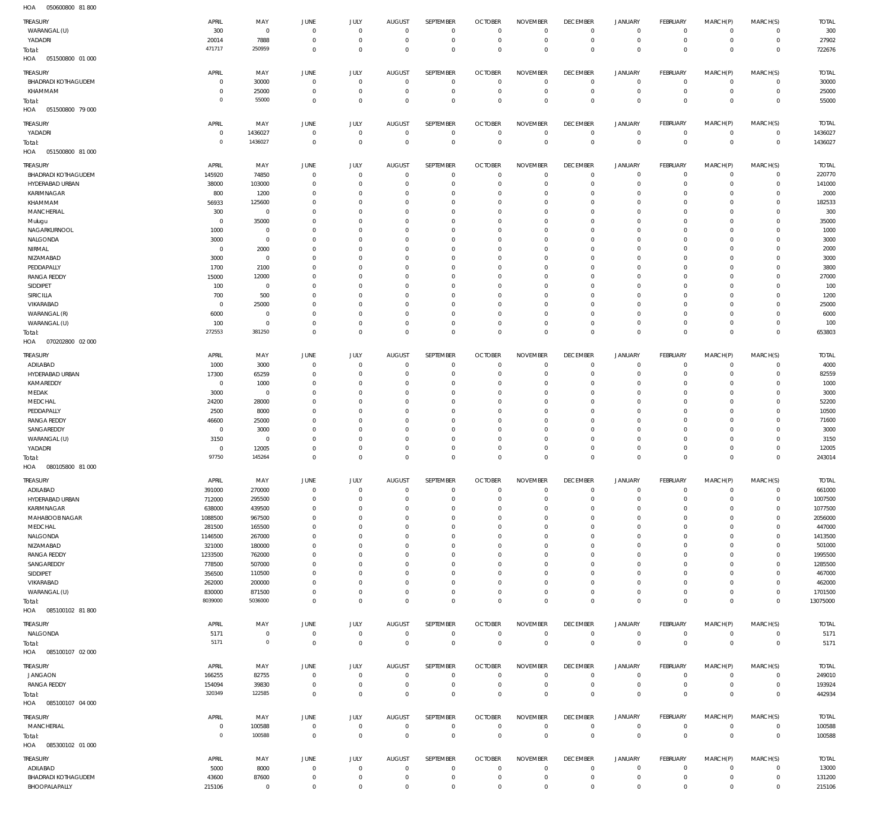HOA 050600800 81 800

| TREASURY | APRIL | MAY | JUNE | JULY | AUGUST | SEPTEMBER | OCTOBER | NOVEMBER | DECEMBER | JANUARY | FEBRUARY | MARCH(P) | MARCH(S) | TOTAL |
|---|---|---|---|---|---|---|---|---|---|---|---|---|---|---|
| WARANGAL (U) | 300 | 0 | 0 | 0 | 0 | 0 | 0 | 0 | 0 | 0 | 0 | 0 | 0 | 300 |
| YADADRI | 20014 | 7888 | 0 | 0 | 0 | 0 | 0 | 0 | 0 | 0 | 0 | 0 | 0 | 27902 |
| Total: | 471717 | 250959 | 0 | 0 | 0 | 0 | 0 | 0 | 0 | 0 | 0 | 0 | 0 | 722676 |

HOA 051500800 01 000

| TREASURY | APRIL | MAY | JUNE | JULY | AUGUST | SEPTEMBER | OCTOBER | NOVEMBER | DECEMBER | JANUARY | FEBRUARY | MARCH(P) | MARCH(S) | TOTAL |
|---|---|---|---|---|---|---|---|---|---|---|---|---|---|---|
| BHADRADI KOTHAGUDEM | 0 | 30000 | 0 | 0 | 0 | 0 | 0 | 0 | 0 | 0 | 0 | 0 | 0 | 30000 |
| KHAMMAM | 0 | 25000 | 0 | 0 | 0 | 0 | 0 | 0 | 0 | 0 | 0 | 0 | 0 | 25000 |
| Total: | 0 | 55000 | 0 | 0 | 0 | 0 | 0 | 0 | 0 | 0 | 0 | 0 | 0 | 55000 |

HOA 051500800 79 000

| TREASURY | APRIL | MAY | JUNE | JULY | AUGUST | SEPTEMBER | OCTOBER | NOVEMBER | DECEMBER | JANUARY | FEBRUARY | MARCH(P) | MARCH(S) | TOTAL |
|---|---|---|---|---|---|---|---|---|---|---|---|---|---|---|
| YADADRI | 0 | 1436027 | 0 | 0 | 0 | 0 | 0 | 0 | 0 | 0 | 0 | 0 | 0 | 1436027 |
| Total: | 0 | 1436027 | 0 | 0 | 0 | 0 | 0 | 0 | 0 | 0 | 0 | 0 | 0 | 1436027 |

HOA 051500800 81 000

| TREASURY | APRIL | MAY | JUNE | JULY | AUGUST | SEPTEMBER | OCTOBER | NOVEMBER | DECEMBER | JANUARY | FEBRUARY | MARCH(P) | MARCH(S) | TOTAL |
|---|---|---|---|---|---|---|---|---|---|---|---|---|---|---|
| BHADRADI KOTHAGUDEM | 145920 | 74850 | 0 | 0 | 0 | 0 | 0 | 0 | 0 | 0 | 0 | 0 | 0 | 220770 |
| HYDERABAD URBAN | 38000 | 103000 | 0 | 0 | 0 | 0 | 0 | 0 | 0 | 0 | 0 | 0 | 0 | 141000 |
| KARIMNAGAR | 800 | 1200 | 0 | 0 | 0 | 0 | 0 | 0 | 0 | 0 | 0 | 0 | 0 | 2000 |
| KHAMMAM | 56933 | 125600 | 0 | 0 | 0 | 0 | 0 | 0 | 0 | 0 | 0 | 0 | 0 | 182533 |
| MANCHERIAL | 300 | 0 | 0 | 0 | 0 | 0 | 0 | 0 | 0 | 0 | 0 | 0 | 0 | 300 |
| Mulugu | 0 | 35000 | 0 | 0 | 0 | 0 | 0 | 0 | 0 | 0 | 0 | 0 | 0 | 35000 |
| NAGARKURNOOL | 1000 | 0 | 0 | 0 | 0 | 0 | 0 | 0 | 0 | 0 | 0 | 0 | 0 | 1000 |
| NALGONDA | 3000 | 0 | 0 | 0 | 0 | 0 | 0 | 0 | 0 | 0 | 0 | 0 | 0 | 3000 |
| NIRMAL | 0 | 2000 | 0 | 0 | 0 | 0 | 0 | 0 | 0 | 0 | 0 | 0 | 0 | 2000 |
| NIZAMABAD | 3000 | 0 | 0 | 0 | 0 | 0 | 0 | 0 | 0 | 0 | 0 | 0 | 0 | 3000 |
| PEDDAPALLY | 1700 | 2100 | 0 | 0 | 0 | 0 | 0 | 0 | 0 | 0 | 0 | 0 | 0 | 3800 |
| RANGA REDDY | 15000 | 12000 | 0 | 0 | 0 | 0 | 0 | 0 | 0 | 0 | 0 | 0 | 0 | 27000 |
| SIDDIPET | 100 | 0 | 0 | 0 | 0 | 0 | 0 | 0 | 0 | 0 | 0 | 0 | 0 | 100 |
| SIRICILLA | 700 | 500 | 0 | 0 | 0 | 0 | 0 | 0 | 0 | 0 | 0 | 0 | 0 | 1200 |
| VIKARABAD | 0 | 25000 | 0 | 0 | 0 | 0 | 0 | 0 | 0 | 0 | 0 | 0 | 0 | 25000 |
| WARANGAL (R) | 6000 | 0 | 0 | 0 | 0 | 0 | 0 | 0 | 0 | 0 | 0 | 0 | 0 | 6000 |
| WARANGAL (U) | 100 | 0 | 0 | 0 | 0 | 0 | 0 | 0 | 0 | 0 | 0 | 0 | 0 | 100 |
| Total: | 272553 | 381250 | 0 | 0 | 0 | 0 | 0 | 0 | 0 | 0 | 0 | 0 | 0 | 653803 |

HOA 070202800 02 000

| TREASURY | APRIL | MAY | JUNE | JULY | AUGUST | SEPTEMBER | OCTOBER | NOVEMBER | DECEMBER | JANUARY | FEBRUARY | MARCH(P) | MARCH(S) | TOTAL |
|---|---|---|---|---|---|---|---|---|---|---|---|---|---|---|
| ADILABAD | 1000 | 3000 | 0 | 0 | 0 | 0 | 0 | 0 | 0 | 0 | 0 | 0 | 0 | 4000 |
| HYDERABAD URBAN | 17300 | 65259 | 0 | 0 | 0 | 0 | 0 | 0 | 0 | 0 | 0 | 0 | 0 | 82559 |
| KAMAREDDY | 0 | 1000 | 0 | 0 | 0 | 0 | 0 | 0 | 0 | 0 | 0 | 0 | 0 | 1000 |
| MEDAK | 3000 | 0 | 0 | 0 | 0 | 0 | 0 | 0 | 0 | 0 | 0 | 0 | 0 | 3000 |
| MEDCHAL | 24200 | 28000 | 0 | 0 | 0 | 0 | 0 | 0 | 0 | 0 | 0 | 0 | 0 | 52200 |
| PEDDAPALLY | 2500 | 8000 | 0 | 0 | 0 | 0 | 0 | 0 | 0 | 0 | 0 | 0 | 0 | 10500 |
| RANGA REDDY | 46600 | 25000 | 0 | 0 | 0 | 0 | 0 | 0 | 0 | 0 | 0 | 0 | 0 | 71600 |
| SANGAREDDY | 0 | 3000 | 0 | 0 | 0 | 0 | 0 | 0 | 0 | 0 | 0 | 0 | 0 | 3000 |
| WARANGAL (U) | 3150 | 0 | 0 | 0 | 0 | 0 | 0 | 0 | 0 | 0 | 0 | 0 | 0 | 3150 |
| YADADRI | 0 | 12005 | 0 | 0 | 0 | 0 | 0 | 0 | 0 | 0 | 0 | 0 | 0 | 12005 |
| Total: | 97750 | 145264 | 0 | 0 | 0 | 0 | 0 | 0 | 0 | 0 | 0 | 0 | 0 | 243014 |

HOA 080105800 81 000

| TREASURY | APRIL | MAY | JUNE | JULY | AUGUST | SEPTEMBER | OCTOBER | NOVEMBER | DECEMBER | JANUARY | FEBRUARY | MARCH(P) | MARCH(S) | TOTAL |
|---|---|---|---|---|---|---|---|---|---|---|---|---|---|---|
| ADILABAD | 391000 | 270000 | 0 | 0 | 0 | 0 | 0 | 0 | 0 | 0 | 0 | 0 | 0 | 661000 |
| HYDERABAD URBAN | 712000 | 295500 | 0 | 0 | 0 | 0 | 0 | 0 | 0 | 0 | 0 | 0 | 0 | 1007500 |
| KARIMNAGAR | 638000 | 439500 | 0 | 0 | 0 | 0 | 0 | 0 | 0 | 0 | 0 | 0 | 0 | 1077500 |
| MAHABOOB NAGAR | 1088500 | 967500 | 0 | 0 | 0 | 0 | 0 | 0 | 0 | 0 | 0 | 0 | 0 | 2056000 |
| MEDCHAL | 281500 | 165500 | 0 | 0 | 0 | 0 | 0 | 0 | 0 | 0 | 0 | 0 | 0 | 447000 |
| NALGONDA | 1146500 | 267000 | 0 | 0 | 0 | 0 | 0 | 0 | 0 | 0 | 0 | 0 | 0 | 1413500 |
| NIZAMABAD | 321000 | 180000 | 0 | 0 | 0 | 0 | 0 | 0 | 0 | 0 | 0 | 0 | 0 | 501000 |
| RANGA REDDY | 1233500 | 762000 | 0 | 0 | 0 | 0 | 0 | 0 | 0 | 0 | 0 | 0 | 0 | 1995500 |
| SANGAREDDY | 778500 | 507000 | 0 | 0 | 0 | 0 | 0 | 0 | 0 | 0 | 0 | 0 | 0 | 1285500 |
| SIDDIPET | 356500 | 110500 | 0 | 0 | 0 | 0 | 0 | 0 | 0 | 0 | 0 | 0 | 0 | 467000 |
| VIKARABAD | 262000 | 200000 | 0 | 0 | 0 | 0 | 0 | 0 | 0 | 0 | 0 | 0 | 0 | 462000 |
| WARANGAL (U) | 830000 | 871500 | 0 | 0 | 0 | 0 | 0 | 0 | 0 | 0 | 0 | 0 | 0 | 1701500 |
| Total: | 8039000 | 5036000 | 0 | 0 | 0 | 0 | 0 | 0 | 0 | 0 | 0 | 0 | 0 | 13075000 |

HOA 085100102 81 800

| TREASURY | APRIL | MAY | JUNE | JULY | AUGUST | SEPTEMBER | OCTOBER | NOVEMBER | DECEMBER | JANUARY | FEBRUARY | MARCH(P) | MARCH(S) | TOTAL |
|---|---|---|---|---|---|---|---|---|---|---|---|---|---|---|
| NALGONDA | 5171 | 0 | 0 | 0 | 0 | 0 | 0 | 0 | 0 | 0 | 0 | 0 | 0 | 5171 |
| Total: | 5171 | 0 | 0 | 0 | 0 | 0 | 0 | 0 | 0 | 0 | 0 | 0 | 0 | 5171 |

HOA 085100107 02 000

| TREASURY | APRIL | MAY | JUNE | JULY | AUGUST | SEPTEMBER | OCTOBER | NOVEMBER | DECEMBER | JANUARY | FEBRUARY | MARCH(P) | MARCH(S) | TOTAL |
|---|---|---|---|---|---|---|---|---|---|---|---|---|---|---|
| JANGAON | 166255 | 82755 | 0 | 0 | 0 | 0 | 0 | 0 | 0 | 0 | 0 | 0 | 0 | 249010 |
| RANGA REDDY | 154094 | 39830 | 0 | 0 | 0 | 0 | 0 | 0 | 0 | 0 | 0 | 0 | 0 | 193924 |
| Total: | 320349 | 122585 | 0 | 0 | 0 | 0 | 0 | 0 | 0 | 0 | 0 | 0 | 0 | 442934 |

HOA 085100107 04 000

| TREASURY | APRIL | MAY | JUNE | JULY | AUGUST | SEPTEMBER | OCTOBER | NOVEMBER | DECEMBER | JANUARY | FEBRUARY | MARCH(P) | MARCH(S) | TOTAL |
|---|---|---|---|---|---|---|---|---|---|---|---|---|---|---|
| MANCHERIAL | 0 | 100588 | 0 | 0 | 0 | 0 | 0 | 0 | 0 | 0 | 0 | 0 | 0 | 100588 |
| Total: | 0 | 100588 | 0 | 0 | 0 | 0 | 0 | 0 | 0 | 0 | 0 | 0 | 0 | 100588 |

HOA 085300102 01 000

| TREASURY | APRIL | MAY | JUNE | JULY | AUGUST | SEPTEMBER | OCTOBER | NOVEMBER | DECEMBER | JANUARY | FEBRUARY | MARCH(P) | MARCH(S) | TOTAL |
|---|---|---|---|---|---|---|---|---|---|---|---|---|---|---|
| ADILABAD | 5000 | 8000 | 0 | 0 | 0 | 0 | 0 | 0 | 0 | 0 | 0 | 0 | 0 | 13000 |
| BHADRADI KOTHAGUDEM | 43600 | 87600 | 0 | 0 | 0 | 0 | 0 | 0 | 0 | 0 | 0 | 0 | 0 | 131200 |
| BHOOPALAPALLY | 215106 | 0 | 0 | 0 | 0 | 0 | 0 | 0 | 0 | 0 | 0 | 0 | 0 | 215106 |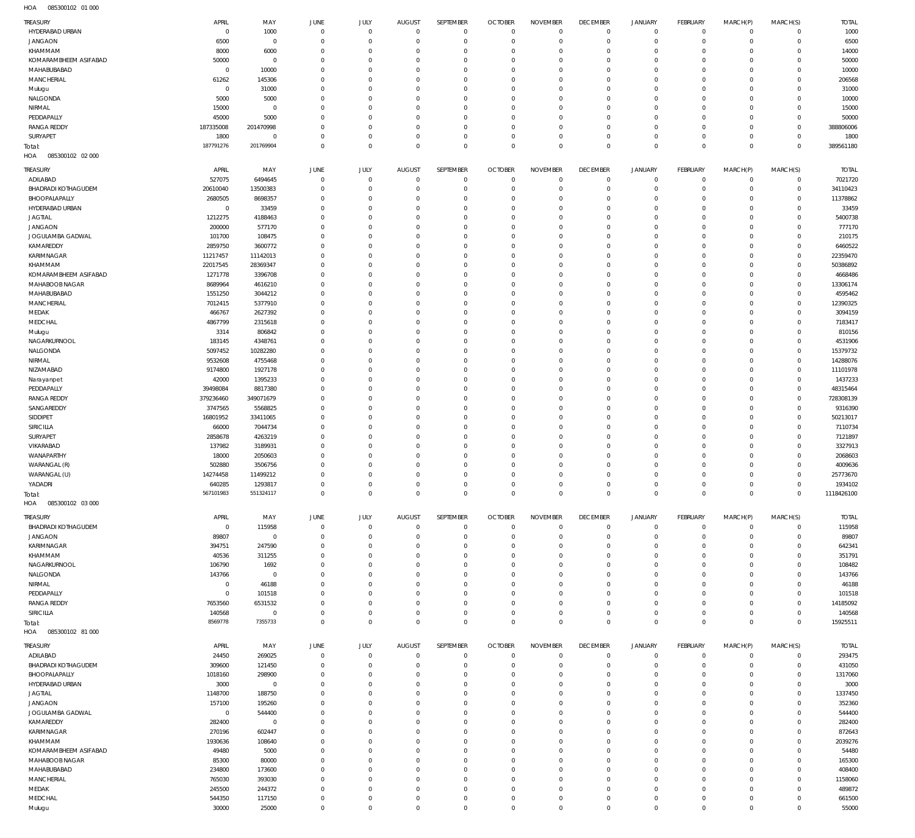HOA 085300102 01 000

| TREASURY | APRIL | MAY | JUNE | JULY | AUGUST | SEPTEMBER | OCTOBER | NOVEMBER | DECEMBER | JANUARY | FEBRUARY | MARCH(P) | MARCH(S) | TOTAL |
|---|---|---|---|---|---|---|---|---|---|---|---|---|---|---|
| HYDERABAD URBAN | 0 | 1000 | 0 | 0 | 0 | 0 | 0 | 0 | 0 | 0 | 0 | 0 | 0 | 1000 |
| JANGAON | 6500 | 0 | 0 | 0 | 0 | 0 | 0 | 0 | 0 | 0 | 0 | 0 | 0 | 6500 |
| KHAMMAM | 8000 | 6000 | 0 | 0 | 0 | 0 | 0 | 0 | 0 | 0 | 0 | 0 | 0 | 14000 |
| KOMARAMBHEEM ASIFABAD | 50000 | 0 | 0 | 0 | 0 | 0 | 0 | 0 | 0 | 0 | 0 | 0 | 0 | 50000 |
| MAHABUBABAD | 0 | 10000 | 0 | 0 | 0 | 0 | 0 | 0 | 0 | 0 | 0 | 0 | 0 | 10000 |
| MANCHERIAL | 61262 | 145306 | 0 | 0 | 0 | 0 | 0 | 0 | 0 | 0 | 0 | 0 | 0 | 206568 |
| Mulugu | 0 | 31000 | 0 | 0 | 0 | 0 | 0 | 0 | 0 | 0 | 0 | 0 | 0 | 31000 |
| NALGONDA | 5000 | 5000 | 0 | 0 | 0 | 0 | 0 | 0 | 0 | 0 | 0 | 0 | 0 | 10000 |
| NIRMAL | 15000 | 0 | 0 | 0 | 0 | 0 | 0 | 0 | 0 | 0 | 0 | 0 | 0 | 15000 |
| PEDDAPALLY | 45000 | 5000 | 0 | 0 | 0 | 0 | 0 | 0 | 0 | 0 | 0 | 0 | 0 | 50000 |
| RANGA REDDY | 187335008 | 201470998 | 0 | 0 | 0 | 0 | 0 | 0 | 0 | 0 | 0 | 0 | 0 | 388806006 |
| SURYAPET | 1800 | 0 | 0 | 0 | 0 | 0 | 0 | 0 | 0 | 0 | 0 | 0 | 0 | 1800 |
| Total: | 187791276 | 201769904 | 0 | 0 | 0 | 0 | 0 | 0 | 0 | 0 | 0 | 0 | 0 | 389561180 |

HOA 085300102 02 000

| TREASURY | APRIL | MAY | JUNE | JULY | AUGUST | SEPTEMBER | OCTOBER | NOVEMBER | DECEMBER | JANUARY | FEBRUARY | MARCH(P) | MARCH(S) | TOTAL |
|---|---|---|---|---|---|---|---|---|---|---|---|---|---|---|
| ADILABAD | 527075 | 6494645 | 0 | 0 | 0 | 0 | 0 | 0 | 0 | 0 | 0 | 0 | 0 | 7021720 |
| BHADRADI KOTHAGUDEM | 20610040 | 13500383 | 0 | 0 | 0 | 0 | 0 | 0 | 0 | 0 | 0 | 0 | 0 | 34110423 |
| BHOOPALAPALLY | 2680505 | 8698357 | 0 | 0 | 0 | 0 | 0 | 0 | 0 | 0 | 0 | 0 | 0 | 11378862 |
| HYDERABAD URBAN | 0 | 33459 | 0 | 0 | 0 | 0 | 0 | 0 | 0 | 0 | 0 | 0 | 0 | 33459 |
| JAGTIAL | 1212275 | 4188463 | 0 | 0 | 0 | 0 | 0 | 0 | 0 | 0 | 0 | 0 | 0 | 5400738 |
| JANGAON | 200000 | 577170 | 0 | 0 | 0 | 0 | 0 | 0 | 0 | 0 | 0 | 0 | 0 | 777170 |
| JOGULAMBA GADWAL | 101700 | 108475 | 0 | 0 | 0 | 0 | 0 | 0 | 0 | 0 | 0 | 0 | 0 | 210175 |
| KAMAREDDY | 2859750 | 3600772 | 0 | 0 | 0 | 0 | 0 | 0 | 0 | 0 | 0 | 0 | 0 | 6460522 |
| KARIMNAGAR | 11217457 | 11142013 | 0 | 0 | 0 | 0 | 0 | 0 | 0 | 0 | 0 | 0 | 0 | 22359470 |
| KHAMMAM | 22017545 | 28369347 | 0 | 0 | 0 | 0 | 0 | 0 | 0 | 0 | 0 | 0 | 0 | 50386892 |
| KOMARAMBHEEM ASIFABAD | 1271778 | 3396708 | 0 | 0 | 0 | 0 | 0 | 0 | 0 | 0 | 0 | 0 | 0 | 4668486 |
| MAHABOOBNAGAR | 8689964 | 4616210 | 0 | 0 | 0 | 0 | 0 | 0 | 0 | 0 | 0 | 0 | 0 | 13306174 |
| MAHABUBABAD | 1551250 | 3044212 | 0 | 0 | 0 | 0 | 0 | 0 | 0 | 0 | 0 | 0 | 0 | 4595462 |
| MANCHERIAL | 7012415 | 5377910 | 0 | 0 | 0 | 0 | 0 | 0 | 0 | 0 | 0 | 0 | 0 | 12390325 |
| MEDAK | 466767 | 2627392 | 0 | 0 | 0 | 0 | 0 | 0 | 0 | 0 | 0 | 0 | 0 | 3094159 |
| MEDCHAL | 4867799 | 2315618 | 0 | 0 | 0 | 0 | 0 | 0 | 0 | 0 | 0 | 0 | 0 | 7183417 |
| Mulugu | 3314 | 806842 | 0 | 0 | 0 | 0 | 0 | 0 | 0 | 0 | 0 | 0 | 0 | 810156 |
| NAGARKURNOOL | 183145 | 4348761 | 0 | 0 | 0 | 0 | 0 | 0 | 0 | 0 | 0 | 0 | 0 | 4531906 |
| NALGONDA | 5097452 | 10282280 | 0 | 0 | 0 | 0 | 0 | 0 | 0 | 0 | 0 | 0 | 0 | 15379732 |
| NIRMAL | 9532608 | 4755468 | 0 | 0 | 0 | 0 | 0 | 0 | 0 | 0 | 0 | 0 | 0 | 14288076 |
| NIZAMABAD | 9174800 | 1927178 | 0 | 0 | 0 | 0 | 0 | 0 | 0 | 0 | 0 | 0 | 0 | 11101978 |
| Narayanpet | 42000 | 1395233 | 0 | 0 | 0 | 0 | 0 | 0 | 0 | 0 | 0 | 0 | 0 | 1437233 |
| PEDDAPALLY | 39498084 | 8817380 | 0 | 0 | 0 | 0 | 0 | 0 | 0 | 0 | 0 | 0 | 0 | 48315464 |
| RANGA REDDY | 379236460 | 349071679 | 0 | 0 | 0 | 0 | 0 | 0 | 0 | 0 | 0 | 0 | 0 | 728308139 |
| SANGAREDDY | 3747565 | 5568825 | 0 | 0 | 0 | 0 | 0 | 0 | 0 | 0 | 0 | 0 | 0 | 9316390 |
| SIDDIPET | 16801952 | 33411065 | 0 | 0 | 0 | 0 | 0 | 0 | 0 | 0 | 0 | 0 | 0 | 50213017 |
| SIRICILLA | 66000 | 7044734 | 0 | 0 | 0 | 0 | 0 | 0 | 0 | 0 | 0 | 0 | 0 | 7110734 |
| SURYAPET | 2858678 | 4263219 | 0 | 0 | 0 | 0 | 0 | 0 | 0 | 0 | 0 | 0 | 0 | 7121897 |
| VIKARABAD | 137982 | 3189931 | 0 | 0 | 0 | 0 | 0 | 0 | 0 | 0 | 0 | 0 | 0 | 3327913 |
| WANAPARTHY | 18000 | 2050603 | 0 | 0 | 0 | 0 | 0 | 0 | 0 | 0 | 0 | 0 | 0 | 2068603 |
| WARANGAL (R) | 502880 | 3506756 | 0 | 0 | 0 | 0 | 0 | 0 | 0 | 0 | 0 | 0 | 0 | 4009636 |
| WARANGAL (U) | 14274458 | 11499212 | 0 | 0 | 0 | 0 | 0 | 0 | 0 | 0 | 0 | 0 | 0 | 25773670 |
| YADADRI | 640285 | 1293817 | 0 | 0 | 0 | 0 | 0 | 0 | 0 | 0 | 0 | 0 | 0 | 1934102 |
| Total: | 567101983 | 551324117 | 0 | 0 | 0 | 0 | 0 | 0 | 0 | 0 | 0 | 0 | 0 | 1118426100 |

HOA 085300102 03 000

| TREASURY | APRIL | MAY | JUNE | JULY | AUGUST | SEPTEMBER | OCTOBER | NOVEMBER | DECEMBER | JANUARY | FEBRUARY | MARCH(P) | MARCH(S) | TOTAL |
|---|---|---|---|---|---|---|---|---|---|---|---|---|---|---|
| BHADRADI KOTHAGUDEM | 0 | 115958 | 0 | 0 | 0 | 0 | 0 | 0 | 0 | 0 | 0 | 0 | 0 | 115958 |
| JANGAON | 89807 | 0 | 0 | 0 | 0 | 0 | 0 | 0 | 0 | 0 | 0 | 0 | 0 | 89807 |
| KARIMNAGAR | 394751 | 247590 | 0 | 0 | 0 | 0 | 0 | 0 | 0 | 0 | 0 | 0 | 0 | 642341 |
| KHAMMAM | 40536 | 311255 | 0 | 0 | 0 | 0 | 0 | 0 | 0 | 0 | 0 | 0 | 0 | 351791 |
| NAGARKURNOOL | 106790 | 1692 | 0 | 0 | 0 | 0 | 0 | 0 | 0 | 0 | 0 | 0 | 0 | 108482 |
| NALGONDA | 143766 | 0 | 0 | 0 | 0 | 0 | 0 | 0 | 0 | 0 | 0 | 0 | 0 | 143766 |
| NIRMAL | 0 | 46188 | 0 | 0 | 0 | 0 | 0 | 0 | 0 | 0 | 0 | 0 | 0 | 46188 |
| PEDDAPALLY | 0 | 101518 | 0 | 0 | 0 | 0 | 0 | 0 | 0 | 0 | 0 | 0 | 0 | 101518 |
| RANGA REDDY | 7653560 | 6531532 | 0 | 0 | 0 | 0 | 0 | 0 | 0 | 0 | 0 | 0 | 0 | 14185092 |
| SIRICILLA | 140568 | 0 | 0 | 0 | 0 | 0 | 0 | 0 | 0 | 0 | 0 | 0 | 0 | 140568 |
| Total: | 8569778 | 7355733 | 0 | 0 | 0 | 0 | 0 | 0 | 0 | 0 | 0 | 0 | 0 | 15925511 |

HOA 085300102 81 000

| TREASURY | APRIL | MAY | JUNE | JULY | AUGUST | SEPTEMBER | OCTOBER | NOVEMBER | DECEMBER | JANUARY | FEBRUARY | MARCH(P) | MARCH(S) | TOTAL |
|---|---|---|---|---|---|---|---|---|---|---|---|---|---|---|
| ADILABAD | 24450 | 269025 | 0 | 0 | 0 | 0 | 0 | 0 | 0 | 0 | 0 | 0 | 0 | 293475 |
| BHADRADI KOTHAGUDEM | 309600 | 121450 | 0 | 0 | 0 | 0 | 0 | 0 | 0 | 0 | 0 | 0 | 0 | 431050 |
| BHOOPALAPALLY | 1018160 | 298900 | 0 | 0 | 0 | 0 | 0 | 0 | 0 | 0 | 0 | 0 | 0 | 1317060 |
| HYDERABAD URBAN | 3000 | 0 | 0 | 0 | 0 | 0 | 0 | 0 | 0 | 0 | 0 | 0 | 0 | 3000 |
| JAGTIAL | 1148700 | 188750 | 0 | 0 | 0 | 0 | 0 | 0 | 0 | 0 | 0 | 0 | 0 | 1337450 |
| JANGAON | 157100 | 195260 | 0 | 0 | 0 | 0 | 0 | 0 | 0 | 0 | 0 | 0 | 0 | 352360 |
| JOGULAMBA GADWAL | 0 | 544400 | 0 | 0 | 0 | 0 | 0 | 0 | 0 | 0 | 0 | 0 | 0 | 544400 |
| KAMAREDDY | 282400 | 0 | 0 | 0 | 0 | 0 | 0 | 0 | 0 | 0 | 0 | 0 | 0 | 282400 |
| KARIMNAGAR | 270196 | 602447 | 0 | 0 | 0 | 0 | 0 | 0 | 0 | 0 | 0 | 0 | 0 | 872643 |
| KHAMMAM | 1930636 | 108640 | 0 | 0 | 0 | 0 | 0 | 0 | 0 | 0 | 0 | 0 | 0 | 2039276 |
| KOMARAMBHEEM ASIFABAD | 49480 | 5000 | 0 | 0 | 0 | 0 | 0 | 0 | 0 | 0 | 0 | 0 | 0 | 54480 |
| MAHABOOBNAGAR | 85300 | 80000 | 0 | 0 | 0 | 0 | 0 | 0 | 0 | 0 | 0 | 0 | 0 | 165300 |
| MAHABUBABAD | 234800 | 173600 | 0 | 0 | 0 | 0 | 0 | 0 | 0 | 0 | 0 | 0 | 0 | 408400 |
| MANCHERIAL | 765030 | 393030 | 0 | 0 | 0 | 0 | 0 | 0 | 0 | 0 | 0 | 0 | 0 | 1158060 |
| MEDAK | 245500 | 244372 | 0 | 0 | 0 | 0 | 0 | 0 | 0 | 0 | 0 | 0 | 0 | 489872 |
| MEDCHAL | 544350 | 117150 | 0 | 0 | 0 | 0 | 0 | 0 | 0 | 0 | 0 | 0 | 0 | 661500 |
| Mulugu | 30000 | 25000 | 0 | 0 | 0 | 0 | 0 | 0 | 0 | 0 | 0 | 0 | 0 | 55000 |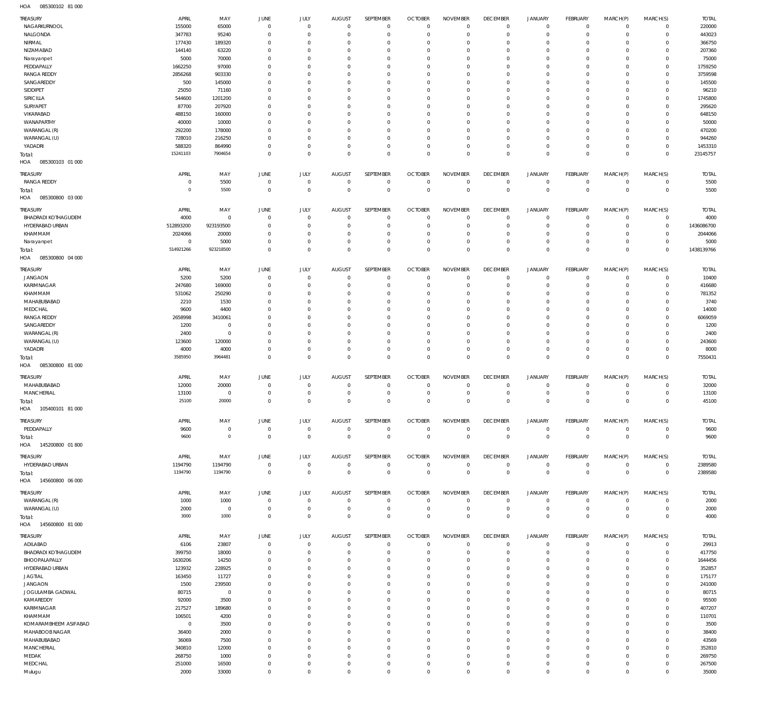HOA 085300102 81 000

| TREASURY | APRIL | MAY | JUNE | JULY | AUGUST | SEPTEMBER | OCTOBER | NOVEMBER | DECEMBER | JANUARY | FEBRUARY | MARCH(P) | MARCH(S) | TOTAL |
|---|---|---|---|---|---|---|---|---|---|---|---|---|---|---|
| NAGARKURNOOL | 155000 | 65000 | 0 | 0 | 0 | 0 | 0 | 0 | 0 | 0 | 0 | 0 | 0 | 220000 |
| NALGONDA | 347783 | 95240 | 0 | 0 | 0 | 0 | 0 | 0 | 0 | 0 | 0 | 0 | 0 | 443023 |
| NIRMAL | 177430 | 189320 | 0 | 0 | 0 | 0 | 0 | 0 | 0 | 0 | 0 | 0 | 0 | 366750 |
| NIZAMABAD | 144140 | 63220 | 0 | 0 | 0 | 0 | 0 | 0 | 0 | 0 | 0 | 0 | 0 | 207360 |
| Narayanpet | 5000 | 70000 | 0 | 0 | 0 | 0 | 0 | 0 | 0 | 0 | 0 | 0 | 0 | 75000 |
| PEDDAPALLY | 1662250 | 97000 | 0 | 0 | 0 | 0 | 0 | 0 | 0 | 0 | 0 | 0 | 0 | 1759250 |
| RANGA REDDY | 2856268 | 903330 | 0 | 0 | 0 | 0 | 0 | 0 | 0 | 0 | 0 | 0 | 0 | 3759598 |
| SANGAREDDY | 500 | 145000 | 0 | 0 | 0 | 0 | 0 | 0 | 0 | 0 | 0 | 0 | 0 | 145500 |
| SIDDIPET | 25050 | 71160 | 0 | 0 | 0 | 0 | 0 | 0 | 0 | 0 | 0 | 0 | 0 | 96210 |
| SIRICILLA | 544600 | 1201200 | 0 | 0 | 0 | 0 | 0 | 0 | 0 | 0 | 0 | 0 | 0 | 1745800 |
| SURYAPET | 87700 | 207920 | 0 | 0 | 0 | 0 | 0 | 0 | 0 | 0 | 0 | 0 | 0 | 295620 |
| VIKARABAD | 488150 | 160000 | 0 | 0 | 0 | 0 | 0 | 0 | 0 | 0 | 0 | 0 | 0 | 648150 |
| WANAPARTHY | 40000 | 10000 | 0 | 0 | 0 | 0 | 0 | 0 | 0 | 0 | 0 | 0 | 0 | 50000 |
| WARANGAL (R) | 292200 | 178000 | 0 | 0 | 0 | 0 | 0 | 0 | 0 | 0 | 0 | 0 | 0 | 470200 |
| WARANGAL (U) | 728010 | 216250 | 0 | 0 | 0 | 0 | 0 | 0 | 0 | 0 | 0 | 0 | 0 | 944260 |
| YADADRI | 588320 | 864990 | 0 | 0 | 0 | 0 | 0 | 0 | 0 | 0 | 0 | 0 | 0 | 1453310 |
| Total: | 15241103 | 7904654 | 0 | 0 | 0 | 0 | 0 | 0 | 0 | 0 | 0 | 0 | 0 | 23145757 |

HOA 085300103 01 000

| TREASURY | APRIL | MAY | JUNE | JULY | AUGUST | SEPTEMBER | OCTOBER | NOVEMBER | DECEMBER | JANUARY | FEBRUARY | MARCH(P) | MARCH(S) | TOTAL |
|---|---|---|---|---|---|---|---|---|---|---|---|---|---|---|
| RANGA REDDY | 0 | 5500 | 0 | 0 | 0 | 0 | 0 | 0 | 0 | 0 | 0 | 0 | 0 | 5500 |
| Total: | 0 | 5500 | 0 | 0 | 0 | 0 | 0 | 0 | 0 | 0 | 0 | 0 | 0 | 5500 |

HOA 085300800 03 000

| TREASURY | APRIL | MAY | JUNE | JULY | AUGUST | SEPTEMBER | OCTOBER | NOVEMBER | DECEMBER | JANUARY | FEBRUARY | MARCH(P) | MARCH(S) | TOTAL |
|---|---|---|---|---|---|---|---|---|---|---|---|---|---|---|
| BHADRADI KOTHAGUDEM | 4000 | 0 | 0 | 0 | 0 | 0 | 0 | 0 | 0 | 0 | 0 | 0 | 0 | 4000 |
| HYDERABAD URBAN | 512893200 | 923193500 | 0 | 0 | 0 | 0 | 0 | 0 | 0 | 0 | 0 | 0 | 0 | 1436086700 |
| KHAMMAM | 2024066 | 20000 | 0 | 0 | 0 | 0 | 0 | 0 | 0 | 0 | 0 | 0 | 0 | 2044066 |
| Narayanpet | 0 | 5000 | 0 | 0 | 0 | 0 | 0 | 0 | 0 | 0 | 0 | 0 | 0 | 5000 |
| Total: | 514921266 | 923218500 | 0 | 0 | 0 | 0 | 0 | 0 | 0 | 0 | 0 | 0 | 0 | 1438139766 |

HOA 085300800 04 000

| TREASURY | APRIL | MAY | JUNE | JULY | AUGUST | SEPTEMBER | OCTOBER | NOVEMBER | DECEMBER | JANUARY | FEBRUARY | MARCH(P) | MARCH(S) | TOTAL |
|---|---|---|---|---|---|---|---|---|---|---|---|---|---|---|
| JANGAON | 5200 | 5200 | 0 | 0 | 0 | 0 | 0 | 0 | 0 | 0 | 0 | 0 | 0 | 10400 |
| KARIMNAGAR | 247680 | 169000 | 0 | 0 | 0 | 0 | 0 | 0 | 0 | 0 | 0 | 0 | 0 | 416680 |
| KHAMMAM | 531062 | 250290 | 0 | 0 | 0 | 0 | 0 | 0 | 0 | 0 | 0 | 0 | 0 | 781352 |
| MAHABUBABAD | 2210 | 1530 | 0 | 0 | 0 | 0 | 0 | 0 | 0 | 0 | 0 | 0 | 0 | 3740 |
| MEDCHAL | 9600 | 4400 | 0 | 0 | 0 | 0 | 0 | 0 | 0 | 0 | 0 | 0 | 0 | 14000 |
| RANGA REDDY | 2658998 | 3410061 | 0 | 0 | 0 | 0 | 0 | 0 | 0 | 0 | 0 | 0 | 0 | 6069059 |
| SANGAREDDY | 1200 | 0 | 0 | 0 | 0 | 0 | 0 | 0 | 0 | 0 | 0 | 0 | 0 | 1200 |
| WARANGAL (R) | 2400 | 0 | 0 | 0 | 0 | 0 | 0 | 0 | 0 | 0 | 0 | 0 | 0 | 2400 |
| WARANGAL (U) | 123600 | 120000 | 0 | 0 | 0 | 0 | 0 | 0 | 0 | 0 | 0 | 0 | 0 | 243600 |
| YADADRI | 4000 | 4000 | 0 | 0 | 0 | 0 | 0 | 0 | 0 | 0 | 0 | 0 | 0 | 8000 |
| Total: | 3585950 | 3964481 | 0 | 0 | 0 | 0 | 0 | 0 | 0 | 0 | 0 | 0 | 0 | 7550431 |

HOA 085300800 81 000

| TREASURY | APRIL | MAY | JUNE | JULY | AUGUST | SEPTEMBER | OCTOBER | NOVEMBER | DECEMBER | JANUARY | FEBRUARY | MARCH(P) | MARCH(S) | TOTAL |
|---|---|---|---|---|---|---|---|---|---|---|---|---|---|---|
| MAHABUBABAD | 12000 | 20000 | 0 | 0 | 0 | 0 | 0 | 0 | 0 | 0 | 0 | 0 | 0 | 32000 |
| MANCHERIAL | 13100 | 0 | 0 | 0 | 0 | 0 | 0 | 0 | 0 | 0 | 0 | 0 | 0 | 13100 |
| Total: | 25100 | 20000 | 0 | 0 | 0 | 0 | 0 | 0 | 0 | 0 | 0 | 0 | 0 | 45100 |

HOA 105400101 81 000

| TREASURY | APRIL | MAY | JUNE | JULY | AUGUST | SEPTEMBER | OCTOBER | NOVEMBER | DECEMBER | JANUARY | FEBRUARY | MARCH(P) | MARCH(S) | TOTAL |
|---|---|---|---|---|---|---|---|---|---|---|---|---|---|---|
| PEDDAPALLY | 9600 | 0 | 0 | 0 | 0 | 0 | 0 | 0 | 0 | 0 | 0 | 0 | 0 | 9600 |
| Total: | 9600 | 0 | 0 | 0 | 0 | 0 | 0 | 0 | 0 | 0 | 0 | 0 | 0 | 9600 |

HOA 145200800 01 800

| TREASURY | APRIL | MAY | JUNE | JULY | AUGUST | SEPTEMBER | OCTOBER | NOVEMBER | DECEMBER | JANUARY | FEBRUARY | MARCH(P) | MARCH(S) | TOTAL |
|---|---|---|---|---|---|---|---|---|---|---|---|---|---|---|
| HYDERABAD URBAN | 1194790 | 1194790 | 0 | 0 | 0 | 0 | 0 | 0 | 0 | 0 | 0 | 0 | 0 | 2389580 |
| Total: | 1194790 | 1194790 | 0 | 0 | 0 | 0 | 0 | 0 | 0 | 0 | 0 | 0 | 0 | 2389580 |

HOA 145600800 06 000

| TREASURY | APRIL | MAY | JUNE | JULY | AUGUST | SEPTEMBER | OCTOBER | NOVEMBER | DECEMBER | JANUARY | FEBRUARY | MARCH(P) | MARCH(S) | TOTAL |
|---|---|---|---|---|---|---|---|---|---|---|---|---|---|---|
| WARANGAL (R) | 1000 | 1000 | 0 | 0 | 0 | 0 | 0 | 0 | 0 | 0 | 0 | 0 | 0 | 2000 |
| WARANGAL (U) | 2000 | 0 | 0 | 0 | 0 | 0 | 0 | 0 | 0 | 0 | 0 | 0 | 0 | 2000 |
| Total: | 3000 | 1000 | 0 | 0 | 0 | 0 | 0 | 0 | 0 | 0 | 0 | 0 | 0 | 4000 |

HOA 145600800 81 000

| TREASURY | APRIL | MAY | JUNE | JULY | AUGUST | SEPTEMBER | OCTOBER | NOVEMBER | DECEMBER | JANUARY | FEBRUARY | MARCH(P) | MARCH(S) | TOTAL |
|---|---|---|---|---|---|---|---|---|---|---|---|---|---|---|
| ADILABAD | 6106 | 23807 | 0 | 0 | 0 | 0 | 0 | 0 | 0 | 0 | 0 | 0 | 0 | 29913 |
| BHADRADI KOTHAGUDEM | 399750 | 18000 | 0 | 0 | 0 | 0 | 0 | 0 | 0 | 0 | 0 | 0 | 0 | 417750 |
| BHOOPALAPALLY | 1630206 | 14250 | 0 | 0 | 0 | 0 | 0 | 0 | 0 | 0 | 0 | 0 | 0 | 1644456 |
| HYDERABAD URBAN | 123932 | 228925 | 0 | 0 | 0 | 0 | 0 | 0 | 0 | 0 | 0 | 0 | 0 | 352857 |
| JAGTIAL | 163450 | 11727 | 0 | 0 | 0 | 0 | 0 | 0 | 0 | 0 | 0 | 0 | 0 | 175177 |
| JANGAON | 1500 | 239500 | 0 | 0 | 0 | 0 | 0 | 0 | 0 | 0 | 0 | 0 | 0 | 241000 |
| JOGULAMBA GADWAL | 80715 | 0 | 0 | 0 | 0 | 0 | 0 | 0 | 0 | 0 | 0 | 0 | 0 | 80715 |
| KAMAREDDY | 92000 | 3500 | 0 | 0 | 0 | 0 | 0 | 0 | 0 | 0 | 0 | 0 | 0 | 95500 |
| KARIMNAGAR | 217527 | 189680 | 0 | 0 | 0 | 0 | 0 | 0 | 0 | 0 | 0 | 0 | 0 | 407207 |
| KHAMMAM | 106501 | 4200 | 0 | 0 | 0 | 0 | 0 | 0 | 0 | 0 | 0 | 0 | 0 | 110701 |
| KOMARAMBHEEM ASIFABAD | 0 | 3500 | 0 | 0 | 0 | 0 | 0 | 0 | 0 | 0 | 0 | 0 | 0 | 3500 |
| MAHABOOBNAGAR | 36400 | 2000 | 0 | 0 | 0 | 0 | 0 | 0 | 0 | 0 | 0 | 0 | 0 | 38400 |
| MAHABUBABAD | 36069 | 7500 | 0 | 0 | 0 | 0 | 0 | 0 | 0 | 0 | 0 | 0 | 0 | 43569 |
| MANCHERIAL | 340810 | 12000 | 0 | 0 | 0 | 0 | 0 | 0 | 0 | 0 | 0 | 0 | 0 | 352810 |
| MEDAK | 268750 | 1000 | 0 | 0 | 0 | 0 | 0 | 0 | 0 | 0 | 0 | 0 | 0 | 269750 |
| MEDCHAL | 251000 | 16500 | 0 | 0 | 0 | 0 | 0 | 0 | 0 | 0 | 0 | 0 | 0 | 267500 |
| Mulugu | 2000 | 33000 | 0 | 0 | 0 | 0 | 0 | 0 | 0 | 0 | 0 | 0 | 0 | 35000 |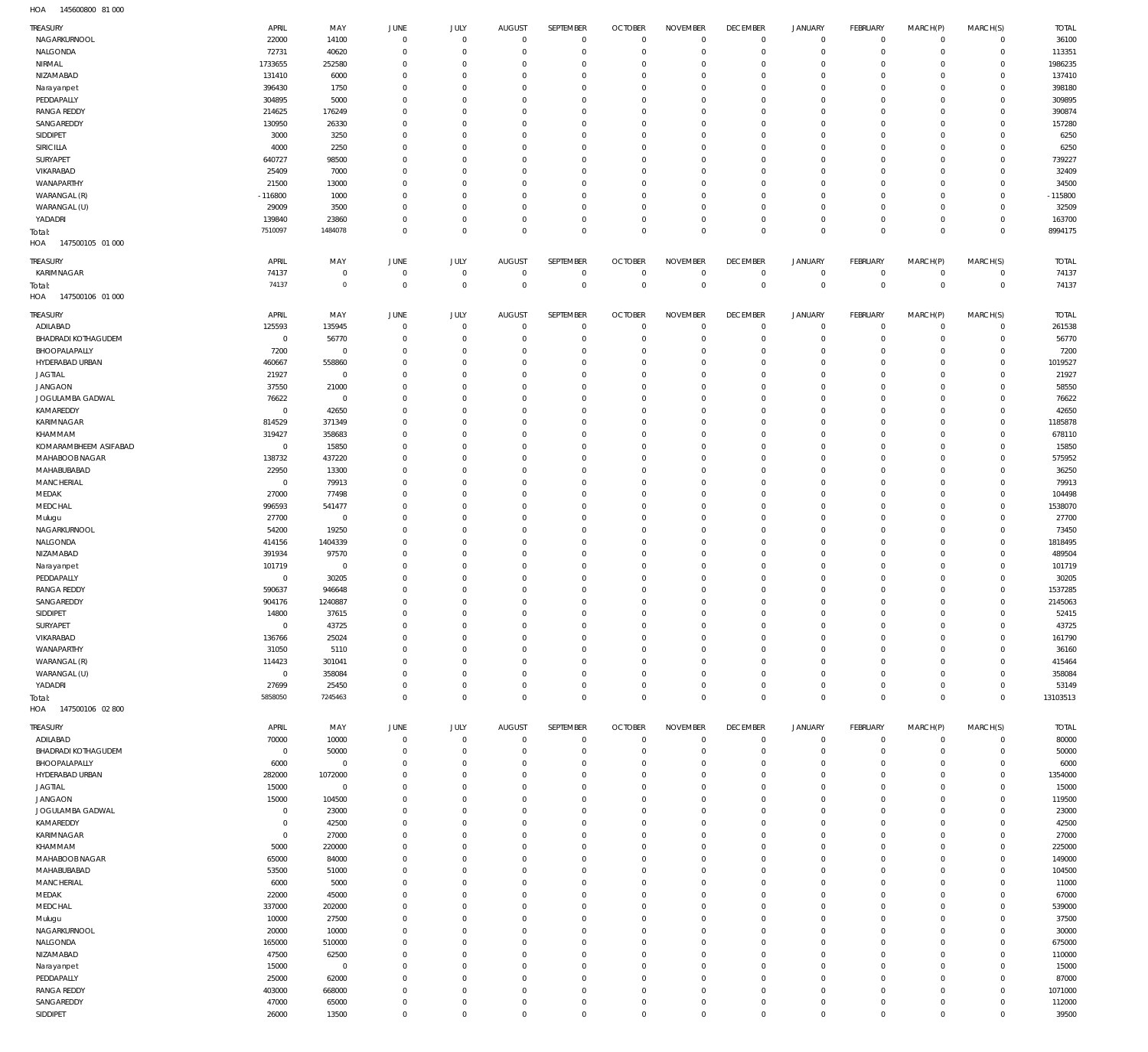HOA 145600800 81 000

| TREASURY | APRIL | MAY | JUNE | JULY | AUGUST | SEPTEMBER | OCTOBER | NOVEMBER | DECEMBER | JANUARY | FEBRUARY | MARCH(P) | MARCH(S) | TOTAL |
|---|---|---|---|---|---|---|---|---|---|---|---|---|---|---|
| NAGARKURNOOL | 22000 | 14100 | 0 | 0 | 0 | 0 | 0 | 0 | 0 | 0 | 0 | 0 | 0 | 36100 |
| NALGONDA | 72731 | 40620 | 0 | 0 | 0 | 0 | 0 | 0 | 0 | 0 | 0 | 0 | 0 | 113351 |
| NIRMAL | 1733655 | 252580 | 0 | 0 | 0 | 0 | 0 | 0 | 0 | 0 | 0 | 0 | 0 | 1986235 |
| NIZAMABAD | 131410 | 6000 | 0 | 0 | 0 | 0 | 0 | 0 | 0 | 0 | 0 | 0 | 0 | 137410 |
| Narayanpet | 396430 | 1750 | 0 | 0 | 0 | 0 | 0 | 0 | 0 | 0 | 0 | 0 | 0 | 398180 |
| PEDDAPALLY | 304895 | 5000 | 0 | 0 | 0 | 0 | 0 | 0 | 0 | 0 | 0 | 0 | 0 | 309895 |
| RANGA REDDY | 214625 | 176249 | 0 | 0 | 0 | 0 | 0 | 0 | 0 | 0 | 0 | 0 | 0 | 390874 |
| SANGAREDDY | 130950 | 26330 | 0 | 0 | 0 | 0 | 0 | 0 | 0 | 0 | 0 | 0 | 0 | 157280 |
| SIDDIPET | 3000 | 3250 | 0 | 0 | 0 | 0 | 0 | 0 | 0 | 0 | 0 | 0 | 0 | 6250 |
| SIRICILLA | 4000 | 2250 | 0 | 0 | 0 | 0 | 0 | 0 | 0 | 0 | 0 | 0 | 0 | 6250 |
| SURYAPET | 640727 | 98500 | 0 | 0 | 0 | 0 | 0 | 0 | 0 | 0 | 0 | 0 | 0 | 739227 |
| VIKARABAD | 25409 | 7000 | 0 | 0 | 0 | 0 | 0 | 0 | 0 | 0 | 0 | 0 | 0 | 32409 |
| WANAPARTHY | 21500 | 13000 | 0 | 0 | 0 | 0 | 0 | 0 | 0 | 0 | 0 | 0 | 0 | 34500 |
| WARANGAL (R) | -116800 | 1000 | 0 | 0 | 0 | 0 | 0 | 0 | 0 | 0 | 0 | 0 | 0 | -115800 |
| WARANGAL (U) | 29009 | 3500 | 0 | 0 | 0 | 0 | 0 | 0 | 0 | 0 | 0 | 0 | 0 | 32509 |
| YADADRI | 139840 | 23860 | 0 | 0 | 0 | 0 | 0 | 0 | 0 | 0 | 0 | 0 | 0 | 163700 |
| Total: | 7510097 | 1484078 | 0 | 0 | 0 | 0 | 0 | 0 | 0 | 0 | 0 | 0 | 0 | 8994175 |

HOA 147500105 01 000

| TREASURY | APRIL | MAY | JUNE | JULY | AUGUST | SEPTEMBER | OCTOBER | NOVEMBER | DECEMBER | JANUARY | FEBRUARY | MARCH(P) | MARCH(S) | TOTAL |
|---|---|---|---|---|---|---|---|---|---|---|---|---|---|---|
| KARIMNAGAR | 74137 | 0 | 0 | 0 | 0 | 0 | 0 | 0 | 0 | 0 | 0 | 0 | 0 | 74137 |
| Total: | 74137 | 0 | 0 | 0 | 0 | 0 | 0 | 0 | 0 | 0 | 0 | 0 | 0 | 74137 |

HOA 147500106 01 000

| TREASURY | APRIL | MAY | JUNE | JULY | AUGUST | SEPTEMBER | OCTOBER | NOVEMBER | DECEMBER | JANUARY | FEBRUARY | MARCH(P) | MARCH(S) | TOTAL |
|---|---|---|---|---|---|---|---|---|---|---|---|---|---|---|
| ADILABAD | 125593 | 135945 | 0 | 0 | 0 | 0 | 0 | 0 | 0 | 0 | 0 | 0 | 0 | 261538 |
| BHADRADI KOTHAGUDEM | 0 | 56770 | 0 | 0 | 0 | 0 | 0 | 0 | 0 | 0 | 0 | 0 | 0 | 56770 |
| BHOOPALAPALLY | 7200 | 0 | 0 | 0 | 0 | 0 | 0 | 0 | 0 | 0 | 0 | 0 | 0 | 7200 |
| HYDERABAD URBAN | 460667 | 558860 | 0 | 0 | 0 | 0 | 0 | 0 | 0 | 0 | 0 | 0 | 0 | 1019527 |
| JAGTIAL | 21927 | 0 | 0 | 0 | 0 | 0 | 0 | 0 | 0 | 0 | 0 | 0 | 0 | 21927 |
| JANGAON | 37550 | 21000 | 0 | 0 | 0 | 0 | 0 | 0 | 0 | 0 | 0 | 0 | 0 | 58550 |
| JOGULAMBA GADWAL | 76622 | 0 | 0 | 0 | 0 | 0 | 0 | 0 | 0 | 0 | 0 | 0 | 0 | 76622 |
| KAMAREDDY | 0 | 42650 | 0 | 0 | 0 | 0 | 0 | 0 | 0 | 0 | 0 | 0 | 0 | 42650 |
| KARIMNAGAR | 814529 | 371349 | 0 | 0 | 0 | 0 | 0 | 0 | 0 | 0 | 0 | 0 | 0 | 1185878 |
| KHAMMAM | 319427 | 358683 | 0 | 0 | 0 | 0 | 0 | 0 | 0 | 0 | 0 | 0 | 0 | 678110 |
| KOMARAMBHEEM ASIFABAD | 0 | 15850 | 0 | 0 | 0 | 0 | 0 | 0 | 0 | 0 | 0 | 0 | 0 | 15850 |
| MAHABOOBNAGAR | 138732 | 437220 | 0 | 0 | 0 | 0 | 0 | 0 | 0 | 0 | 0 | 0 | 0 | 575952 |
| MAHABUBABAD | 22950 | 13300 | 0 | 0 | 0 | 0 | 0 | 0 | 0 | 0 | 0 | 0 | 0 | 36250 |
| MANCHERIAL | 0 | 79913 | 0 | 0 | 0 | 0 | 0 | 0 | 0 | 0 | 0 | 0 | 0 | 79913 |
| MEDAK | 27000 | 77498 | 0 | 0 | 0 | 0 | 0 | 0 | 0 | 0 | 0 | 0 | 0 | 104498 |
| MEDCHAL | 996593 | 541477 | 0 | 0 | 0 | 0 | 0 | 0 | 0 | 0 | 0 | 0 | 0 | 1538070 |
| Mulugu | 27700 | 0 | 0 | 0 | 0 | 0 | 0 | 0 | 0 | 0 | 0 | 0 | 0 | 27700 |
| NAGARKURNOOL | 54200 | 19250 | 0 | 0 | 0 | 0 | 0 | 0 | 0 | 0 | 0 | 0 | 0 | 73450 |
| NALGONDA | 414156 | 1404339 | 0 | 0 | 0 | 0 | 0 | 0 | 0 | 0 | 0 | 0 | 0 | 1818495 |
| NIZAMABAD | 391934 | 97570 | 0 | 0 | 0 | 0 | 0 | 0 | 0 | 0 | 0 | 0 | 0 | 489504 |
| Narayanpet | 101719 | 0 | 0 | 0 | 0 | 0 | 0 | 0 | 0 | 0 | 0 | 0 | 0 | 101719 |
| PEDDAPALLY | 0 | 30205 | 0 | 0 | 0 | 0 | 0 | 0 | 0 | 0 | 0 | 0 | 0 | 30205 |
| RANGA REDDY | 590637 | 946648 | 0 | 0 | 0 | 0 | 0 | 0 | 0 | 0 | 0 | 0 | 0 | 1537285 |
| SANGAREDDY | 904176 | 1240887 | 0 | 0 | 0 | 0 | 0 | 0 | 0 | 0 | 0 | 0 | 0 | 2145063 |
| SIDDIPET | 14800 | 37615 | 0 | 0 | 0 | 0 | 0 | 0 | 0 | 0 | 0 | 0 | 0 | 52415 |
| SURYAPET | 0 | 43725 | 0 | 0 | 0 | 0 | 0 | 0 | 0 | 0 | 0 | 0 | 0 | 43725 |
| VIKARABAD | 136766 | 25024 | 0 | 0 | 0 | 0 | 0 | 0 | 0 | 0 | 0 | 0 | 0 | 161790 |
| WANAPARTHY | 31050 | 5110 | 0 | 0 | 0 | 0 | 0 | 0 | 0 | 0 | 0 | 0 | 0 | 36160 |
| WARANGAL (R) | 114423 | 301041 | 0 | 0 | 0 | 0 | 0 | 0 | 0 | 0 | 0 | 0 | 0 | 415464 |
| WARANGAL (U) | 0 | 358084 | 0 | 0 | 0 | 0 | 0 | 0 | 0 | 0 | 0 | 0 | 0 | 358084 |
| YADADRI | 27699 | 25450 | 0 | 0 | 0 | 0 | 0 | 0 | 0 | 0 | 0 | 0 | 0 | 53149 |
| Total: | 5858050 | 7245463 | 0 | 0 | 0 | 0 | 0 | 0 | 0 | 0 | 0 | 0 | 0 | 13103513 |

HOA 147500106 02 800

| TREASURY | APRIL | MAY | JUNE | JULY | AUGUST | SEPTEMBER | OCTOBER | NOVEMBER | DECEMBER | JANUARY | FEBRUARY | MARCH(P) | MARCH(S) | TOTAL |
|---|---|---|---|---|---|---|---|---|---|---|---|---|---|---|
| ADILABAD | 70000 | 10000 | 0 | 0 | 0 | 0 | 0 | 0 | 0 | 0 | 0 | 0 | 0 | 80000 |
| BHADRADI KOTHAGUDEM | 0 | 50000 | 0 | 0 | 0 | 0 | 0 | 0 | 0 | 0 | 0 | 0 | 0 | 50000 |
| BHOOPALAPALLY | 6000 | 0 | 0 | 0 | 0 | 0 | 0 | 0 | 0 | 0 | 0 | 0 | 0 | 6000 |
| HYDERABAD URBAN | 282000 | 1072000 | 0 | 0 | 0 | 0 | 0 | 0 | 0 | 0 | 0 | 0 | 0 | 1354000 |
| JAGTIAL | 15000 | 0 | 0 | 0 | 0 | 0 | 0 | 0 | 0 | 0 | 0 | 0 | 0 | 15000 |
| JANGAON | 15000 | 104500 | 0 | 0 | 0 | 0 | 0 | 0 | 0 | 0 | 0 | 0 | 0 | 119500 |
| JOGULAMBA GADWAL | 0 | 23000 | 0 | 0 | 0 | 0 | 0 | 0 | 0 | 0 | 0 | 0 | 0 | 23000 |
| KAMAREDDY | 0 | 42500 | 0 | 0 | 0 | 0 | 0 | 0 | 0 | 0 | 0 | 0 | 0 | 42500 |
| KARIMNAGAR | 0 | 27000 | 0 | 0 | 0 | 0 | 0 | 0 | 0 | 0 | 0 | 0 | 0 | 27000 |
| KHAMMAM | 5000 | 220000 | 0 | 0 | 0 | 0 | 0 | 0 | 0 | 0 | 0 | 0 | 0 | 225000 |
| MAHABOOBNAGAR | 65000 | 84000 | 0 | 0 | 0 | 0 | 0 | 0 | 0 | 0 | 0 | 0 | 0 | 149000 |
| MAHABUBABAD | 53500 | 51000 | 0 | 0 | 0 | 0 | 0 | 0 | 0 | 0 | 0 | 0 | 0 | 104500 |
| MANCHERIAL | 6000 | 5000 | 0 | 0 | 0 | 0 | 0 | 0 | 0 | 0 | 0 | 0 | 0 | 11000 |
| MEDAK | 22000 | 45000 | 0 | 0 | 0 | 0 | 0 | 0 | 0 | 0 | 0 | 0 | 0 | 67000 |
| MEDCHAL | 337000 | 202000 | 0 | 0 | 0 | 0 | 0 | 0 | 0 | 0 | 0 | 0 | 0 | 539000 |
| Mulugu | 10000 | 27500 | 0 | 0 | 0 | 0 | 0 | 0 | 0 | 0 | 0 | 0 | 0 | 37500 |
| NAGARKURNOOL | 20000 | 10000 | 0 | 0 | 0 | 0 | 0 | 0 | 0 | 0 | 0 | 0 | 0 | 30000 |
| NALGONDA | 165000 | 510000 | 0 | 0 | 0 | 0 | 0 | 0 | 0 | 0 | 0 | 0 | 0 | 675000 |
| NIZAMABAD | 47500 | 62500 | 0 | 0 | 0 | 0 | 0 | 0 | 0 | 0 | 0 | 0 | 0 | 110000 |
| Narayanpet | 15000 | 0 | 0 | 0 | 0 | 0 | 0 | 0 | 0 | 0 | 0 | 0 | 0 | 15000 |
| PEDDAPALLY | 25000 | 62000 | 0 | 0 | 0 | 0 | 0 | 0 | 0 | 0 | 0 | 0 | 0 | 87000 |
| RANGA REDDY | 403000 | 668000 | 0 | 0 | 0 | 0 | 0 | 0 | 0 | 0 | 0 | 0 | 0 | 1071000 |
| SANGAREDDY | 47000 | 65000 | 0 | 0 | 0 | 0 | 0 | 0 | 0 | 0 | 0 | 0 | 0 | 112000 |
| SIDDIPET | 26000 | 13500 | 0 | 0 | 0 | 0 | 0 | 0 | 0 | 0 | 0 | 0 | 0 | 39500 |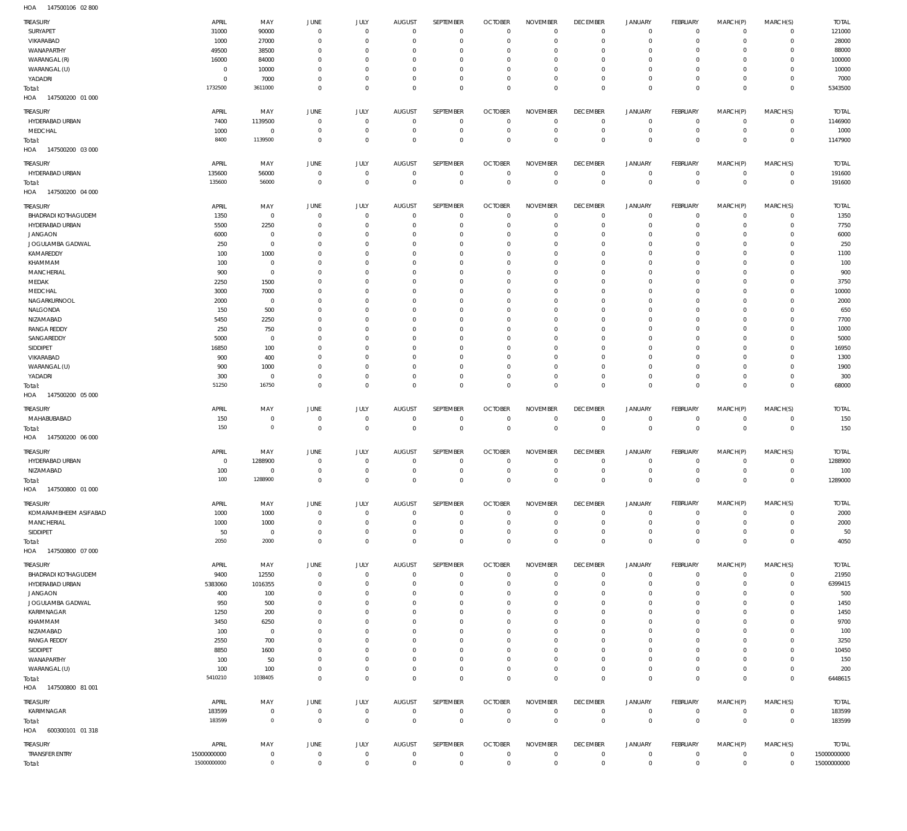HOA 147500106 02 800

| TREASURY | APRIL | MAY | JUNE | JULY | AUGUST | SEPTEMBER | OCTOBER | NOVEMBER | DECEMBER | JANUARY | FEBRUARY | MARCH(P) | MARCH(S) | TOTAL |
|---|---|---|---|---|---|---|---|---|---|---|---|---|---|---|
| SURYAPET | 31000 | 90000 | 0 | 0 | 0 | 0 | 0 | 0 | 0 | 0 | 0 | 0 | 0 | 121000 |
| VIKARABAD | 1000 | 27000 | 0 | 0 | 0 | 0 | 0 | 0 | 0 | 0 | 0 | 0 | 0 | 28000 |
| WANAPARTHY | 49500 | 38500 | 0 | 0 | 0 | 0 | 0 | 0 | 0 | 0 | 0 | 0 | 0 | 88000 |
| WARANGAL (R) | 16000 | 84000 | 0 | 0 | 0 | 0 | 0 | 0 | 0 | 0 | 0 | 0 | 0 | 100000 |
| WARANGAL (U) | 0 | 10000 | 0 | 0 | 0 | 0 | 0 | 0 | 0 | 0 | 0 | 0 | 0 | 10000 |
| YADADRI | 0 | 7000 | 0 | 0 | 0 | 0 | 0 | 0 | 0 | 0 | 0 | 0 | 0 | 7000 |
| Total: | 1732500 | 3611000 | 0 | 0 | 0 | 0 | 0 | 0 | 0 | 0 | 0 | 0 | 0 | 5343500 |

HOA 147500200 01 000

| TREASURY | APRIL | MAY | JUNE | JULY | AUGUST | SEPTEMBER | OCTOBER | NOVEMBER | DECEMBER | JANUARY | FEBRUARY | MARCH(P) | MARCH(S) | TOTAL |
|---|---|---|---|---|---|---|---|---|---|---|---|---|---|---|
| HYDERABAD URBAN | 7400 | 1139500 | 0 | 0 | 0 | 0 | 0 | 0 | 0 | 0 | 0 | 0 | 0 | 1146900 |
| MEDCHAL | 1000 | 0 | 0 | 0 | 0 | 0 | 0 | 0 | 0 | 0 | 0 | 0 | 0 | 1000 |
| Total: | 8400 | 1139500 | 0 | 0 | 0 | 0 | 0 | 0 | 0 | 0 | 0 | 0 | 0 | 1147900 |

HOA 147500200 03 000

| TREASURY | APRIL | MAY | JUNE | JULY | AUGUST | SEPTEMBER | OCTOBER | NOVEMBER | DECEMBER | JANUARY | FEBRUARY | MARCH(P) | MARCH(S) | TOTAL |
|---|---|---|---|---|---|---|---|---|---|---|---|---|---|---|
| HYDERABAD URBAN | 135600 | 56000 | 0 | 0 | 0 | 0 | 0 | 0 | 0 | 0 | 0 | 0 | 0 | 191600 |
| Total: | 135600 | 56000 | 0 | 0 | 0 | 0 | 0 | 0 | 0 | 0 | 0 | 0 | 0 | 191600 |

HOA 147500200 04 000

| TREASURY | APRIL | MAY | JUNE | JULY | AUGUST | SEPTEMBER | OCTOBER | NOVEMBER | DECEMBER | JANUARY | FEBRUARY | MARCH(P) | MARCH(S) | TOTAL |
|---|---|---|---|---|---|---|---|---|---|---|---|---|---|---|
| BHADRADI KOTHAGUDEM | 1350 | 0 | 0 | 0 | 0 | 0 | 0 | 0 | 0 | 0 | 0 | 0 | 0 | 1350 |
| HYDERABAD URBAN | 5500 | 2250 | 0 | 0 | 0 | 0 | 0 | 0 | 0 | 0 | 0 | 0 | 0 | 7750 |
| JANGAON | 6000 | 0 | 0 | 0 | 0 | 0 | 0 | 0 | 0 | 0 | 0 | 0 | 0 | 6000 |
| JOGULAMBA GADWAL | 250 | 0 | 0 | 0 | 0 | 0 | 0 | 0 | 0 | 0 | 0 | 0 | 0 | 250 |
| KAMAREDDY | 100 | 1000 | 0 | 0 | 0 | 0 | 0 | 0 | 0 | 0 | 0 | 0 | 0 | 1100 |
| KHAMMAM | 100 | 0 | 0 | 0 | 0 | 0 | 0 | 0 | 0 | 0 | 0 | 0 | 0 | 100 |
| MANCHERIAL | 900 | 0 | 0 | 0 | 0 | 0 | 0 | 0 | 0 | 0 | 0 | 0 | 0 | 900 |
| MEDAK | 2250 | 1500 | 0 | 0 | 0 | 0 | 0 | 0 | 0 | 0 | 0 | 0 | 0 | 3750 |
| MEDCHAL | 3000 | 7000 | 0 | 0 | 0 | 0 | 0 | 0 | 0 | 0 | 0 | 0 | 0 | 10000 |
| NAGARKURNOOL | 2000 | 0 | 0 | 0 | 0 | 0 | 0 | 0 | 0 | 0 | 0 | 0 | 0 | 2000 |
| NALGONDA | 150 | 500 | 0 | 0 | 0 | 0 | 0 | 0 | 0 | 0 | 0 | 0 | 0 | 650 |
| NIZAMABAD | 5450 | 2250 | 0 | 0 | 0 | 0 | 0 | 0 | 0 | 0 | 0 | 0 | 0 | 7700 |
| RANGA REDDY | 250 | 750 | 0 | 0 | 0 | 0 | 0 | 0 | 0 | 0 | 0 | 0 | 0 | 1000 |
| SANGAREDDY | 5000 | 0 | 0 | 0 | 0 | 0 | 0 | 0 | 0 | 0 | 0 | 0 | 0 | 5000 |
| SIDDIPET | 16850 | 100 | 0 | 0 | 0 | 0 | 0 | 0 | 0 | 0 | 0 | 0 | 0 | 16950 |
| VIKARABAD | 900 | 400 | 0 | 0 | 0 | 0 | 0 | 0 | 0 | 0 | 0 | 0 | 0 | 1300 |
| WARANGAL (U) | 900 | 1000 | 0 | 0 | 0 | 0 | 0 | 0 | 0 | 0 | 0 | 0 | 0 | 1900 |
| YADADRI | 300 | 0 | 0 | 0 | 0 | 0 | 0 | 0 | 0 | 0 | 0 | 0 | 0 | 300 |
| Total: | 51250 | 16750 | 0 | 0 | 0 | 0 | 0 | 0 | 0 | 0 | 0 | 0 | 0 | 68000 |

HOA 147500200 05 000

| TREASURY | APRIL | MAY | JUNE | JULY | AUGUST | SEPTEMBER | OCTOBER | NOVEMBER | DECEMBER | JANUARY | FEBRUARY | MARCH(P) | MARCH(S) | TOTAL |
|---|---|---|---|---|---|---|---|---|---|---|---|---|---|---|
| MAHABUBABAD | 150 | 0 | 0 | 0 | 0 | 0 | 0 | 0 | 0 | 0 | 0 | 0 | 0 | 150 |
| Total: | 150 | 0 | 0 | 0 | 0 | 0 | 0 | 0 | 0 | 0 | 0 | 0 | 0 | 150 |

HOA 147500200 06 000

| TREASURY | APRIL | MAY | JUNE | JULY | AUGUST | SEPTEMBER | OCTOBER | NOVEMBER | DECEMBER | JANUARY | FEBRUARY | MARCH(P) | MARCH(S) | TOTAL |
|---|---|---|---|---|---|---|---|---|---|---|---|---|---|---|
| HYDERABAD URBAN | 0 | 1288900 | 0 | 0 | 0 | 0 | 0 | 0 | 0 | 0 | 0 | 0 | 0 | 1288900 |
| NIZAMABAD | 100 | 0 | 0 | 0 | 0 | 0 | 0 | 0 | 0 | 0 | 0 | 0 | 0 | 100 |
| Total: | 100 | 1288900 | 0 | 0 | 0 | 0 | 0 | 0 | 0 | 0 | 0 | 0 | 0 | 1289000 |

HOA 147500800 01 000

| TREASURY | APRIL | MAY | JUNE | JULY | AUGUST | SEPTEMBER | OCTOBER | NOVEMBER | DECEMBER | JANUARY | FEBRUARY | MARCH(P) | MARCH(S) | TOTAL |
|---|---|---|---|---|---|---|---|---|---|---|---|---|---|---|
| KOMARAMBHEEM ASIFABAD | 1000 | 1000 | 0 | 0 | 0 | 0 | 0 | 0 | 0 | 0 | 0 | 0 | 0 | 2000 |
| MANCHERIAL | 1000 | 1000 | 0 | 0 | 0 | 0 | 0 | 0 | 0 | 0 | 0 | 0 | 0 | 2000 |
| SIDDIPET | 50 | 0 | 0 | 0 | 0 | 0 | 0 | 0 | 0 | 0 | 0 | 0 | 0 | 50 |
| Total: | 2050 | 2000 | 0 | 0 | 0 | 0 | 0 | 0 | 0 | 0 | 0 | 0 | 0 | 4050 |

HOA 147500800 07 000

| TREASURY | APRIL | MAY | JUNE | JULY | AUGUST | SEPTEMBER | OCTOBER | NOVEMBER | DECEMBER | JANUARY | FEBRUARY | MARCH(P) | MARCH(S) | TOTAL |
|---|---|---|---|---|---|---|---|---|---|---|---|---|---|---|
| BHADRADI KOTHAGUDEM | 9400 | 12550 | 0 | 0 | 0 | 0 | 0 | 0 | 0 | 0 | 0 | 0 | 0 | 21950 |
| HYDERABAD URBAN | 5383060 | 1016355 | 0 | 0 | 0 | 0 | 0 | 0 | 0 | 0 | 0 | 0 | 0 | 6399415 |
| JANGAON | 400 | 100 | 0 | 0 | 0 | 0 | 0 | 0 | 0 | 0 | 0 | 0 | 0 | 500 |
| JOGULAMBA GADWAL | 950 | 500 | 0 | 0 | 0 | 0 | 0 | 0 | 0 | 0 | 0 | 0 | 0 | 1450 |
| KARIMNAGAR | 1250 | 200 | 0 | 0 | 0 | 0 | 0 | 0 | 0 | 0 | 0 | 0 | 0 | 1450 |
| KHAMMAM | 3450 | 6250 | 0 | 0 | 0 | 0 | 0 | 0 | 0 | 0 | 0 | 0 | 0 | 9700 |
| NIZAMABAD | 100 | 0 | 0 | 0 | 0 | 0 | 0 | 0 | 0 | 0 | 0 | 0 | 0 | 100 |
| RANGA REDDY | 2550 | 700 | 0 | 0 | 0 | 0 | 0 | 0 | 0 | 0 | 0 | 0 | 0 | 3250 |
| SIDDIPET | 8850 | 1600 | 0 | 0 | 0 | 0 | 0 | 0 | 0 | 0 | 0 | 0 | 0 | 10450 |
| WANAPARTHY | 100 | 50 | 0 | 0 | 0 | 0 | 0 | 0 | 0 | 0 | 0 | 0 | 0 | 150 |
| WARANGAL (U) | 100 | 100 | 0 | 0 | 0 | 0 | 0 | 0 | 0 | 0 | 0 | 0 | 0 | 200 |
| Total: | 5410210 | 1038405 | 0 | 0 | 0 | 0 | 0 | 0 | 0 | 0 | 0 | 0 | 0 | 6448615 |

HOA 147500800 81 001

| TREASURY | APRIL | MAY | JUNE | JULY | AUGUST | SEPTEMBER | OCTOBER | NOVEMBER | DECEMBER | JANUARY | FEBRUARY | MARCH(P) | MARCH(S) | TOTAL |
|---|---|---|---|---|---|---|---|---|---|---|---|---|---|---|
| KARIMNAGAR | 183599 | 0 | 0 | 0 | 0 | 0 | 0 | 0 | 0 | 0 | 0 | 0 | 0 | 183599 |
| Total: | 183599 | 0 | 0 | 0 | 0 | 0 | 0 | 0 | 0 | 0 | 0 | 0 | 0 | 183599 |

HOA 600300101 01 318

| TREASURY | APRIL | MAY | JUNE | JULY | AUGUST | SEPTEMBER | OCTOBER | NOVEMBER | DECEMBER | JANUARY | FEBRUARY | MARCH(P) | MARCH(S) | TOTAL |
|---|---|---|---|---|---|---|---|---|---|---|---|---|---|---|
| TRANSFER ENTRY | 15000000000 | 0 | 0 | 0 | 0 | 0 | 0 | 0 | 0 | 0 | 0 | 0 | 0 | 15000000000 |
| Total: | 15000000000 | 0 | 0 | 0 | 0 | 0 | 0 | 0 | 0 | 0 | 0 | 0 | 0 | 15000000000 |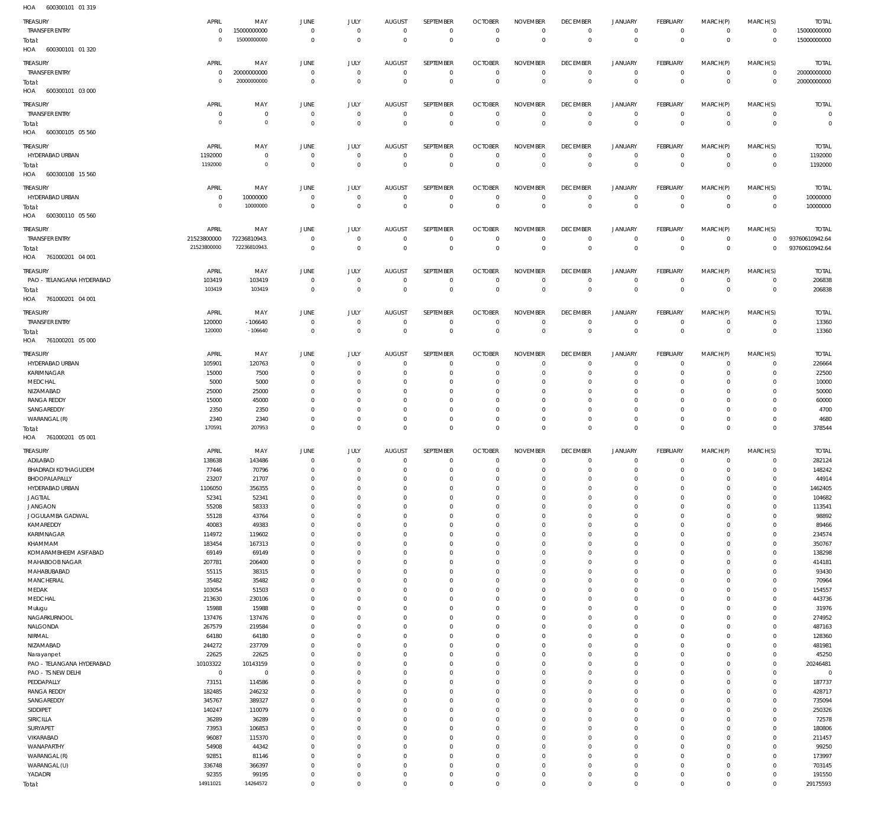HOA 600300101 01 319

| TREASURY | APRIL | MAY | JUNE | JULY | AUGUST | SEPTEMBER | OCTOBER | NOVEMBER | DECEMBER | JANUARY | FEBRUARY | MARCH(P) | MARCH(S) | TOTAL |
|---|---|---|---|---|---|---|---|---|---|---|---|---|---|---|
| TRANSFER ENTRY | 0 | 15000000000 | 0 | 0 | 0 | 0 | 0 | 0 | 0 | 0 | 0 | 0 | 0 | 15000000000 |
| Total: | 0 | 15000000000 | 0 | 0 | 0 | 0 | 0 | 0 | 0 | 0 | 0 | 0 | 0 | 15000000000 |

HOA 600300101 01 320

| TREASURY | APRIL | MAY | JUNE | JULY | AUGUST | SEPTEMBER | OCTOBER | NOVEMBER | DECEMBER | JANUARY | FEBRUARY | MARCH(P) | MARCH(S) | TOTAL |
|---|---|---|---|---|---|---|---|---|---|---|---|---|---|---|
| TRANSFER ENTRY | 0 | 20000000000 | 0 | 0 | 0 | 0 | 0 | 0 | 0 | 0 | 0 | 0 | 0 | 20000000000 |
| Total: | 0 | 20000000000 | 0 | 0 | 0 | 0 | 0 | 0 | 0 | 0 | 0 | 0 | 0 | 20000000000 |

HOA 600300101 03 000

| TREASURY | APRIL | MAY | JUNE | JULY | AUGUST | SEPTEMBER | OCTOBER | NOVEMBER | DECEMBER | JANUARY | FEBRUARY | MARCH(P) | MARCH(S) | TOTAL |
|---|---|---|---|---|---|---|---|---|---|---|---|---|---|---|
| TRANSFER ENTRY | 0 | 0 | 0 | 0 | 0 | 0 | 0 | 0 | 0 | 0 | 0 | 0 | 0 | 0 |
| Total: | 0 | 0 | 0 | 0 | 0 | 0 | 0 | 0 | 0 | 0 | 0 | 0 | 0 | 0 |

HOA 600300105 05 560

| TREASURY | APRIL | MAY | JUNE | JULY | AUGUST | SEPTEMBER | OCTOBER | NOVEMBER | DECEMBER | JANUARY | FEBRUARY | MARCH(P) | MARCH(S) | TOTAL |
|---|---|---|---|---|---|---|---|---|---|---|---|---|---|---|
| HYDERABAD URBAN | 1192000 | 0 | 0 | 0 | 0 | 0 | 0 | 0 | 0 | 0 | 0 | 0 | 0 | 1192000 |
| Total: | 1192000 | 0 | 0 | 0 | 0 | 0 | 0 | 0 | 0 | 0 | 0 | 0 | 0 | 1192000 |

HOA 600300108 15 560

| TREASURY | APRIL | MAY | JUNE | JULY | AUGUST | SEPTEMBER | OCTOBER | NOVEMBER | DECEMBER | JANUARY | FEBRUARY | MARCH(P) | MARCH(S) | TOTAL |
|---|---|---|---|---|---|---|---|---|---|---|---|---|---|---|
| HYDERABAD URBAN | 0 | 10000000 | 0 | 0 | 0 | 0 | 0 | 0 | 0 | 0 | 0 | 0 | 0 | 10000000 |
| Total: | 0 | 10000000 | 0 | 0 | 0 | 0 | 0 | 0 | 0 | 0 | 0 | 0 | 0 | 10000000 |

HOA 600300110 05 560

| TREASURY | APRIL | MAY | JUNE | JULY | AUGUST | SEPTEMBER | OCTOBER | NOVEMBER | DECEMBER | JANUARY | FEBRUARY | MARCH(P) | MARCH(S) | TOTAL |
|---|---|---|---|---|---|---|---|---|---|---|---|---|---|---|
| TRANSFER ENTRY | 21523800000 | 72236810943. | 0 | 0 | 0 | 0 | 0 | 0 | 0 | 0 | 0 | 0 | 0 | 93760610942.64 |
| Total: | 21523800000 | 72236810943. | 0 | 0 | 0 | 0 | 0 | 0 | 0 | 0 | 0 | 0 | 0 | 93760610942.64 |

HOA 761000201 04 001

| TREASURY | APRIL | MAY | JUNE | JULY | AUGUST | SEPTEMBER | OCTOBER | NOVEMBER | DECEMBER | JANUARY | FEBRUARY | MARCH(P) | MARCH(S) | TOTAL |
|---|---|---|---|---|---|---|---|---|---|---|---|---|---|---|
| PAO - TELANGANA HYDERABAD | 103419 | 103419 | 0 | 0 | 0 | 0 | 0 | 0 | 0 | 0 | 0 | 0 | 0 | 206838 |
| Total: | 103419 | 103419 | 0 | 0 | 0 | 0 | 0 | 0 | 0 | 0 | 0 | 0 | 0 | 206838 |

HOA 761000201 04 001

| TREASURY | APRIL | MAY | JUNE | JULY | AUGUST | SEPTEMBER | OCTOBER | NOVEMBER | DECEMBER | JANUARY | FEBRUARY | MARCH(P) | MARCH(S) | TOTAL |
|---|---|---|---|---|---|---|---|---|---|---|---|---|---|---|
| TRANSFER ENTRY | 120000 | -106640 | 0 | 0 | 0 | 0 | 0 | 0 | 0 | 0 | 0 | 0 | 0 | 13360 |
| Total: | 120000 | -106640 | 0 | 0 | 0 | 0 | 0 | 0 | 0 | 0 | 0 | 0 | 0 | 13360 |

HOA 761000201 05 000

| TREASURY | APRIL | MAY | JUNE | JULY | AUGUST | SEPTEMBER | OCTOBER | NOVEMBER | DECEMBER | JANUARY | FEBRUARY | MARCH(P) | MARCH(S) | TOTAL |
|---|---|---|---|---|---|---|---|---|---|---|---|---|---|---|
| HYDERABAD URBAN | 105901 | 120763 | 0 | 0 | 0 | 0 | 0 | 0 | 0 | 0 | 0 | 0 | 0 | 226664 |
| KARIMNAGAR | 15000 | 7500 | 0 | 0 | 0 | 0 | 0 | 0 | 0 | 0 | 0 | 0 | 0 | 22500 |
| MEDCHAL | 5000 | 5000 | 0 | 0 | 0 | 0 | 0 | 0 | 0 | 0 | 0 | 0 | 0 | 10000 |
| NIZAMABAD | 25000 | 25000 | 0 | 0 | 0 | 0 | 0 | 0 | 0 | 0 | 0 | 0 | 0 | 50000 |
| RANGA REDDY | 15000 | 45000 | 0 | 0 | 0 | 0 | 0 | 0 | 0 | 0 | 0 | 0 | 0 | 60000 |
| SANGAREDDY | 2350 | 2350 | 0 | 0 | 0 | 0 | 0 | 0 | 0 | 0 | 0 | 0 | 0 | 4700 |
| WARANGAL (R) | 2340 | 2340 | 0 | 0 | 0 | 0 | 0 | 0 | 0 | 0 | 0 | 0 | 0 | 4680 |
| Total: | 170591 | 207953 | 0 | 0 | 0 | 0 | 0 | 0 | 0 | 0 | 0 | 0 | 0 | 378544 |

HOA 761000201 05 001

| TREASURY | APRIL | MAY | JUNE | JULY | AUGUST | SEPTEMBER | OCTOBER | NOVEMBER | DECEMBER | JANUARY | FEBRUARY | MARCH(P) | MARCH(S) | TOTAL |
|---|---|---|---|---|---|---|---|---|---|---|---|---|---|---|
| ADILABAD | 138638 | 143486 | 0 | 0 | 0 | 0 | 0 | 0 | 0 | 0 | 0 | 0 | 0 | 282124 |
| BHADRADI KOTHAGUDEM | 77446 | 70796 | 0 | 0 | 0 | 0 | 0 | 0 | 0 | 0 | 0 | 0 | 0 | 148242 |
| BHOOPALAPALLY | 23207 | 21707 | 0 | 0 | 0 | 0 | 0 | 0 | 0 | 0 | 0 | 0 | 0 | 44914 |
| HYDERABAD URBAN | 1106050 | 356355 | 0 | 0 | 0 | 0 | 0 | 0 | 0 | 0 | 0 | 0 | 0 | 1462405 |
| JAGTIAL | 52341 | 52341 | 0 | 0 | 0 | 0 | 0 | 0 | 0 | 0 | 0 | 0 | 0 | 104682 |
| JANGAON | 55208 | 58333 | 0 | 0 | 0 | 0 | 0 | 0 | 0 | 0 | 0 | 0 | 0 | 113541 |
| JOGULAMBA GADWAL | 55128 | 43764 | 0 | 0 | 0 | 0 | 0 | 0 | 0 | 0 | 0 | 0 | 0 | 98892 |
| KAMAREDDY | 40083 | 49383 | 0 | 0 | 0 | 0 | 0 | 0 | 0 | 0 | 0 | 0 | 0 | 89466 |
| KARIMNAGAR | 114972 | 119602 | 0 | 0 | 0 | 0 | 0 | 0 | 0 | 0 | 0 | 0 | 0 | 234574 |
| KHAMMAM | 183454 | 167313 | 0 | 0 | 0 | 0 | 0 | 0 | 0 | 0 | 0 | 0 | 0 | 350767 |
| KOMARAMBHEEM ASIFABAD | 69149 | 69149 | 0 | 0 | 0 | 0 | 0 | 0 | 0 | 0 | 0 | 0 | 0 | 138298 |
| MAHABOOBNAGAR | 207781 | 206400 | 0 | 0 | 0 | 0 | 0 | 0 | 0 | 0 | 0 | 0 | 0 | 414181 |
| MAHABUBABAD | 55115 | 38315 | 0 | 0 | 0 | 0 | 0 | 0 | 0 | 0 | 0 | 0 | 0 | 93430 |
| MANCHERIAL | 35482 | 35482 | 0 | 0 | 0 | 0 | 0 | 0 | 0 | 0 | 0 | 0 | 0 | 70964 |
| MEDAK | 103054 | 51503 | 0 | 0 | 0 | 0 | 0 | 0 | 0 | 0 | 0 | 0 | 0 | 154557 |
| MEDCHAL | 213630 | 230106 | 0 | 0 | 0 | 0 | 0 | 0 | 0 | 0 | 0 | 0 | 0 | 443736 |
| Mulugu | 15988 | 15988 | 0 | 0 | 0 | 0 | 0 | 0 | 0 | 0 | 0 | 0 | 0 | 31976 |
| NAGARKURNOOL | 137476 | 137476 | 0 | 0 | 0 | 0 | 0 | 0 | 0 | 0 | 0 | 0 | 0 | 274952 |
| NALGONDA | 267579 | 219584 | 0 | 0 | 0 | 0 | 0 | 0 | 0 | 0 | 0 | 0 | 0 | 487163 |
| NIRMAL | 64180 | 64180 | 0 | 0 | 0 | 0 | 0 | 0 | 0 | 0 | 0 | 0 | 0 | 128360 |
| NIZAMABAD | 244272 | 237709 | 0 | 0 | 0 | 0 | 0 | 0 | 0 | 0 | 0 | 0 | 0 | 481981 |
| Narayanpet | 22625 | 22625 | 0 | 0 | 0 | 0 | 0 | 0 | 0 | 0 | 0 | 0 | 0 | 45250 |
| PAO - TELANGANA HYDERABAD | 10103322 | 10143159 | 0 | 0 | 0 | 0 | 0 | 0 | 0 | 0 | 0 | 0 | 0 | 20246481 |
| PAO - TS NEW DELHI | 0 | 0 | 0 | 0 | 0 | 0 | 0 | 0 | 0 | 0 | 0 | 0 | 0 | 0 |
| PEDDAPALLY | 73151 | 114586 | 0 | 0 | 0 | 0 | 0 | 0 | 0 | 0 | 0 | 0 | 0 | 187737 |
| RANGA REDDY | 182485 | 246232 | 0 | 0 | 0 | 0 | 0 | 0 | 0 | 0 | 0 | 0 | 0 | 428717 |
| SANGAREDDY | 345767 | 389327 | 0 | 0 | 0 | 0 | 0 | 0 | 0 | 0 | 0 | 0 | 0 | 735094 |
| SIDDIPET | 140247 | 110079 | 0 | 0 | 0 | 0 | 0 | 0 | 0 | 0 | 0 | 0 | 0 | 250326 |
| SIRICILLA | 36289 | 36289 | 0 | 0 | 0 | 0 | 0 | 0 | 0 | 0 | 0 | 0 | 0 | 72578 |
| SURYAPET | 73953 | 106853 | 0 | 0 | 0 | 0 | 0 | 0 | 0 | 0 | 0 | 0 | 0 | 180806 |
| VIKARABAD | 96087 | 115370 | 0 | 0 | 0 | 0 | 0 | 0 | 0 | 0 | 0 | 0 | 0 | 211457 |
| WANAPARTHY | 54908 | 44342 | 0 | 0 | 0 | 0 | 0 | 0 | 0 | 0 | 0 | 0 | 0 | 99250 |
| WARANGAL (R) | 92851 | 81146 | 0 | 0 | 0 | 0 | 0 | 0 | 0 | 0 | 0 | 0 | 0 | 173997 |
| WARANGAL (U) | 336748 | 366397 | 0 | 0 | 0 | 0 | 0 | 0 | 0 | 0 | 0 | 0 | 0 | 703145 |
| YADADRI | 92355 | 99195 | 0 | 0 | 0 | 0 | 0 | 0 | 0 | 0 | 0 | 0 | 0 | 191550 |
| Total: | 14911021 | 14264572 | 0 | 0 | 0 | 0 | 0 | 0 | 0 | 0 | 0 | 0 | 0 | 29175593 |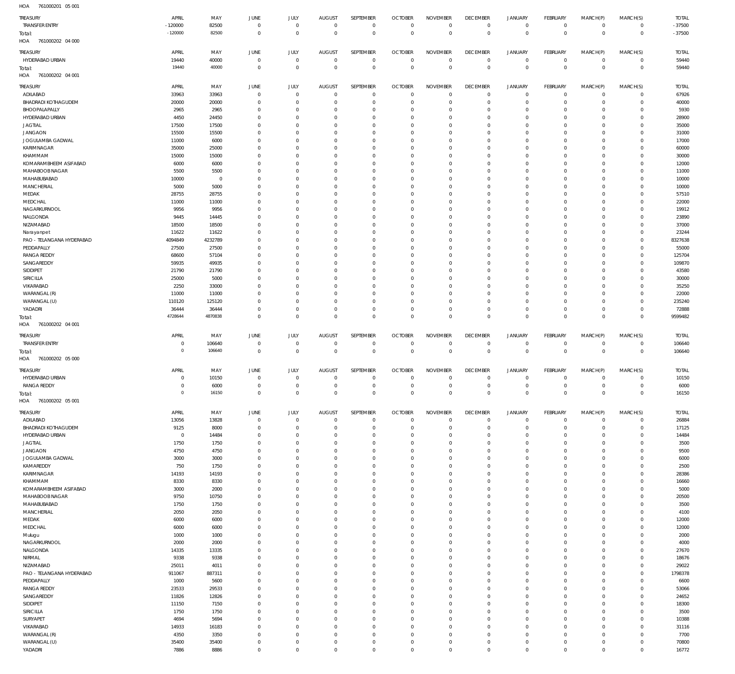HOA 761000201 05 001

| TREASURY | APRIL | MAY | JUNE | JULY | AUGUST | SEPTEMBER | OCTOBER | NOVEMBER | DECEMBER | JANUARY | FEBRUARY | MARCH(P) | MARCH(S) | TOTAL |
|---|---|---|---|---|---|---|---|---|---|---|---|---|---|---|
| TRANSFER ENTRY | -120000 | 82500 | 0 | 0 | 0 | 0 | 0 | 0 | 0 | 0 | 0 | 0 | 0 | -37500 |
| Total: | -120000 | 82500 | 0 | 0 | 0 | 0 | 0 | 0 | 0 | 0 | 0 | 0 | 0 | -37500 |

HOA 761000202 04 000

| TREASURY | APRIL | MAY | JUNE | JULY | AUGUST | SEPTEMBER | OCTOBER | NOVEMBER | DECEMBER | JANUARY | FEBRUARY | MARCH(P) | MARCH(S) | TOTAL |
|---|---|---|---|---|---|---|---|---|---|---|---|---|---|---|
| HYDERABAD URBAN | 19440 | 40000 | 0 | 0 | 0 | 0 | 0 | 0 | 0 | 0 | 0 | 0 | 0 | 59440 |
| Total: | 19440 | 40000 | 0 | 0 | 0 | 0 | 0 | 0 | 0 | 0 | 0 | 0 | 0 | 59440 |

HOA 761000202 04 001

| TREASURY | APRIL | MAY | JUNE | JULY | AUGUST | SEPTEMBER | OCTOBER | NOVEMBER | DECEMBER | JANUARY | FEBRUARY | MARCH(P) | MARCH(S) | TOTAL |
|---|---|---|---|---|---|---|---|---|---|---|---|---|---|---|
| ADILABAD | 33963 | 33963 | 0 | 0 | 0 | 0 | 0 | 0 | 0 | 0 | 0 | 0 | 0 | 67926 |
| BHADRADI KOTHAGUDEM | 20000 | 20000 | 0 | 0 | 0 | 0 | 0 | 0 | 0 | 0 | 0 | 0 | 0 | 40000 |
| BHOOPALAPALLY | 2965 | 2965 | 0 | 0 | 0 | 0 | 0 | 0 | 0 | 0 | 0 | 0 | 0 | 5930 |
| HYDERABAD URBAN | 4450 | 24450 | 0 | 0 | 0 | 0 | 0 | 0 | 0 | 0 | 0 | 0 | 0 | 28900 |
| JAGTIAL | 17500 | 17500 | 0 | 0 | 0 | 0 | 0 | 0 | 0 | 0 | 0 | 0 | 0 | 35000 |
| JANGAON | 15500 | 15500 | 0 | 0 | 0 | 0 | 0 | 0 | 0 | 0 | 0 | 0 | 0 | 31000 |
| JOGULAMBA GADWAL | 11000 | 6000 | 0 | 0 | 0 | 0 | 0 | 0 | 0 | 0 | 0 | 0 | 0 | 17000 |
| KARIMNAGAR | 35000 | 25000 | 0 | 0 | 0 | 0 | 0 | 0 | 0 | 0 | 0 | 0 | 0 | 60000 |
| KHAMMAM | 15000 | 15000 | 0 | 0 | 0 | 0 | 0 | 0 | 0 | 0 | 0 | 0 | 0 | 30000 |
| KOMARAMBHEEM ASIFABAD | 6000 | 6000 | 0 | 0 | 0 | 0 | 0 | 0 | 0 | 0 | 0 | 0 | 0 | 12000 |
| MAHABOOBNAGAR | 5500 | 5500 | 0 | 0 | 0 | 0 | 0 | 0 | 0 | 0 | 0 | 0 | 0 | 11000 |
| MAHABUBABAD | 10000 | 0 | 0 | 0 | 0 | 0 | 0 | 0 | 0 | 0 | 0 | 0 | 0 | 10000 |
| MANCHERIAL | 5000 | 5000 | 0 | 0 | 0 | 0 | 0 | 0 | 0 | 0 | 0 | 0 | 0 | 10000 |
| MEDAK | 28755 | 28755 | 0 | 0 | 0 | 0 | 0 | 0 | 0 | 0 | 0 | 0 | 0 | 57510 |
| MEDCHAL | 11000 | 11000 | 0 | 0 | 0 | 0 | 0 | 0 | 0 | 0 | 0 | 0 | 0 | 22000 |
| NAGARKURNOOL | 9956 | 9956 | 0 | 0 | 0 | 0 | 0 | 0 | 0 | 0 | 0 | 0 | 0 | 19912 |
| NALGONDA | 9445 | 14445 | 0 | 0 | 0 | 0 | 0 | 0 | 0 | 0 | 0 | 0 | 0 | 23890 |
| NIZAMABAD | 18500 | 18500 | 0 | 0 | 0 | 0 | 0 | 0 | 0 | 0 | 0 | 0 | 0 | 37000 |
| Narayanpet | 11622 | 11622 | 0 | 0 | 0 | 0 | 0 | 0 | 0 | 0 | 0 | 0 | 0 | 23244 |
| PAO - TELANGANA HYDERABAD | 4094849 | 4232789 | 0 | 0 | 0 | 0 | 0 | 0 | 0 | 0 | 0 | 0 | 0 | 8327638 |
| PEDDAPALLY | 27500 | 27500 | 0 | 0 | 0 | 0 | 0 | 0 | 0 | 0 | 0 | 0 | 0 | 55000 |
| RANGA REDDY | 68600 | 57104 | 0 | 0 | 0 | 0 | 0 | 0 | 0 | 0 | 0 | 0 | 0 | 125704 |
| SANGAREDDY | 59935 | 49935 | 0 | 0 | 0 | 0 | 0 | 0 | 0 | 0 | 0 | 0 | 0 | 109870 |
| SIDDIPET | 21790 | 21790 | 0 | 0 | 0 | 0 | 0 | 0 | 0 | 0 | 0 | 0 | 0 | 43580 |
| SIRICILLA | 25000 | 5000 | 0 | 0 | 0 | 0 | 0 | 0 | 0 | 0 | 0 | 0 | 0 | 30000 |
| VIKARABAD | 2250 | 33000 | 0 | 0 | 0 | 0 | 0 | 0 | 0 | 0 | 0 | 0 | 0 | 35250 |
| WARANGAL (R) | 11000 | 11000 | 0 | 0 | 0 | 0 | 0 | 0 | 0 | 0 | 0 | 0 | 0 | 22000 |
| WARANGAL (U) | 110120 | 125120 | 0 | 0 | 0 | 0 | 0 | 0 | 0 | 0 | 0 | 0 | 0 | 235240 |
| YADADRI | 36444 | 36444 | 0 | 0 | 0 | 0 | 0 | 0 | 0 | 0 | 0 | 0 | 0 | 72888 |
| Total: | 4728644 | 4870838 | 0 | 0 | 0 | 0 | 0 | 0 | 0 | 0 | 0 | 0 | 0 | 9599482 |

HOA 761000202 04 001

| TREASURY | APRIL | MAY | JUNE | JULY | AUGUST | SEPTEMBER | OCTOBER | NOVEMBER | DECEMBER | JANUARY | FEBRUARY | MARCH(P) | MARCH(S) | TOTAL |
|---|---|---|---|---|---|---|---|---|---|---|---|---|---|---|
| TRANSFER ENTRY | 0 | 106640 | 0 | 0 | 0 | 0 | 0 | 0 | 0 | 0 | 0 | 0 | 0 | 106640 |
| Total: | 0 | 106640 | 0 | 0 | 0 | 0 | 0 | 0 | 0 | 0 | 0 | 0 | 0 | 106640 |

HOA 761000202 05 000

| TREASURY | APRIL | MAY | JUNE | JULY | AUGUST | SEPTEMBER | OCTOBER | NOVEMBER | DECEMBER | JANUARY | FEBRUARY | MARCH(P) | MARCH(S) | TOTAL |
|---|---|---|---|---|---|---|---|---|---|---|---|---|---|---|
| HYDERABAD URBAN | 0 | 10150 | 0 | 0 | 0 | 0 | 0 | 0 | 0 | 0 | 0 | 0 | 0 | 10150 |
| RANGA REDDY | 0 | 6000 | 0 | 0 | 0 | 0 | 0 | 0 | 0 | 0 | 0 | 0 | 0 | 6000 |
| Total: | 0 | 16150 | 0 | 0 | 0 | 0 | 0 | 0 | 0 | 0 | 0 | 0 | 0 | 16150 |

HOA 761000202 05 001

| TREASURY | APRIL | MAY | JUNE | JULY | AUGUST | SEPTEMBER | OCTOBER | NOVEMBER | DECEMBER | JANUARY | FEBRUARY | MARCH(P) | MARCH(S) | TOTAL |
|---|---|---|---|---|---|---|---|---|---|---|---|---|---|---|
| ADILABAD | 13056 | 13828 | 0 | 0 | 0 | 0 | 0 | 0 | 0 | 0 | 0 | 0 | 0 | 26884 |
| BHADRADI KOTHAGUDEM | 9125 | 8000 | 0 | 0 | 0 | 0 | 0 | 0 | 0 | 0 | 0 | 0 | 0 | 17125 |
| HYDERABAD URBAN | 0 | 14484 | 0 | 0 | 0 | 0 | 0 | 0 | 0 | 0 | 0 | 0 | 0 | 14484 |
| JAGTIAL | 1750 | 1750 | 0 | 0 | 0 | 0 | 0 | 0 | 0 | 0 | 0 | 0 | 0 | 3500 |
| JANGAON | 4750 | 4750 | 0 | 0 | 0 | 0 | 0 | 0 | 0 | 0 | 0 | 0 | 0 | 9500 |
| JOGULAMBA GADWAL | 3000 | 3000 | 0 | 0 | 0 | 0 | 0 | 0 | 0 | 0 | 0 | 0 | 0 | 6000 |
| KAMAREDDY | 750 | 1750 | 0 | 0 | 0 | 0 | 0 | 0 | 0 | 0 | 0 | 0 | 0 | 2500 |
| KARIMNAGAR | 14193 | 14193 | 0 | 0 | 0 | 0 | 0 | 0 | 0 | 0 | 0 | 0 | 0 | 28386 |
| KHAMMAM | 8330 | 8330 | 0 | 0 | 0 | 0 | 0 | 0 | 0 | 0 | 0 | 0 | 0 | 16660 |
| KOMARAMBHEEM ASIFABAD | 3000 | 2000 | 0 | 0 | 0 | 0 | 0 | 0 | 0 | 0 | 0 | 0 | 0 | 5000 |
| MAHABOOBNAGAR | 9750 | 10750 | 0 | 0 | 0 | 0 | 0 | 0 | 0 | 0 | 0 | 0 | 0 | 20500 |
| MAHABUBABAD | 1750 | 1750 | 0 | 0 | 0 | 0 | 0 | 0 | 0 | 0 | 0 | 0 | 0 | 3500 |
| MANCHERIAL | 2050 | 2050 | 0 | 0 | 0 | 0 | 0 | 0 | 0 | 0 | 0 | 0 | 0 | 4100 |
| MEDAK | 6000 | 6000 | 0 | 0 | 0 | 0 | 0 | 0 | 0 | 0 | 0 | 0 | 0 | 12000 |
| MEDCHAL | 6000 | 6000 | 0 | 0 | 0 | 0 | 0 | 0 | 0 | 0 | 0 | 0 | 0 | 12000 |
| Mulugu | 1000 | 1000 | 0 | 0 | 0 | 0 | 0 | 0 | 0 | 0 | 0 | 0 | 0 | 2000 |
| NAGARKURNOOL | 2000 | 2000 | 0 | 0 | 0 | 0 | 0 | 0 | 0 | 0 | 0 | 0 | 0 | 4000 |
| NALGONDA | 14335 | 13335 | 0 | 0 | 0 | 0 | 0 | 0 | 0 | 0 | 0 | 0 | 0 | 27670 |
| NIRMAL | 9338 | 9338 | 0 | 0 | 0 | 0 | 0 | 0 | 0 | 0 | 0 | 0 | 0 | 18676 |
| NIZAMABAD | 25011 | 4011 | 0 | 0 | 0 | 0 | 0 | 0 | 0 | 0 | 0 | 0 | 0 | 29022 |
| PAO - TELANGANA HYDERABAD | 911067 | 887311 | 0 | 0 | 0 | 0 | 0 | 0 | 0 | 0 | 0 | 0 | 0 | 1798378 |
| PEDDAPALLY | 1000 | 5600 | 0 | 0 | 0 | 0 | 0 | 0 | 0 | 0 | 0 | 0 | 0 | 6600 |
| RANGA REDDY | 23533 | 29533 | 0 | 0 | 0 | 0 | 0 | 0 | 0 | 0 | 0 | 0 | 0 | 53066 |
| SANGAREDDY | 11826 | 12826 | 0 | 0 | 0 | 0 | 0 | 0 | 0 | 0 | 0 | 0 | 0 | 24652 |
| SIDDIPET | 11150 | 7150 | 0 | 0 | 0 | 0 | 0 | 0 | 0 | 0 | 0 | 0 | 0 | 18300 |
| SIRICILLA | 1750 | 1750 | 0 | 0 | 0 | 0 | 0 | 0 | 0 | 0 | 0 | 0 | 0 | 3500 |
| SURYAPET | 4694 | 5694 | 0 | 0 | 0 | 0 | 0 | 0 | 0 | 0 | 0 | 0 | 0 | 10388 |
| VIKARABAD | 14933 | 16183 | 0 | 0 | 0 | 0 | 0 | 0 | 0 | 0 | 0 | 0 | 0 | 31116 |
| WARANGAL (R) | 4350 | 3350 | 0 | 0 | 0 | 0 | 0 | 0 | 0 | 0 | 0 | 0 | 0 | 7700 |
| WARANGAL (U) | 35400 | 35400 | 0 | 0 | 0 | 0 | 0 | 0 | 0 | 0 | 0 | 0 | 0 | 70800 |
| YADADRI | 7886 | 8886 | 0 | 0 | 0 | 0 | 0 | 0 | 0 | 0 | 0 | 0 | 0 | 16772 |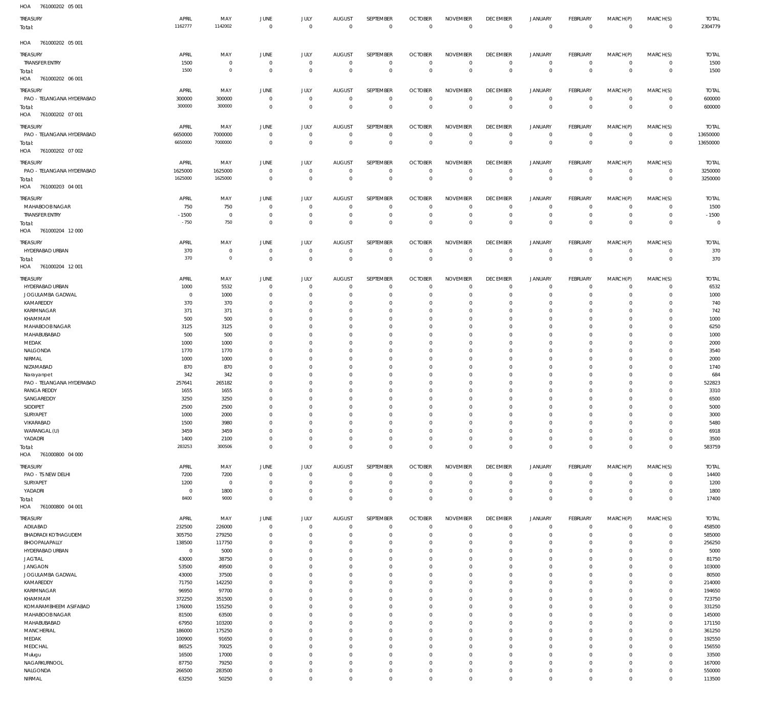HOA 761000202 05 001

| TREASURY | APRIL | MAY | JUNE | JULY | AUGUST | SEPTEMBER | OCTOBER | NOVEMBER | DECEMBER | JANUARY | FEBRUARY | MARCH(P) | MARCH(S) | TOTAL |
|---|---|---|---|---|---|---|---|---|---|---|---|---|---|---|
| Total: | 1162777 | 1142002 | 0 | 0 | 0 | 0 | 0 | 0 | 0 | 0 | 0 | 0 | 0 | 2304779 |

HOA 761000202 05 001

| TREASURY | APRIL | MAY | JUNE | JULY | AUGUST | SEPTEMBER | OCTOBER | NOVEMBER | DECEMBER | JANUARY | FEBRUARY | MARCH(P) | MARCH(S) | TOTAL |
|---|---|---|---|---|---|---|---|---|---|---|---|---|---|---|
| TRANSFER ENTRY | 1500 | 0 | 0 | 0 | 0 | 0 | 0 | 0 | 0 | 0 | 0 | 0 | 0 | 1500 |
| Total: | 1500 | 0 | 0 | 0 | 0 | 0 | 0 | 0 | 0 | 0 | 0 | 0 | 0 | 1500 |

HOA 761000202 06 001

| TREASURY | APRIL | MAY | JUNE | JULY | AUGUST | SEPTEMBER | OCTOBER | NOVEMBER | DECEMBER | JANUARY | FEBRUARY | MARCH(P) | MARCH(S) | TOTAL |
|---|---|---|---|---|---|---|---|---|---|---|---|---|---|---|
| PAO - TELANGANA HYDERABAD | 300000 | 300000 | 0 | 0 | 0 | 0 | 0 | 0 | 0 | 0 | 0 | 0 | 0 | 600000 |
| Total: | 300000 | 300000 | 0 | 0 | 0 | 0 | 0 | 0 | 0 | 0 | 0 | 0 | 0 | 600000 |

HOA 761000202 07 001

| TREASURY | APRIL | MAY | JUNE | JULY | AUGUST | SEPTEMBER | OCTOBER | NOVEMBER | DECEMBER | JANUARY | FEBRUARY | MARCH(P) | MARCH(S) | TOTAL |
|---|---|---|---|---|---|---|---|---|---|---|---|---|---|---|
| PAO - TELANGANA HYDERABAD | 6650000 | 7000000 | 0 | 0 | 0 | 0 | 0 | 0 | 0 | 0 | 0 | 0 | 0 | 13650000 |
| Total: | 6650000 | 7000000 | 0 | 0 | 0 | 0 | 0 | 0 | 0 | 0 | 0 | 0 | 0 | 13650000 |

HOA 761000202 07 002

| TREASURY | APRIL | MAY | JUNE | JULY | AUGUST | SEPTEMBER | OCTOBER | NOVEMBER | DECEMBER | JANUARY | FEBRUARY | MARCH(P) | MARCH(S) | TOTAL |
|---|---|---|---|---|---|---|---|---|---|---|---|---|---|---|
| PAO - TELANGANA HYDERABAD | 1625000 | 1625000 | 0 | 0 | 0 | 0 | 0 | 0 | 0 | 0 | 0 | 0 | 0 | 3250000 |
| Total: | 1625000 | 1625000 | 0 | 0 | 0 | 0 | 0 | 0 | 0 | 0 | 0 | 0 | 0 | 3250000 |

HOA 761000203 04 001

| TREASURY | APRIL | MAY | JUNE | JULY | AUGUST | SEPTEMBER | OCTOBER | NOVEMBER | DECEMBER | JANUARY | FEBRUARY | MARCH(P) | MARCH(S) | TOTAL |
|---|---|---|---|---|---|---|---|---|---|---|---|---|---|---|
| MAHABOOB NAGAR | 750 | 750 | 0 | 0 | 0 | 0 | 0 | 0 | 0 | 0 | 0 | 0 | 0 | 1500 |
| TRANSFER ENTRY | -1500 | 0 | 0 | 0 | 0 | 0 | 0 | 0 | 0 | 0 | 0 | 0 | 0 | -1500 |
| Total: | -750 | 750 | 0 | 0 | 0 | 0 | 0 | 0 | 0 | 0 | 0 | 0 | 0 | 0 |

HOA 761000204 12 000

| TREASURY | APRIL | MAY | JUNE | JULY | AUGUST | SEPTEMBER | OCTOBER | NOVEMBER | DECEMBER | JANUARY | FEBRUARY | MARCH(P) | MARCH(S) | TOTAL |
|---|---|---|---|---|---|---|---|---|---|---|---|---|---|---|
| HYDERABAD URBAN | 370 | 0 | 0 | 0 | 0 | 0 | 0 | 0 | 0 | 0 | 0 | 0 | 0 | 370 |
| Total: | 370 | 0 | 0 | 0 | 0 | 0 | 0 | 0 | 0 | 0 | 0 | 0 | 0 | 370 |

HOA 761000204 12 001

| TREASURY | APRIL | MAY | JUNE | JULY | AUGUST | SEPTEMBER | OCTOBER | NOVEMBER | DECEMBER | JANUARY | FEBRUARY | MARCH(P) | MARCH(S) | TOTAL |
|---|---|---|---|---|---|---|---|---|---|---|---|---|---|---|
| HYDERABAD URBAN | 1000 | 5532 | 0 | 0 | 0 | 0 | 0 | 0 | 0 | 0 | 0 | 0 | 0 | 6532 |
| JOGULAMBA GADWAL | 0 | 1000 | 0 | 0 | 0 | 0 | 0 | 0 | 0 | 0 | 0 | 0 | 0 | 1000 |
| KAMAREDDY | 370 | 370 | 0 | 0 | 0 | 0 | 0 | 0 | 0 | 0 | 0 | 0 | 0 | 740 |
| KARIMNAGAR | 371 | 371 | 0 | 0 | 0 | 0 | 0 | 0 | 0 | 0 | 0 | 0 | 0 | 742 |
| KHAMMAM | 500 | 500 | 0 | 0 | 0 | 0 | 0 | 0 | 0 | 0 | 0 | 0 | 0 | 1000 |
| MAHABOOB NAGAR | 3125 | 3125 | 0 | 0 | 0 | 0 | 0 | 0 | 0 | 0 | 0 | 0 | 0 | 6250 |
| MAHABUBABAD | 500 | 500 | 0 | 0 | 0 | 0 | 0 | 0 | 0 | 0 | 0 | 0 | 0 | 1000 |
| MEDAK | 1000 | 1000 | 0 | 0 | 0 | 0 | 0 | 0 | 0 | 0 | 0 | 0 | 0 | 2000 |
| NALGONDA | 1770 | 1770 | 0 | 0 | 0 | 0 | 0 | 0 | 0 | 0 | 0 | 0 | 0 | 3540 |
| NIRMAL | 1000 | 1000 | 0 | 0 | 0 | 0 | 0 | 0 | 0 | 0 | 0 | 0 | 0 | 2000 |
| NIZAMABAD | 870 | 870 | 0 | 0 | 0 | 0 | 0 | 0 | 0 | 0 | 0 | 0 | 0 | 1740 |
| Narayanpet | 342 | 342 | 0 | 0 | 0 | 0 | 0 | 0 | 0 | 0 | 0 | 0 | 0 | 684 |
| PAO - TELANGANA HYDERABAD | 257641 | 265182 | 0 | 0 | 0 | 0 | 0 | 0 | 0 | 0 | 0 | 0 | 0 | 522823 |
| RANGA REDDY | 1655 | 1655 | 0 | 0 | 0 | 0 | 0 | 0 | 0 | 0 | 0 | 0 | 0 | 3310 |
| SANGAREDDY | 3250 | 3250 | 0 | 0 | 0 | 0 | 0 | 0 | 0 | 0 | 0 | 0 | 0 | 6500 |
| SIDDIPET | 2500 | 2500 | 0 | 0 | 0 | 0 | 0 | 0 | 0 | 0 | 0 | 0 | 0 | 5000 |
| SURYAPET | 1000 | 2000 | 0 | 0 | 0 | 0 | 0 | 0 | 0 | 0 | 0 | 0 | 0 | 3000 |
| VIKARABAD | 1500 | 3980 | 0 | 0 | 0 | 0 | 0 | 0 | 0 | 0 | 0 | 0 | 0 | 5480 |
| WARANGAL (U) | 3459 | 3459 | 0 | 0 | 0 | 0 | 0 | 0 | 0 | 0 | 0 | 0 | 0 | 6918 |
| YADADRI | 1400 | 2100 | 0 | 0 | 0 | 0 | 0 | 0 | 0 | 0 | 0 | 0 | 0 | 3500 |
| Total: | 283253 | 300506 | 0 | 0 | 0 | 0 | 0 | 0 | 0 | 0 | 0 | 0 | 0 | 583759 |

HOA 761000800 04 000

| TREASURY | APRIL | MAY | JUNE | JULY | AUGUST | SEPTEMBER | OCTOBER | NOVEMBER | DECEMBER | JANUARY | FEBRUARY | MARCH(P) | MARCH(S) | TOTAL |
|---|---|---|---|---|---|---|---|---|---|---|---|---|---|---|
| PAO - TS NEW DELHI | 7200 | 7200 | 0 | 0 | 0 | 0 | 0 | 0 | 0 | 0 | 0 | 0 | 0 | 14400 |
| SURYAPET | 1200 | 0 | 0 | 0 | 0 | 0 | 0 | 0 | 0 | 0 | 0 | 0 | 0 | 1200 |
| YADADRI | 0 | 1800 | 0 | 0 | 0 | 0 | 0 | 0 | 0 | 0 | 0 | 0 | 0 | 1800 |
| Total: | 8400 | 9000 | 0 | 0 | 0 | 0 | 0 | 0 | 0 | 0 | 0 | 0 | 0 | 17400 |

HOA 761000800 04 001

| TREASURY | APRIL | MAY | JUNE | JULY | AUGUST | SEPTEMBER | OCTOBER | NOVEMBER | DECEMBER | JANUARY | FEBRUARY | MARCH(P) | MARCH(S) | TOTAL |
|---|---|---|---|---|---|---|---|---|---|---|---|---|---|---|
| ADILABAD | 232500 | 226000 | 0 | 0 | 0 | 0 | 0 | 0 | 0 | 0 | 0 | 0 | 0 | 458500 |
| BHADRADI KOTHAGUDEM | 305750 | 279250 | 0 | 0 | 0 | 0 | 0 | 0 | 0 | 0 | 0 | 0 | 0 | 585000 |
| BHOOPALAPALLY | 138500 | 117750 | 0 | 0 | 0 | 0 | 0 | 0 | 0 | 0 | 0 | 0 | 0 | 256250 |
| HYDERABAD URBAN | 0 | 5000 | 0 | 0 | 0 | 0 | 0 | 0 | 0 | 0 | 0 | 0 | 0 | 5000 |
| JAGTIAL | 43000 | 38750 | 0 | 0 | 0 | 0 | 0 | 0 | 0 | 0 | 0 | 0 | 0 | 81750 |
| JANGAON | 53500 | 49500 | 0 | 0 | 0 | 0 | 0 | 0 | 0 | 0 | 0 | 0 | 0 | 103000 |
| JOGULAMBA GADWAL | 43000 | 37500 | 0 | 0 | 0 | 0 | 0 | 0 | 0 | 0 | 0 | 0 | 0 | 80500 |
| KAMAREDDY | 71750 | 142250 | 0 | 0 | 0 | 0 | 0 | 0 | 0 | 0 | 0 | 0 | 0 | 214000 |
| KARIMNAGAR | 96950 | 97700 | 0 | 0 | 0 | 0 | 0 | 0 | 0 | 0 | 0 | 0 | 0 | 194650 |
| KHAMMAM | 372250 | 351500 | 0 | 0 | 0 | 0 | 0 | 0 | 0 | 0 | 0 | 0 | 0 | 723750 |
| KOMARAMBHEEM ASIFABAD | 176000 | 155250 | 0 | 0 | 0 | 0 | 0 | 0 | 0 | 0 | 0 | 0 | 0 | 331250 |
| MAHABOOB NAGAR | 81500 | 63500 | 0 | 0 | 0 | 0 | 0 | 0 | 0 | 0 | 0 | 0 | 0 | 145000 |
| MAHABUBABAD | 67950 | 103200 | 0 | 0 | 0 | 0 | 0 | 0 | 0 | 0 | 0 | 0 | 0 | 171150 |
| MANCHERIAL | 186000 | 175250 | 0 | 0 | 0 | 0 | 0 | 0 | 0 | 0 | 0 | 0 | 0 | 361250 |
| MEDAK | 100900 | 91650 | 0 | 0 | 0 | 0 | 0 | 0 | 0 | 0 | 0 | 0 | 0 | 192550 |
| MEDCHAL | 86525 | 70025 | 0 | 0 | 0 | 0 | 0 | 0 | 0 | 0 | 0 | 0 | 0 | 156550 |
| Mulugu | 16500 | 17000 | 0 | 0 | 0 | 0 | 0 | 0 | 0 | 0 | 0 | 0 | 0 | 33500 |
| NAGARKURNOOL | 87750 | 79250 | 0 | 0 | 0 | 0 | 0 | 0 | 0 | 0 | 0 | 0 | 0 | 167000 |
| NALGONDA | 266500 | 283500 | 0 | 0 | 0 | 0 | 0 | 0 | 0 | 0 | 0 | 0 | 0 | 550000 |
| NIRMAL | 63250 | 50250 | 0 | 0 | 0 | 0 | 0 | 0 | 0 | 0 | 0 | 0 | 0 | 113500 |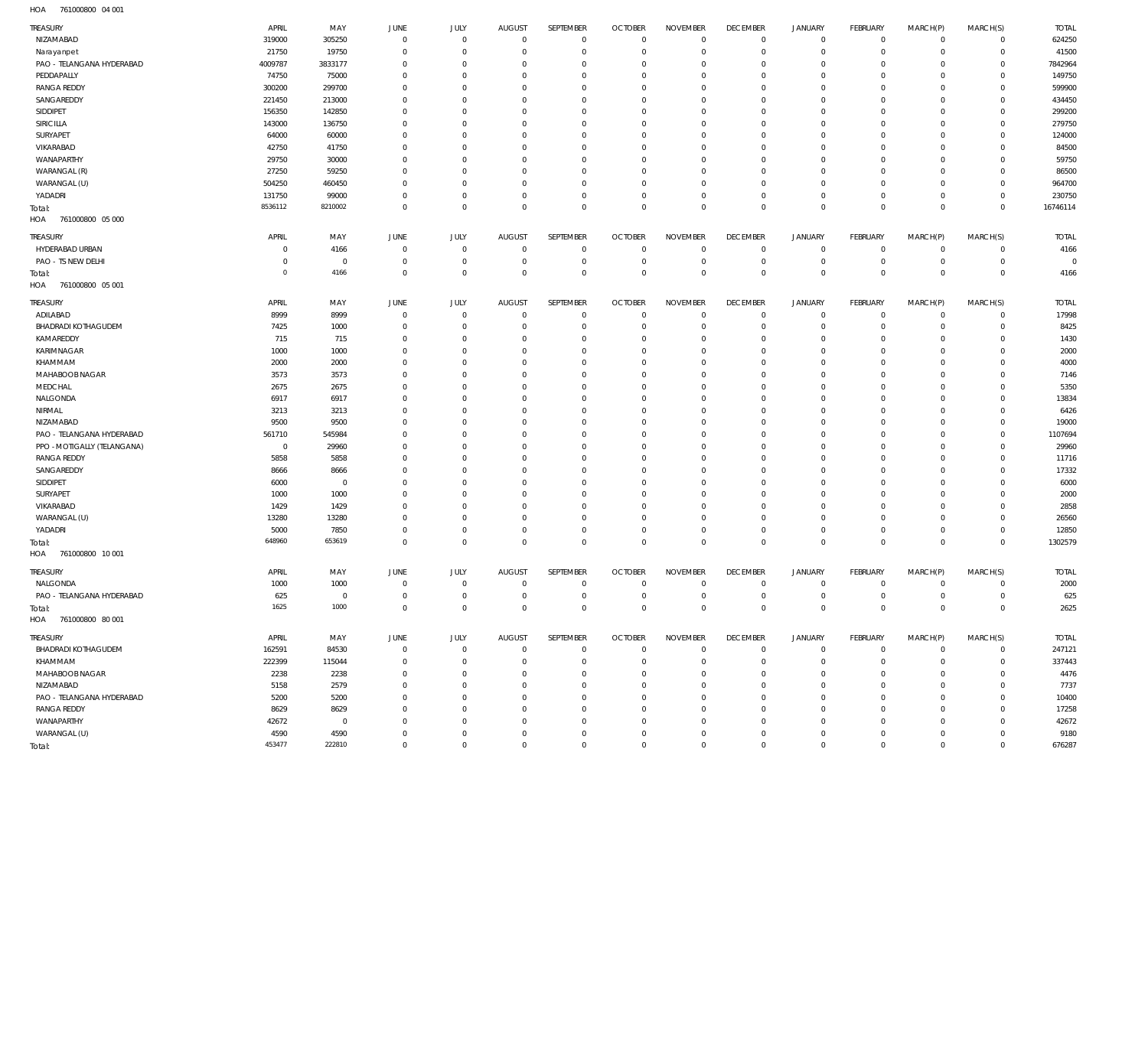HOA 761000800 04 001

| TREASURY | APRIL | MAY | JUNE | JULY | AUGUST | SEPTEMBER | OCTOBER | NOVEMBER | DECEMBER | JANUARY | FEBRUARY | MARCH(P) | MARCH(S) | TOTAL |
|---|---|---|---|---|---|---|---|---|---|---|---|---|---|---|
| NIZAMABAD | 319000 | 305250 | 0 | 0 | 0 | 0 | 0 | 0 | 0 | 0 | 0 | 0 | 0 | 624250 |
| Narayanpet | 21750 | 19750 | 0 | 0 | 0 | 0 | 0 | 0 | 0 | 0 | 0 | 0 | 0 | 41500 |
| PAO - TELANGANA HYDERABAD | 4009787 | 3833177 | 0 | 0 | 0 | 0 | 0 | 0 | 0 | 0 | 0 | 0 | 0 | 7842964 |
| PEDDAPALLY | 74750 | 75000 | 0 | 0 | 0 | 0 | 0 | 0 | 0 | 0 | 0 | 0 | 0 | 149750 |
| RANGA REDDY | 300200 | 299700 | 0 | 0 | 0 | 0 | 0 | 0 | 0 | 0 | 0 | 0 | 0 | 599900 |
| SANGAREDDY | 221450 | 213000 | 0 | 0 | 0 | 0 | 0 | 0 | 0 | 0 | 0 | 0 | 0 | 434450 |
| SIDDIPET | 156350 | 142850 | 0 | 0 | 0 | 0 | 0 | 0 | 0 | 0 | 0 | 0 | 0 | 299200 |
| SIRICILLA | 143000 | 136750 | 0 | 0 | 0 | 0 | 0 | 0 | 0 | 0 | 0 | 0 | 0 | 279750 |
| SURYAPET | 64000 | 60000 | 0 | 0 | 0 | 0 | 0 | 0 | 0 | 0 | 0 | 0 | 0 | 124000 |
| VIKARABAD | 42750 | 41750 | 0 | 0 | 0 | 0 | 0 | 0 | 0 | 0 | 0 | 0 | 0 | 84500 |
| WANAPARTHY | 29750 | 30000 | 0 | 0 | 0 | 0 | 0 | 0 | 0 | 0 | 0 | 0 | 0 | 59750 |
| WARANGAL (R) | 27250 | 59250 | 0 | 0 | 0 | 0 | 0 | 0 | 0 | 0 | 0 | 0 | 0 | 86500 |
| WARANGAL (U) | 504250 | 460450 | 0 | 0 | 0 | 0 | 0 | 0 | 0 | 0 | 0 | 0 | 0 | 964700 |
| YADADRI | 131750 | 99000 | 0 | 0 | 0 | 0 | 0 | 0 | 0 | 0 | 0 | 0 | 0 | 230750 |
| Total: | 8536112 | 8210002 | 0 | 0 | 0 | 0 | 0 | 0 | 0 | 0 | 0 | 0 | 0 | 16746114 |

HOA 761000800 05 000

| TREASURY | APRIL | MAY | JUNE | JULY | AUGUST | SEPTEMBER | OCTOBER | NOVEMBER | DECEMBER | JANUARY | FEBRUARY | MARCH(P) | MARCH(S) | TOTAL |
|---|---|---|---|---|---|---|---|---|---|---|---|---|---|---|
| HYDERABAD URBAN | 0 | 4166 | 0 | 0 | 0 | 0 | 0 | 0 | 0 | 0 | 0 | 0 | 0 | 4166 |
| PAO - TS NEW DELHI | 0 | 0 | 0 | 0 | 0 | 0 | 0 | 0 | 0 | 0 | 0 | 0 | 0 | 0 |
| Total: | 0 | 4166 | 0 | 0 | 0 | 0 | 0 | 0 | 0 | 0 | 0 | 0 | 0 | 4166 |

HOA 761000800 05 001

| TREASURY | APRIL | MAY | JUNE | JULY | AUGUST | SEPTEMBER | OCTOBER | NOVEMBER | DECEMBER | JANUARY | FEBRUARY | MARCH(P) | MARCH(S) | TOTAL |
|---|---|---|---|---|---|---|---|---|---|---|---|---|---|---|
| ADILABAD | 8999 | 8999 | 0 | 0 | 0 | 0 | 0 | 0 | 0 | 0 | 0 | 0 | 0 | 17998 |
| BHADRADI KOTHAGUDEM | 7425 | 1000 | 0 | 0 | 0 | 0 | 0 | 0 | 0 | 0 | 0 | 0 | 0 | 8425 |
| KAMAREDDY | 715 | 715 | 0 | 0 | 0 | 0 | 0 | 0 | 0 | 0 | 0 | 0 | 0 | 1430 |
| KARIMNAGAR | 1000 | 1000 | 0 | 0 | 0 | 0 | 0 | 0 | 0 | 0 | 0 | 0 | 0 | 2000 |
| KHAMMAM | 2000 | 2000 | 0 | 0 | 0 | 0 | 0 | 0 | 0 | 0 | 0 | 0 | 0 | 4000 |
| MAHABOOB NAGAR | 3573 | 3573 | 0 | 0 | 0 | 0 | 0 | 0 | 0 | 0 | 0 | 0 | 0 | 7146 |
| MEDCHAL | 2675 | 2675 | 0 | 0 | 0 | 0 | 0 | 0 | 0 | 0 | 0 | 0 | 0 | 5350 |
| NALGONDA | 6917 | 6917 | 0 | 0 | 0 | 0 | 0 | 0 | 0 | 0 | 0 | 0 | 0 | 13834 |
| NIRMAL | 3213 | 3213 | 0 | 0 | 0 | 0 | 0 | 0 | 0 | 0 | 0 | 0 | 0 | 6426 |
| NIZAMABAD | 9500 | 9500 | 0 | 0 | 0 | 0 | 0 | 0 | 0 | 0 | 0 | 0 | 0 | 19000 |
| PAO - TELANGANA HYDERABAD | 561710 | 545984 | 0 | 0 | 0 | 0 | 0 | 0 | 0 | 0 | 0 | 0 | 0 | 1107694 |
| PPO - MOTIGALLY (TELANGANA) | 0 | 29960 | 0 | 0 | 0 | 0 | 0 | 0 | 0 | 0 | 0 | 0 | 0 | 29960 |
| RANGA REDDY | 5858 | 5858 | 0 | 0 | 0 | 0 | 0 | 0 | 0 | 0 | 0 | 0 | 0 | 11716 |
| SANGAREDDY | 8666 | 8666 | 0 | 0 | 0 | 0 | 0 | 0 | 0 | 0 | 0 | 0 | 0 | 17332 |
| SIDDIPET | 6000 | 0 | 0 | 0 | 0 | 0 | 0 | 0 | 0 | 0 | 0 | 0 | 0 | 6000 |
| SURYAPET | 1000 | 1000 | 0 | 0 | 0 | 0 | 0 | 0 | 0 | 0 | 0 | 0 | 0 | 2000 |
| VIKARABAD | 1429 | 1429 | 0 | 0 | 0 | 0 | 0 | 0 | 0 | 0 | 0 | 0 | 0 | 2858 |
| WARANGAL (U) | 13280 | 13280 | 0 | 0 | 0 | 0 | 0 | 0 | 0 | 0 | 0 | 0 | 0 | 26560 |
| YADADRI | 5000 | 7850 | 0 | 0 | 0 | 0 | 0 | 0 | 0 | 0 | 0 | 0 | 0 | 12850 |
| Total: | 648960 | 653619 | 0 | 0 | 0 | 0 | 0 | 0 | 0 | 0 | 0 | 0 | 0 | 1302579 |

HOA 761000800 10 001

| TREASURY | APRIL | MAY | JUNE | JULY | AUGUST | SEPTEMBER | OCTOBER | NOVEMBER | DECEMBER | JANUARY | FEBRUARY | MARCH(P) | MARCH(S) | TOTAL |
|---|---|---|---|---|---|---|---|---|---|---|---|---|---|---|
| NALGONDA | 1000 | 1000 | 0 | 0 | 0 | 0 | 0 | 0 | 0 | 0 | 0 | 0 | 0 | 2000 |
| PAO - TELANGANA HYDERABAD | 625 | 0 | 0 | 0 | 0 | 0 | 0 | 0 | 0 | 0 | 0 | 0 | 0 | 625 |
| Total: | 1625 | 1000 | 0 | 0 | 0 | 0 | 0 | 0 | 0 | 0 | 0 | 0 | 0 | 2625 |

HOA 761000800 80 001

| TREASURY | APRIL | MAY | JUNE | JULY | AUGUST | SEPTEMBER | OCTOBER | NOVEMBER | DECEMBER | JANUARY | FEBRUARY | MARCH(P) | MARCH(S) | TOTAL |
|---|---|---|---|---|---|---|---|---|---|---|---|---|---|---|
| BHADRADI KOTHAGUDEM | 162591 | 84530 | 0 | 0 | 0 | 0 | 0 | 0 | 0 | 0 | 0 | 0 | 0 | 247121 |
| KHAMMAM | 222399 | 115044 | 0 | 0 | 0 | 0 | 0 | 0 | 0 | 0 | 0 | 0 | 0 | 337443 |
| MAHABOOB NAGAR | 2238 | 2238 | 0 | 0 | 0 | 0 | 0 | 0 | 0 | 0 | 0 | 0 | 0 | 4476 |
| NIZAMABAD | 5158 | 2579 | 0 | 0 | 0 | 0 | 0 | 0 | 0 | 0 | 0 | 0 | 0 | 7737 |
| PAO - TELANGANA HYDERABAD | 5200 | 5200 | 0 | 0 | 0 | 0 | 0 | 0 | 0 | 0 | 0 | 0 | 0 | 10400 |
| RANGA REDDY | 8629 | 8629 | 0 | 0 | 0 | 0 | 0 | 0 | 0 | 0 | 0 | 0 | 0 | 17258 |
| WANAPARTHY | 42672 | 0 | 0 | 0 | 0 | 0 | 0 | 0 | 0 | 0 | 0 | 0 | 0 | 42672 |
| WARANGAL (U) | 4590 | 4590 | 0 | 0 | 0 | 0 | 0 | 0 | 0 | 0 | 0 | 0 | 0 | 9180 |
| Total: | 453477 | 222810 | 0 | 0 | 0 | 0 | 0 | 0 | 0 | 0 | 0 | 0 | 0 | 676287 |